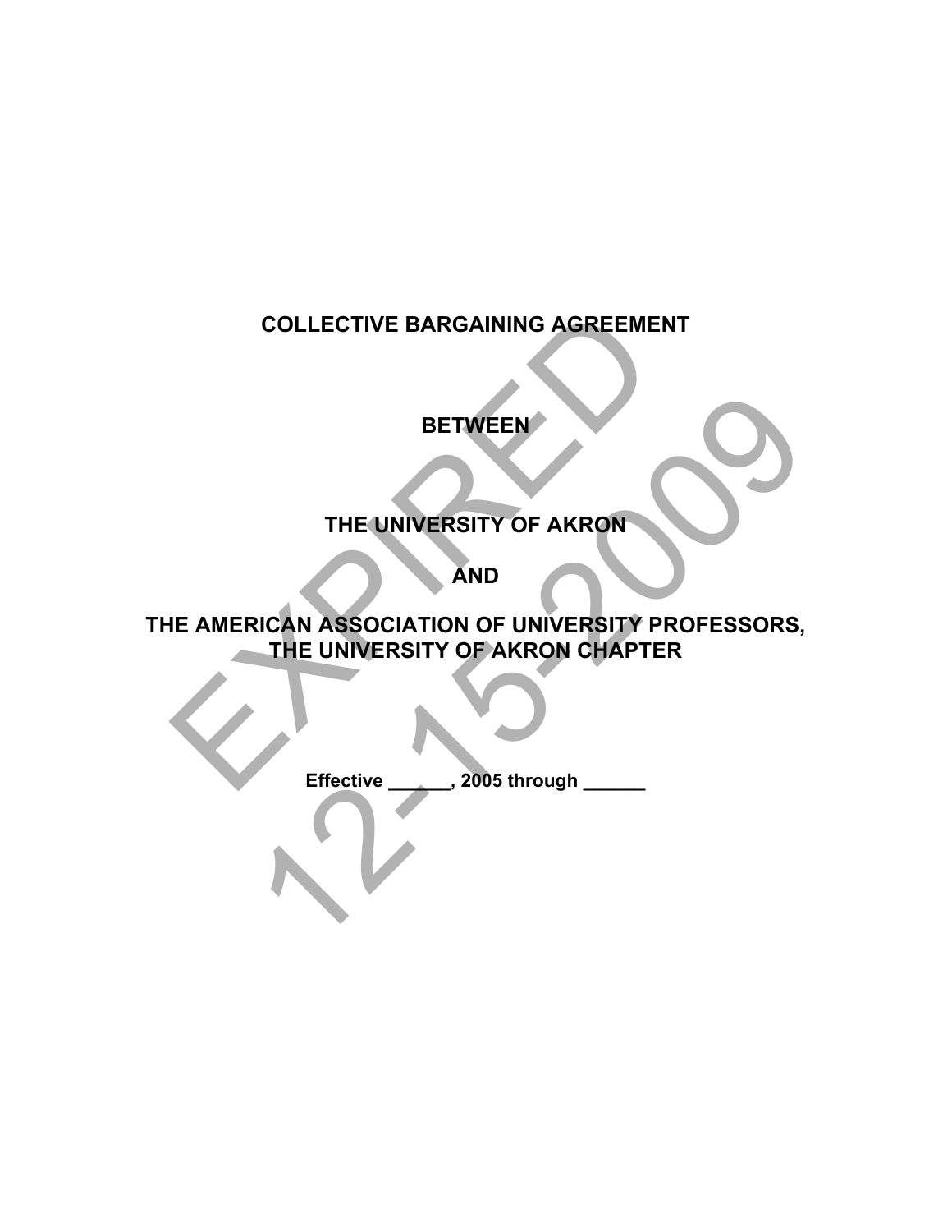# COLLECTIVE BARGAINING AGREEMENT

## BETWEEN

## THE UNIVERSITY OF AKRON

## AND

## THE AMERICAN ASSOCIATION OF UNIVERSITY PROFESSORS, THE UNIVERSITY OF AKRON CHAPTER

**Effective ______, 2005 through ______**

EXPIRED 12-15-2009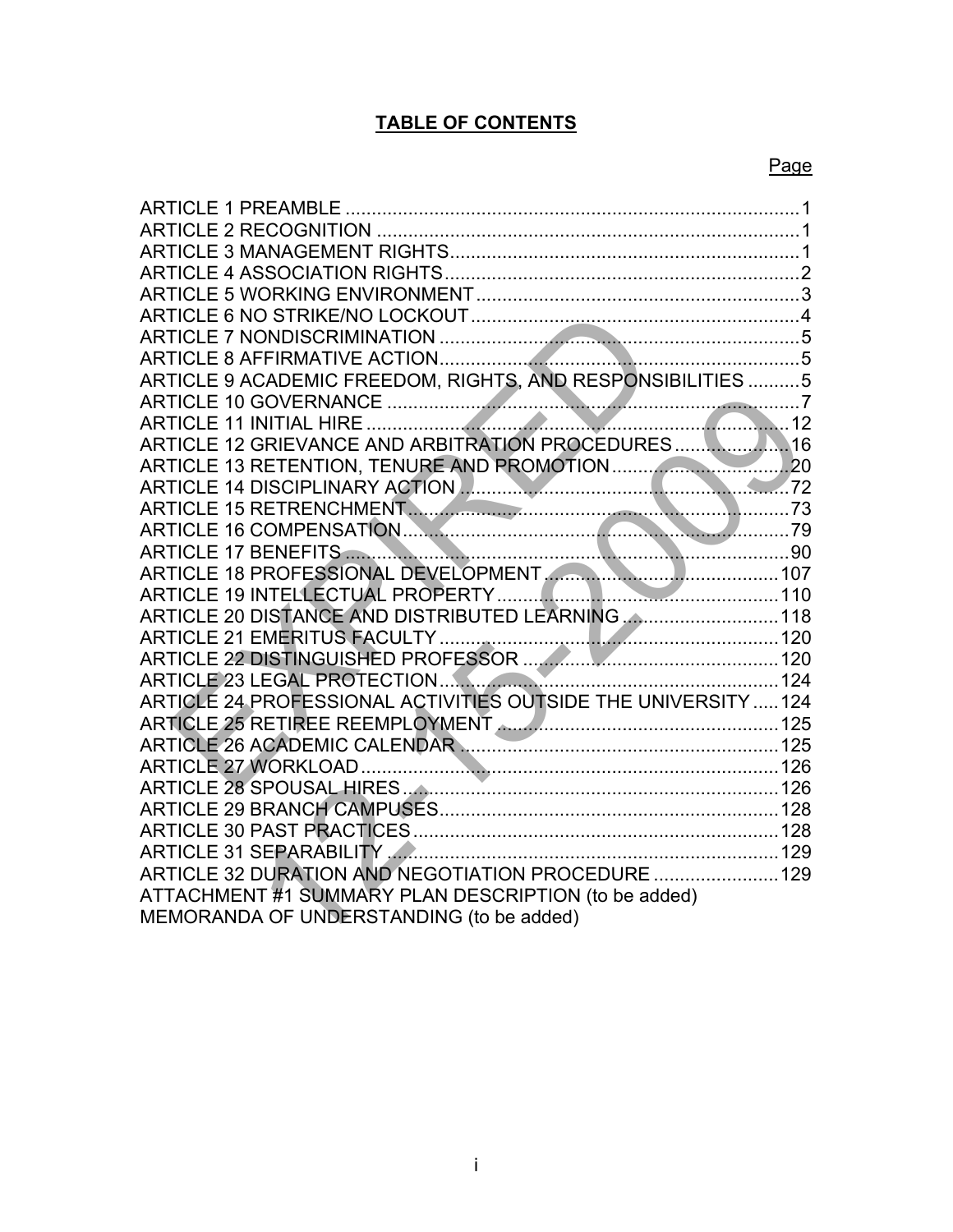## TABLE OF CONTENTS

| | Page |
|---|---|
| ARTICLE 1 PREAMBLE | 1 |
| ARTICLE 2 RECOGNITION | 1 |
| ARTICLE 3 MANAGEMENT RIGHTS | 1 |
| ARTICLE 4 ASSOCIATION RIGHTS | 2 |
| ARTICLE 5 WORKING ENVIRONMENT | 3 |
| ARTICLE 6 NO STRIKE/NO LOCKOUT | 4 |
| ARTICLE 7 NONDISCRIMINATION | 5 |
| ARTICLE 8 AFFIRMATIVE ACTION | 5 |
| ARTICLE 9 ACADEMIC FREEDOM, RIGHTS, AND RESPONSIBILITIES | 5 |
| ARTICLE 10 GOVERNANCE | 7 |
| ARTICLE 11 INITIAL HIRE | 12 |
| ARTICLE 12 GRIEVANCE AND ARBITRATION PROCEDURES | 16 |
| ARTICLE 13 RETENTION, TENURE AND PROMOTION | 20 |
| ARTICLE 14 DISCIPLINARY ACTION | 72 |
| ARTICLE 15 RETRENCHMENT | 73 |
| ARTICLE 16 COMPENSATION | 79 |
| ARTICLE 17 BENEFITS | 90 |
| ARTICLE 18 PROFESSIONAL DEVELOPMENT | 107 |
| ARTICLE 19 INTELLECTUAL PROPERTY | 110 |
| ARTICLE 20 DISTANCE AND DISTRIBUTED LEARNING | 118 |
| ARTICLE 21 EMERITUS FACULTY | 120 |
| ARTICLE 22 DISTINGUISHED PROFESSOR | 120 |
| ARTICLE 23 LEGAL PROTECTION | 124 |
| ARTICLE 24 PROFESSIONAL ACTIVITIES OUTSIDE THE UNIVERSITY | 124 |
| ARTICLE 25 RETIREE REEMPLOYMENT | 125 |
| ARTICLE 26 ACADEMIC CALENDAR | 125 |
| ARTICLE 27 WORKLOAD | 126 |
| ARTICLE 28 SPOUSAL HIRES | 126 |
| ARTICLE 29 BRANCH CAMPUSES | 128 |
| ARTICLE 30 PAST PRACTICES | 128 |
| ARTICLE 31 SEPARABILITY | 129 |
| ARTICLE 32 DURATION AND NEGOTIATION PROCEDURE | 129 |
| ATTACHMENT #1 SUMMARY PLAN DESCRIPTION (to be added) | |
| MEMORANDA OF UNDERSTANDING (to be added) | |

EXPIRED 12-15-2009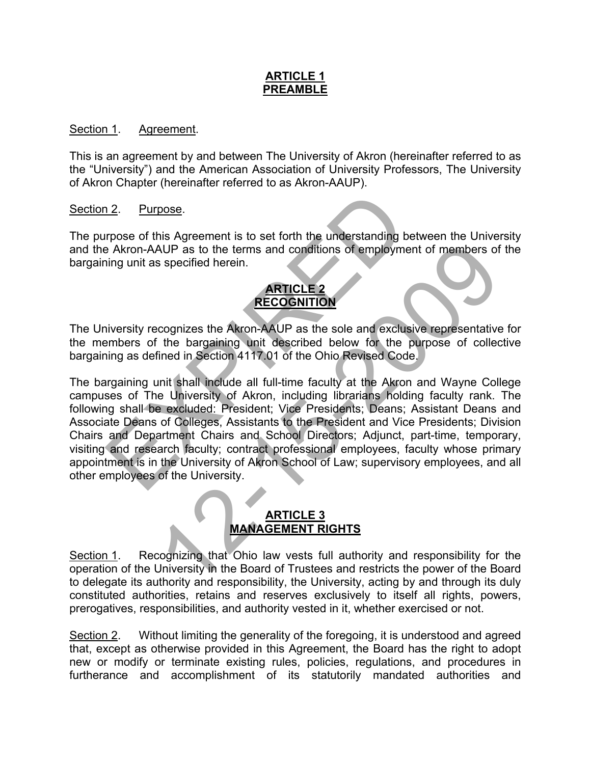## ARTICLE 1
## PREAMBLE

Section 1. Agreement.

This is an agreement by and between The University of Akron (hereinafter referred to as the "University") and the American Association of University Professors, The University of Akron Chapter (hereinafter referred to as Akron-AAUP).

Section 2. Purpose.

The purpose of this Agreement is to set forth the understanding between the University and the Akron-AAUP as to the terms and conditions of employment of members of the bargaining unit as specified herein.

## ARTICLE 2
## RECOGNITION

The University recognizes the Akron-AAUP as the sole and exclusive representative for the members of the bargaining unit described below for the purpose of collective bargaining as defined in Section 4117.01 of the Ohio Revised Code.

The bargaining unit shall include all full-time faculty at the Akron and Wayne College campuses of The University of Akron, including librarians holding faculty rank. The following shall be excluded: President; Vice Presidents; Deans; Assistant Deans and Associate Deans of Colleges, Assistants to the President and Vice Presidents; Division Chairs and Department Chairs and School Directors; Adjunct, part-time, temporary, visiting and research faculty; contract professional employees, faculty whose primary appointment is in the University of Akron School of Law; supervisory employees, and all other employees of the University.

## ARTICLE 3
## MANAGEMENT RIGHTS

Section 1. Recognizing that Ohio law vests full authority and responsibility for the operation of the University in the Board of Trustees and restricts the power of the Board to delegate its authority and responsibility, the University, acting by and through its duly constituted authorities, retains and reserves exclusively to itself all rights, powers, prerogatives, responsibilities, and authority vested in it, whether exercised or not.

Section 2. Without limiting the generality of the foregoing, it is understood and agreed that, except as otherwise provided in this Agreement, the Board has the right to adopt new or modify or terminate existing rules, policies, regulations, and procedures in furtherance and accomplishment of its statutorily mandated authorities and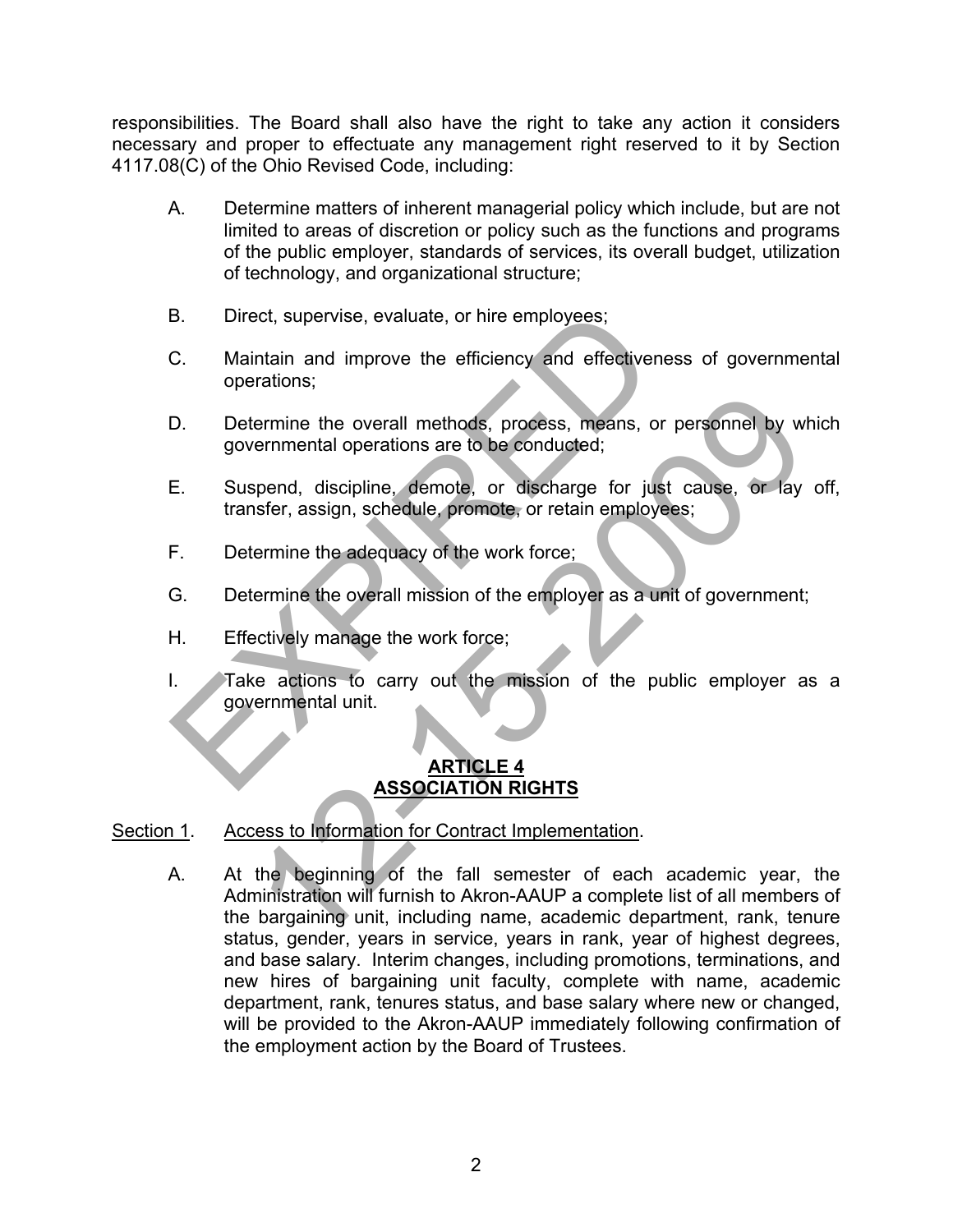responsibilities. The Board shall also have the right to take any action it considers necessary and proper to effectuate any management right reserved to it by Section 4117.08(C) of the Ohio Revised Code, including:

A. Determine matters of inherent managerial policy which include, but are not limited to areas of discretion or policy such as the functions and programs of the public employer, standards of services, its overall budget, utilization of technology, and organizational structure;

B. Direct, supervise, evaluate, or hire employees;

C. Maintain and improve the efficiency and effectiveness of governmental operations;

D. Determine the overall methods, process, means, or personnel by which governmental operations are to be conducted;

E. Suspend, discipline, demote, or discharge for just cause, or lay off, transfer, assign, schedule, promote, or retain employees;

F. Determine the adequacy of the work force;

G. Determine the overall mission of the employer as a unit of government;

H. Effectively manage the work force;

I. Take actions to carry out the mission of the public employer as a governmental unit.

## ARTICLE 4
## ASSOCIATION RIGHTS

Section 1. Access to Information for Contract Implementation.

A. At the beginning of the fall semester of each academic year, the Administration will furnish to Akron-AAUP a complete list of all members of the bargaining unit, including name, academic department, rank, tenure status, gender, years in service, years in rank, year of highest degrees, and base salary. Interim changes, including promotions, terminations, and new hires of bargaining unit faculty, complete with name, academic department, rank, tenures status, and base salary where new or changed, will be provided to the Akron-AAUP immediately following confirmation of the employment action by the Board of Trustees.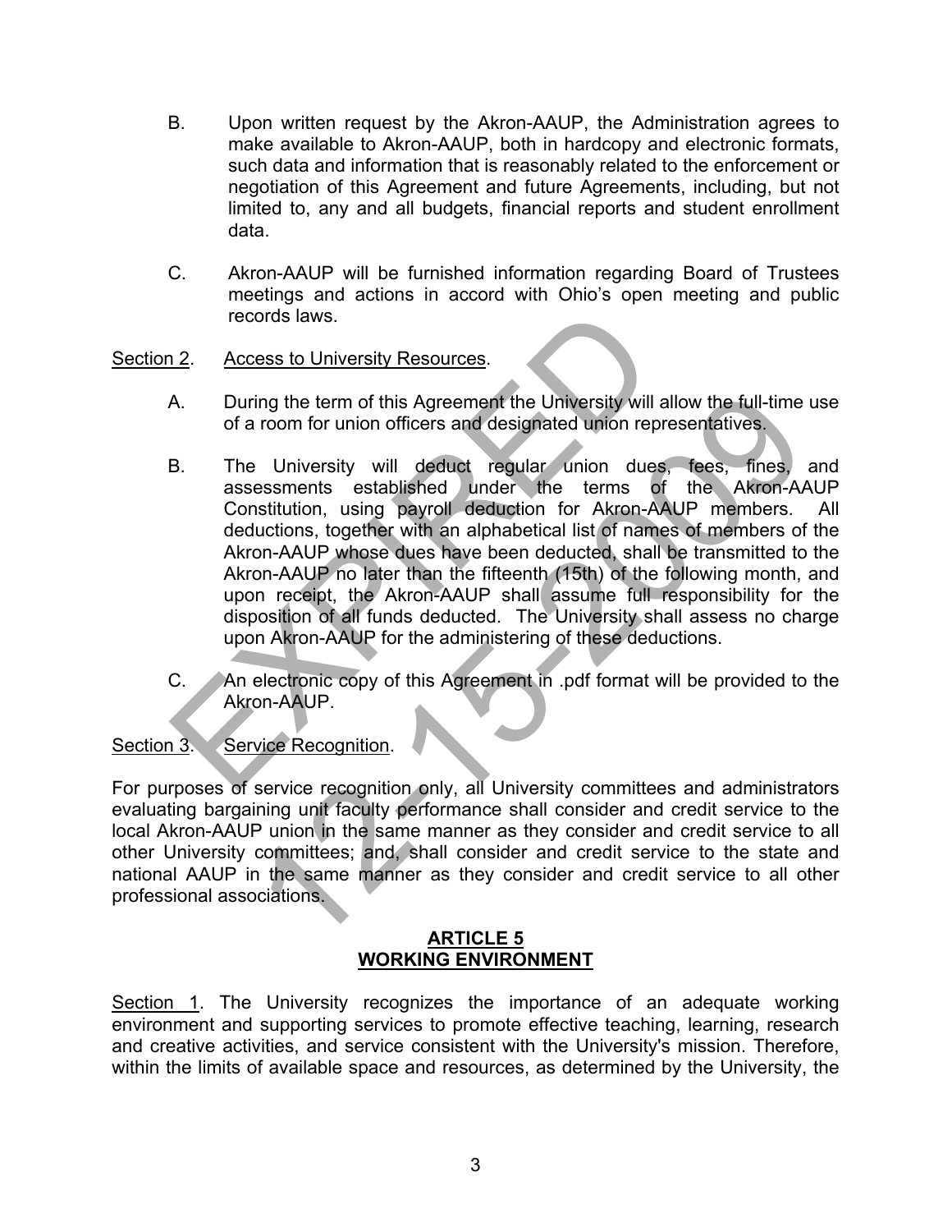B. Upon written request by the Akron-AAUP, the Administration agrees to make available to Akron-AAUP, both in hardcopy and electronic formats, such data and information that is reasonably related to the enforcement or negotiation of this Agreement and future Agreements, including, but not limited to, any and all budgets, financial reports and student enrollment data.

C. Akron-AAUP will be furnished information regarding Board of Trustees meetings and actions in accord with Ohio's open meeting and public records laws.

Section 2. Access to University Resources.

A. During the term of this Agreement the University will allow the full-time use of a room for union officers and designated union representatives.

B. The University will deduct regular union dues, fees, fines, and assessments established under the terms of the Akron-AAUP Constitution, using payroll deduction for Akron-AAUP members. All deductions, together with an alphabetical list of names of members of the Akron-AAUP whose dues have been deducted, shall be transmitted to the Akron-AAUP no later than the fifteenth (15th) of the following month, and upon receipt, the Akron-AAUP shall assume full responsibility for the disposition of all funds deducted. The University shall assess no charge upon Akron-AAUP for the administering of these deductions.

C. An electronic copy of this Agreement in .pdf format will be provided to the Akron-AAUP.

Section 3. Service Recognition.

For purposes of service recognition only, all University committees and administrators evaluating bargaining unit faculty performance shall consider and credit service to the local Akron-AAUP union in the same manner as they consider and credit service to all other University committees; and, shall consider and credit service to the state and national AAUP in the same manner as they consider and credit service to all other professional associations.

## ARTICLE 5
## WORKING ENVIRONMENT

Section 1. The University recognizes the importance of an adequate working environment and supporting services to promote effective teaching, learning, research and creative activities, and service consistent with the University's mission. Therefore, within the limits of available space and resources, as determined by the University, the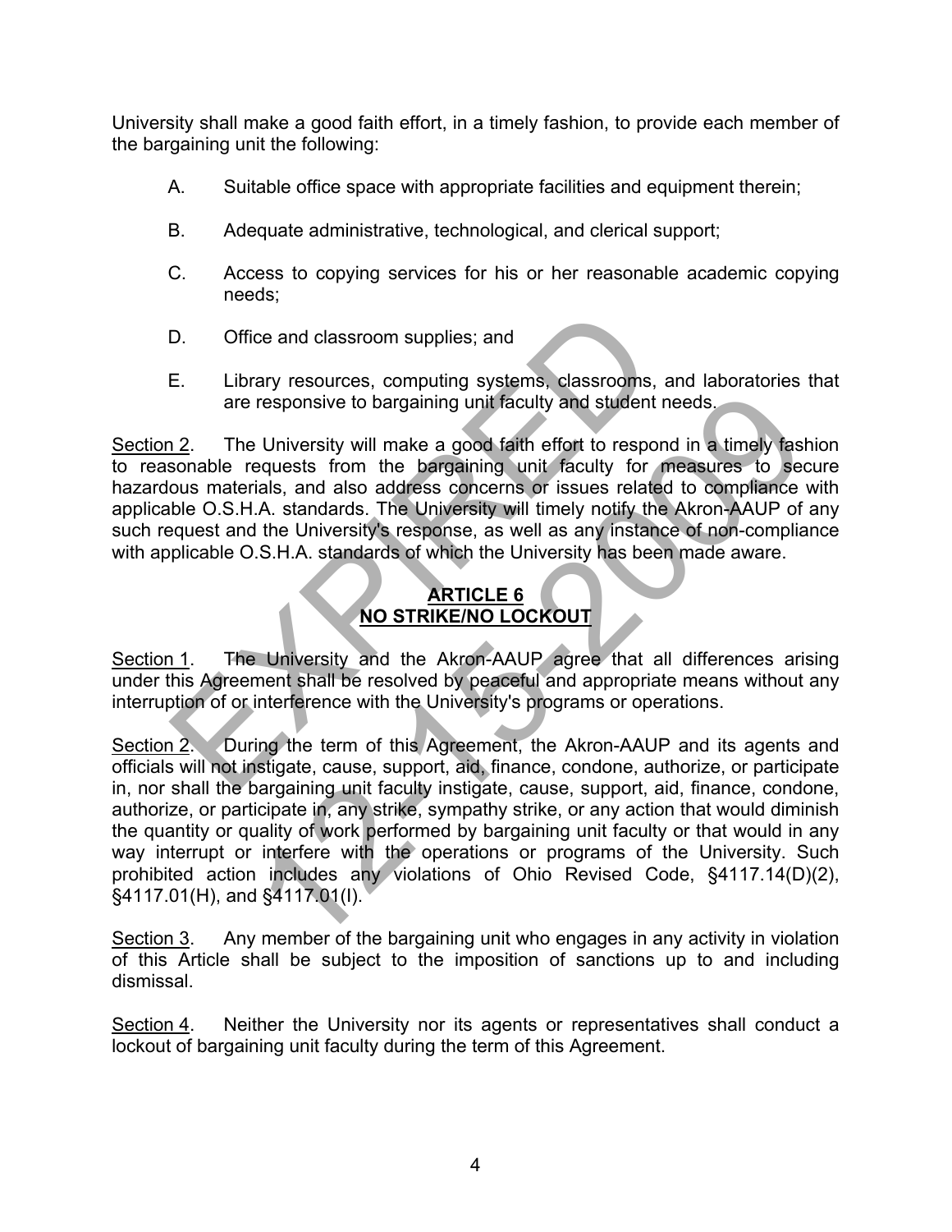University shall make a good faith effort, in a timely fashion, to provide each member of the bargaining unit the following:

A. Suitable office space with appropriate facilities and equipment therein;

B. Adequate administrative, technological, and clerical support;

C. Access to copying services for his or her reasonable academic copying needs;

D. Office and classroom supplies; and

E. Library resources, computing systems, classrooms, and laboratories that are responsive to bargaining unit faculty and student needs.

<u>Section 2</u>. The University will make a good faith effort to respond in a timely fashion to reasonable requests from the bargaining unit faculty for measures to secure hazardous materials, and also address concerns or issues related to compliance with applicable O.S.H.A. standards. The University will timely notify the Akron-AAUP of any such request and the University's response, as well as any instance of non-compliance with applicable O.S.H.A. standards of which the University has been made aware.

## ARTICLE 6
## NO STRIKE/NO LOCKOUT

<u>Section 1</u>. The University and the Akron-AAUP agree that all differences arising under this Agreement shall be resolved by peaceful and appropriate means without any interruption of or interference with the University's programs or operations.

<u>Section 2</u>. During the term of this Agreement, the Akron-AAUP and its agents and officials will not instigate, cause, support, aid, finance, condone, authorize, or participate in, nor shall the bargaining unit faculty instigate, cause, support, aid, finance, condone, authorize, or participate in, any strike, sympathy strike, or any action that would diminish the quantity or quality of work performed by bargaining unit faculty or that would in any way interrupt or interfere with the operations or programs of the University. Such prohibited action includes any violations of Ohio Revised Code, §4117.14(D)(2), §4117.01(H), and §4117.01(I).

<u>Section 3</u>. Any member of the bargaining unit who engages in any activity in violation of this Article shall be subject to the imposition of sanctions up to and including dismissal.

<u>Section 4</u>. Neither the University nor its agents or representatives shall conduct a lockout of bargaining unit faculty during the term of this Agreement.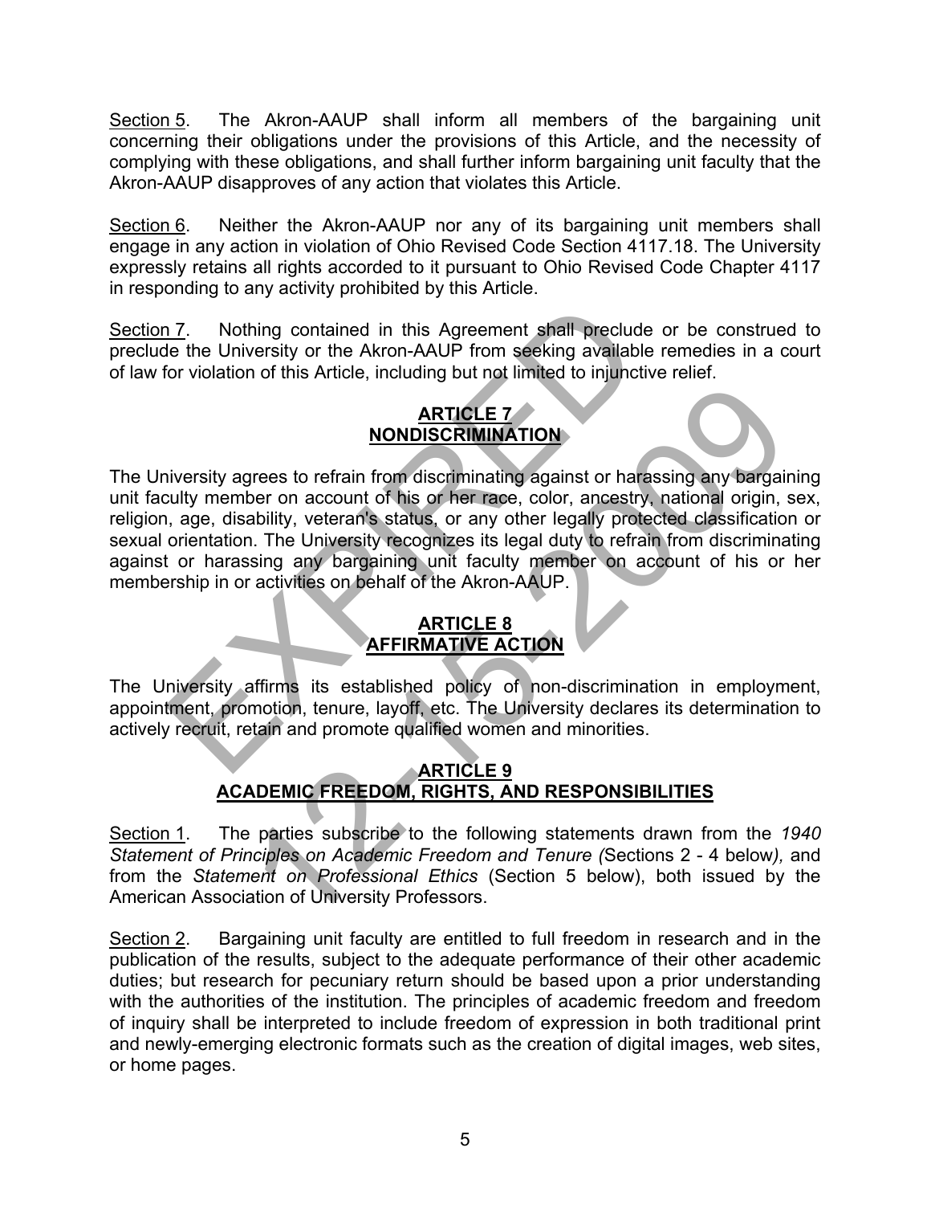Section 5. The Akron-AAUP shall inform all members of the bargaining unit concerning their obligations under the provisions of this Article, and the necessity of complying with these obligations, and shall further inform bargaining unit faculty that the Akron-AAUP disapproves of any action that violates this Article.

Section 6. Neither the Akron-AAUP nor any of its bargaining unit members shall engage in any action in violation of Ohio Revised Code Section 4117.18. The University expressly retains all rights accorded to it pursuant to Ohio Revised Code Chapter 4117 in responding to any activity prohibited by this Article.

Section 7. Nothing contained in this Agreement shall preclude or be construed to preclude the University or the Akron-AAUP from seeking available remedies in a court of law for violation of this Article, including but not limited to injunctive relief.

## ARTICLE 7
## NONDISCRIMINATION

The University agrees to refrain from discriminating against or harassing any bargaining unit faculty member on account of his or her race, color, ancestry, national origin, sex, religion, age, disability, veteran's status, or any other legally protected classification or sexual orientation. The University recognizes its legal duty to refrain from discriminating against or harassing any bargaining unit faculty member on account of his or her membership in or activities on behalf of the Akron-AAUP.

## ARTICLE 8
## AFFIRMATIVE ACTION

The University affirms its established policy of non-discrimination in employment, appointment, promotion, tenure, layoff, etc. The University declares its determination to actively recruit, retain and promote qualified women and minorities.

## ARTICLE 9
## ACADEMIC FREEDOM, RIGHTS, AND RESPONSIBILITIES

Section 1. The parties subscribe to the following statements drawn from the *1940 Statement of Principles on Academic Freedom and Tenure (*Sections 2 - 4 below*),* and from the *Statement on Professional Ethics* (Section 5 below), both issued by the American Association of University Professors.

Section 2. Bargaining unit faculty are entitled to full freedom in research and in the publication of the results, subject to the adequate performance of their other academic duties; but research for pecuniary return should be based upon a prior understanding with the authorities of the institution. The principles of academic freedom and freedom of inquiry shall be interpreted to include freedom of expression in both traditional print and newly-emerging electronic formats such as the creation of digital images, web sites, or home pages.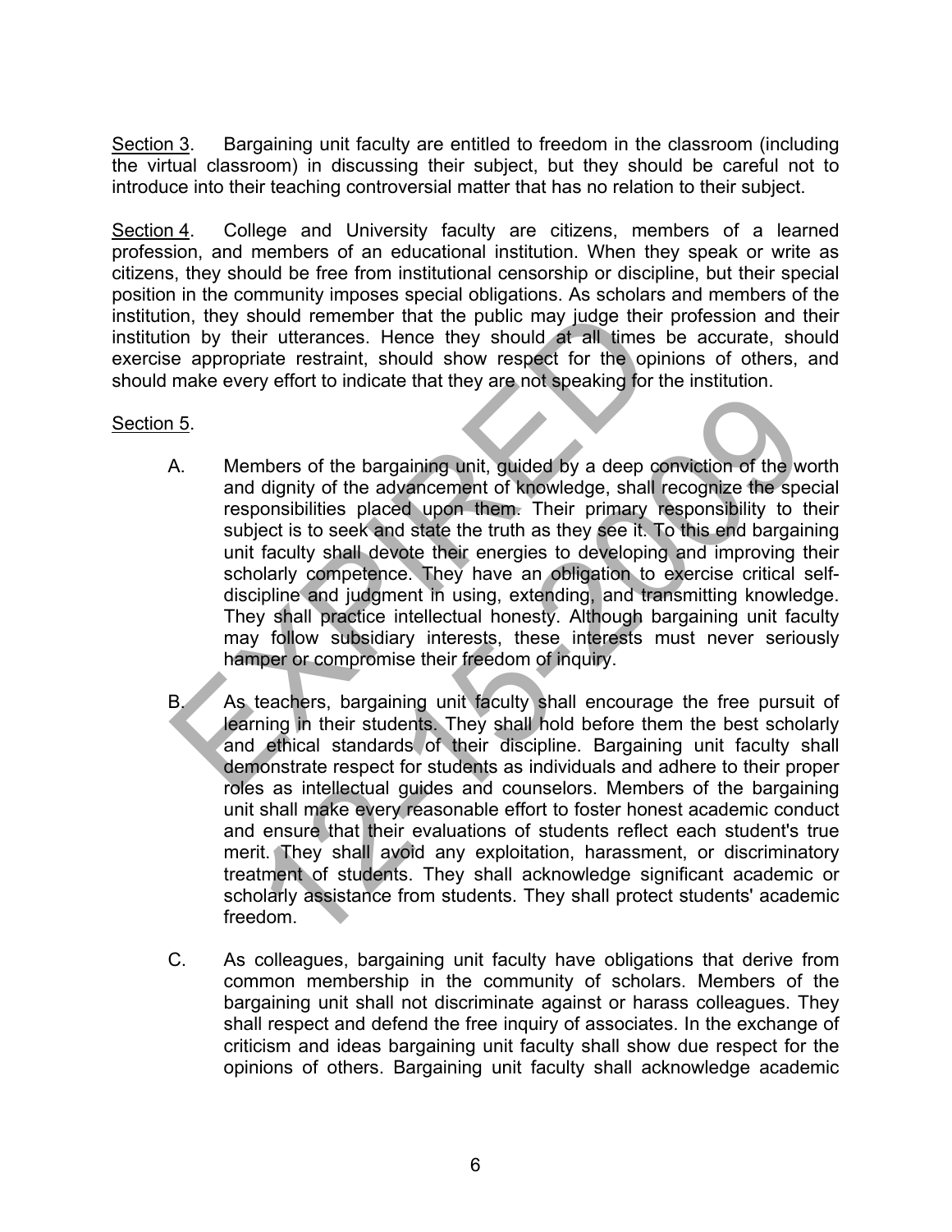Section 3. Bargaining unit faculty are entitled to freedom in the classroom (including the virtual classroom) in discussing their subject, but they should be careful not to introduce into their teaching controversial matter that has no relation to their subject.

Section 4. College and University faculty are citizens, members of a learned profession, and members of an educational institution. When they speak or write as citizens, they should be free from institutional censorship or discipline, but their special position in the community imposes special obligations. As scholars and members of the institution, they should remember that the public may judge their profession and their institution by their utterances. Hence they should at all times be accurate, should exercise appropriate restraint, should show respect for the opinions of others, and should make every effort to indicate that they are not speaking for the institution.

Section 5.

A. Members of the bargaining unit, guided by a deep conviction of the worth and dignity of the advancement of knowledge, shall recognize the special responsibilities placed upon them. Their primary responsibility to their subject is to seek and state the truth as they see it. To this end bargaining unit faculty shall devote their energies to developing and improving their scholarly competence. They have an obligation to exercise critical self-discipline and judgment in using, extending, and transmitting knowledge. They shall practice intellectual honesty. Although bargaining unit faculty may follow subsidiary interests, these interests must never seriously hamper or compromise their freedom of inquiry.

B. As teachers, bargaining unit faculty shall encourage the free pursuit of learning in their students. They shall hold before them the best scholarly and ethical standards of their discipline. Bargaining unit faculty shall demonstrate respect for students as individuals and adhere to their proper roles as intellectual guides and counselors. Members of the bargaining unit shall make every reasonable effort to foster honest academic conduct and ensure that their evaluations of students reflect each student's true merit. They shall avoid any exploitation, harassment, or discriminatory treatment of students. They shall acknowledge significant academic or scholarly assistance from students. They shall protect students' academic freedom.

C. As colleagues, bargaining unit faculty have obligations that derive from common membership in the community of scholars. Members of the bargaining unit shall not discriminate against or harass colleagues. They shall respect and defend the free inquiry of associates. In the exchange of criticism and ideas bargaining unit faculty shall show due respect for the opinions of others. Bargaining unit faculty shall acknowledge academic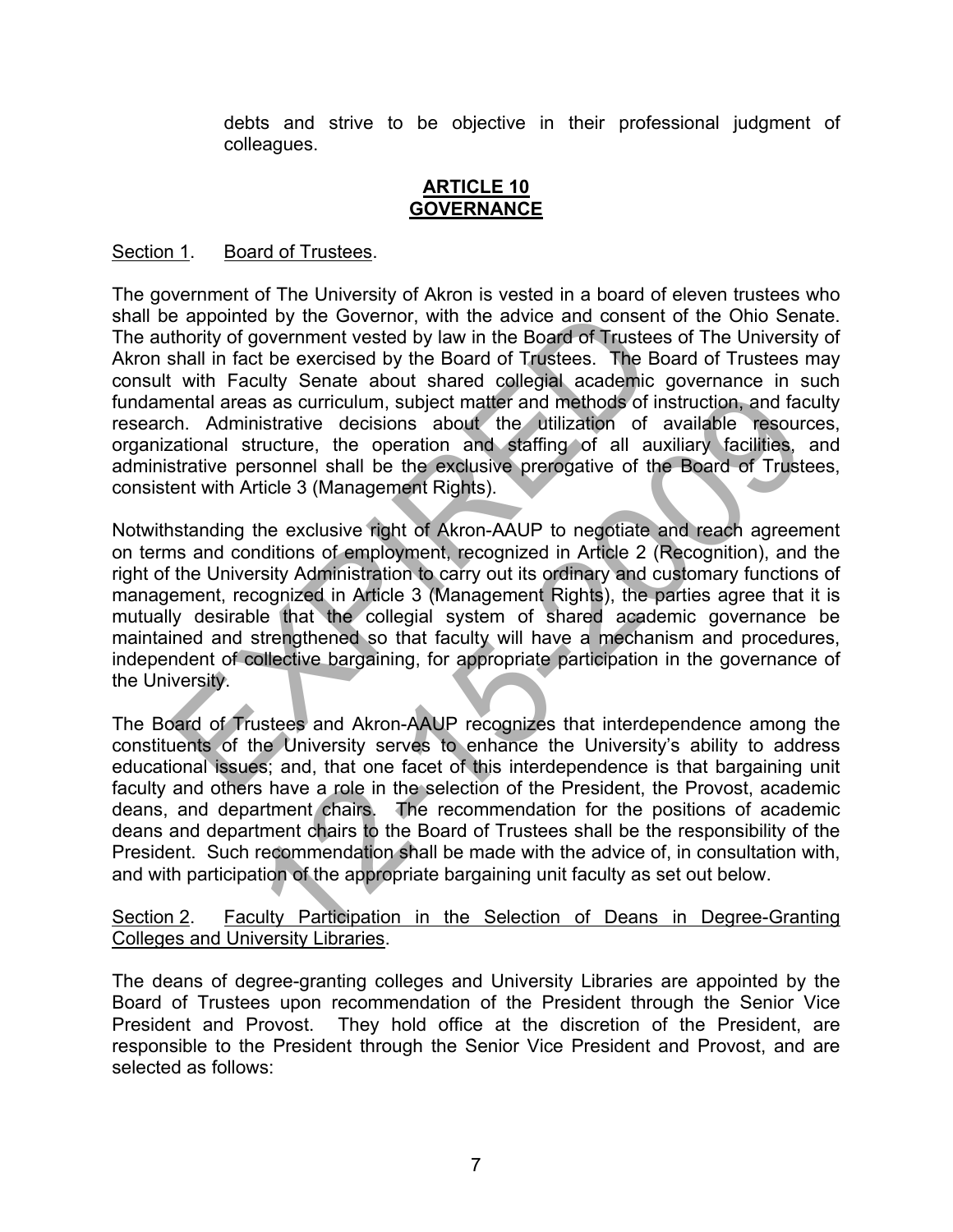debts and strive to be objective in their professional judgment of colleagues.

## ARTICLE 10
## GOVERNANCE

Section 1. Board of Trustees.

The government of The University of Akron is vested in a board of eleven trustees who shall be appointed by the Governor, with the advice and consent of the Ohio Senate. The authority of government vested by law in the Board of Trustees of The University of Akron shall in fact be exercised by the Board of Trustees. The Board of Trustees may consult with Faculty Senate about shared collegial academic governance in such fundamental areas as curriculum, subject matter and methods of instruction, and faculty research. Administrative decisions about the utilization of available resources, organizational structure, the operation and staffing of all auxiliary facilities, and administrative personnel shall be the exclusive prerogative of the Board of Trustees, consistent with Article 3 (Management Rights).

Notwithstanding the exclusive right of Akron-AAUP to negotiate and reach agreement on terms and conditions of employment, recognized in Article 2 (Recognition), and the right of the University Administration to carry out its ordinary and customary functions of management, recognized in Article 3 (Management Rights), the parties agree that it is mutually desirable that the collegial system of shared academic governance be maintained and strengthened so that faculty will have a mechanism and procedures, independent of collective bargaining, for appropriate participation in the governance of the University.

The Board of Trustees and Akron-AAUP recognizes that interdependence among the constituents of the University serves to enhance the University's ability to address educational issues; and, that one facet of this interdependence is that bargaining unit faculty and others have a role in the selection of the President, the Provost, academic deans, and department chairs. The recommendation for the positions of academic deans and department chairs to the Board of Trustees shall be the responsibility of the President. Such recommendation shall be made with the advice of, in consultation with, and with participation of the appropriate bargaining unit faculty as set out below.

Section 2. Faculty Participation in the Selection of Deans in Degree-Granting Colleges and University Libraries.

The deans of degree-granting colleges and University Libraries are appointed by the Board of Trustees upon recommendation of the President through the Senior Vice President and Provost. They hold office at the discretion of the President, are responsible to the President through the Senior Vice President and Provost, and are selected as follows: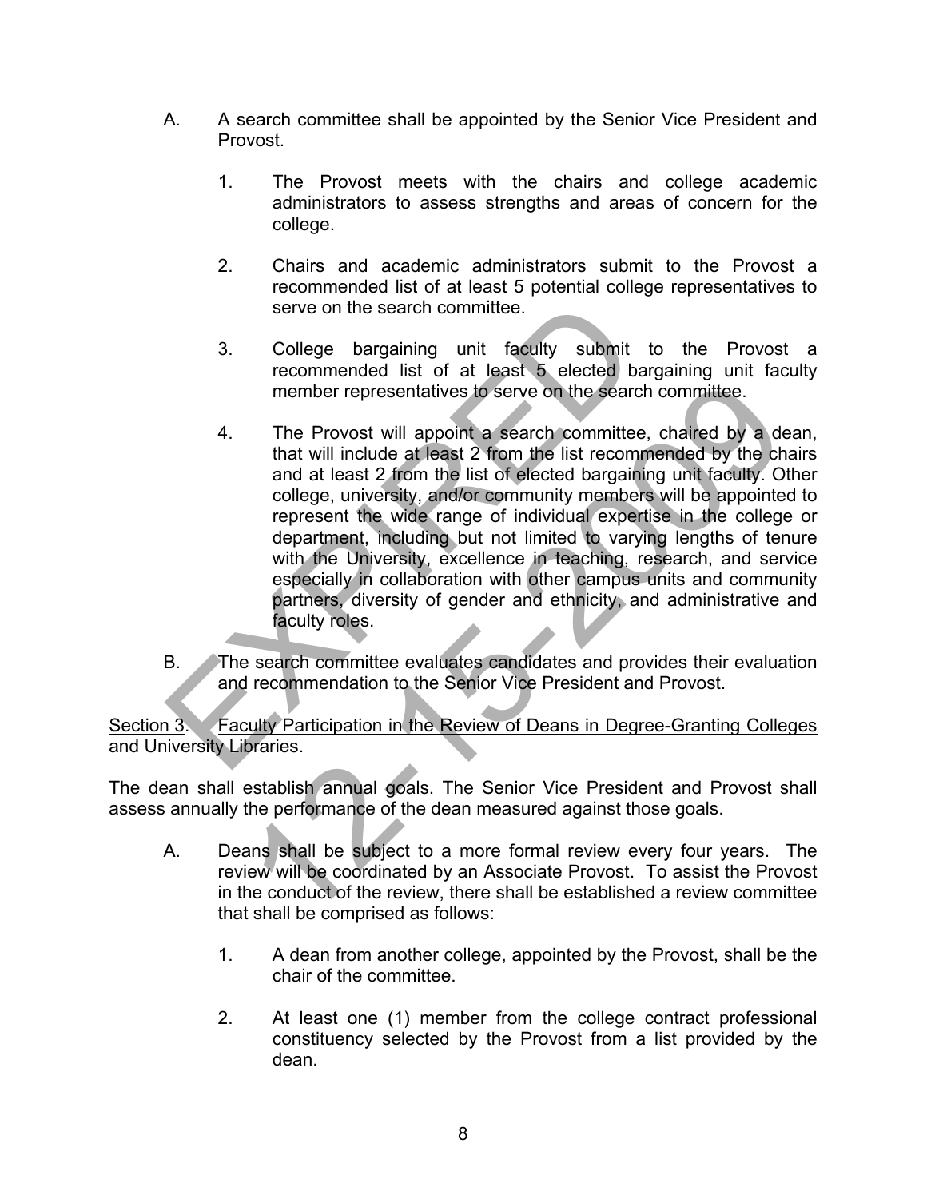A. A search committee shall be appointed by the Senior Vice President and Provost.

   1. The Provost meets with the chairs and college academic administrators to assess strengths and areas of concern for the college.

   2. Chairs and academic administrators submit to the Provost a recommended list of at least 5 potential college representatives to serve on the search committee.

   3. College bargaining unit faculty submit to the Provost a recommended list of at least 5 elected bargaining unit faculty member representatives to serve on the search committee.

   4. The Provost will appoint a search committee, chaired by a dean, that will include at least 2 from the list recommended by the chairs and at least 2 from the list of elected bargaining unit faculty. Other college, university, and/or community members will be appointed to represent the wide range of individual expertise in the college or department, including but not limited to varying lengths of tenure with the University, excellence in teaching, research, and service especially in collaboration with other campus units and community partners, diversity of gender and ethnicity, and administrative and faculty roles.

B. The search committee evaluates candidates and provides their evaluation and recommendation to the Senior Vice President and Provost.

Section 3. Faculty Participation in the Review of Deans in Degree-Granting Colleges and University Libraries.

The dean shall establish annual goals. The Senior Vice President and Provost shall assess annually the performance of the dean measured against those goals.

A. Deans shall be subject to a more formal review every four years. The review will be coordinated by an Associate Provost. To assist the Provost in the conduct of the review, there shall be established a review committee that shall be comprised as follows:

   1. A dean from another college, appointed by the Provost, shall be the chair of the committee.

   2. At least one (1) member from the college contract professional constituency selected by the Provost from a list provided by the dean.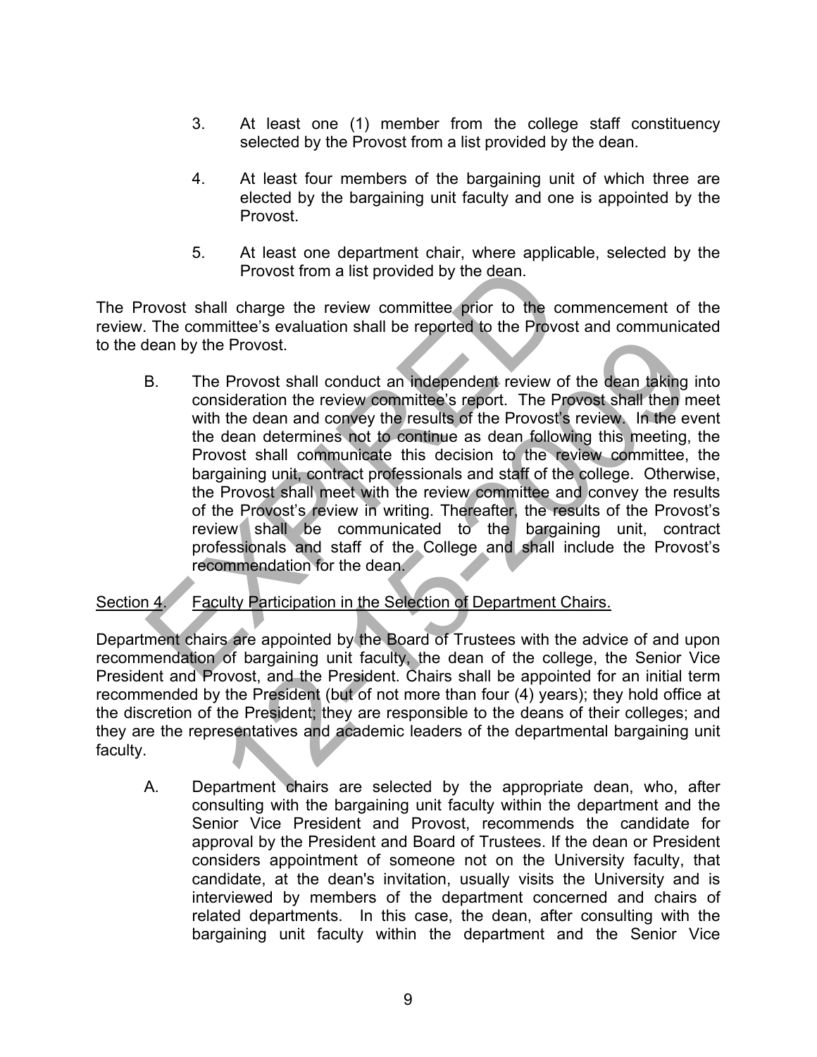3. At least one (1) member from the college staff constituency selected by the Provost from a list provided by the dean.

4. At least four members of the bargaining unit of which three are elected by the bargaining unit faculty and one is appointed by the Provost.

5. At least one department chair, where applicable, selected by the Provost from a list provided by the dean.

The Provost shall charge the review committee prior to the commencement of the review. The committee's evaluation shall be reported to the Provost and communicated to the dean by the Provost.

B. The Provost shall conduct an independent review of the dean taking into consideration the review committee's report. The Provost shall then meet with the dean and convey the results of the Provost's review. In the event the dean determines not to continue as dean following this meeting, the Provost shall communicate this decision to the review committee, the bargaining unit, contract professionals and staff of the college. Otherwise, the Provost shall meet with the review committee and convey the results of the Provost's review in writing. Thereafter, the results of the Provost's review shall be communicated to the bargaining unit, contract professionals and staff of the College and shall include the Provost's recommendation for the dean.

Section 4. Faculty Participation in the Selection of Department Chairs.

Department chairs are appointed by the Board of Trustees with the advice of and upon recommendation of bargaining unit faculty, the dean of the college, the Senior Vice President and Provost, and the President. Chairs shall be appointed for an initial term recommended by the President (but of not more than four (4) years); they hold office at the discretion of the President; they are responsible to the deans of their colleges; and they are the representatives and academic leaders of the departmental bargaining unit faculty.

A. Department chairs are selected by the appropriate dean, who, after consulting with the bargaining unit faculty within the department and the Senior Vice President and Provost, recommends the candidate for approval by the President and Board of Trustees. If the dean or President considers appointment of someone not on the University faculty, that candidate, at the dean's invitation, usually visits the University and is interviewed by members of the department concerned and chairs of related departments. In this case, the dean, after consulting with the bargaining unit faculty within the department and the Senior Vice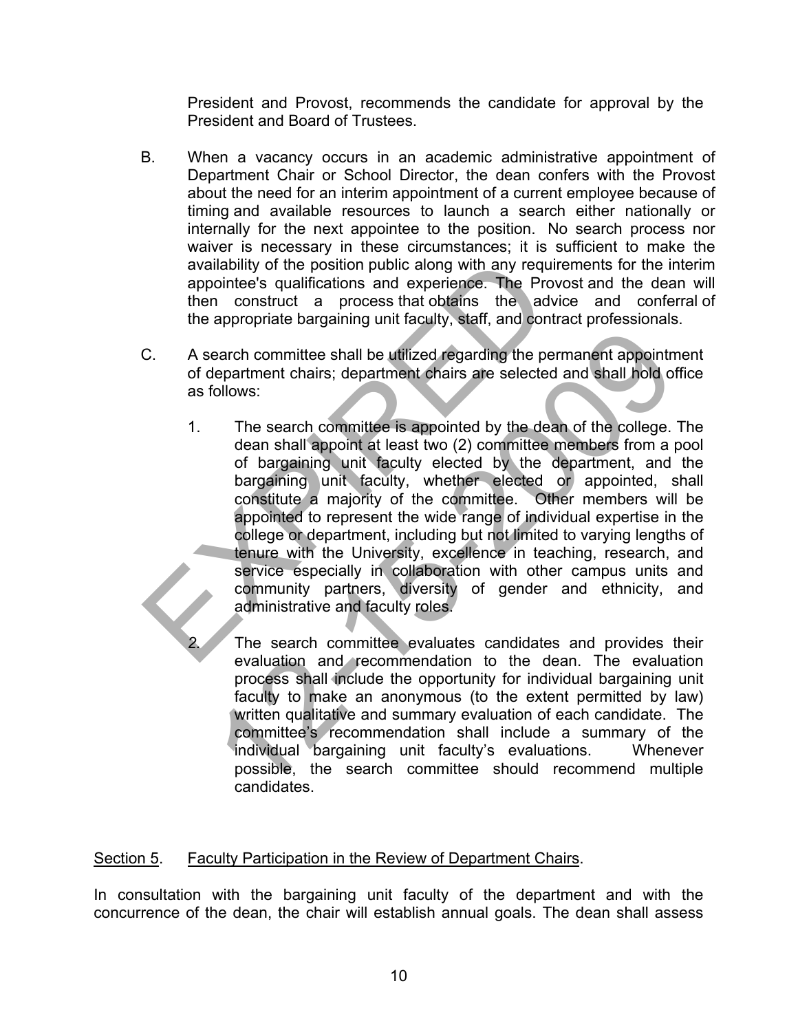President and Provost, recommends the candidate for approval by the President and Board of Trustees.

B. When a vacancy occurs in an academic administrative appointment of Department Chair or School Director, the dean confers with the Provost about the need for an interim appointment of a current employee because of timing and available resources to launch a search either nationally or internally for the next appointee to the position. No search process nor waiver is necessary in these circumstances; it is sufficient to make the availability of the position public along with any requirements for the interim appointee's qualifications and experience. The Provost and the dean will then construct a process that obtains the advice and conferral of the appropriate bargaining unit faculty, staff, and contract professionals.

C. A search committee shall be utilized regarding the permanent appointment of department chairs; department chairs are selected and shall hold office as follows:

1. The search committee is appointed by the dean of the college. The dean shall appoint at least two (2) committee members from a pool of bargaining unit faculty elected by the department, and the bargaining unit faculty, whether elected or appointed, shall constitute a majority of the committee. Other members will be appointed to represent the wide range of individual expertise in the college or department, including but not limited to varying lengths of tenure with the University, excellence in teaching, research, and service especially in collaboration with other campus units and community partners, diversity of gender and ethnicity, and administrative and faculty roles.

2. The search committee evaluates candidates and provides their evaluation and recommendation to the dean. The evaluation process shall include the opportunity for individual bargaining unit faculty to make an anonymous (to the extent permitted by law) written qualitative and summary evaluation of each candidate. The committee's recommendation shall include a summary of the individual bargaining unit faculty's evaluations. Whenever possible, the search committee should recommend multiple candidates.

<u>Section 5</u>. <u>Faculty Participation in the Review of Department Chairs</u>.

In consultation with the bargaining unit faculty of the department and with the concurrence of the dean, the chair will establish annual goals. The dean shall assess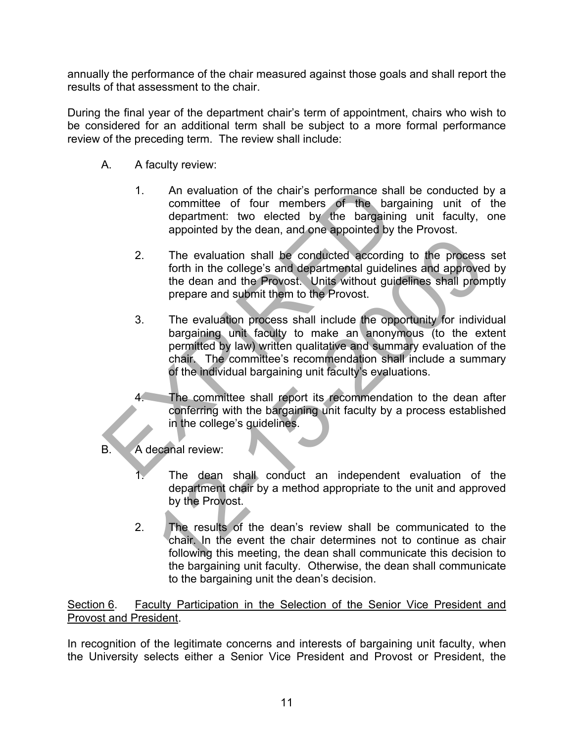annually the performance of the chair measured against those goals and shall report the results of that assessment to the chair.

During the final year of the department chair's term of appointment, chairs who wish to be considered for an additional term shall be subject to a more formal performance review of the preceding term. The review shall include:

A. A faculty review:

1. An evaluation of the chair's performance shall be conducted by a committee of four members of the bargaining unit of the department: two elected by the bargaining unit faculty, one appointed by the dean, and one appointed by the Provost.

2. The evaluation shall be conducted according to the process set forth in the college's and departmental guidelines and approved by the dean and the Provost. Units without guidelines shall promptly prepare and submit them to the Provost.

3. The evaluation process shall include the opportunity for individual bargaining unit faculty to make an anonymous (to the extent permitted by law) written qualitative and summary evaluation of the chair. The committee's recommendation shall include a summary of the individual bargaining unit faculty's evaluations.

4. The committee shall report its recommendation to the dean after conferring with the bargaining unit faculty by a process established in the college's guidelines.

B. A decanal review:

1. The dean shall conduct an independent evaluation of the department chair by a method appropriate to the unit and approved by the Provost.

2. The results of the dean's review shall be communicated to the chair. In the event the chair determines not to continue as chair following this meeting, the dean shall communicate this decision to the bargaining unit faculty. Otherwise, the dean shall communicate to the bargaining unit the dean's decision.

<u>Section 6</u>. <u>Faculty Participation in the Selection of the Senior Vice President and Provost and President</u>.

In recognition of the legitimate concerns and interests of bargaining unit faculty, when the University selects either a Senior Vice President and Provost or President, the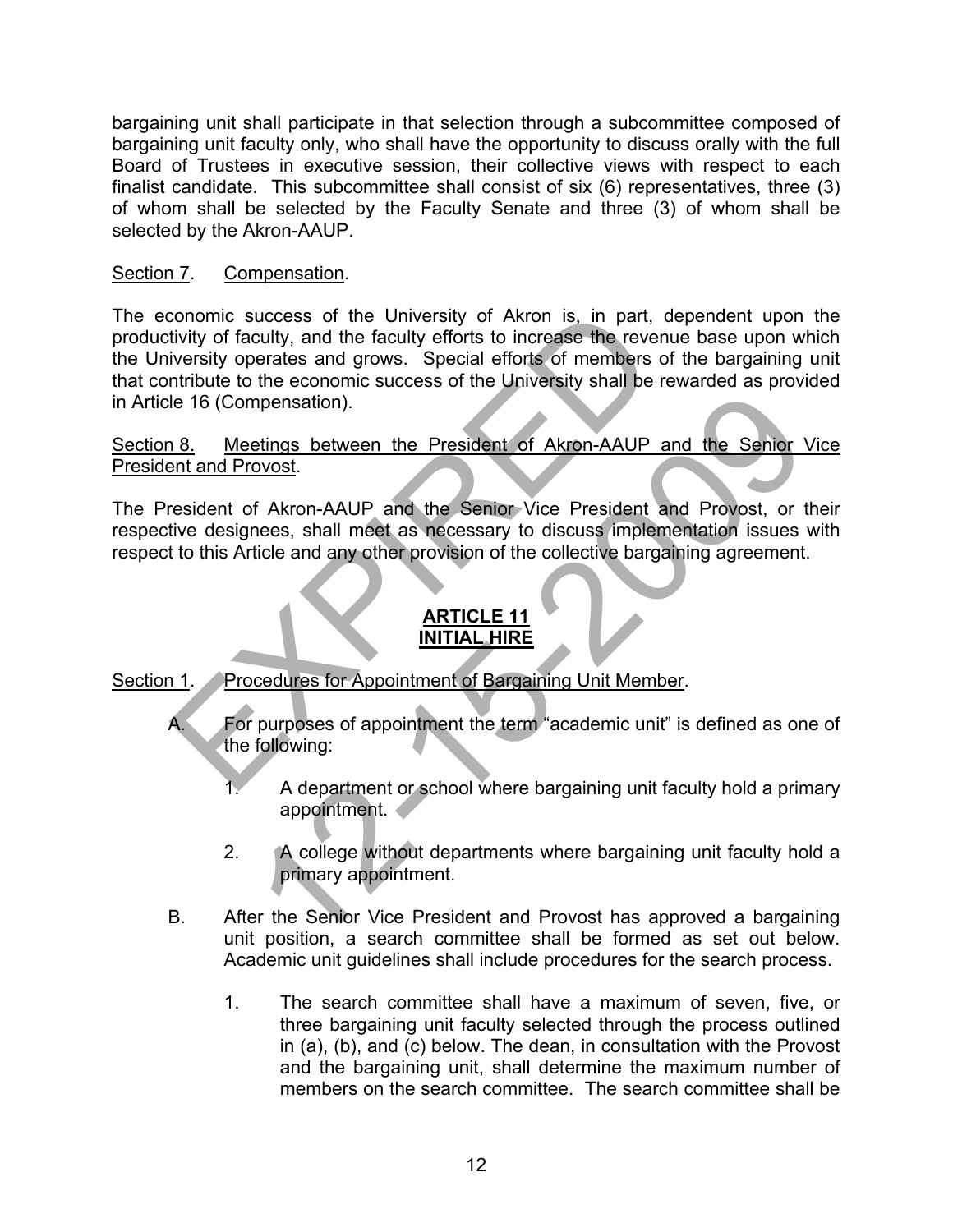bargaining unit shall participate in that selection through a subcommittee composed of bargaining unit faculty only, who shall have the opportunity to discuss orally with the full Board of Trustees in executive session, their collective views with respect to each finalist candidate. This subcommittee shall consist of six (6) representatives, three (3) of whom shall be selected by the Faculty Senate and three (3) of whom shall be selected by the Akron-AAUP.

Section 7. Compensation.

The economic success of the University of Akron is, in part, dependent upon the productivity of faculty, and the faculty efforts to increase the revenue base upon which the University operates and grows. Special efforts of members of the bargaining unit that contribute to the economic success of the University shall be rewarded as provided in Article 16 (Compensation).

Section 8. Meetings between the President of Akron-AAUP and the Senior Vice President and Provost.

The President of Akron-AAUP and the Senior Vice President and Provost, or their respective designees, shall meet as necessary to discuss implementation issues with respect to this Article and any other provision of the collective bargaining agreement.

## ARTICLE 11
## INITIAL HIRE

Section 1. Procedures for Appointment of Bargaining Unit Member.

A. For purposes of appointment the term "academic unit" is defined as one of the following:

   1. A department or school where bargaining unit faculty hold a primary appointment.

   2. A college without departments where bargaining unit faculty hold a primary appointment.

B. After the Senior Vice President and Provost has approved a bargaining unit position, a search committee shall be formed as set out below. Academic unit guidelines shall include procedures for the search process.

   1. The search committee shall have a maximum of seven, five, or three bargaining unit faculty selected through the process outlined in (a), (b), and (c) below. The dean, in consultation with the Provost and the bargaining unit, shall determine the maximum number of members on the search committee. The search committee shall be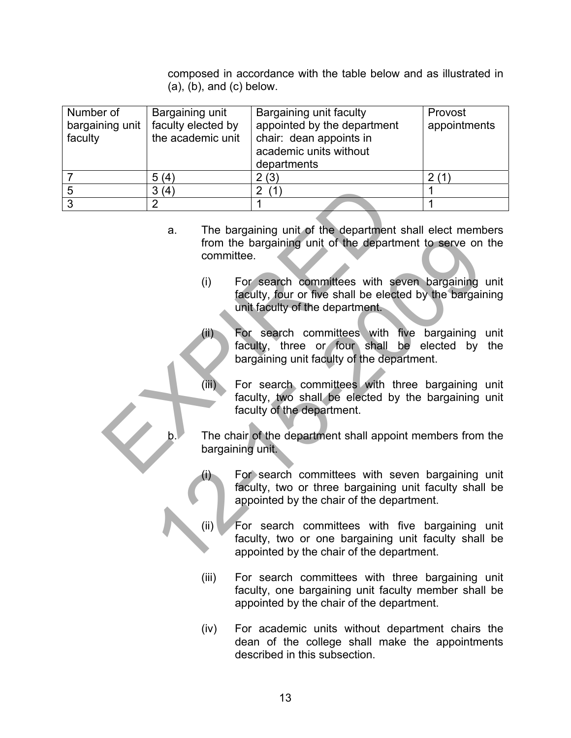composed in accordance with the table below and as illustrated in (a), (b), and (c) below.

| Number of bargaining unit faculty | Bargaining unit faculty elected by the academic unit | Bargaining unit faculty appointed by the department chair: dean appoints in academic units without departments | Provost appointments |
|---|---|---|---|
| 7 | 5 (4) | 2 (3) | 2 (1) |
| 5 | 3 (4) | 2 (1) | 1 |
| 3 | 2 | 1 | 1 |

a. The bargaining unit of the department shall elect members from the bargaining unit of the department to serve on the committee.

   (i) For search committees with seven bargaining unit faculty, four or five shall be elected by the bargaining unit faculty of the department.

   (ii) For search committees with five bargaining unit faculty, three or four shall be elected by the bargaining unit faculty of the department.

   (iii) For search committees with three bargaining unit faculty, two shall be elected by the bargaining unit faculty of the department.

b. The chair of the department shall appoint members from the bargaining unit.

   (i) For search committees with seven bargaining unit faculty, two or three bargaining unit faculty shall be appointed by the chair of the department.

   (ii) For search committees with five bargaining unit faculty, two or one bargaining unit faculty shall be appointed by the chair of the department.

   (iii) For search committees with three bargaining unit faculty, one bargaining unit faculty member shall be appointed by the chair of the department.

   (iv) For academic units without department chairs the dean of the college shall make the appointments described in this subsection.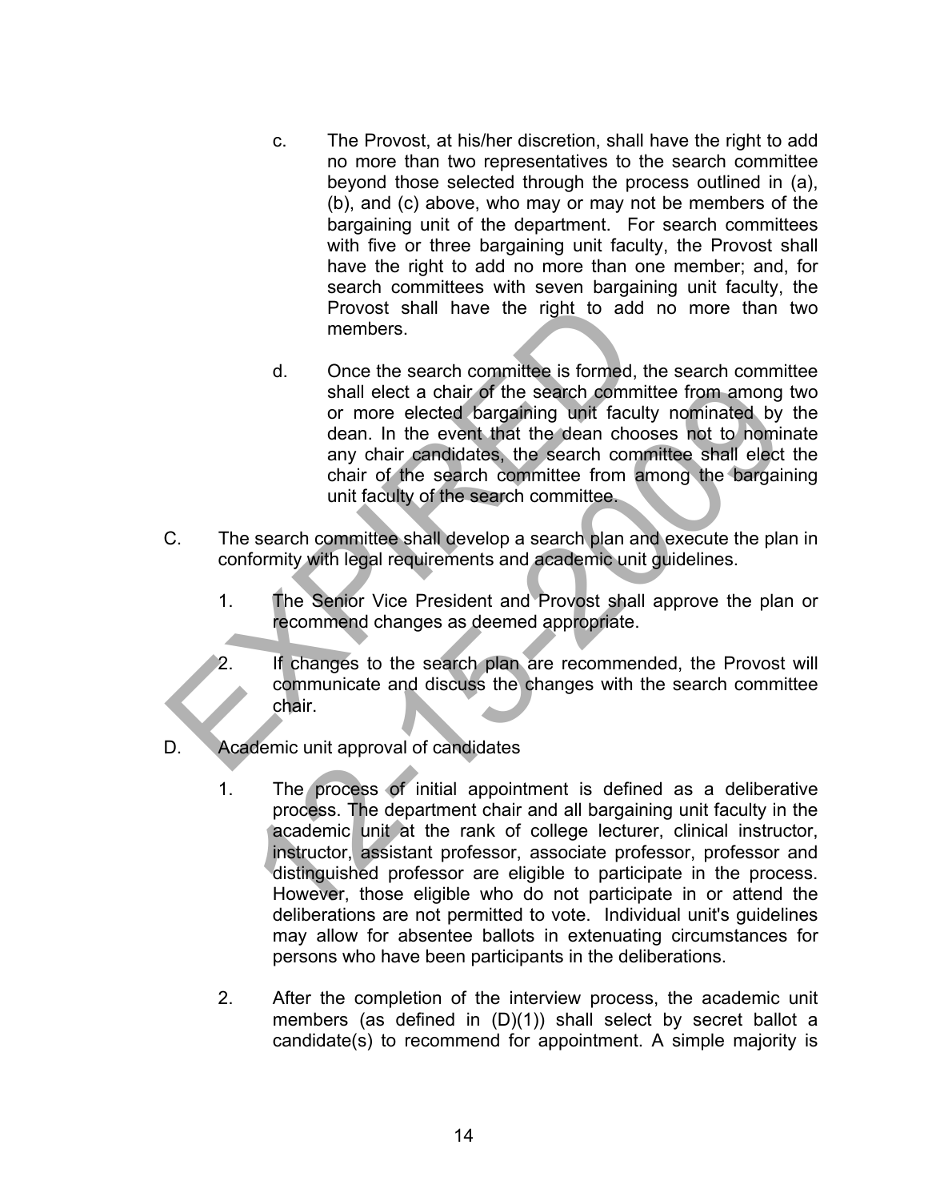c. The Provost, at his/her discretion, shall have the right to add no more than two representatives to the search committee beyond those selected through the process outlined in (a), (b), and (c) above, who may or may not be members of the bargaining unit of the department. For search committees with five or three bargaining unit faculty, the Provost shall have the right to add no more than one member; and, for search committees with seven bargaining unit faculty, the Provost shall have the right to add no more than two members.

d. Once the search committee is formed, the search committee shall elect a chair of the search committee from among two or more elected bargaining unit faculty nominated by the dean. In the event that the dean chooses not to nominate any chair candidates, the search committee shall elect the chair of the search committee from among the bargaining unit faculty of the search committee.

C. The search committee shall develop a search plan and execute the plan in conformity with legal requirements and academic unit guidelines.

1. The Senior Vice President and Provost shall approve the plan or recommend changes as deemed appropriate.

2. If changes to the search plan are recommended, the Provost will communicate and discuss the changes with the search committee chair.

D. Academic unit approval of candidates

1. The process of initial appointment is defined as a deliberative process. The department chair and all bargaining unit faculty in the academic unit at the rank of college lecturer, clinical instructor, instructor, assistant professor, associate professor, professor and distinguished professor are eligible to participate in the process. However, those eligible who do not participate in or attend the deliberations are not permitted to vote. Individual unit's guidelines may allow for absentee ballots in extenuating circumstances for persons who have been participants in the deliberations.

2. After the completion of the interview process, the academic unit members (as defined in (D)(1)) shall select by secret ballot a candidate(s) to recommend for appointment. A simple majority is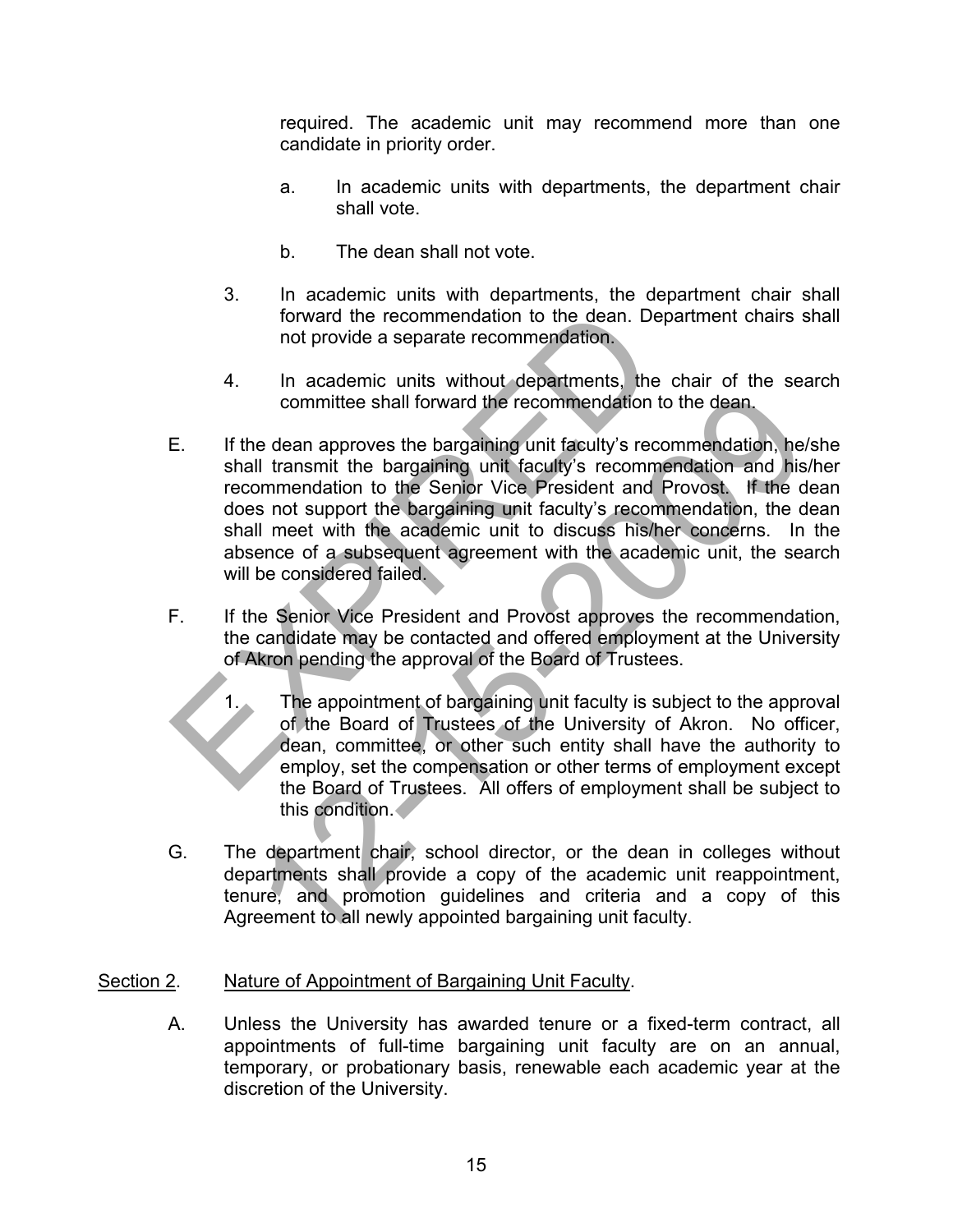required. The academic unit may recommend more than one candidate in priority order.

a. In academic units with departments, the department chair shall vote.

b. The dean shall not vote.

3. In academic units with departments, the department chair shall forward the recommendation to the dean. Department chairs shall not provide a separate recommendation.

4. In academic units without departments, the chair of the search committee shall forward the recommendation to the dean.

E. If the dean approves the bargaining unit faculty's recommendation, he/she shall transmit the bargaining unit faculty's recommendation and his/her recommendation to the Senior Vice President and Provost. If the dean does not support the bargaining unit faculty's recommendation, the dean shall meet with the academic unit to discuss his/her concerns. In the absence of a subsequent agreement with the academic unit, the search will be considered failed.

F. If the Senior Vice President and Provost approves the recommendation, the candidate may be contacted and offered employment at the University of Akron pending the approval of the Board of Trustees.

1. The appointment of bargaining unit faculty is subject to the approval of the Board of Trustees of the University of Akron. No officer, dean, committee, or other such entity shall have the authority to employ, set the compensation or other terms of employment except the Board of Trustees. All offers of employment shall be subject to this condition.

G. The department chair, school director, or the dean in colleges without departments shall provide a copy of the academic unit reappointment, tenure, and promotion guidelines and criteria and a copy of this Agreement to all newly appointed bargaining unit faculty.

<u>Section 2</u>. <u>Nature of Appointment of Bargaining Unit Faculty</u>.

A. Unless the University has awarded tenure or a fixed-term contract, all appointments of full-time bargaining unit faculty are on an annual, temporary, or probationary basis, renewable each academic year at the discretion of the University.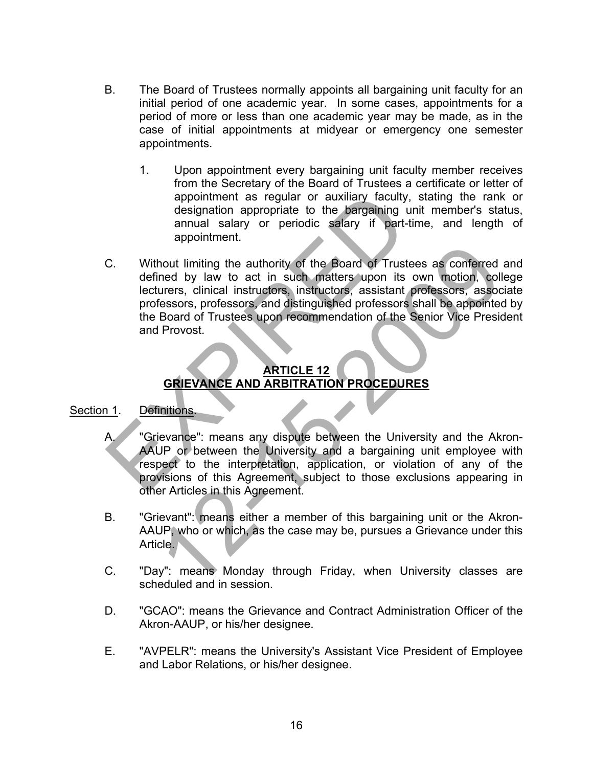B. The Board of Trustees normally appoints all bargaining unit faculty for an initial period of one academic year. In some cases, appointments for a period of more or less than one academic year may be made, as in the case of initial appointments at midyear or emergency one semester appointments.

1. Upon appointment every bargaining unit faculty member receives from the Secretary of the Board of Trustees a certificate or letter of appointment as regular or auxiliary faculty, stating the rank or designation appropriate to the bargaining unit member's status, annual salary or periodic salary if part-time, and length of appointment.

C. Without limiting the authority of the Board of Trustees as conferred and defined by law to act in such matters upon its own motion, college lecturers, clinical instructors, instructors, assistant professors, associate professors, professors, and distinguished professors shall be appointed by the Board of Trustees upon recommendation of the Senior Vice President and Provost.

## ARTICLE 12
## GRIEVANCE AND ARBITRATION PROCEDURES

Section 1. Definitions.

A. "Grievance": means any dispute between the University and the Akron-AAUP or between the University and a bargaining unit employee with respect to the interpretation, application, or violation of any of the provisions of this Agreement, subject to those exclusions appearing in other Articles in this Agreement.

B. "Grievant": means either a member of this bargaining unit or the Akron-AAUP, who or which, as the case may be, pursues a Grievance under this Article.

C. "Day": means Monday through Friday, when University classes are scheduled and in session.

D. "GCAO": means the Grievance and Contract Administration Officer of the Akron-AAUP, or his/her designee.

E. "AVPELR": means the University's Assistant Vice President of Employee and Labor Relations, or his/her designee.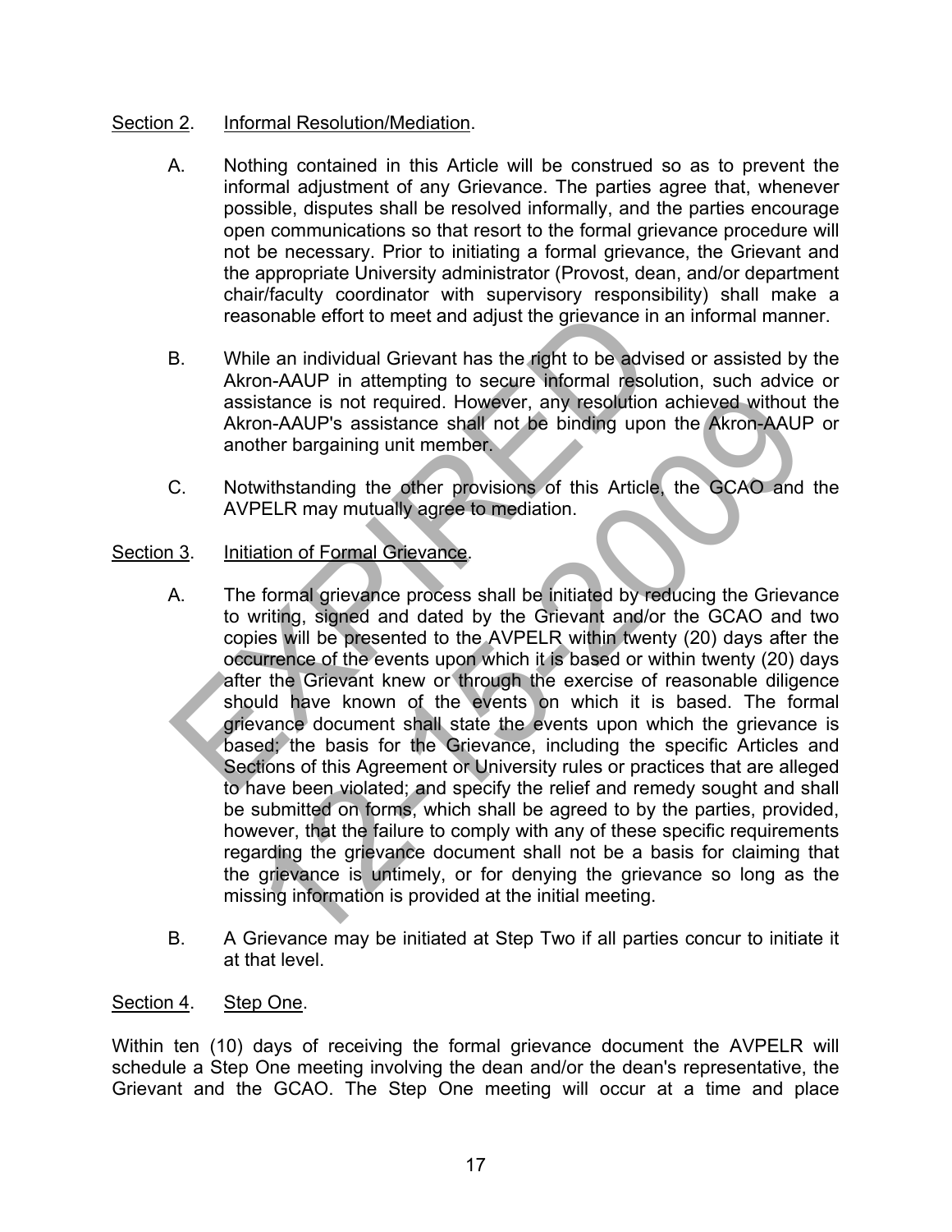Section 2. Informal Resolution/Mediation.

A. Nothing contained in this Article will be construed so as to prevent the informal adjustment of any Grievance. The parties agree that, whenever possible, disputes shall be resolved informally, and the parties encourage open communications so that resort to the formal grievance procedure will not be necessary. Prior to initiating a formal grievance, the Grievant and the appropriate University administrator (Provost, dean, and/or department chair/faculty coordinator with supervisory responsibility) shall make a reasonable effort to meet and adjust the grievance in an informal manner.

B. While an individual Grievant has the right to be advised or assisted by the Akron-AAUP in attempting to secure informal resolution, such advice or assistance is not required. However, any resolution achieved without the Akron-AAUP's assistance shall not be binding upon the Akron-AAUP or another bargaining unit member.

C. Notwithstanding the other provisions of this Article, the GCAO and the AVPELR may mutually agree to mediation.

Section 3. Initiation of Formal Grievance.

A. The formal grievance process shall be initiated by reducing the Grievance to writing, signed and dated by the Grievant and/or the GCAO and two copies will be presented to the AVPELR within twenty (20) days after the occurrence of the events upon which it is based or within twenty (20) days after the Grievant knew or through the exercise of reasonable diligence should have known of the events on which it is based. The formal grievance document shall state the events upon which the grievance is based; the basis for the Grievance, including the specific Articles and Sections of this Agreement or University rules or practices that are alleged to have been violated; and specify the relief and remedy sought and shall be submitted on forms, which shall be agreed to by the parties, provided, however, that the failure to comply with any of these specific requirements regarding the grievance document shall not be a basis for claiming that the grievance is untimely, or for denying the grievance so long as the missing information is provided at the initial meeting.

B. A Grievance may be initiated at Step Two if all parties concur to initiate it at that level.

Section 4. Step One.

Within ten (10) days of receiving the formal grievance document the AVPELR will schedule a Step One meeting involving the dean and/or the dean's representative, the Grievant and the GCAO. The Step One meeting will occur at a time and place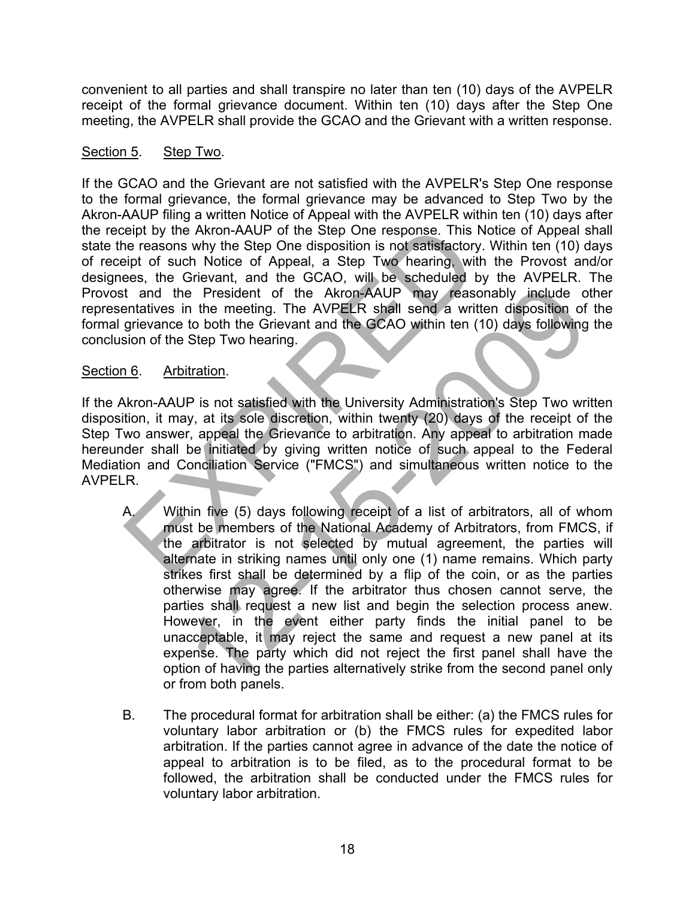convenient to all parties and shall transpire no later than ten (10) days of the AVPELR receipt of the formal grievance document. Within ten (10) days after the Step One meeting, the AVPELR shall provide the GCAO and the Grievant with a written response.

Section 5. Step Two.

If the GCAO and the Grievant are not satisfied with the AVPELR's Step One response to the formal grievance, the formal grievance may be advanced to Step Two by the Akron-AAUP filing a written Notice of Appeal with the AVPELR within ten (10) days after the receipt by the Akron-AAUP of the Step One response. This Notice of Appeal shall state the reasons why the Step One disposition is not satisfactory. Within ten (10) days of receipt of such Notice of Appeal, a Step Two hearing, with the Provost and/or designees, the Grievant, and the GCAO, will be scheduled by the AVPELR. The Provost and the President of the Akron-AAUP may reasonably include other representatives in the meeting. The AVPELR shall send a written disposition of the formal grievance to both the Grievant and the GCAO within ten (10) days following the conclusion of the Step Two hearing.

Section 6. Arbitration.

If the Akron-AAUP is not satisfied with the University Administration's Step Two written disposition, it may, at its sole discretion, within twenty (20) days of the receipt of the Step Two answer, appeal the Grievance to arbitration. Any appeal to arbitration made hereunder shall be initiated by giving written notice of such appeal to the Federal Mediation and Conciliation Service ("FMCS") and simultaneous written notice to the AVPELR.

A. Within five (5) days following receipt of a list of arbitrators, all of whom must be members of the National Academy of Arbitrators, from FMCS, if the arbitrator is not selected by mutual agreement, the parties will alternate in striking names until only one (1) name remains. Which party strikes first shall be determined by a flip of the coin, or as the parties otherwise may agree. If the arbitrator thus chosen cannot serve, the parties shall request a new list and begin the selection process anew. However, in the event either party finds the initial panel to be unacceptable, it may reject the same and request a new panel at its expense. The party which did not reject the first panel shall have the option of having the parties alternatively strike from the second panel only or from both panels.

B. The procedural format for arbitration shall be either: (a) the FMCS rules for voluntary labor arbitration or (b) the FMCS rules for expedited labor arbitration. If the parties cannot agree in advance of the date the notice of appeal to arbitration is to be filed, as to the procedural format to be followed, the arbitration shall be conducted under the FMCS rules for voluntary labor arbitration.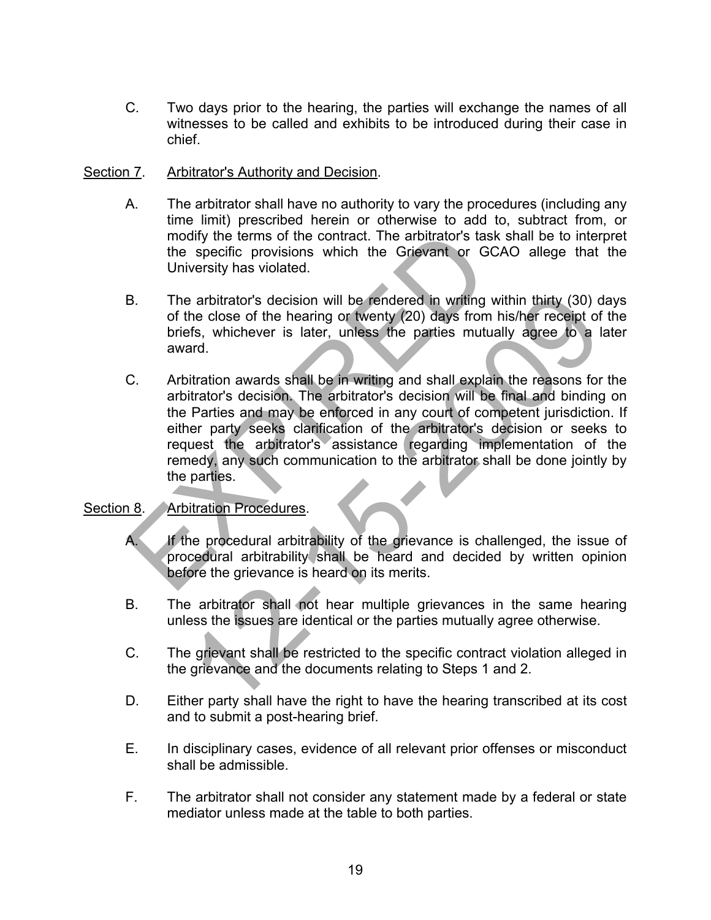C. Two days prior to the hearing, the parties will exchange the names of all witnesses to be called and exhibits to be introduced during their case in chief.

Section 7. Arbitrator's Authority and Decision.

A. The arbitrator shall have no authority to vary the procedures (including any time limit) prescribed herein or otherwise to add to, subtract from, or modify the terms of the contract. The arbitrator's task shall be to interpret the specific provisions which the Grievant or GCAO allege that the University has violated.

B. The arbitrator's decision will be rendered in writing within thirty (30) days of the close of the hearing or twenty (20) days from his/her receipt of the briefs, whichever is later, unless the parties mutually agree to a later award.

C. Arbitration awards shall be in writing and shall explain the reasons for the arbitrator's decision. The arbitrator's decision will be final and binding on the Parties and may be enforced in any court of competent jurisdiction. If either party seeks clarification of the arbitrator's decision or seeks to request the arbitrator's assistance regarding implementation of the remedy, any such communication to the arbitrator shall be done jointly by the parties.

Section 8. Arbitration Procedures.

A. If the procedural arbitrability of the grievance is challenged, the issue of procedural arbitrability shall be heard and decided by written opinion before the grievance is heard on its merits.

B. The arbitrator shall not hear multiple grievances in the same hearing unless the issues are identical or the parties mutually agree otherwise.

C. The grievant shall be restricted to the specific contract violation alleged in the grievance and the documents relating to Steps 1 and 2.

D. Either party shall have the right to have the hearing transcribed at its cost and to submit a post-hearing brief.

E. In disciplinary cases, evidence of all relevant prior offenses or misconduct shall be admissible.

F. The arbitrator shall not consider any statement made by a federal or state mediator unless made at the table to both parties.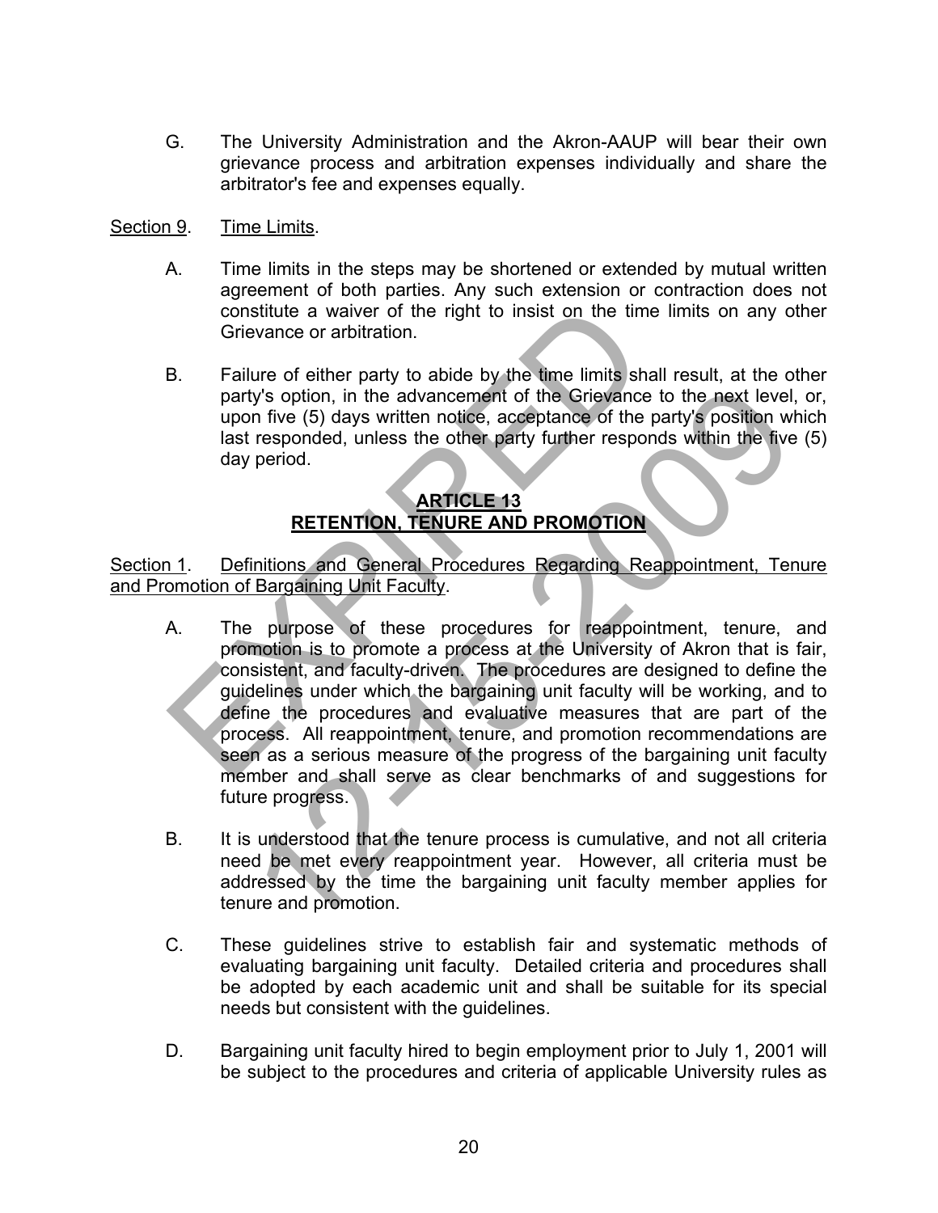G. The University Administration and the Akron-AAUP will bear their own grievance process and arbitration expenses individually and share the arbitrator's fee and expenses equally.

Section 9. Time Limits.

A. Time limits in the steps may be shortened or extended by mutual written agreement of both parties. Any such extension or contraction does not constitute a waiver of the right to insist on the time limits on any other Grievance or arbitration.

B. Failure of either party to abide by the time limits shall result, at the other party's option, in the advancement of the Grievance to the next level, or, upon five (5) days written notice, acceptance of the party's position which last responded, unless the other party further responds within the five (5) day period.

## ARTICLE 13
## RETENTION, TENURE AND PROMOTION

Section 1. Definitions and General Procedures Regarding Reappointment, Tenure and Promotion of Bargaining Unit Faculty.

A. The purpose of these procedures for reappointment, tenure, and promotion is to promote a process at the University of Akron that is fair, consistent, and faculty-driven. The procedures are designed to define the guidelines under which the bargaining unit faculty will be working, and to define the procedures and evaluative measures that are part of the process. All reappointment, tenure, and promotion recommendations are seen as a serious measure of the progress of the bargaining unit faculty member and shall serve as clear benchmarks of and suggestions for future progress.

B. It is understood that the tenure process is cumulative, and not all criteria need be met every reappointment year. However, all criteria must be addressed by the time the bargaining unit faculty member applies for tenure and promotion.

C. These guidelines strive to establish fair and systematic methods of evaluating bargaining unit faculty. Detailed criteria and procedures shall be adopted by each academic unit and shall be suitable for its special needs but consistent with the guidelines.

D. Bargaining unit faculty hired to begin employment prior to July 1, 2001 will be subject to the procedures and criteria of applicable University rules as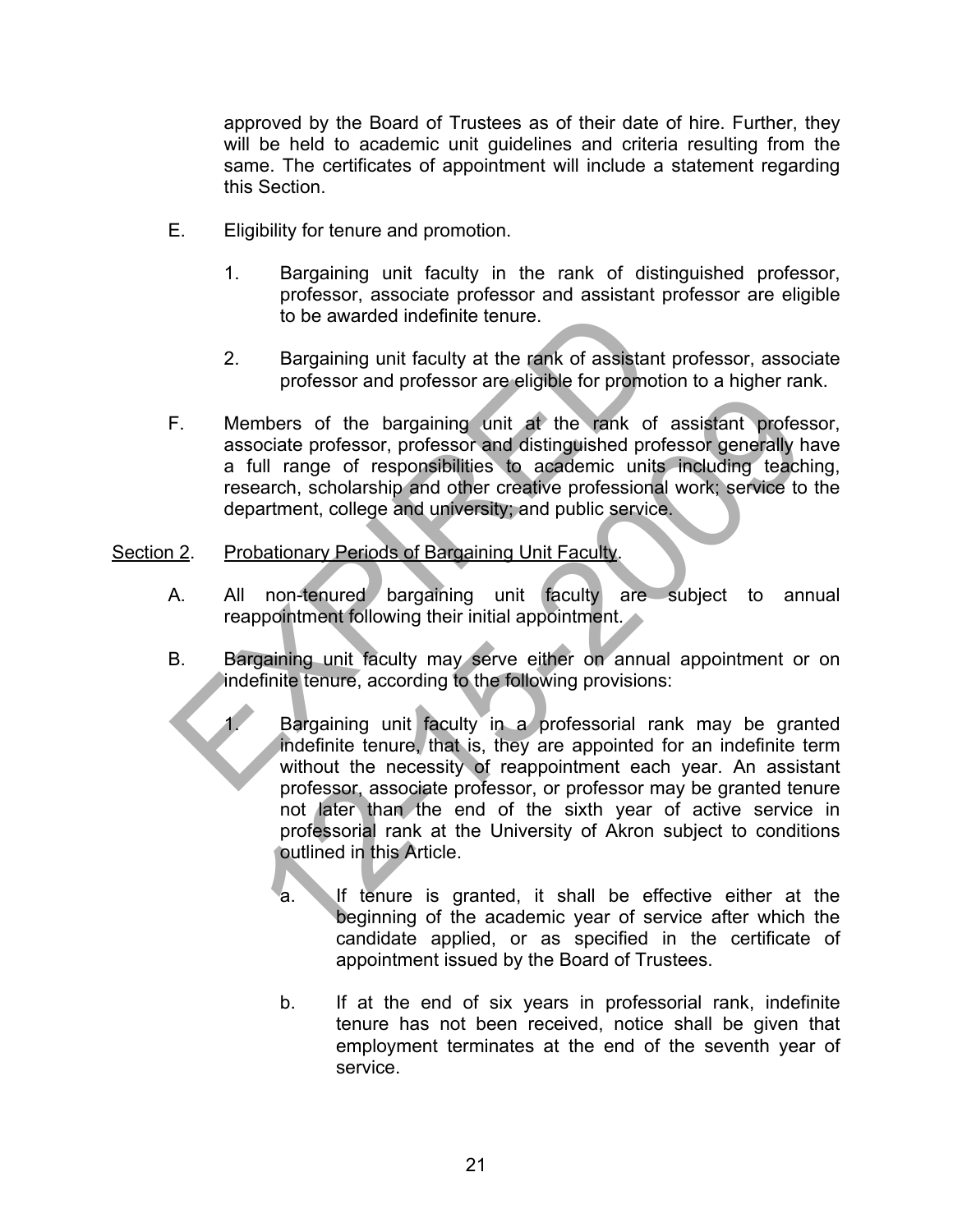approved by the Board of Trustees as of their date of hire. Further, they will be held to academic unit guidelines and criteria resulting from the same. The certificates of appointment will include a statement regarding this Section.

E. Eligibility for tenure and promotion.

1. Bargaining unit faculty in the rank of distinguished professor, professor, associate professor and assistant professor are eligible to be awarded indefinite tenure.

2. Bargaining unit faculty at the rank of assistant professor, associate professor and professor are eligible for promotion to a higher rank.

F. Members of the bargaining unit at the rank of assistant professor, associate professor, professor and distinguished professor generally have a full range of responsibilities to academic units including teaching, research, scholarship and other creative professional work; service to the department, college and university; and public service.

Section 2. Probationary Periods of Bargaining Unit Faculty.

A. All non-tenured bargaining unit faculty are subject to annual reappointment following their initial appointment.

B. Bargaining unit faculty may serve either on annual appointment or on indefinite tenure, according to the following provisions:

1. Bargaining unit faculty in a professorial rank may be granted indefinite tenure, that is, they are appointed for an indefinite term without the necessity of reappointment each year. An assistant professor, associate professor, or professor may be granted tenure not later than the end of the sixth year of active service in professorial rank at the University of Akron subject to conditions outlined in this Article.

   a. If tenure is granted, it shall be effective either at the beginning of the academic year of service after which the candidate applied, or as specified in the certificate of appointment issued by the Board of Trustees.

   b. If at the end of six years in professorial rank, indefinite tenure has not been received, notice shall be given that employment terminates at the end of the seventh year of service.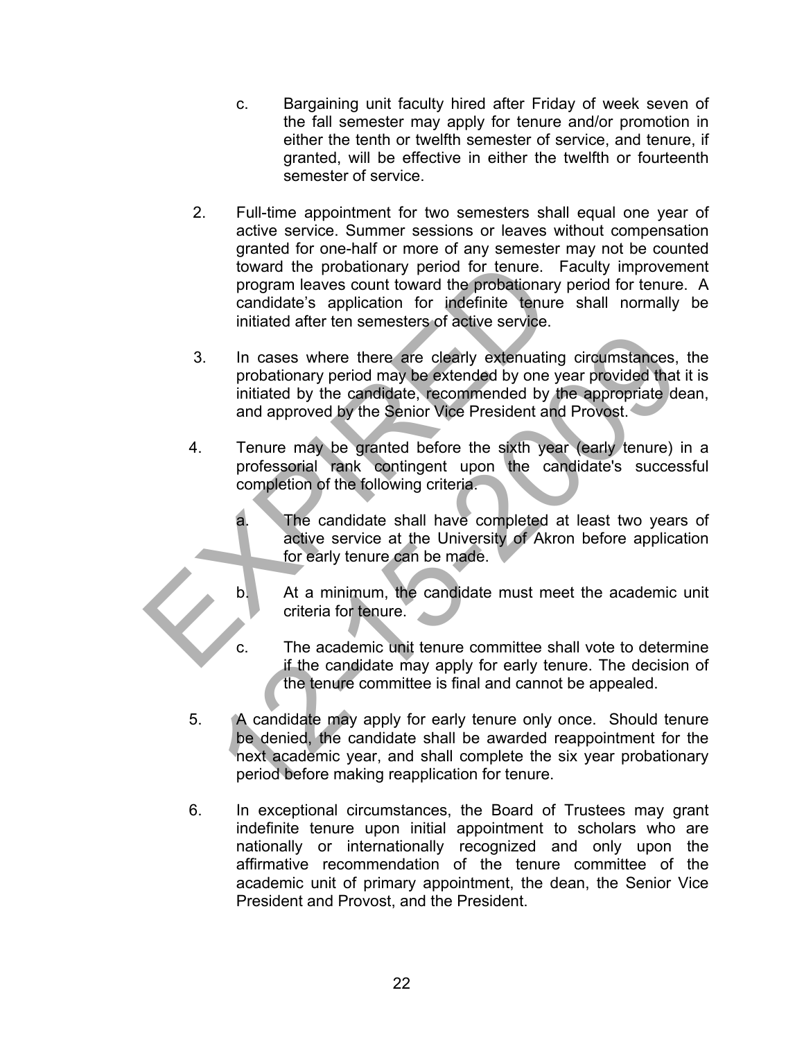c. Bargaining unit faculty hired after Friday of week seven of the fall semester may apply for tenure and/or promotion in either the tenth or twelfth semester of service, and tenure, if granted, will be effective in either the twelfth or fourteenth semester of service.

2. Full-time appointment for two semesters shall equal one year of active service. Summer sessions or leaves without compensation granted for one-half or more of any semester may not be counted toward the probationary period for tenure. Faculty improvement program leaves count toward the probationary period for tenure. A candidate's application for indefinite tenure shall normally be initiated after ten semesters of active service.

3. In cases where there are clearly extenuating circumstances, the probationary period may be extended by one year provided that it is initiated by the candidate, recommended by the appropriate dean, and approved by the Senior Vice President and Provost.

4. Tenure may be granted before the sixth year (early tenure) in a professorial rank contingent upon the candidate's successful completion of the following criteria.

   a. The candidate shall have completed at least two years of active service at the University of Akron before application for early tenure can be made.

   b. At a minimum, the candidate must meet the academic unit criteria for tenure.

   c. The academic unit tenure committee shall vote to determine if the candidate may apply for early tenure. The decision of the tenure committee is final and cannot be appealed.

5. A candidate may apply for early tenure only once. Should tenure be denied, the candidate shall be awarded reappointment for the next academic year, and shall complete the six year probationary period before making reapplication for tenure.

6. In exceptional circumstances, the Board of Trustees may grant indefinite tenure upon initial appointment to scholars who are nationally or internationally recognized and only upon the affirmative recommendation of the tenure committee of the academic unit of primary appointment, the dean, the Senior Vice President and Provost, and the President.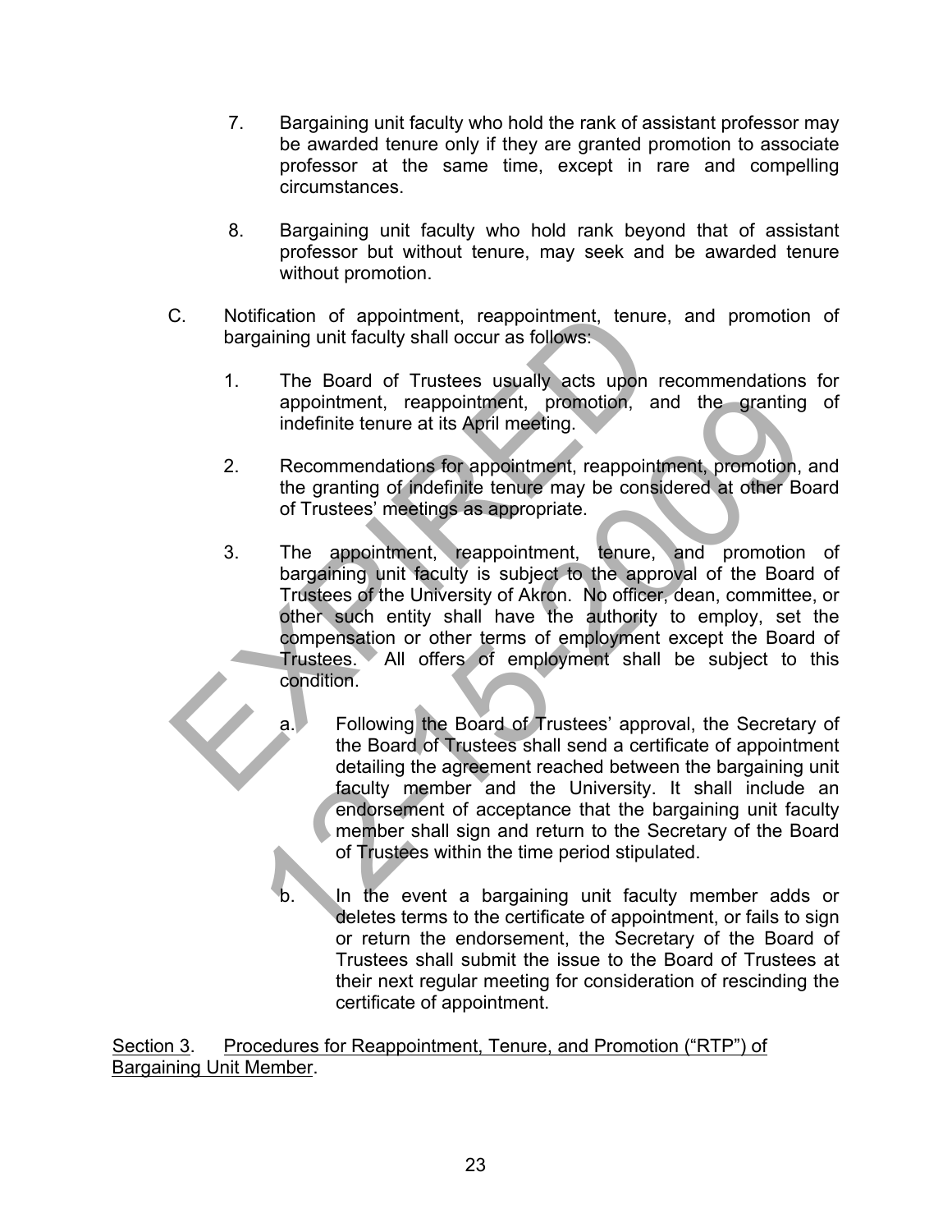7. Bargaining unit faculty who hold the rank of assistant professor may be awarded tenure only if they are granted promotion to associate professor at the same time, except in rare and compelling circumstances.

8. Bargaining unit faculty who hold rank beyond that of assistant professor but without tenure, may seek and be awarded tenure without promotion.

C. Notification of appointment, reappointment, tenure, and promotion of bargaining unit faculty shall occur as follows:

   1. The Board of Trustees usually acts upon recommendations for appointment, reappointment, promotion, and the granting of indefinite tenure at its April meeting.

   2. Recommendations for appointment, reappointment, promotion, and the granting of indefinite tenure may be considered at other Board of Trustees' meetings as appropriate.

   3. The appointment, reappointment, tenure, and promotion of bargaining unit faculty is subject to the approval of the Board of Trustees of the University of Akron. No officer, dean, committee, or other such entity shall have the authority to employ, set the compensation or other terms of employment except the Board of Trustees. All offers of employment shall be subject to this condition.

      a. Following the Board of Trustees' approval, the Secretary of the Board of Trustees shall send a certificate of appointment detailing the agreement reached between the bargaining unit faculty member and the University. It shall include an endorsement of acceptance that the bargaining unit faculty member shall sign and return to the Secretary of the Board of Trustees within the time period stipulated.

      b. In the event a bargaining unit faculty member adds or deletes terms to the certificate of appointment, or fails to sign or return the endorsement, the Secretary of the Board of Trustees shall submit the issue to the Board of Trustees at their next regular meeting for consideration of rescinding the certificate of appointment.

<u>Section 3</u>. <u>Procedures for Reappointment, Tenure, and Promotion ("RTP") of Bargaining Unit Member</u>.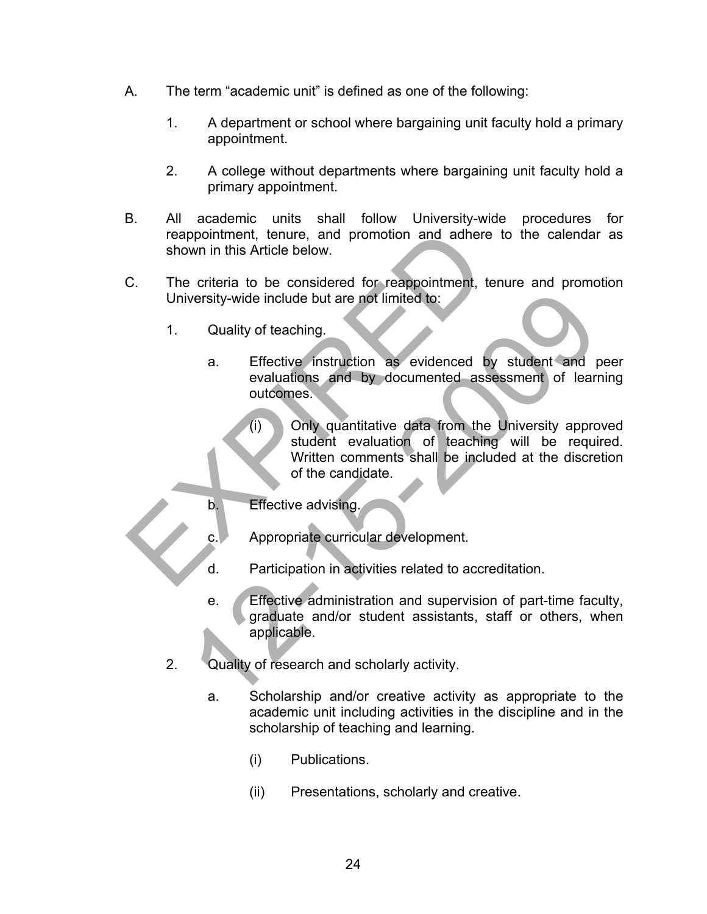A. The term “academic unit” is defined as one of the following:

   1. A department or school where bargaining unit faculty hold a primary appointment.

   2. A college without departments where bargaining unit faculty hold a primary appointment.

B. All academic units shall follow University-wide procedures for reappointment, tenure, and promotion and adhere to the calendar as shown in this Article below.

C. The criteria to be considered for reappointment, tenure and promotion University-wide include but are not limited to:

   1. Quality of teaching.

      a. Effective instruction as evidenced by student and peer evaluations and by documented assessment of learning outcomes.

         (i) Only quantitative data from the University approved student evaluation of teaching will be required. Written comments shall be included at the discretion of the candidate.

      b. Effective advising.

      c. Appropriate curricular development.

      d. Participation in activities related to accreditation.

      e. Effective administration and supervision of part-time faculty, graduate and/or student assistants, staff or others, when applicable.

   2. Quality of research and scholarly activity.

      a. Scholarship and/or creative activity as appropriate to the academic unit including activities in the discipline and in the scholarship of teaching and learning.

         (i) Publications.

         (ii) Presentations, scholarly and creative.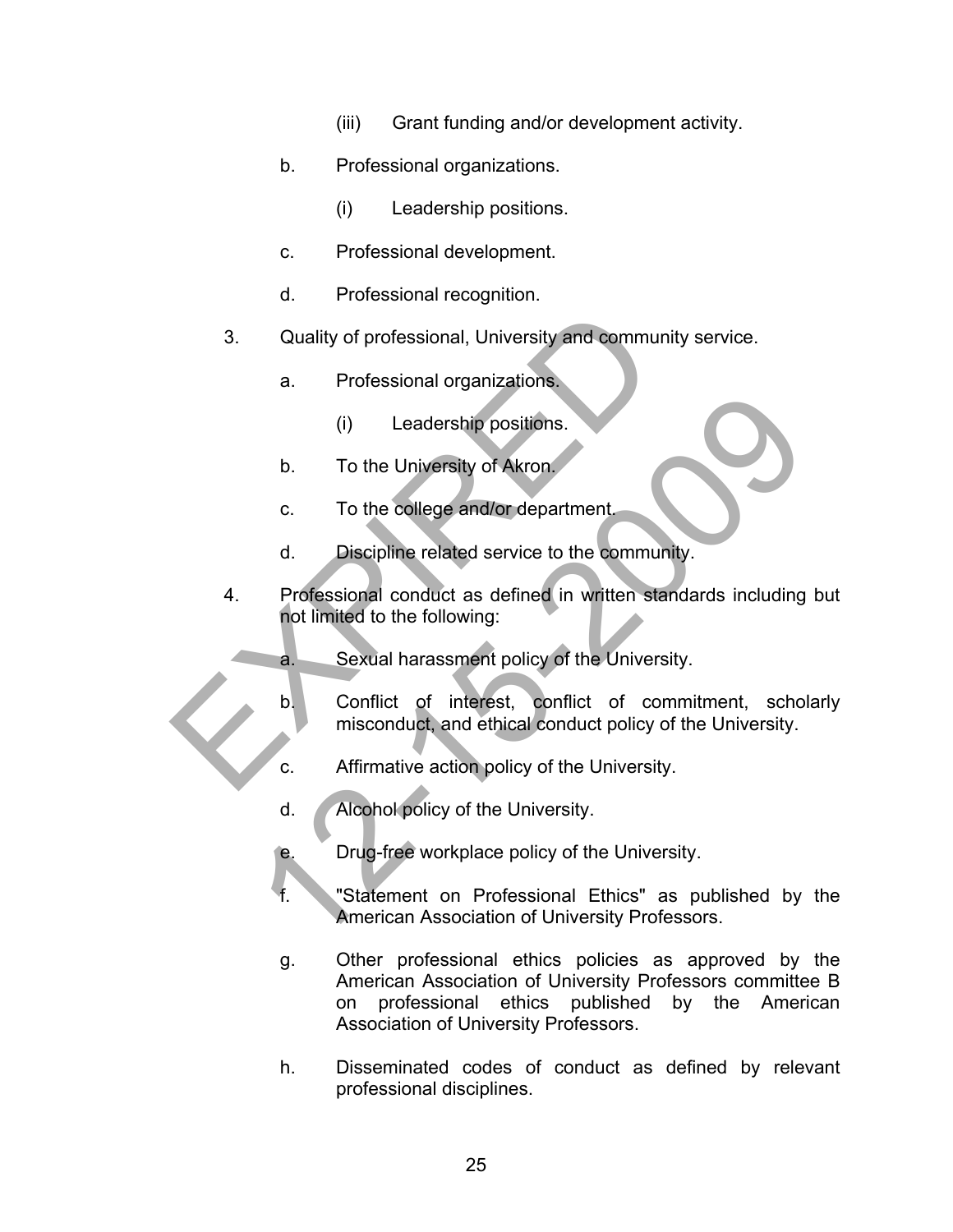(iii) Grant funding and/or development activity.

b. Professional organizations.

(i) Leadership positions.

c. Professional development.

d. Professional recognition.

3. Quality of professional, University and community service.

a. Professional organizations.

(i) Leadership positions.

b. To the University of Akron.

c. To the college and/or department.

d. Discipline related service to the community.

4. Professional conduct as defined in written standards including but not limited to the following:

a. Sexual harassment policy of the University.

b. Conflict of interest, conflict of commitment, scholarly misconduct, and ethical conduct policy of the University.

c. Affirmative action policy of the University.

d. Alcohol policy of the University.

e. Drug-free workplace policy of the University.

f. "Statement on Professional Ethics" as published by the American Association of University Professors.

g. Other professional ethics policies as approved by the American Association of University Professors committee B on professional ethics published by the American Association of University Professors.

h. Disseminated codes of conduct as defined by relevant professional disciplines.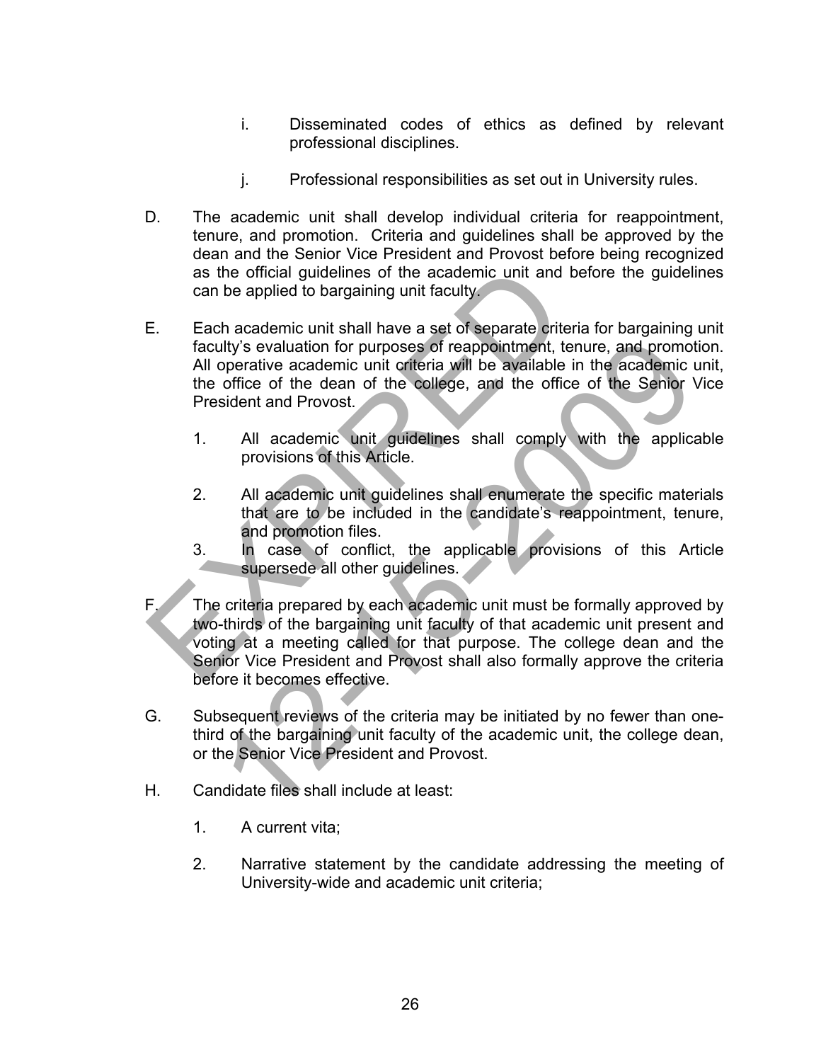i. Disseminated codes of ethics as defined by relevant professional disciplines.

j. Professional responsibilities as set out in University rules.

D. The academic unit shall develop individual criteria for reappointment, tenure, and promotion. Criteria and guidelines shall be approved by the dean and the Senior Vice President and Provost before being recognized as the official guidelines of the academic unit and before the guidelines can be applied to bargaining unit faculty.

E. Each academic unit shall have a set of separate criteria for bargaining unit faculty's evaluation for purposes of reappointment, tenure, and promotion. All operative academic unit criteria will be available in the academic unit, the office of the dean of the college, and the office of the Senior Vice President and Provost.

1. All academic unit guidelines shall comply with the applicable provisions of this Article.

2. All academic unit guidelines shall enumerate the specific materials that are to be included in the candidate's reappointment, tenure, and promotion files.

3. In case of conflict, the applicable provisions of this Article supersede all other guidelines.

F. The criteria prepared by each academic unit must be formally approved by two-thirds of the bargaining unit faculty of that academic unit present and voting at a meeting called for that purpose. The college dean and the Senior Vice President and Provost shall also formally approve the criteria before it becomes effective.

G. Subsequent reviews of the criteria may be initiated by no fewer than one-third of the bargaining unit faculty of the academic unit, the college dean, or the Senior Vice President and Provost.

H. Candidate files shall include at least:

1. A current vita;

2. Narrative statement by the candidate addressing the meeting of University-wide and academic unit criteria;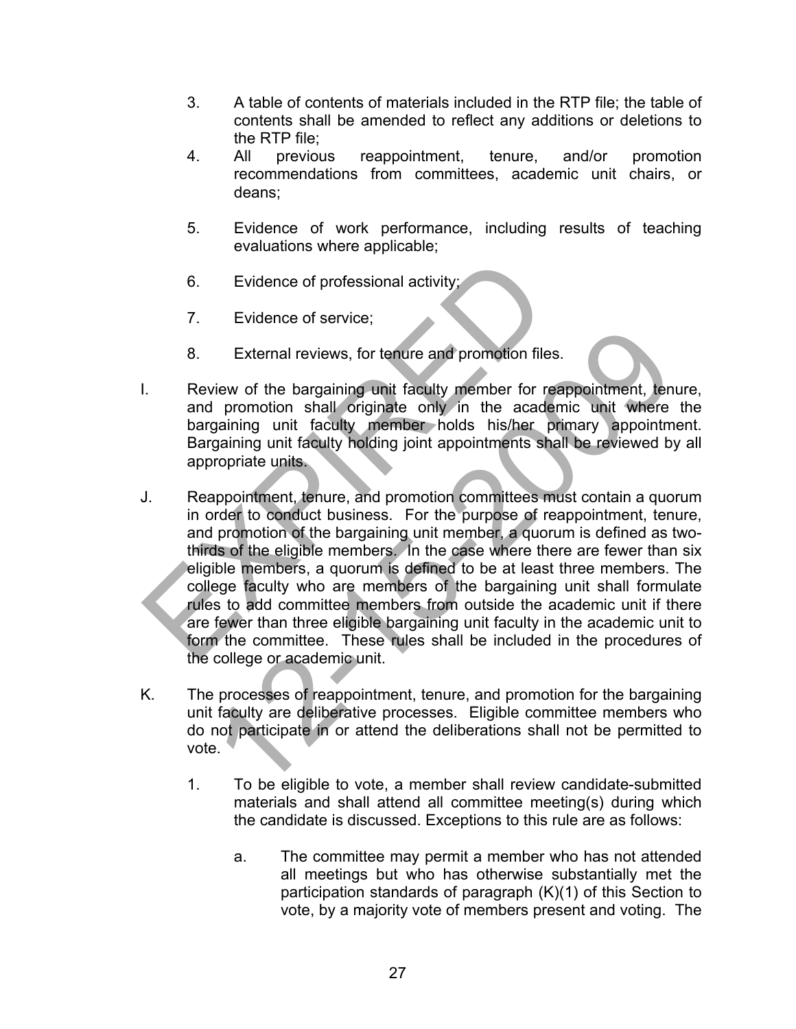3. A table of contents of materials included in the RTP file; the table of contents shall be amended to reflect any additions or deletions to the RTP file;
4. All previous reappointment, tenure, and/or promotion recommendations from committees, academic unit chairs, or deans;
5. Evidence of work performance, including results of teaching evaluations where applicable;
6. Evidence of professional activity;
7. Evidence of service;
8. External reviews, for tenure and promotion files.

I. Review of the bargaining unit faculty member for reappointment, tenure, and promotion shall originate only in the academic unit where the bargaining unit faculty member holds his/her primary appointment. Bargaining unit faculty holding joint appointments shall be reviewed by all appropriate units.

J. Reappointment, tenure, and promotion committees must contain a quorum in order to conduct business. For the purpose of reappointment, tenure, and promotion of the bargaining unit member, a quorum is defined as two-thirds of the eligible members. In the case where there are fewer than six eligible members, a quorum is defined to be at least three members. The college faculty who are members of the bargaining unit shall formulate rules to add committee members from outside the academic unit if there are fewer than three eligible bargaining unit faculty in the academic unit to form the committee. These rules shall be included in the procedures of the college or academic unit.

K. The processes of reappointment, tenure, and promotion for the bargaining unit faculty are deliberative processes. Eligible committee members who do not participate in or attend the deliberations shall not be permitted to vote.

   1. To be eligible to vote, a member shall review candidate-submitted materials and shall attend all committee meeting(s) during which the candidate is discussed. Exceptions to this rule are as follows:

      a. The committee may permit a member who has not attended all meetings but who has otherwise substantially met the participation standards of paragraph (K)(1) of this Section to vote, by a majority vote of members present and voting. The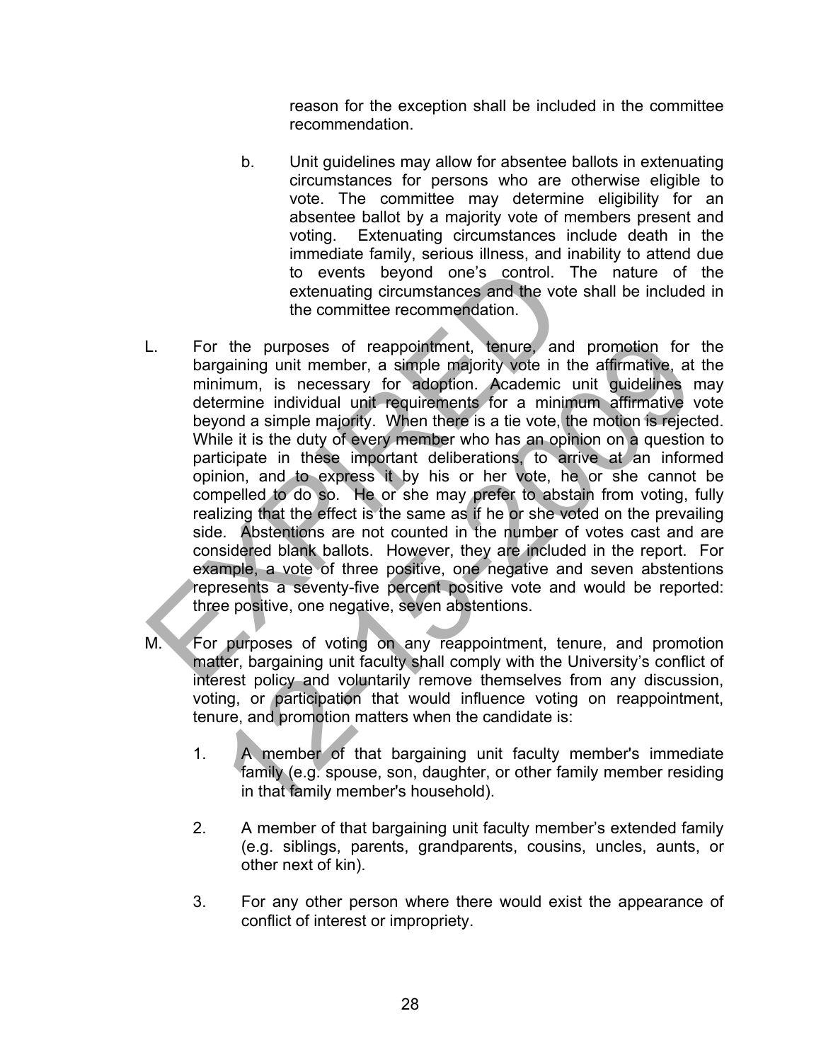reason for the exception shall be included in the committee recommendation.

b. Unit guidelines may allow for absentee ballots in extenuating circumstances for persons who are otherwise eligible to vote. The committee may determine eligibility for an absentee ballot by a majority vote of members present and voting. Extenuating circumstances include death in the immediate family, serious illness, and inability to attend due to events beyond one's control. The nature of the extenuating circumstances and the vote shall be included in the committee recommendation.

L. For the purposes of reappointment, tenure, and promotion for the bargaining unit member, a simple majority vote in the affirmative, at the minimum, is necessary for adoption. Academic unit guidelines may determine individual unit requirements for a minimum affirmative vote beyond a simple majority. When there is a tie vote, the motion is rejected. While it is the duty of every member who has an opinion on a question to participate in these important deliberations, to arrive at an informed opinion, and to express it by his or her vote, he or she cannot be compelled to do so. He or she may prefer to abstain from voting, fully realizing that the effect is the same as if he or she voted on the prevailing side. Abstentions are not counted in the number of votes cast and are considered blank ballots. However, they are included in the report. For example, a vote of three positive, one negative and seven abstentions represents a seventy-five percent positive vote and would be reported: three positive, one negative, seven abstentions.

M. For purposes of voting on any reappointment, tenure, and promotion matter, bargaining unit faculty shall comply with the University's conflict of interest policy and voluntarily remove themselves from any discussion, voting, or participation that would influence voting on reappointment, tenure, and promotion matters when the candidate is:

1. A member of that bargaining unit faculty member's immediate family (e.g. spouse, son, daughter, or other family member residing in that family member's household).

2. A member of that bargaining unit faculty member's extended family (e.g. siblings, parents, grandparents, cousins, uncles, aunts, or other next of kin).

3. For any other person where there would exist the appearance of conflict of interest or impropriety.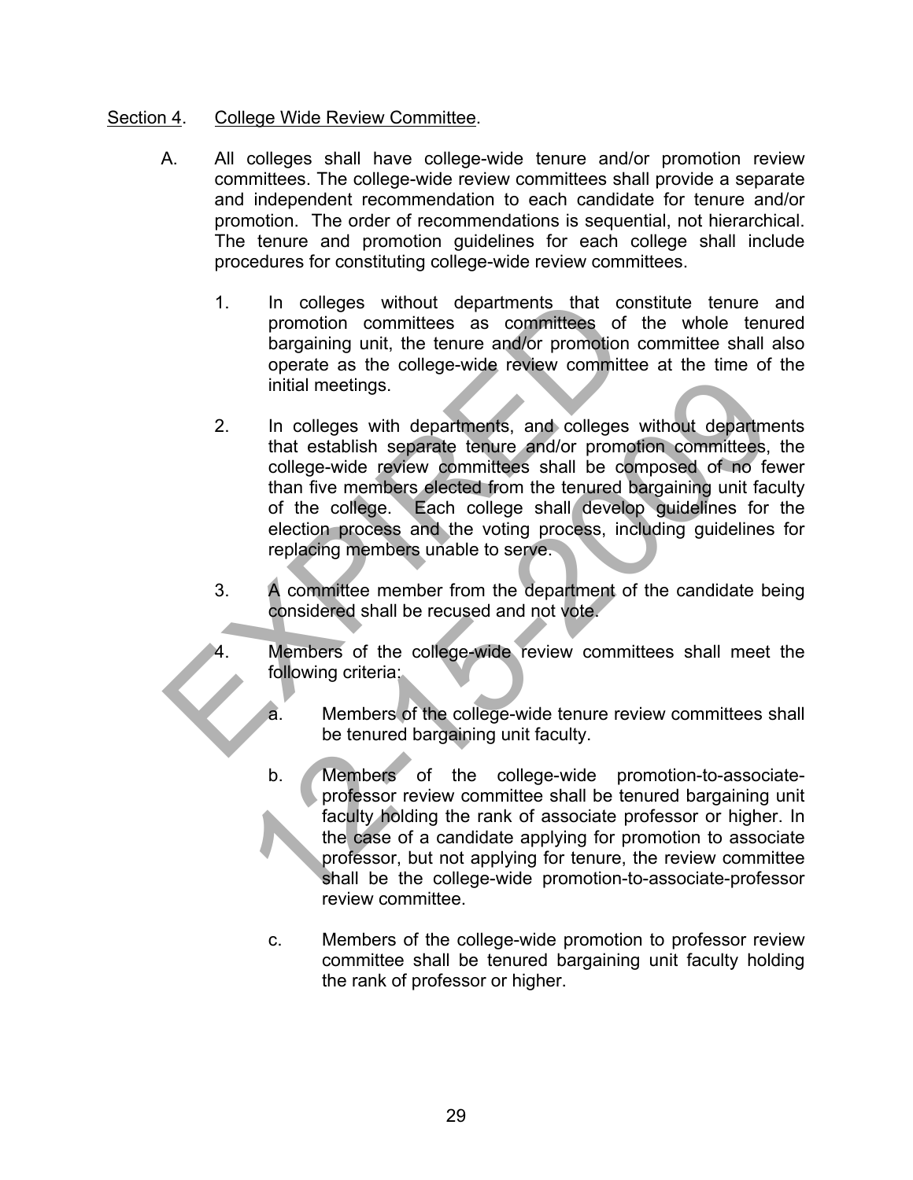Section 4. College Wide Review Committee.

A. All colleges shall have college-wide tenure and/or promotion review committees. The college-wide review committees shall provide a separate and independent recommendation to each candidate for tenure and/or promotion. The order of recommendations is sequential, not hierarchical. The tenure and promotion guidelines for each college shall include procedures for constituting college-wide review committees.

1. In colleges without departments that constitute tenure and promotion committees as committees of the whole tenured bargaining unit, the tenure and/or promotion committee shall also operate as the college-wide review committee at the time of the initial meetings.

2. In colleges with departments, and colleges without departments that establish separate tenure and/or promotion committees, the college-wide review committees shall be composed of no fewer than five members elected from the tenured bargaining unit faculty of the college. Each college shall develop guidelines for the election process and the voting process, including guidelines for replacing members unable to serve.

3. A committee member from the department of the candidate being considered shall be recused and not vote.

4. Members of the college-wide review committees shall meet the following criteria:

   a. Members of the college-wide tenure review committees shall be tenured bargaining unit faculty.

   b. Members of the college-wide promotion-to-associate-professor review committee shall be tenured bargaining unit faculty holding the rank of associate professor or higher. In the case of a candidate applying for promotion to associate professor, but not applying for tenure, the review committee shall be the college-wide promotion-to-associate-professor review committee.

   c. Members of the college-wide promotion to professor review committee shall be tenured bargaining unit faculty holding the rank of professor or higher.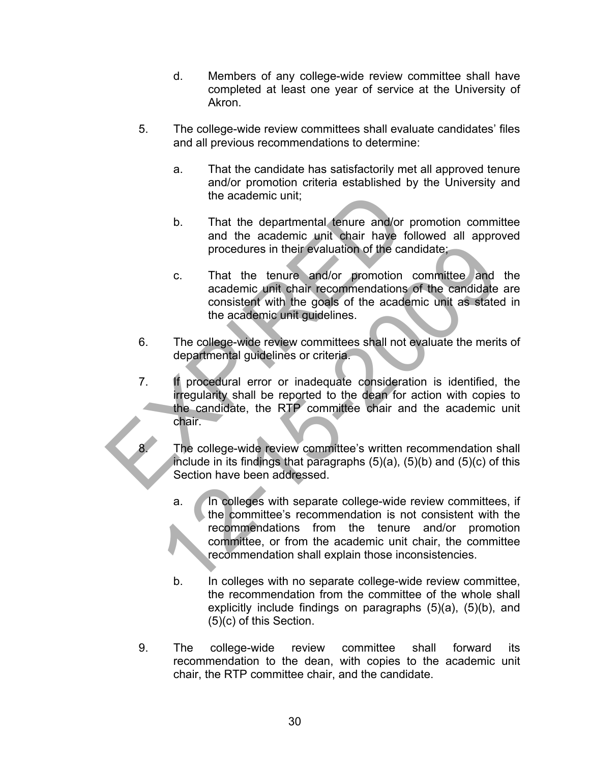d. Members of any college-wide review committee shall have completed at least one year of service at the University of Akron.

5. The college-wide review committees shall evaluate candidates' files and all previous recommendations to determine:

   a. That the candidate has satisfactorily met all approved tenure and/or promotion criteria established by the University and the academic unit;

   b. That the departmental tenure and/or promotion committee and the academic unit chair have followed all approved procedures in their evaluation of the candidate;

   c. That the tenure and/or promotion committee and the academic unit chair recommendations of the candidate are consistent with the goals of the academic unit as stated in the academic unit guidelines.

6. The college-wide review committees shall not evaluate the merits of departmental guidelines or criteria.

7. If procedural error or inadequate consideration is identified, the irregularity shall be reported to the dean for action with copies to the candidate, the RTP committee chair and the academic unit chair.

8. The college-wide review committee's written recommendation shall include in its findings that paragraphs (5)(a), (5)(b) and (5)(c) of this Section have been addressed.

   a. In colleges with separate college-wide review committees, if the committee's recommendation is not consistent with the recommendations from the tenure and/or promotion committee, or from the academic unit chair, the committee recommendation shall explain those inconsistencies.

   b. In colleges with no separate college-wide review committee, the recommendation from the committee of the whole shall explicitly include findings on paragraphs (5)(a), (5)(b), and (5)(c) of this Section.

9. The college-wide review committee shall forward its recommendation to the dean, with copies to the academic unit chair, the RTP committee chair, and the candidate.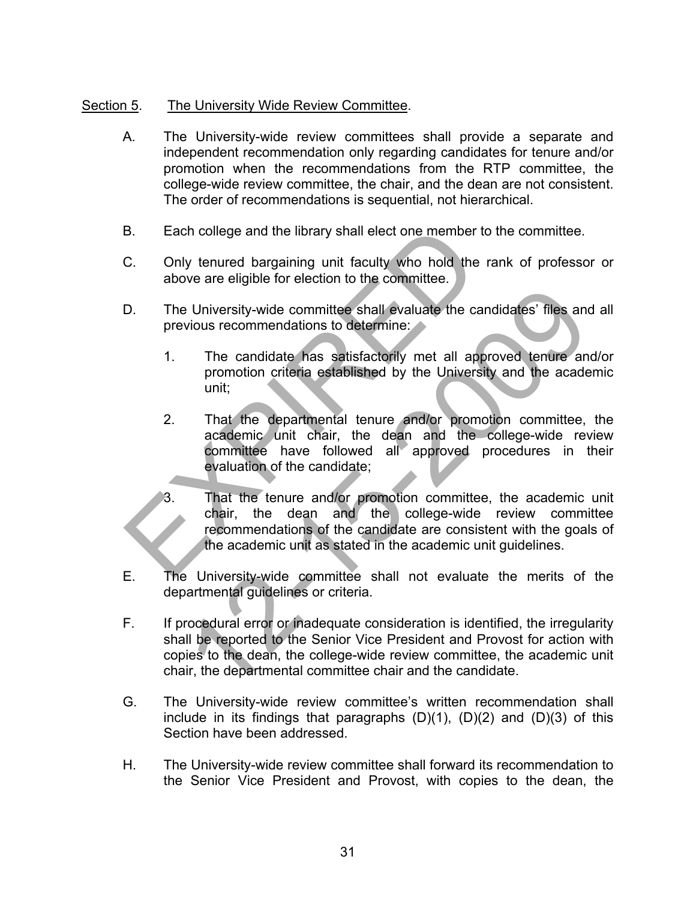Section 5. The University Wide Review Committee.

A. The University-wide review committees shall provide a separate and independent recommendation only regarding candidates for tenure and/or promotion when the recommendations from the RTP committee, the college-wide review committee, the chair, and the dean are not consistent. The order of recommendations is sequential, not hierarchical.

B. Each college and the library shall elect one member to the committee.

C. Only tenured bargaining unit faculty who hold the rank of professor or above are eligible for election to the committee.

D. The University-wide committee shall evaluate the candidates' files and all previous recommendations to determine:

1. The candidate has satisfactorily met all approved tenure and/or promotion criteria established by the University and the academic unit;

2. That the departmental tenure and/or promotion committee, the academic unit chair, the dean and the college-wide review committee have followed all approved procedures in their evaluation of the candidate;

3. That the tenure and/or promotion committee, the academic unit chair, the dean and the college-wide review committee recommendations of the candidate are consistent with the goals of the academic unit as stated in the academic unit guidelines.

E. The University-wide committee shall not evaluate the merits of the departmental guidelines or criteria.

F. If procedural error or inadequate consideration is identified, the irregularity shall be reported to the Senior Vice President and Provost for action with copies to the dean, the college-wide review committee, the academic unit chair, the departmental committee chair and the candidate.

G. The University-wide review committee's written recommendation shall include in its findings that paragraphs (D)(1), (D)(2) and (D)(3) of this Section have been addressed.

H. The University-wide review committee shall forward its recommendation to the Senior Vice President and Provost, with copies to the dean, the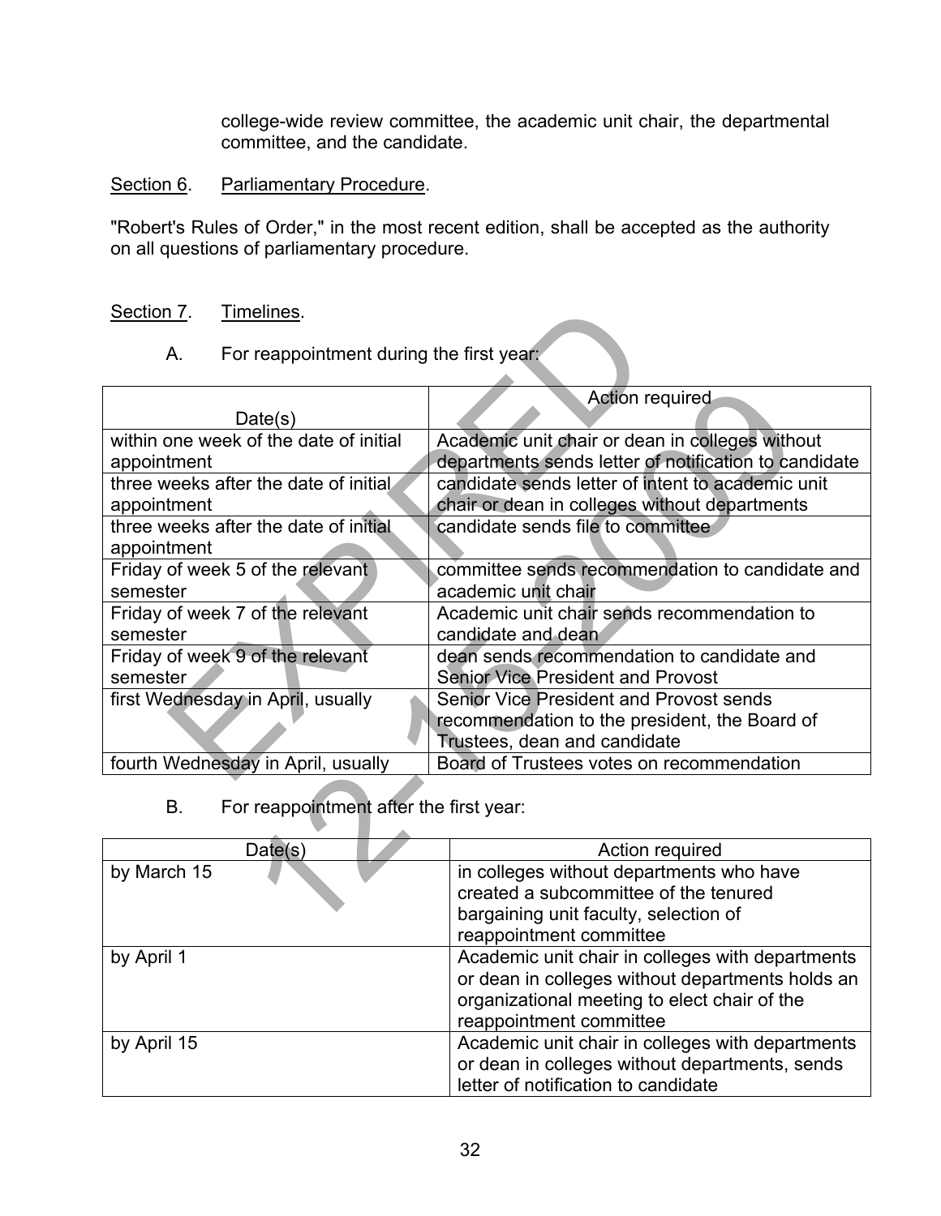college-wide review committee, the academic unit chair, the departmental committee, and the candidate.

Section 6. Parliamentary Procedure.

"Robert's Rules of Order," in the most recent edition, shall be accepted as the authority on all questions of parliamentary procedure.

Section 7. Timelines.

A. For reappointment during the first year:

| Date(s) | Action required |
|---|---|
| within one week of the date of initial appointment | Academic unit chair or dean in colleges without departments sends letter of notification to candidate |
| three weeks after the date of initial appointment | candidate sends letter of intent to academic unit chair or dean in colleges without departments |
| three weeks after the date of initial appointment | candidate sends file to committee |
| Friday of week 5 of the relevant semester | committee sends recommendation to candidate and academic unit chair |
| Friday of week 7 of the relevant semester | Academic unit chair sends recommendation to candidate and dean |
| Friday of week 9 of the relevant semester | dean sends recommendation to candidate and Senior Vice President and Provost |
| first Wednesday in April, usually | Senior Vice President and Provost sends recommendation to the president, the Board of Trustees, dean and candidate |
| fourth Wednesday in April, usually | Board of Trustees votes on recommendation |

B. For reappointment after the first year:

| Date(s) | Action required |
|---|---|
| by March 15 | in colleges without departments who have created a subcommittee of the tenured bargaining unit faculty, selection of reappointment committee |
| by April 1 | Academic unit chair in colleges with departments or dean in colleges without departments holds an organizational meeting to elect chair of the reappointment committee |
| by April 15 | Academic unit chair in colleges with departments or dean in colleges without departments, sends letter of notification to candidate |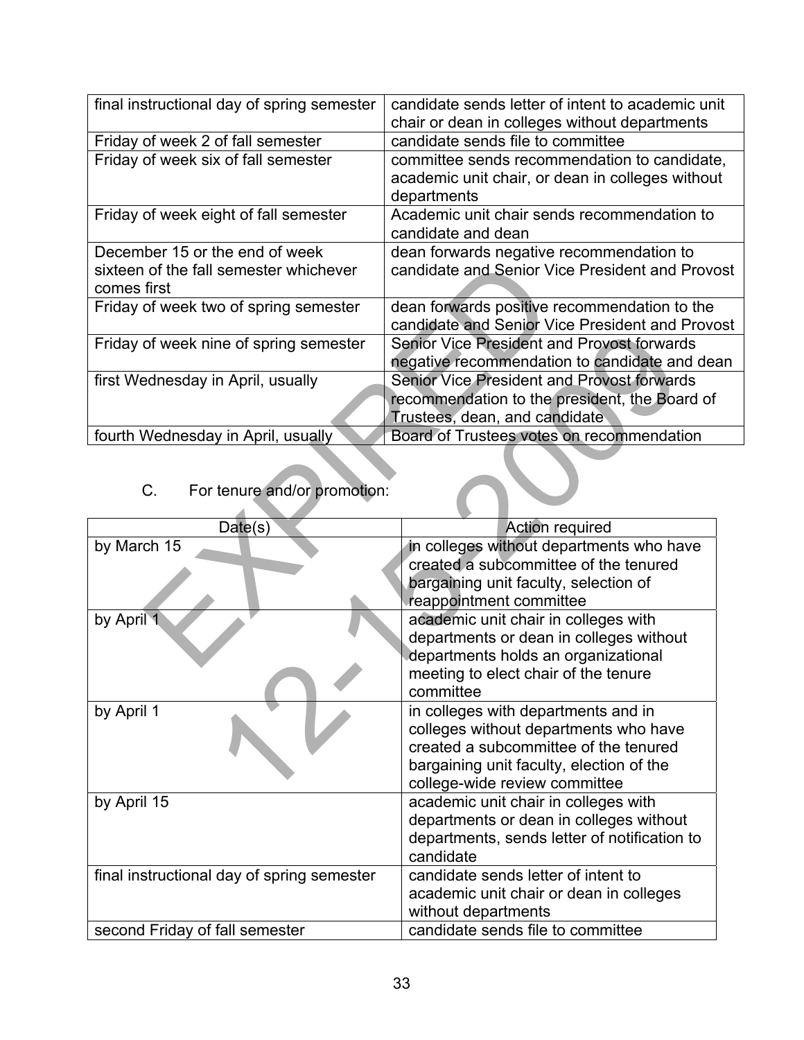| | |
|---|---|
| final instructional day of spring semester | candidate sends letter of intent to academic unit chair or dean in colleges without departments |
| Friday of week 2 of fall semester | candidate sends file to committee |
| Friday of week six of fall semester | committee sends recommendation to candidate, academic unit chair, or dean in colleges without departments |
| Friday of week eight of fall semester | Academic unit chair sends recommendation to candidate and dean |
| December 15 or the end of week sixteen of the fall semester whichever comes first | dean forwards negative recommendation to candidate and Senior Vice President and Provost |
| Friday of week two of spring semester | dean forwards positive recommendation to the candidate and Senior Vice President and Provost |
| Friday of week nine of spring semester | Senior Vice President and Provost forwards negative recommendation to candidate and dean |
| first Wednesday in April, usually | Senior Vice President and Provost forwards recommendation to the president, the Board of Trustees, dean, and candidate |
| fourth Wednesday in April, usually | Board of Trustees votes on recommendation |

C. For tenure and/or promotion:

| Date(s) | Action required |
|---|---|
| by March 15 | in colleges without departments who have created a subcommittee of the tenured bargaining unit faculty, selection of reappointment committee |
| by April 1 | academic unit chair in colleges with departments or dean in colleges without departments holds an organizational meeting to elect chair of the tenure committee |
| by April 1 | in colleges with departments and in colleges without departments who have created a subcommittee of the tenured bargaining unit faculty, election of the college-wide review committee |
| by April 15 | academic unit chair in colleges with departments or dean in colleges without departments, sends letter of notification to candidate |
| final instructional day of spring semester | candidate sends letter of intent to academic unit chair or dean in colleges without departments |
| second Friday of fall semester | candidate sends file to committee |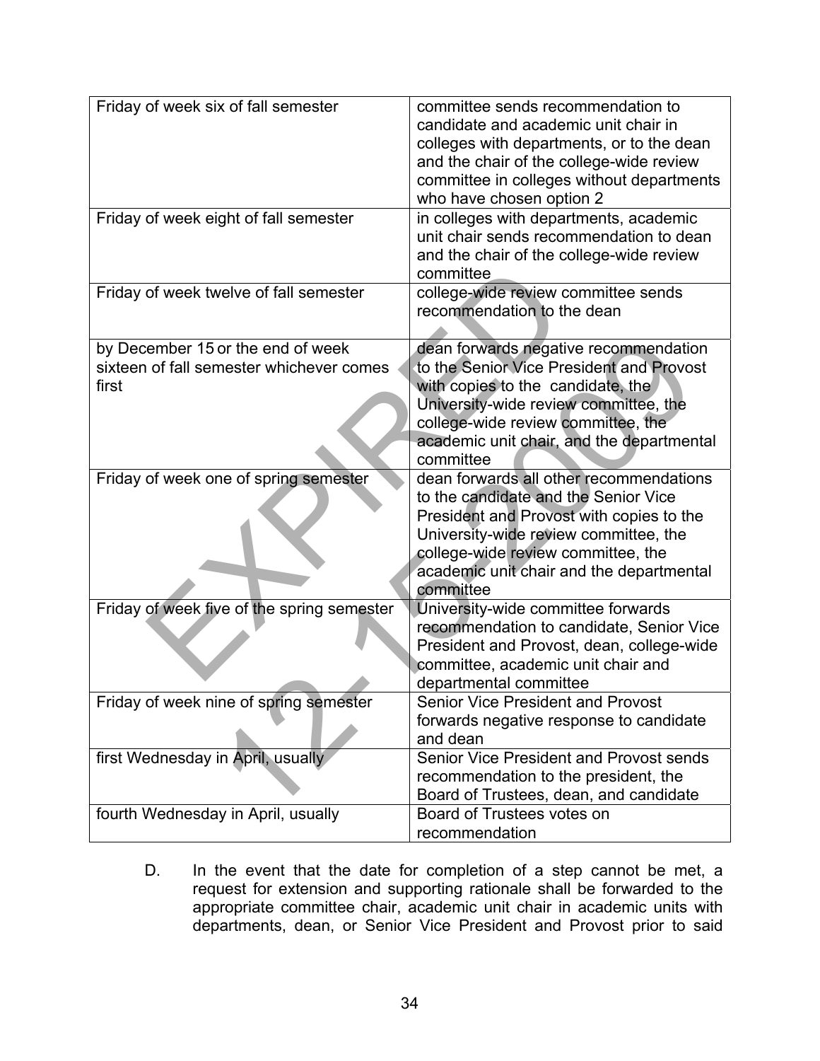| Friday of week six of fall semester | committee sends recommendation to candidate and academic unit chair in colleges with departments, or to the dean and the chair of the college-wide review committee in colleges without departments who have chosen option 2 |
|---|---|
| Friday of week eight of fall semester | in colleges with departments, academic unit chair sends recommendation to dean and the chair of the college-wide review committee |
| Friday of week twelve of fall semester | college-wide review committee sends recommendation to the dean |
| by December 15 or the end of week sixteen of fall semester whichever comes first | dean forwards negative recommendation to the Senior Vice President and Provost with copies to the candidate, the University-wide review committee, the college-wide review committee, the academic unit chair, and the departmental committee |
| Friday of week one of spring semester | dean forwards all other recommendations to the candidate and the Senior Vice President and Provost with copies to the University-wide review committee, the college-wide review committee, the academic unit chair and the departmental committee |
| Friday of week five of the spring semester | University-wide committee forwards recommendation to candidate, Senior Vice President and Provost, dean, college-wide committee, academic unit chair and departmental committee |
| Friday of week nine of spring semester | Senior Vice President and Provost forwards negative response to candidate and dean |
| first Wednesday in April, usually | Senior Vice President and Provost sends recommendation to the president, the Board of Trustees, dean, and candidate |
| fourth Wednesday in April, usually | Board of Trustees votes on recommendation |

D. In the event that the date for completion of a step cannot be met, a request for extension and supporting rationale shall be forwarded to the appropriate committee chair, academic unit chair in academic units with departments, dean, or Senior Vice President and Provost prior to said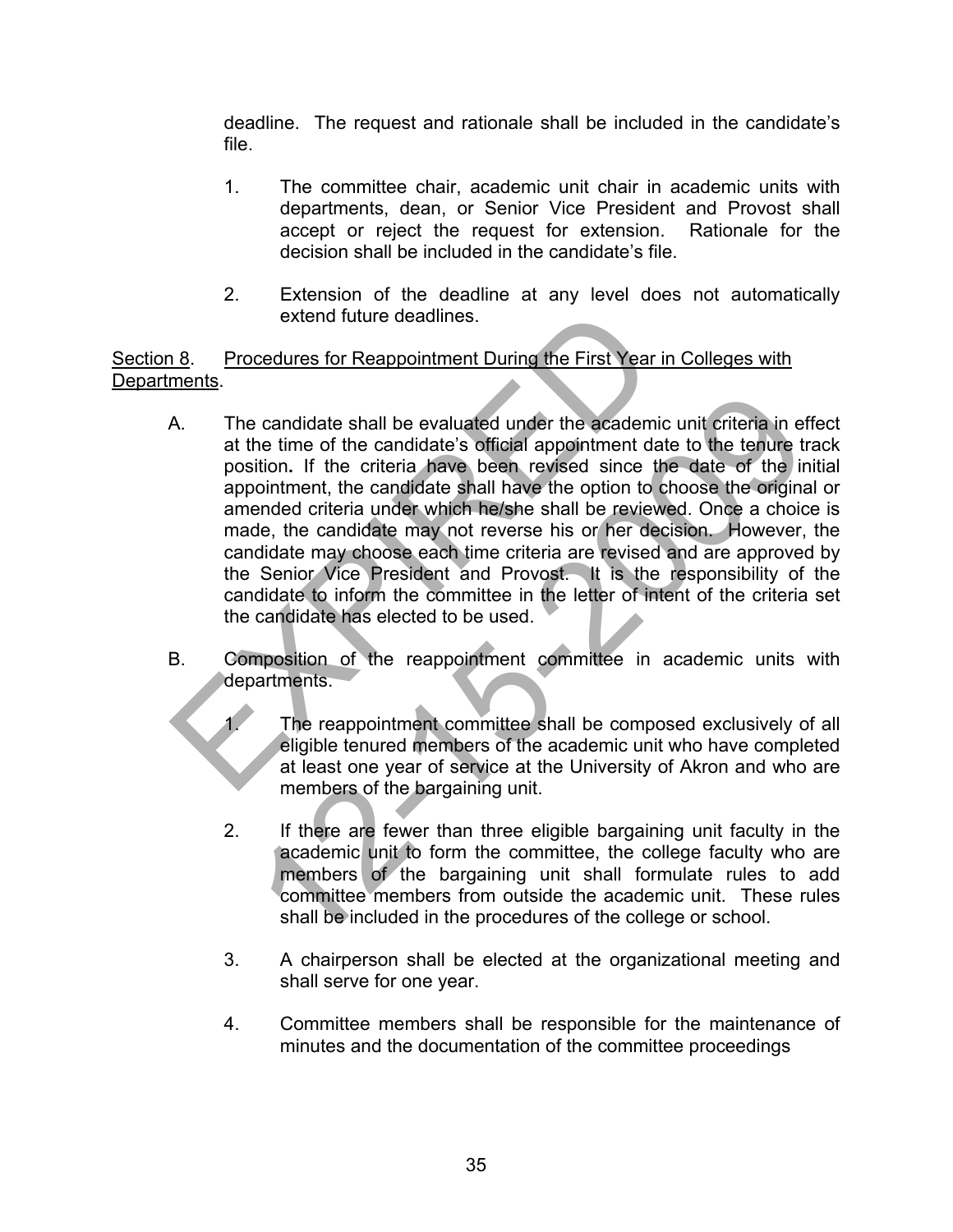deadline. The request and rationale shall be included in the candidate's file.

1. The committee chair, academic unit chair in academic units with departments, dean, or Senior Vice President and Provost shall accept or reject the request for extension. Rationale for the decision shall be included in the candidate's file.

2. Extension of the deadline at any level does not automatically extend future deadlines.

Section 8. Procedures for Reappointment During the First Year in Colleges with Departments.

A. The candidate shall be evaluated under the academic unit criteria in effect at the time of the candidate's official appointment date to the tenure track position**.** If the criteria have been revised since the date of the initial appointment, the candidate shall have the option to choose the original or amended criteria under which he/she shall be reviewed. Once a choice is made, the candidate may not reverse his or her decision. However, the candidate may choose each time criteria are revised and are approved by the Senior Vice President and Provost. It is the responsibility of the candidate to inform the committee in the letter of intent of the criteria set the candidate has elected to be used.

B. Composition of the reappointment committee in academic units with departments.

1. The reappointment committee shall be composed exclusively of all eligible tenured members of the academic unit who have completed at least one year of service at the University of Akron and who are members of the bargaining unit.

2. If there are fewer than three eligible bargaining unit faculty in the academic unit to form the committee, the college faculty who are members of the bargaining unit shall formulate rules to add committee members from outside the academic unit. These rules shall be included in the procedures of the college or school.

3. A chairperson shall be elected at the organizational meeting and shall serve for one year.

4. Committee members shall be responsible for the maintenance of minutes and the documentation of the committee proceedings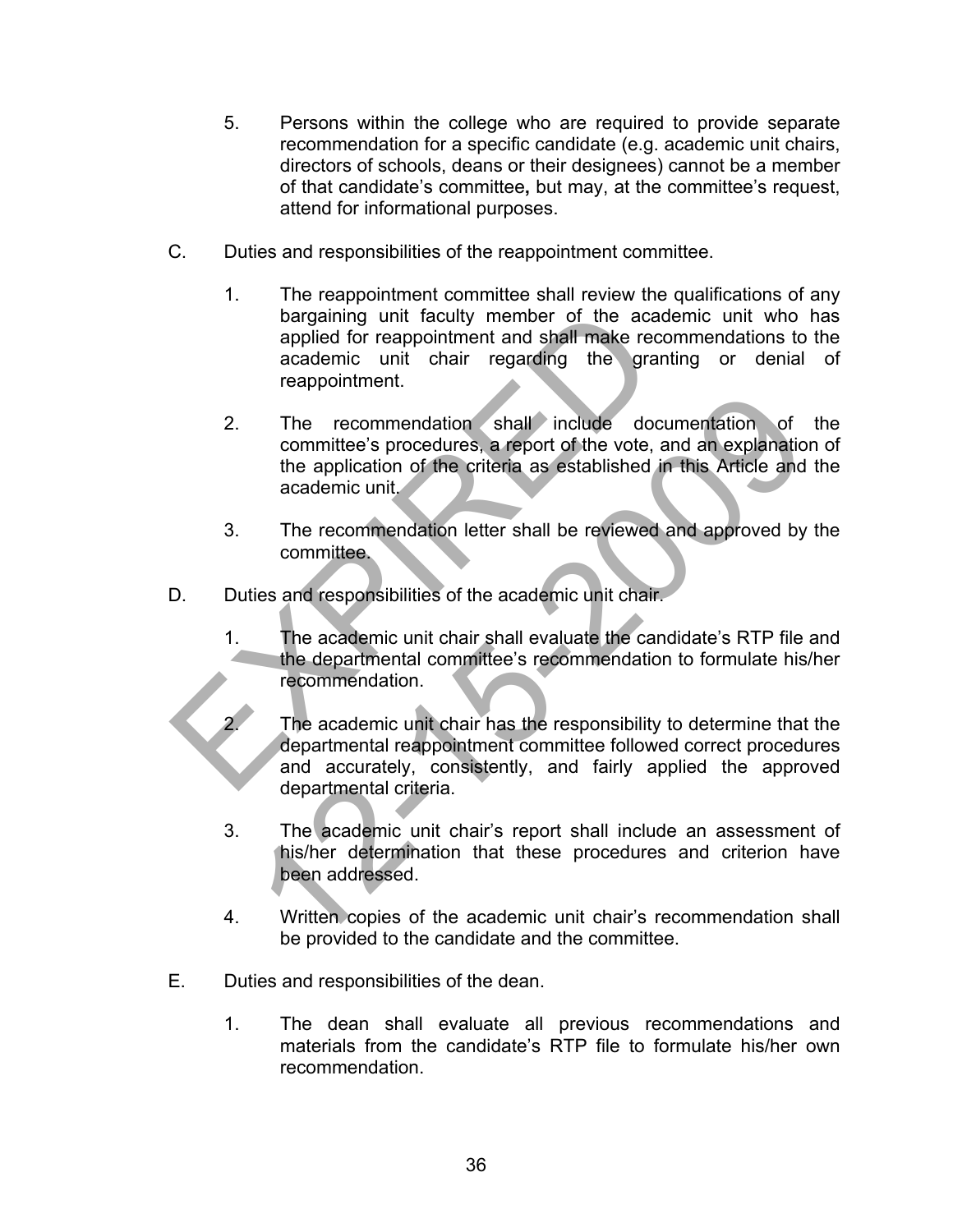5. Persons within the college who are required to provide separate recommendation for a specific candidate (e.g. academic unit chairs, directors of schools, deans or their designees) cannot be a member of that candidate's committee**,** but may, at the committee's request, attend for informational purposes.

C. Duties and responsibilities of the reappointment committee.

   1. The reappointment committee shall review the qualifications of any bargaining unit faculty member of the academic unit who has applied for reappointment and shall make recommendations to the academic unit chair regarding the granting or denial of reappointment.

   2. The recommendation shall include documentation of the committee's procedures, a report of the vote, and an explanation of the application of the criteria as established in this Article and the academic unit.

   3. The recommendation letter shall be reviewed and approved by the committee.

D. Duties and responsibilities of the academic unit chair.

   1. The academic unit chair shall evaluate the candidate's RTP file and the departmental committee's recommendation to formulate his/her recommendation.

   2. The academic unit chair has the responsibility to determine that the departmental reappointment committee followed correct procedures and accurately, consistently, and fairly applied the approved departmental criteria.

   3. The academic unit chair's report shall include an assessment of his/her determination that these procedures and criterion have been addressed.

   4. Written copies of the academic unit chair's recommendation shall be provided to the candidate and the committee.

E. Duties and responsibilities of the dean.

   1. The dean shall evaluate all previous recommendations and materials from the candidate's RTP file to formulate his/her own recommendation.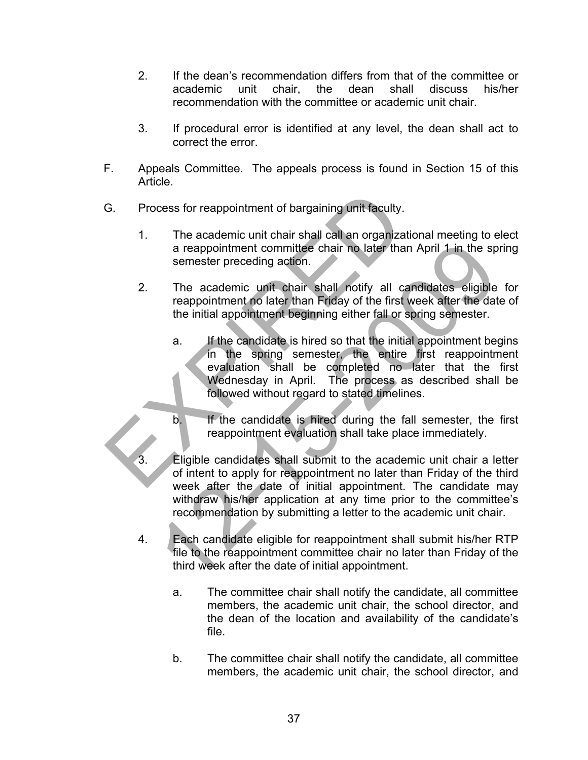2. If the dean's recommendation differs from that of the committee or academic unit chair, the dean shall discuss his/her recommendation with the committee or academic unit chair.

3. If procedural error is identified at any level, the dean shall act to correct the error.

F. Appeals Committee. The appeals process is found in Section 15 of this Article.

G. Process for reappointment of bargaining unit faculty.

1. The academic unit chair shall call an organizational meeting to elect a reappointment committee chair no later than April 1 in the spring semester preceding action.

2. The academic unit chair shall notify all candidates eligible for reappointment no later than Friday of the first week after the date of the initial appointment beginning either fall or spring semester.

   a. If the candidate is hired so that the initial appointment begins in the spring semester, the entire first reappointment evaluation shall be completed no later that the first Wednesday in April. The process as described shall be followed without regard to stated timelines.

   b. If the candidate is hired during the fall semester, the first reappointment evaluation shall take place immediately.

3. Eligible candidates shall submit to the academic unit chair a letter of intent to apply for reappointment no later than Friday of the third week after the date of initial appointment. The candidate may withdraw his/her application at any time prior to the committee's recommendation by submitting a letter to the academic unit chair.

4. Each candidate eligible for reappointment shall submit his/her RTP file to the reappointment committee chair no later than Friday of the third week after the date of initial appointment.

   a. The committee chair shall notify the candidate, all committee members, the academic unit chair, the school director, and the dean of the location and availability of the candidate's file.

   b. The committee chair shall notify the candidate, all committee members, the academic unit chair, the school director, and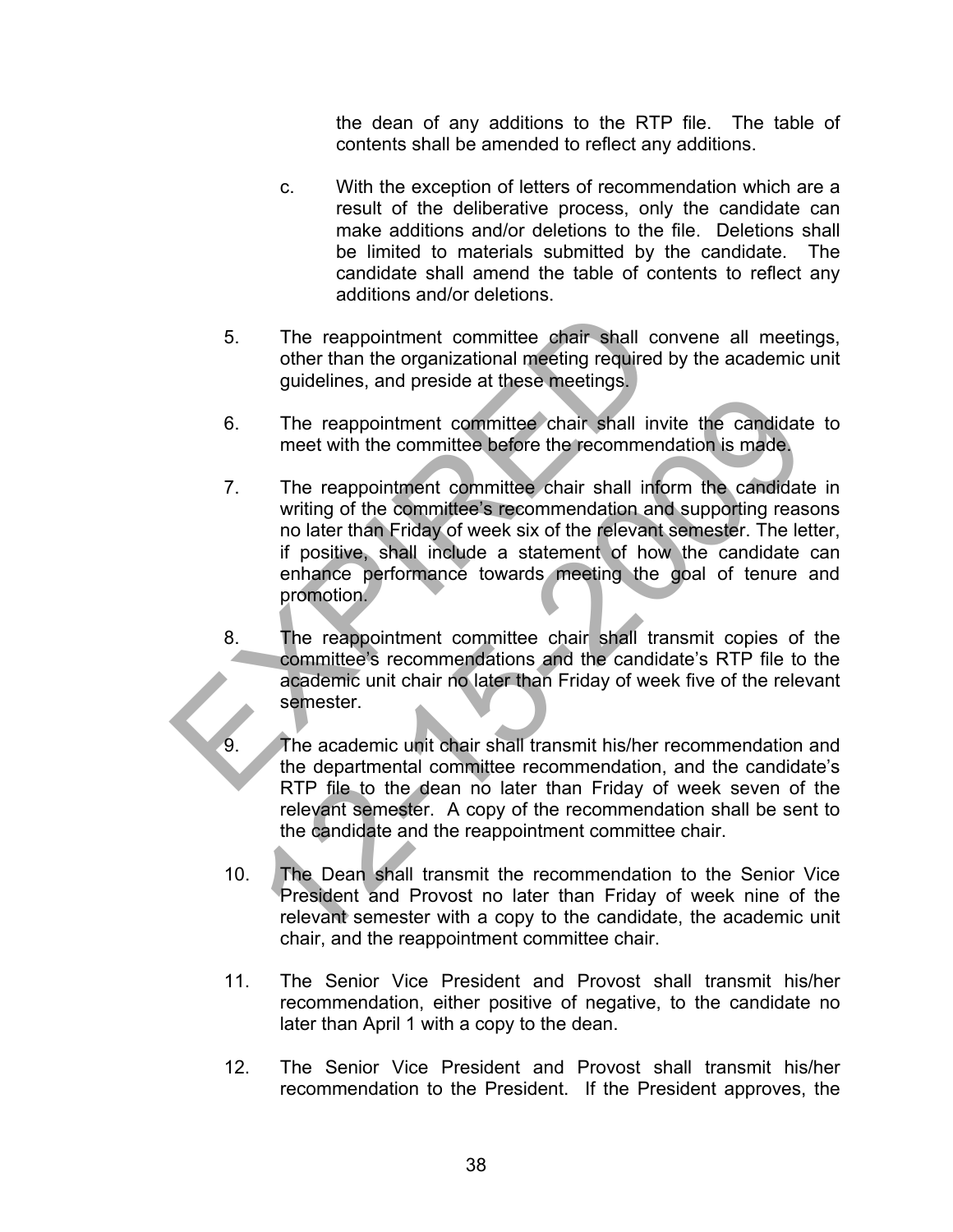the dean of any additions to the RTP file. The table of contents shall be amended to reflect any additions.

c. With the exception of letters of recommendation which are a result of the deliberative process, only the candidate can make additions and/or deletions to the file. Deletions shall be limited to materials submitted by the candidate. The candidate shall amend the table of contents to reflect any additions and/or deletions.

5. The reappointment committee chair shall convene all meetings, other than the organizational meeting required by the academic unit guidelines, and preside at these meetings.

6. The reappointment committee chair shall invite the candidate to meet with the committee before the recommendation is made.

7. The reappointment committee chair shall inform the candidate in writing of the committee's recommendation and supporting reasons no later than Friday of week six of the relevant semester. The letter, if positive, shall include a statement of how the candidate can enhance performance towards meeting the goal of tenure and promotion.

8. The reappointment committee chair shall transmit copies of the committee's recommendations and the candidate's RTP file to the academic unit chair no later than Friday of week five of the relevant semester.

9. The academic unit chair shall transmit his/her recommendation and the departmental committee recommendation, and the candidate's RTP file to the dean no later than Friday of week seven of the relevant semester. A copy of the recommendation shall be sent to the candidate and the reappointment committee chair.

10. The Dean shall transmit the recommendation to the Senior Vice President and Provost no later than Friday of week nine of the relevant semester with a copy to the candidate, the academic unit chair, and the reappointment committee chair.

11. The Senior Vice President and Provost shall transmit his/her recommendation, either positive of negative, to the candidate no later than April 1 with a copy to the dean.

12. The Senior Vice President and Provost shall transmit his/her recommendation to the President. If the President approves, the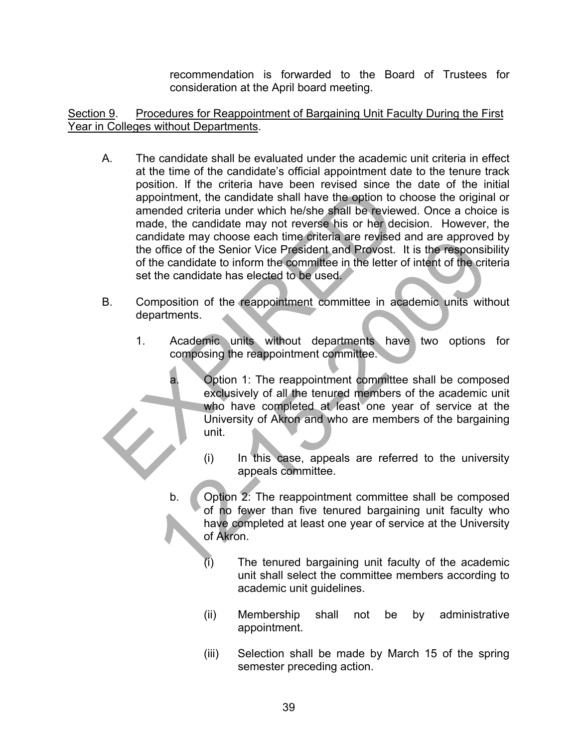recommendation is forwarded to the Board of Trustees for consideration at the April board meeting.

Section 9. Procedures for Reappointment of Bargaining Unit Faculty During the First Year in Colleges without Departments.

A. The candidate shall be evaluated under the academic unit criteria in effect at the time of the candidate's official appointment date to the tenure track position. If the criteria have been revised since the date of the initial appointment, the candidate shall have the option to choose the original or amended criteria under which he/she shall be reviewed. Once a choice is made, the candidate may not reverse his or her decision. However, the candidate may choose each time criteria are revised and are approved by the office of the Senior Vice President and Provost. It is the responsibility of the candidate to inform the committee in the letter of intent of the criteria set the candidate has elected to be used.

B. Composition of the reappointment committee in academic units without departments.

   1. Academic units without departments have two options for composing the reappointment committee.

      a. Option 1: The reappointment committee shall be composed exclusively of all the tenured members of the academic unit who have completed at least one year of service at the University of Akron and who are members of the bargaining unit.

         (i) In this case, appeals are referred to the university appeals committee.

      b. Option 2: The reappointment committee shall be composed of no fewer than five tenured bargaining unit faculty who have completed at least one year of service at the University of Akron.

         (i) The tenured bargaining unit faculty of the academic unit shall select the committee members according to academic unit guidelines.

         (ii) Membership shall not be by administrative appointment.

         (iii) Selection shall be made by March 15 of the spring semester preceding action.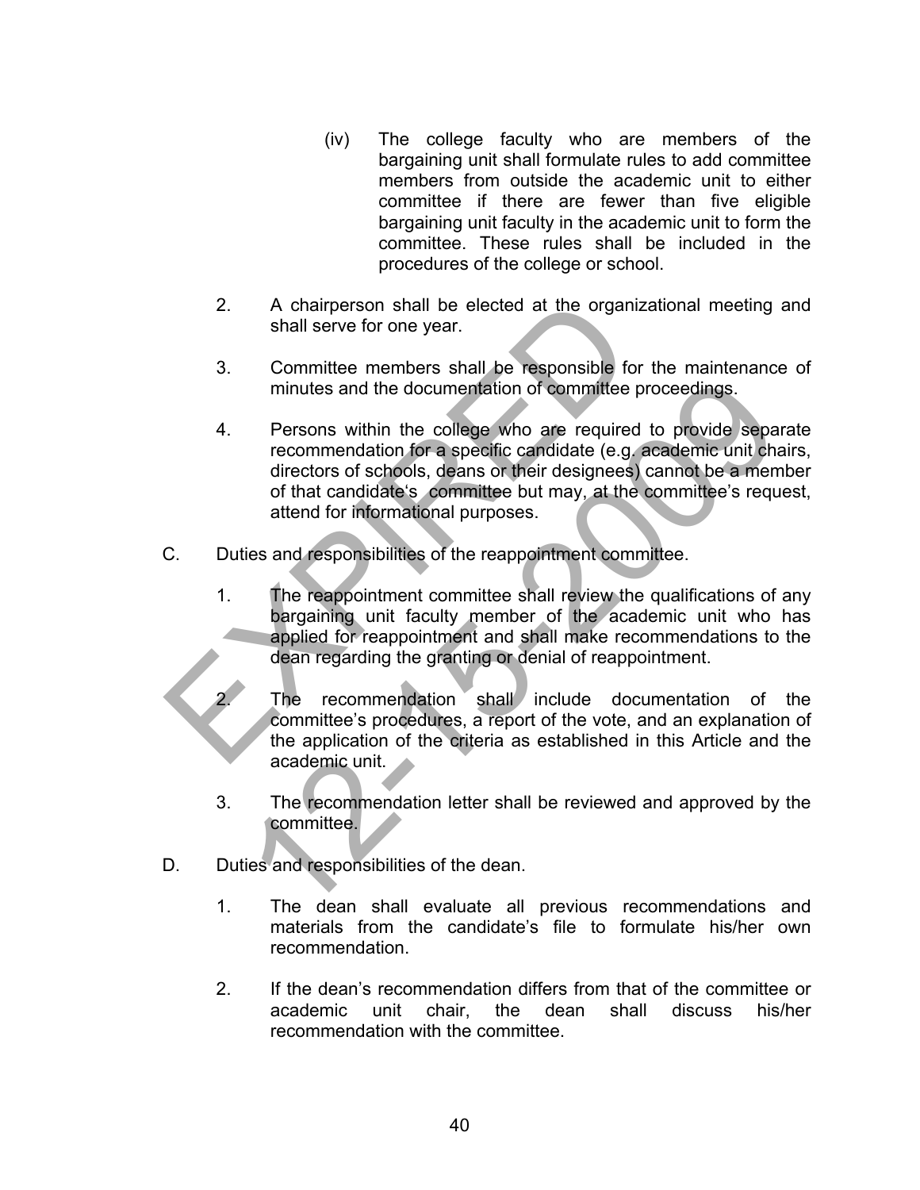(iv) The college faculty who are members of the bargaining unit shall formulate rules to add committee members from outside the academic unit to either committee if there are fewer than five eligible bargaining unit faculty in the academic unit to form the committee. These rules shall be included in the procedures of the college or school.

2. A chairperson shall be elected at the organizational meeting and shall serve for one year.

3. Committee members shall be responsible for the maintenance of minutes and the documentation of committee proceedings.

4. Persons within the college who are required to provide separate recommendation for a specific candidate (e.g. academic unit chairs, directors of schools, deans or their designees) cannot be a member of that candidate's committee but may, at the committee's request, attend for informational purposes.

C. Duties and responsibilities of the reappointment committee.

1. The reappointment committee shall review the qualifications of any bargaining unit faculty member of the academic unit who has applied for reappointment and shall make recommendations to the dean regarding the granting or denial of reappointment.

2. The recommendation shall include documentation of the committee's procedures, a report of the vote, and an explanation of the application of the criteria as established in this Article and the academic unit.

3. The recommendation letter shall be reviewed and approved by the committee.

D. Duties and responsibilities of the dean.

1. The dean shall evaluate all previous recommendations and materials from the candidate's file to formulate his/her own recommendation.

2. If the dean's recommendation differs from that of the committee or academic unit chair, the dean shall discuss his/her recommendation with the committee.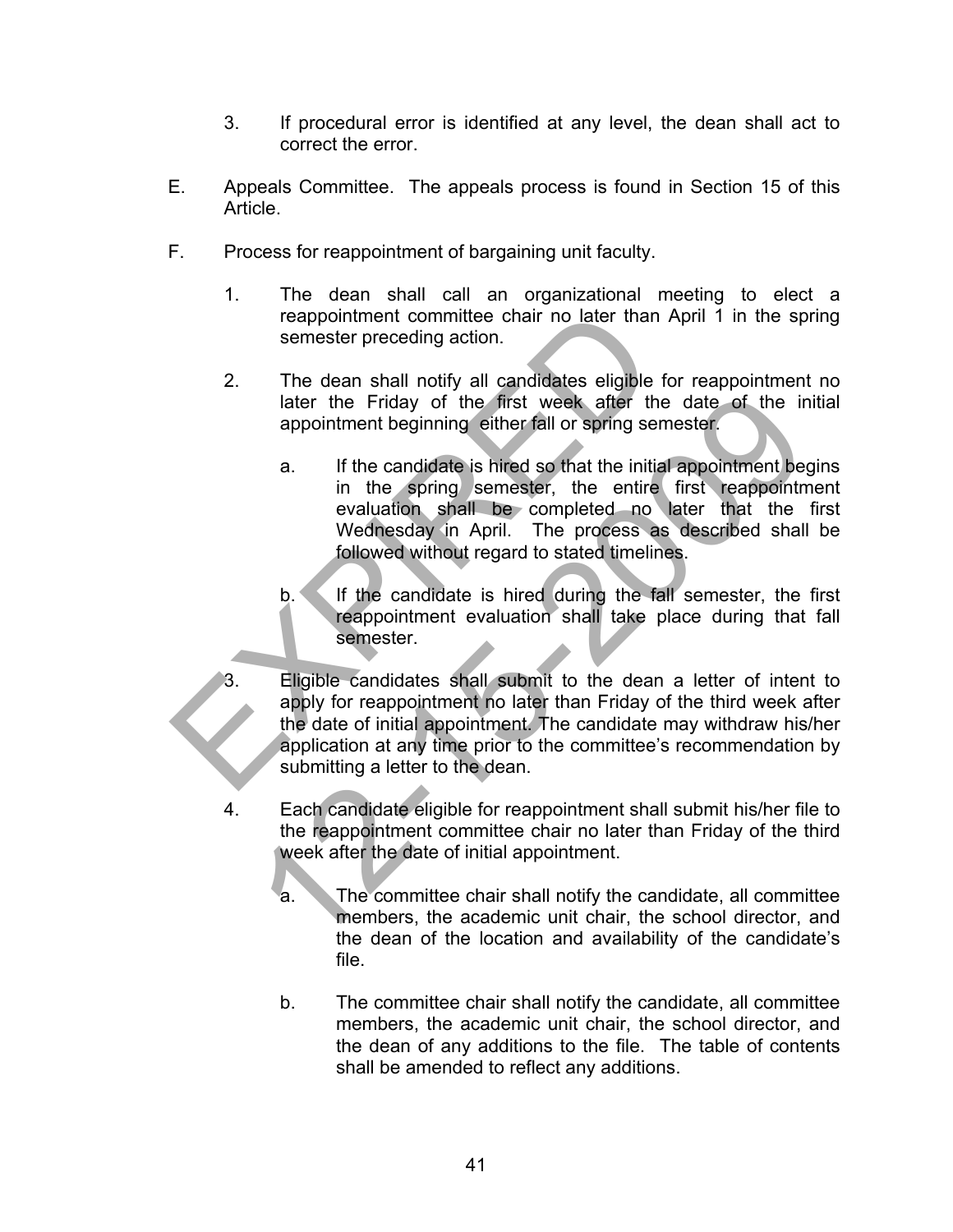3. If procedural error is identified at any level, the dean shall act to correct the error.

E. Appeals Committee. The appeals process is found in Section 15 of this Article.

F. Process for reappointment of bargaining unit faculty.

   1. The dean shall call an organizational meeting to elect a reappointment committee chair no later than April 1 in the spring semester preceding action.

   2. The dean shall notify all candidates eligible for reappointment no later the Friday of the first week after the date of the initial appointment beginning either fall or spring semester.

      a. If the candidate is hired so that the initial appointment begins in the spring semester, the entire first reappointment evaluation shall be completed no later that the first Wednesday in April. The process as described shall be followed without regard to stated timelines.

      b. If the candidate is hired during the fall semester, the first reappointment evaluation shall take place during that fall semester.

   3. Eligible candidates shall submit to the dean a letter of intent to apply for reappointment no later than Friday of the third week after the date of initial appointment. The candidate may withdraw his/her application at any time prior to the committee's recommendation by submitting a letter to the dean.

   4. Each candidate eligible for reappointment shall submit his/her file to the reappointment committee chair no later than Friday of the third week after the date of initial appointment.

      a. The committee chair shall notify the candidate, all committee members, the academic unit chair, the school director, and the dean of the location and availability of the candidate's file.

      b. The committee chair shall notify the candidate, all committee members, the academic unit chair, the school director, and the dean of any additions to the file. The table of contents shall be amended to reflect any additions.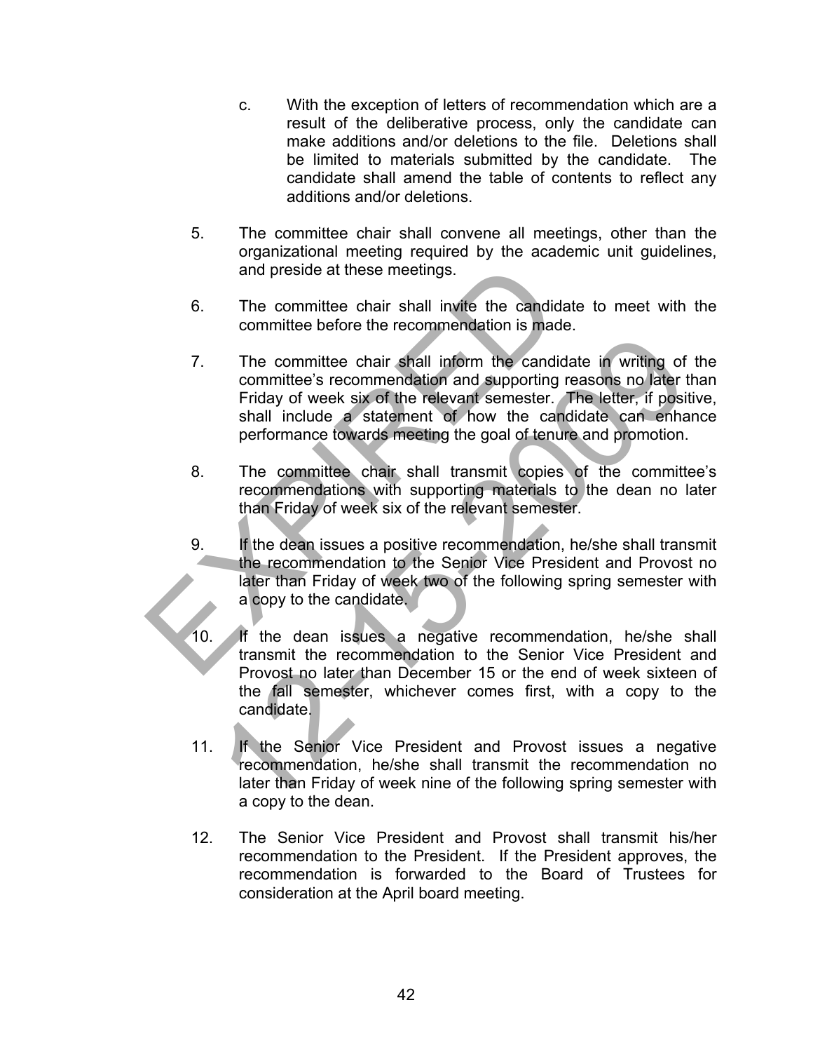c. With the exception of letters of recommendation which are a result of the deliberative process, only the candidate can make additions and/or deletions to the file. Deletions shall be limited to materials submitted by the candidate. The candidate shall amend the table of contents to reflect any additions and/or deletions.

5. The committee chair shall convene all meetings, other than the organizational meeting required by the academic unit guidelines, and preside at these meetings.

6. The committee chair shall invite the candidate to meet with the committee before the recommendation is made.

7. The committee chair shall inform the candidate in writing of the committee's recommendation and supporting reasons no later than Friday of week six of the relevant semester. The letter, if positive, shall include a statement of how the candidate can enhance performance towards meeting the goal of tenure and promotion.

8. The committee chair shall transmit copies of the committee's recommendations with supporting materials to the dean no later than Friday of week six of the relevant semester.

9. If the dean issues a positive recommendation, he/she shall transmit the recommendation to the Senior Vice President and Provost no later than Friday of week two of the following spring semester with a copy to the candidate.

10. If the dean issues a negative recommendation, he/she shall transmit the recommendation to the Senior Vice President and Provost no later than December 15 or the end of week sixteen of the fall semester, whichever comes first, with a copy to the candidate.

11. If the Senior Vice President and Provost issues a negative recommendation, he/she shall transmit the recommendation no later than Friday of week nine of the following spring semester with a copy to the dean.

12. The Senior Vice President and Provost shall transmit his/her recommendation to the President. If the President approves, the recommendation is forwarded to the Board of Trustees for consideration at the April board meeting.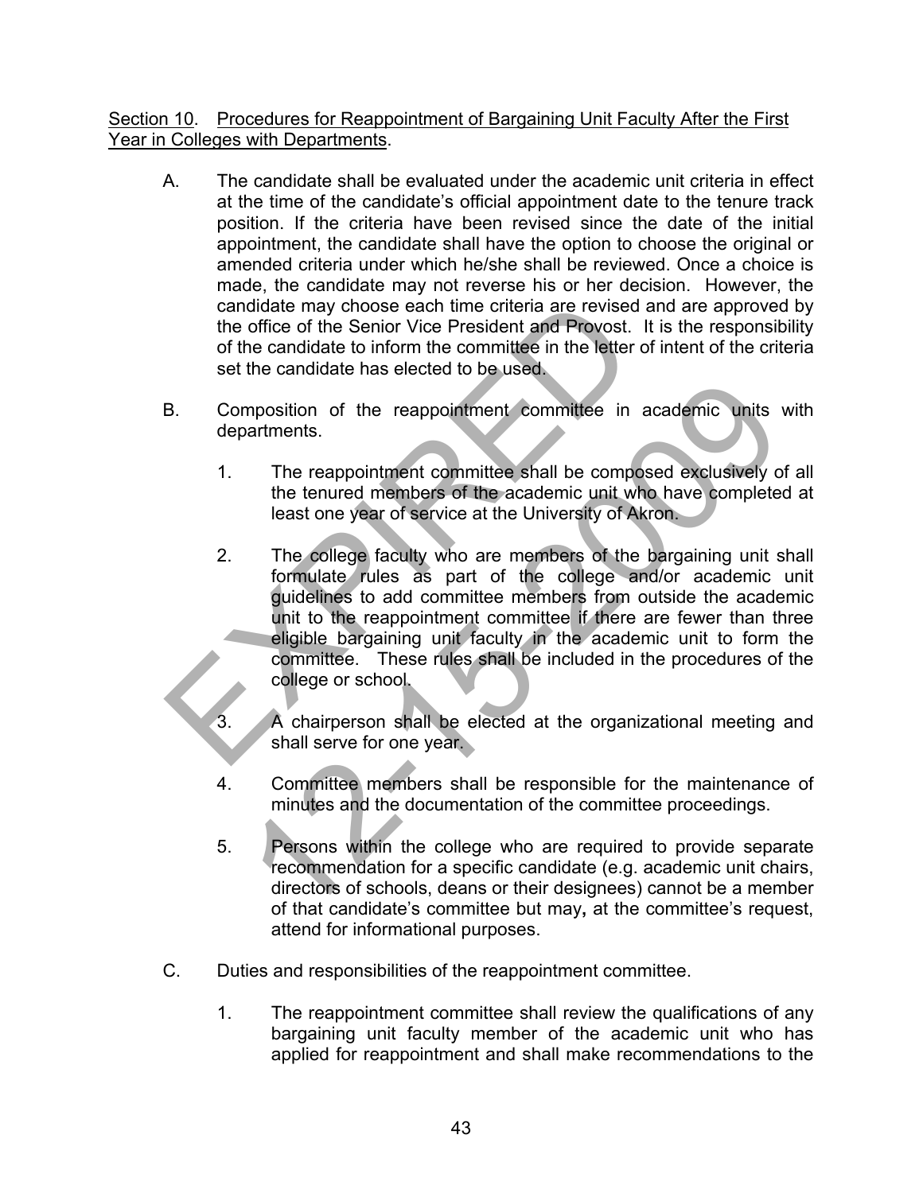Section 10. Procedures for Reappointment of Bargaining Unit Faculty After the First Year in Colleges with Departments.

A. The candidate shall be evaluated under the academic unit criteria in effect at the time of the candidate's official appointment date to the tenure track position. If the criteria have been revised since the date of the initial appointment, the candidate shall have the option to choose the original or amended criteria under which he/she shall be reviewed. Once a choice is made, the candidate may not reverse his or her decision. However, the candidate may choose each time criteria are revised and are approved by the office of the Senior Vice President and Provost. It is the responsibility of the candidate to inform the committee in the letter of intent of the criteria set the candidate has elected to be used.

B. Composition of the reappointment committee in academic units with departments.

   1. The reappointment committee shall be composed exclusively of all the tenured members of the academic unit who have completed at least one year of service at the University of Akron.

   2. The college faculty who are members of the bargaining unit shall formulate rules as part of the college and/or academic unit guidelines to add committee members from outside the academic unit to the reappointment committee if there are fewer than three eligible bargaining unit faculty in the academic unit to form the committee. These rules shall be included in the procedures of the college or school.

   3. A chairperson shall be elected at the organizational meeting and shall serve for one year.

   4. Committee members shall be responsible for the maintenance of minutes and the documentation of the committee proceedings.

   5. Persons within the college who are required to provide separate recommendation for a specific candidate (e.g. academic unit chairs, directors of schools, deans or their designees) cannot be a member of that candidate's committee but may**,** at the committee's request, attend for informational purposes.

C. Duties and responsibilities of the reappointment committee.

   1. The reappointment committee shall review the qualifications of any bargaining unit faculty member of the academic unit who has applied for reappointment and shall make recommendations to the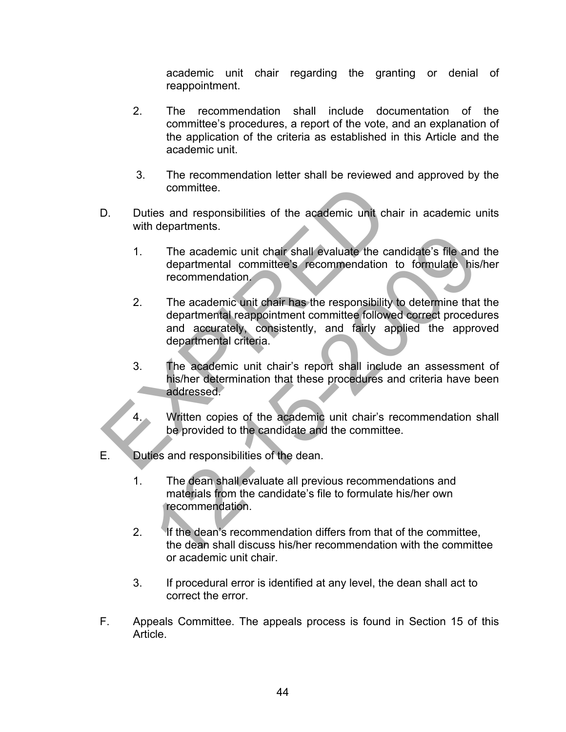academic unit chair regarding the granting or denial of reappointment.

2. The recommendation shall include documentation of the committee's procedures, a report of the vote, and an explanation of the application of the criteria as established in this Article and the academic unit.

3. The recommendation letter shall be reviewed and approved by the committee.

D. Duties and responsibilities of the academic unit chair in academic units with departments.

1. The academic unit chair shall evaluate the candidate's file and the departmental committee's recommendation to formulate his/her recommendation.

2. The academic unit chair has the responsibility to determine that the departmental reappointment committee followed correct procedures and accurately, consistently, and fairly applied the approved departmental criteria.

3. The academic unit chair's report shall include an assessment of his/her determination that these procedures and criteria have been addressed.

4. Written copies of the academic unit chair's recommendation shall be provided to the candidate and the committee.

E. Duties and responsibilities of the dean.

1. The dean shall evaluate all previous recommendations and materials from the candidate's file to formulate his/her own recommendation.

2. If the dean's recommendation differs from that of the committee, the dean shall discuss his/her recommendation with the committee or academic unit chair.

3. If procedural error is identified at any level, the dean shall act to correct the error.

F. Appeals Committee. The appeals process is found in Section 15 of this Article.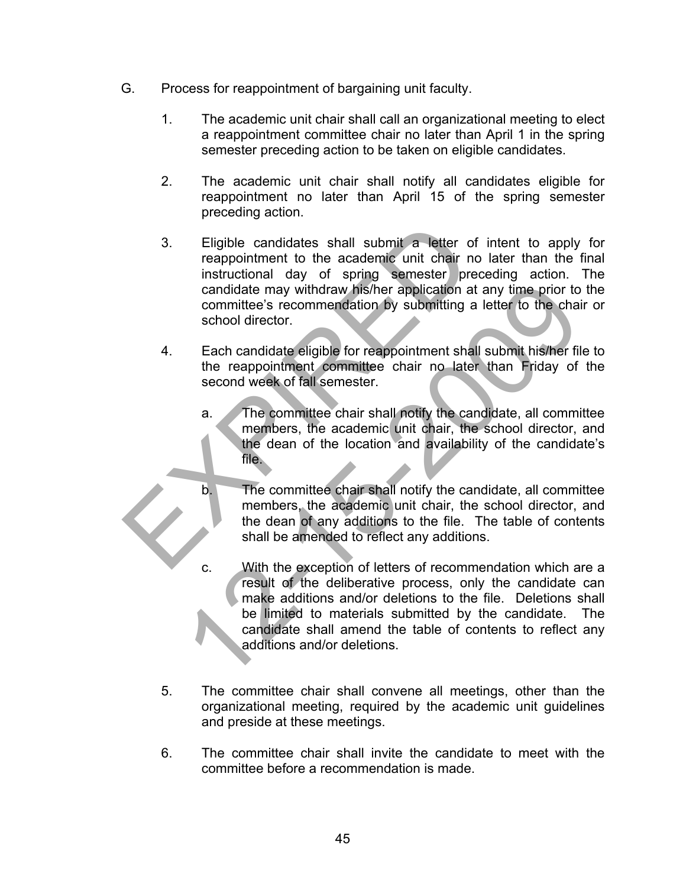G. Process for reappointment of bargaining unit faculty.

1. The academic unit chair shall call an organizational meeting to elect a reappointment committee chair no later than April 1 in the spring semester preceding action to be taken on eligible candidates.

2. The academic unit chair shall notify all candidates eligible for reappointment no later than April 15 of the spring semester preceding action.

3. Eligible candidates shall submit a letter of intent to apply for reappointment to the academic unit chair no later than the final instructional day of spring semester preceding action. The candidate may withdraw his/her application at any time prior to the committee's recommendation by submitting a letter to the chair or school director.

4. Each candidate eligible for reappointment shall submit his/her file to the reappointment committee chair no later than Friday of the second week of fall semester.

   a. The committee chair shall notify the candidate, all committee members, the academic unit chair, the school director, and the dean of the location and availability of the candidate's file.

   b. The committee chair shall notify the candidate, all committee members, the academic unit chair, the school director, and the dean of any additions to the file. The table of contents shall be amended to reflect any additions.

   c. With the exception of letters of recommendation which are a result of the deliberative process, only the candidate can make additions and/or deletions to the file. Deletions shall be limited to materials submitted by the candidate. The candidate shall amend the table of contents to reflect any additions and/or deletions.

5. The committee chair shall convene all meetings, other than the organizational meeting, required by the academic unit guidelines and preside at these meetings.

6. The committee chair shall invite the candidate to meet with the committee before a recommendation is made.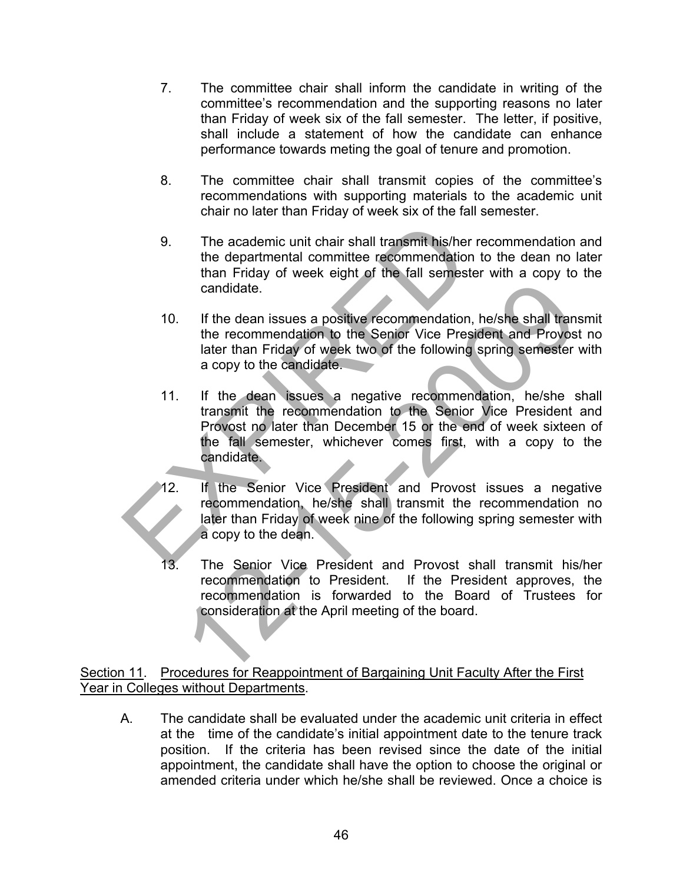7. The committee chair shall inform the candidate in writing of the committee's recommendation and the supporting reasons no later than Friday of week six of the fall semester. The letter, if positive, shall include a statement of how the candidate can enhance performance towards meting the goal of tenure and promotion.

8. The committee chair shall transmit copies of the committee's recommendations with supporting materials to the academic unit chair no later than Friday of week six of the fall semester.

9. The academic unit chair shall transmit his/her recommendation and the departmental committee recommendation to the dean no later than Friday of week eight of the fall semester with a copy to the candidate.

10. If the dean issues a positive recommendation, he/she shall transmit the recommendation to the Senior Vice President and Provost no later than Friday of week two of the following spring semester with a copy to the candidate.

11. If the dean issues a negative recommendation, he/she shall transmit the recommendation to the Senior Vice President and Provost no later than December 15 or the end of week sixteen of the fall semester, whichever comes first, with a copy to the candidate.

12. If the Senior Vice President and Provost issues a negative recommendation, he/she shall transmit the recommendation no later than Friday of week nine of the following spring semester with a copy to the dean.

13. The Senior Vice President and Provost shall transmit his/her recommendation to President. If the President approves, the recommendation is forwarded to the Board of Trustees for consideration at the April meeting of the board.

<u>Section 11</u>. <u>Procedures for Reappointment of Bargaining Unit Faculty After the First Year in Colleges without Departments</u>.

A. The candidate shall be evaluated under the academic unit criteria in effect at the time of the candidate's initial appointment date to the tenure track position. If the criteria has been revised since the date of the initial appointment, the candidate shall have the option to choose the original or amended criteria under which he/she shall be reviewed. Once a choice is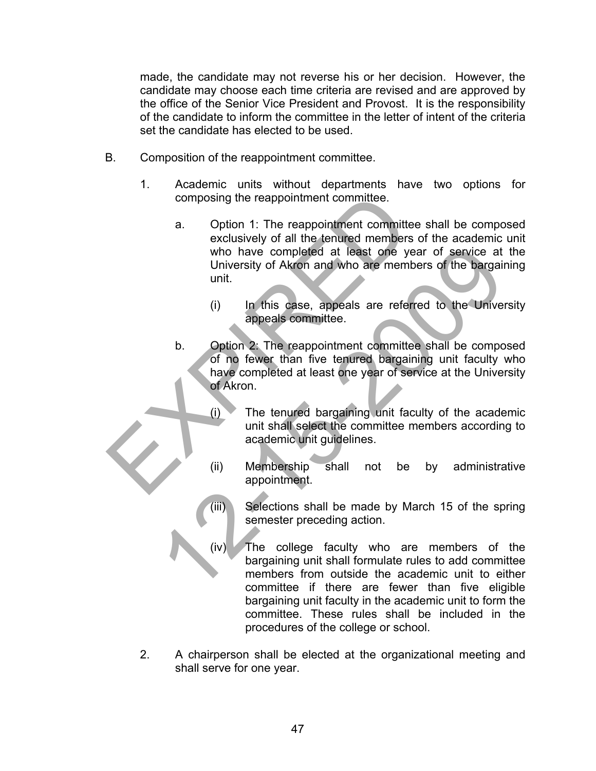made, the candidate may not reverse his or her decision. However, the candidate may choose each time criteria are revised and are approved by the office of the Senior Vice President and Provost. It is the responsibility of the candidate to inform the committee in the letter of intent of the criteria set the candidate has elected to be used.

B. Composition of the reappointment committee.

   1. Academic units without departments have two options for composing the reappointment committee.

      a. Option 1: The reappointment committee shall be composed exclusively of all the tenured members of the academic unit who have completed at least one year of service at the University of Akron and who are members of the bargaining unit.

         (i) In this case, appeals are referred to the University appeals committee.

      b. Option 2: The reappointment committee shall be composed of no fewer than five tenured bargaining unit faculty who have completed at least one year of service at the University of Akron.

         (i) The tenured bargaining unit faculty of the academic unit shall select the committee members according to academic unit guidelines.

         (ii) Membership shall not be by administrative appointment.

         (iii) Selections shall be made by March 15 of the spring semester preceding action.

         (iv) The college faculty who are members of the bargaining unit shall formulate rules to add committee members from outside the academic unit to either committee if there are fewer than five eligible bargaining unit faculty in the academic unit to form the committee. These rules shall be included in the procedures of the college or school.

   2. A chairperson shall be elected at the organizational meeting and shall serve for one year.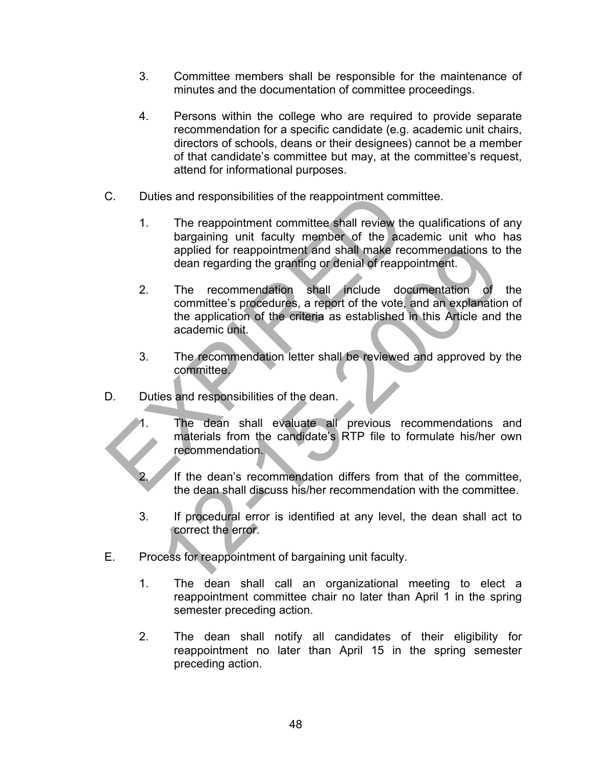3. Committee members shall be responsible for the maintenance of minutes and the documentation of committee proceedings.

4. Persons within the college who are required to provide separate recommendation for a specific candidate (e.g. academic unit chairs, directors of schools, deans or their designees) cannot be a member of that candidate's committee but may, at the committee's request, attend for informational purposes.

C. Duties and responsibilities of the reappointment committee.

   1. The reappointment committee shall review the qualifications of any bargaining unit faculty member of the academic unit who has applied for reappointment and shall make recommendations to the dean regarding the granting or denial of reappointment.

   2. The recommendation shall include documentation of the committee's procedures, a report of the vote, and an explanation of the application of the criteria as established in this Article and the academic unit.

   3. The recommendation letter shall be reviewed and approved by the committee.

D. Duties and responsibilities of the dean.

   1. The dean shall evaluate all previous recommendations and materials from the candidate's RTP file to formulate his/her own recommendation.

   2. If the dean's recommendation differs from that of the committee, the dean shall discuss his/her recommendation with the committee.

   3. If procedural error is identified at any level, the dean shall act to correct the error.

E. Process for reappointment of bargaining unit faculty.

   1. The dean shall call an organizational meeting to elect a reappointment committee chair no later than April 1 in the spring semester preceding action.

   2. The dean shall notify all candidates of their eligibility for reappointment no later than April 15 in the spring semester preceding action.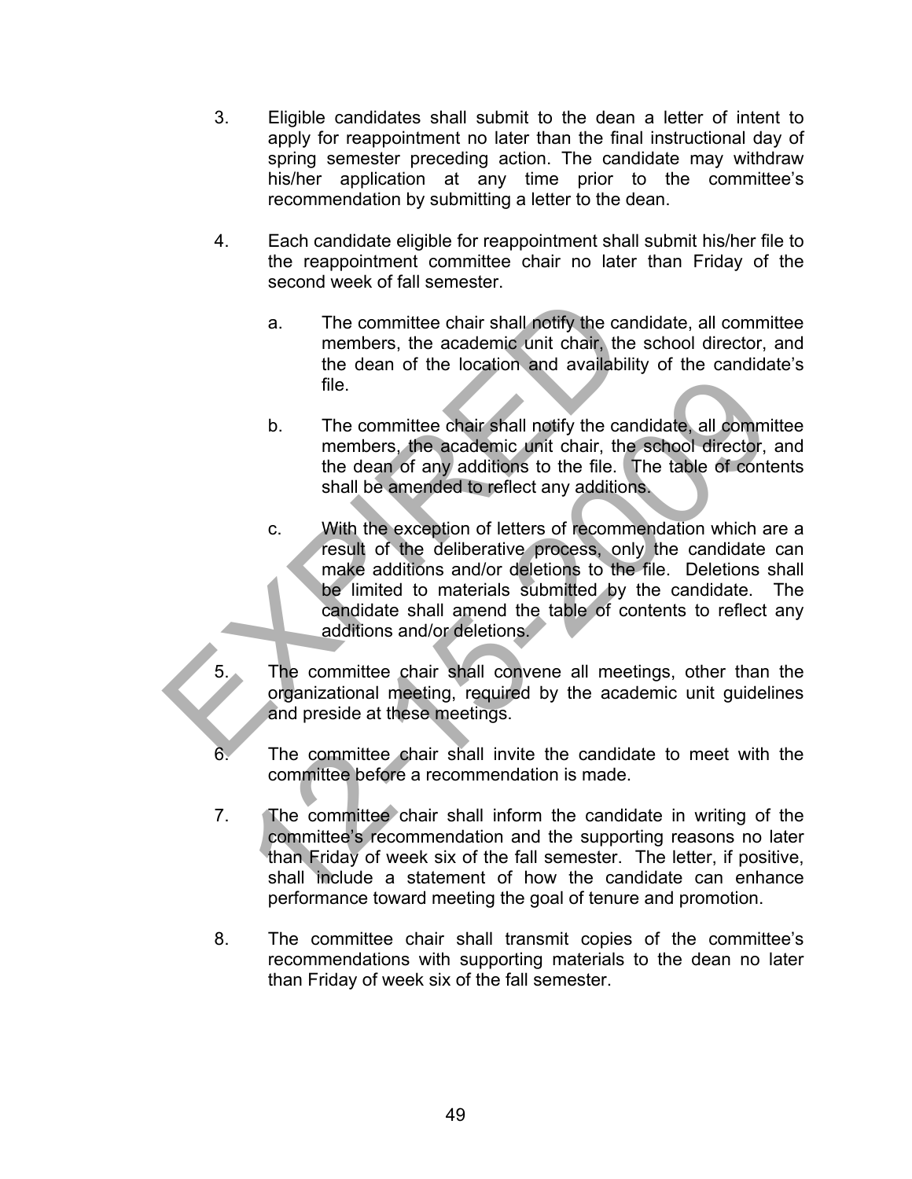3. Eligible candidates shall submit to the dean a letter of intent to apply for reappointment no later than the final instructional day of spring semester preceding action. The candidate may withdraw his/her application at any time prior to the committee's recommendation by submitting a letter to the dean.

4. Each candidate eligible for reappointment shall submit his/her file to the reappointment committee chair no later than Friday of the second week of fall semester.

   a. The committee chair shall notify the candidate, all committee members, the academic unit chair, the school director, and the dean of the location and availability of the candidate's file.

   b. The committee chair shall notify the candidate, all committee members, the academic unit chair, the school director, and the dean of any additions to the file. The table of contents shall be amended to reflect any additions.

   c. With the exception of letters of recommendation which are a result of the deliberative process, only the candidate can make additions and/or deletions to the file. Deletions shall be limited to materials submitted by the candidate. The candidate shall amend the table of contents to reflect any additions and/or deletions.

5. The committee chair shall convene all meetings, other than the organizational meeting, required by the academic unit guidelines and preside at these meetings.

6. The committee chair shall invite the candidate to meet with the committee before a recommendation is made.

7. The committee chair shall inform the candidate in writing of the committee's recommendation and the supporting reasons no later than Friday of week six of the fall semester. The letter, if positive, shall include a statement of how the candidate can enhance performance toward meeting the goal of tenure and promotion.

8. The committee chair shall transmit copies of the committee's recommendations with supporting materials to the dean no later than Friday of week six of the fall semester.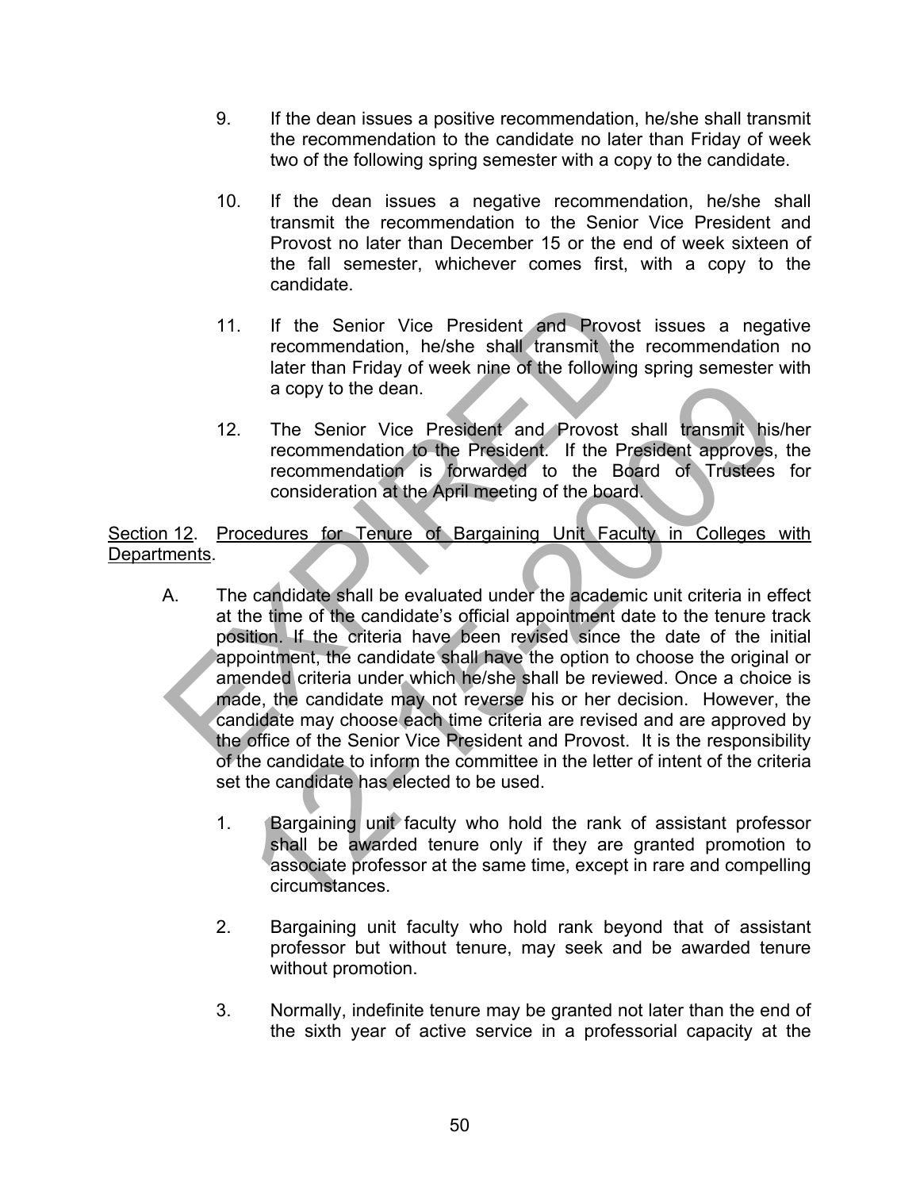9. If the dean issues a positive recommendation, he/she shall transmit the recommendation to the candidate no later than Friday of week two of the following spring semester with a copy to the candidate.

10. If the dean issues a negative recommendation, he/she shall transmit the recommendation to the Senior Vice President and Provost no later than December 15 or the end of week sixteen of the fall semester, whichever comes first, with a copy to the candidate.

11. If the Senior Vice President and Provost issues a negative recommendation, he/she shall transmit the recommendation no later than Friday of week nine of the following spring semester with a copy to the dean.

12. The Senior Vice President and Provost shall transmit his/her recommendation to the President. If the President approves, the recommendation is forwarded to the Board of Trustees for consideration at the April meeting of the board.

<u>Section 12</u>. <u>Procedures for Tenure of Bargaining Unit Faculty in Colleges with Departments</u>.

A. The candidate shall be evaluated under the academic unit criteria in effect at the time of the candidate's official appointment date to the tenure track position. If the criteria have been revised since the date of the initial appointment, the candidate shall have the option to choose the original or amended criteria under which he/she shall be reviewed. Once a choice is made, the candidate may not reverse his or her decision. However, the candidate may choose each time criteria are revised and are approved by the office of the Senior Vice President and Provost. It is the responsibility of the candidate to inform the committee in the letter of intent of the criteria set the candidate has elected to be used.

   1. Bargaining unit faculty who hold the rank of assistant professor shall be awarded tenure only if they are granted promotion to associate professor at the same time, except in rare and compelling circumstances.

   2. Bargaining unit faculty who hold rank beyond that of assistant professor but without tenure, may seek and be awarded tenure without promotion.

   3. Normally, indefinite tenure may be granted not later than the end of the sixth year of active service in a professorial capacity at the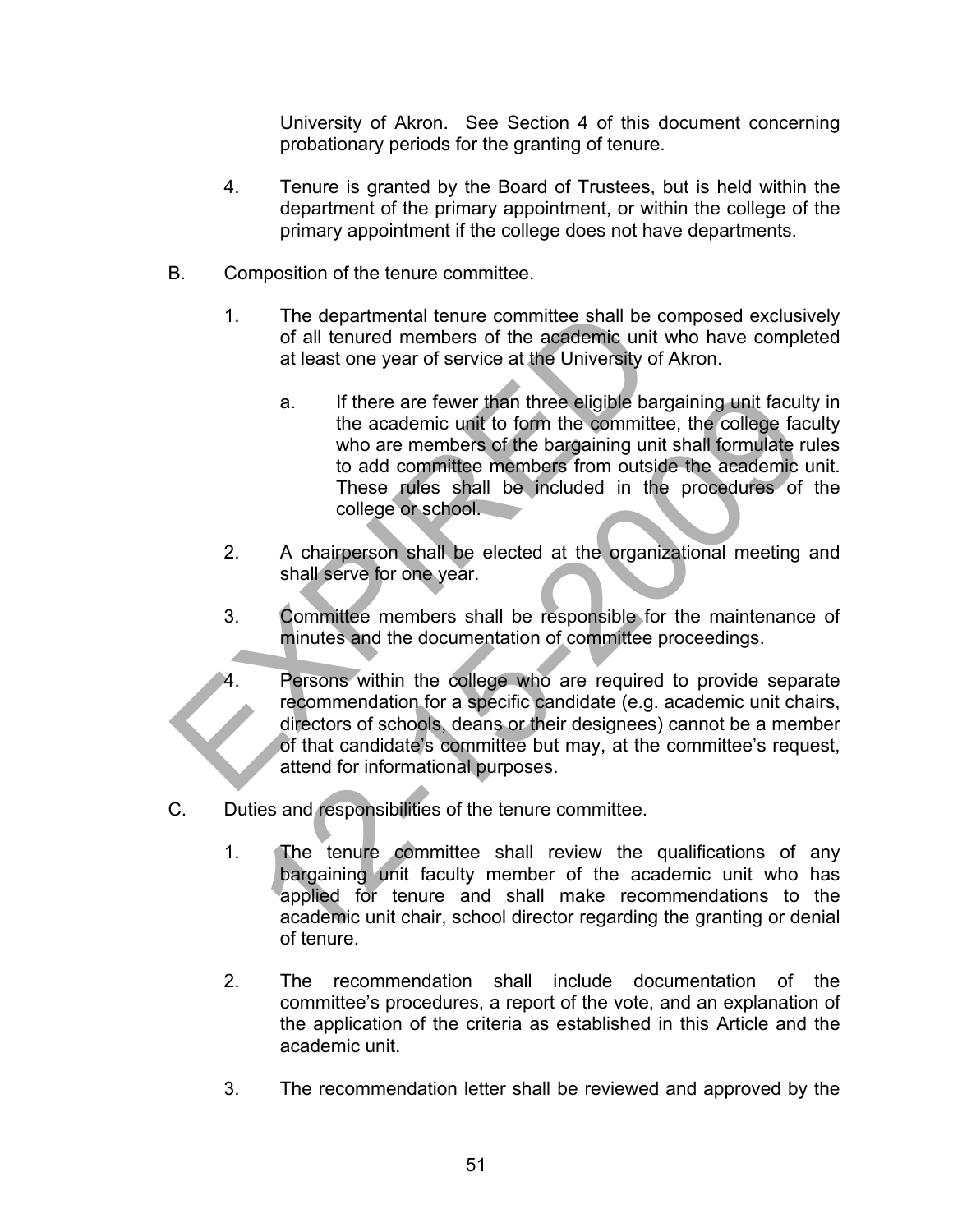University of Akron. See Section 4 of this document concerning probationary periods for the granting of tenure.

4. Tenure is granted by the Board of Trustees, but is held within the department of the primary appointment, or within the college of the primary appointment if the college does not have departments.

B. Composition of the tenure committee.

1. The departmental tenure committee shall be composed exclusively of all tenured members of the academic unit who have completed at least one year of service at the University of Akron.

   a. If there are fewer than three eligible bargaining unit faculty in the academic unit to form the committee, the college faculty who are members of the bargaining unit shall formulate rules to add committee members from outside the academic unit. These rules shall be included in the procedures of the college or school.

2. A chairperson shall be elected at the organizational meeting and shall serve for one year.

3. Committee members shall be responsible for the maintenance of minutes and the documentation of committee proceedings.

4. Persons within the college who are required to provide separate recommendation for a specific candidate (e.g. academic unit chairs, directors of schools, deans or their designees) cannot be a member of that candidate's committee but may, at the committee's request, attend for informational purposes.

C. Duties and responsibilities of the tenure committee.

1. The tenure committee shall review the qualifications of any bargaining unit faculty member of the academic unit who has applied for tenure and shall make recommendations to the academic unit chair, school director regarding the granting or denial of tenure.

2. The recommendation shall include documentation of the committee's procedures, a report of the vote, and an explanation of the application of the criteria as established in this Article and the academic unit.

3. The recommendation letter shall be reviewed and approved by the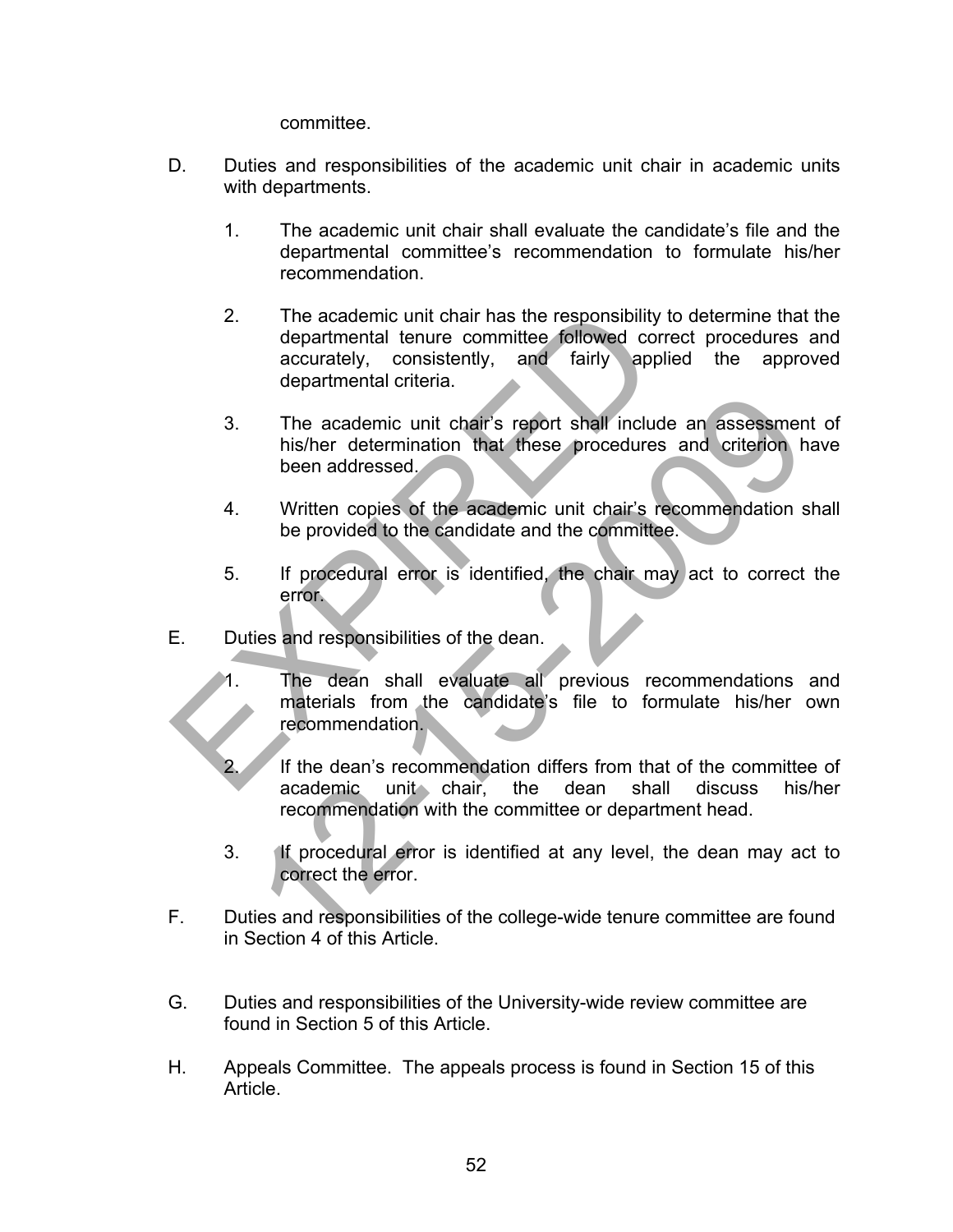committee.

D. Duties and responsibilities of the academic unit chair in academic units with departments.

   1. The academic unit chair shall evaluate the candidate's file and the departmental committee's recommendation to formulate his/her recommendation.

   2. The academic unit chair has the responsibility to determine that the departmental tenure committee followed correct procedures and accurately, consistently, and fairly applied the approved departmental criteria.

   3. The academic unit chair's report shall include an assessment of his/her determination that these procedures and criterion have been addressed.

   4. Written copies of the academic unit chair's recommendation shall be provided to the candidate and the committee.

   5. If procedural error is identified, the chair may act to correct the error.

E. Duties and responsibilities of the dean.

   1. The dean shall evaluate all previous recommendations and materials from the candidate's file to formulate his/her own recommendation.

   2. If the dean's recommendation differs from that of the committee of academic unit chair, the dean shall discuss his/her recommendation with the committee or department head.

   3. If procedural error is identified at any level, the dean may act to correct the error.

F. Duties and responsibilities of the college-wide tenure committee are found in Section 4 of this Article.

G. Duties and responsibilities of the University-wide review committee are found in Section 5 of this Article.

H. Appeals Committee. The appeals process is found in Section 15 of this Article.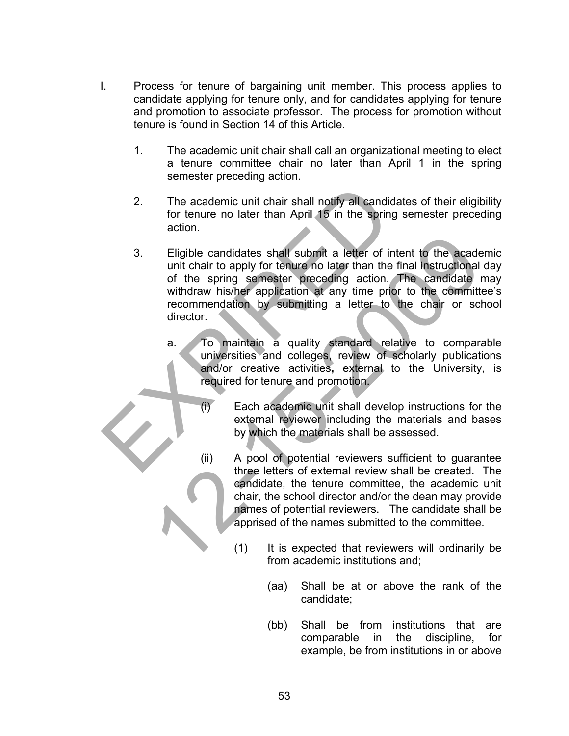I. Process for tenure of bargaining unit member. This process applies to candidate applying for tenure only, and for candidates applying for tenure and promotion to associate professor. The process for promotion without tenure is found in Section 14 of this Article.

   1. The academic unit chair shall call an organizational meeting to elect a tenure committee chair no later than April 1 in the spring semester preceding action.

   2. The academic unit chair shall notify all candidates of their eligibility for tenure no later than April 15 in the spring semester preceding action.

   3. Eligible candidates shall submit a letter of intent to the academic unit chair to apply for tenure no later than the final instructional day of the spring semester preceding action. The candidate may withdraw his/her application at any time prior to the committee's recommendation by submitting a letter to the chair or school director.

      a. To maintain a quality standard relative to comparable universities and colleges, review of scholarly publications and/or creative activities, external to the University, is required for tenure and promotion.

         (i) Each academic unit shall develop instructions for the external reviewer including the materials and bases by which the materials shall be assessed.

         (ii) A pool of potential reviewers sufficient to guarantee three letters of external review shall be created. The candidate, the tenure committee, the academic unit chair, the school director and/or the dean may provide names of potential reviewers. The candidate shall be apprised of the names submitted to the committee.

            (1) It is expected that reviewers will ordinarily be from academic institutions and;

               (aa) Shall be at or above the rank of the candidate;

               (bb) Shall be from institutions that are comparable in the discipline, for example, be from institutions in or above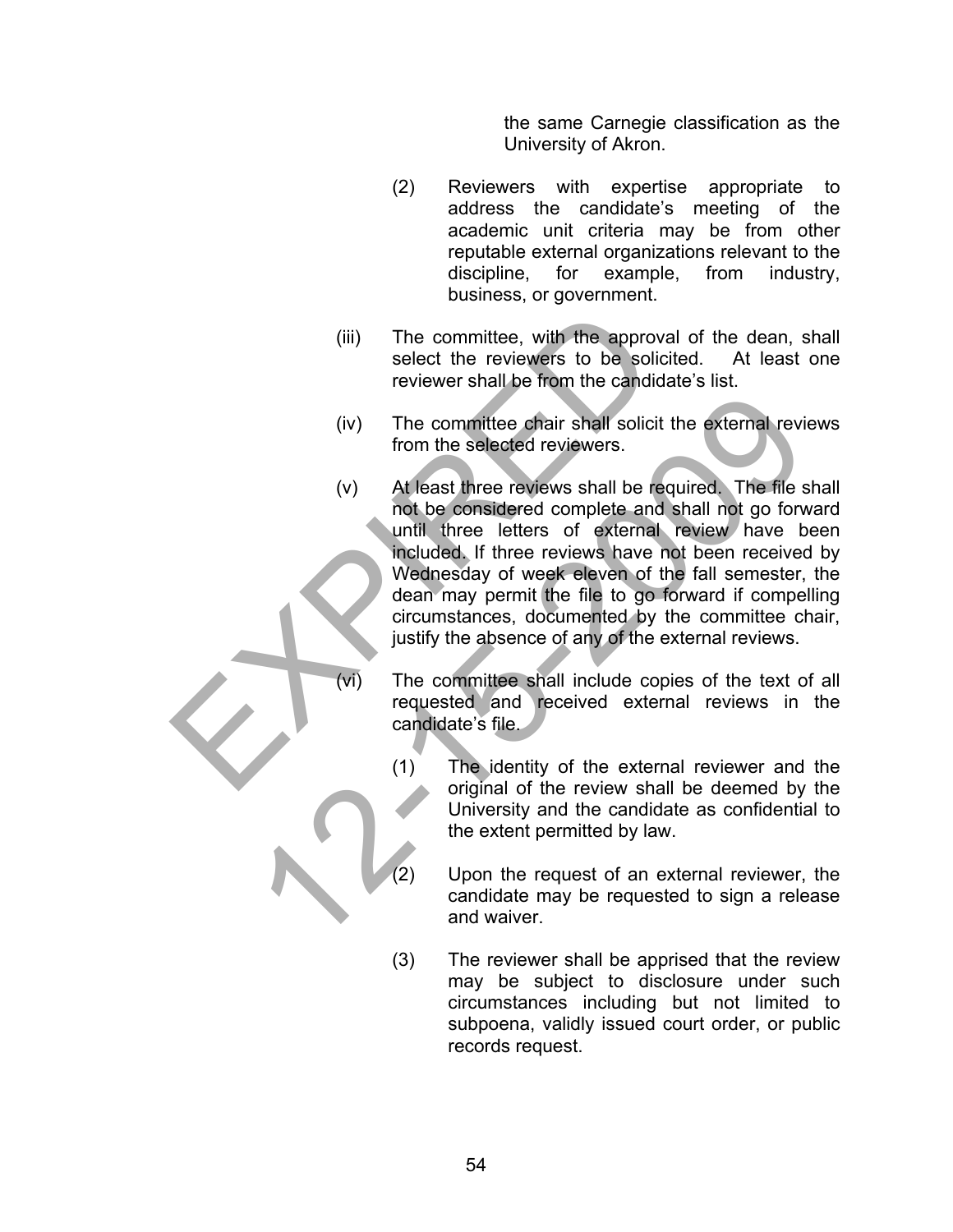the same Carnegie classification as the University of Akron.

(2) Reviewers with expertise appropriate to address the candidate's meeting of the academic unit criteria may be from other reputable external organizations relevant to the discipline, for example, from industry, business, or government.

(iii) The committee, with the approval of the dean, shall select the reviewers to be solicited. At least one reviewer shall be from the candidate's list.

(iv) The committee chair shall solicit the external reviews from the selected reviewers.

(v) At least three reviews shall be required. The file shall not be considered complete and shall not go forward until three letters of external review have been included. If three reviews have not been received by Wednesday of week eleven of the fall semester, the dean may permit the file to go forward if compelling circumstances, documented by the committee chair, justify the absence of any of the external reviews.

(vi) The committee shall include copies of the text of all requested and received external reviews in the candidate's file.

(1) The identity of the external reviewer and the original of the review shall be deemed by the University and the candidate as confidential to the extent permitted by law.

(2) Upon the request of an external reviewer, the candidate may be requested to sign a release and waiver.

(3) The reviewer shall be apprised that the review may be subject to disclosure under such circumstances including but not limited to subpoena, validly issued court order, or public records request.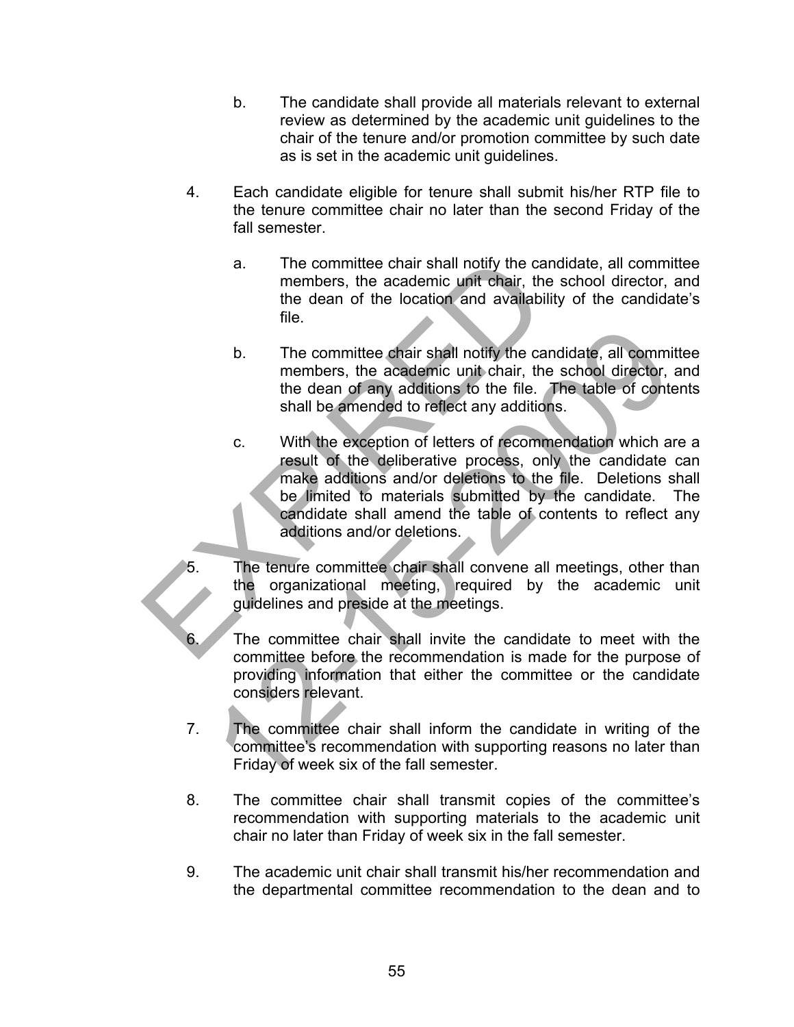b. The candidate shall provide all materials relevant to external review as determined by the academic unit guidelines to the chair of the tenure and/or promotion committee by such date as is set in the academic unit guidelines.

4. Each candidate eligible for tenure shall submit his/her RTP file to the tenure committee chair no later than the second Friday of the fall semester.

   a. The committee chair shall notify the candidate, all committee members, the academic unit chair, the school director, and the dean of the location and availability of the candidate's file.

   b. The committee chair shall notify the candidate, all committee members, the academic unit chair, the school director, and the dean of any additions to the file. The table of contents shall be amended to reflect any additions.

   c. With the exception of letters of recommendation which are a result of the deliberative process, only the candidate can make additions and/or deletions to the file. Deletions shall be limited to materials submitted by the candidate. The candidate shall amend the table of contents to reflect any additions and/or deletions.

5. The tenure committee chair shall convene all meetings, other than the organizational meeting, required by the academic unit guidelines and preside at the meetings.

6. The committee chair shall invite the candidate to meet with the committee before the recommendation is made for the purpose of providing information that either the committee or the candidate considers relevant.

7. The committee chair shall inform the candidate in writing of the committee's recommendation with supporting reasons no later than Friday of week six of the fall semester.

8. The committee chair shall transmit copies of the committee's recommendation with supporting materials to the academic unit chair no later than Friday of week six in the fall semester.

9. The academic unit chair shall transmit his/her recommendation and the departmental committee recommendation to the dean and to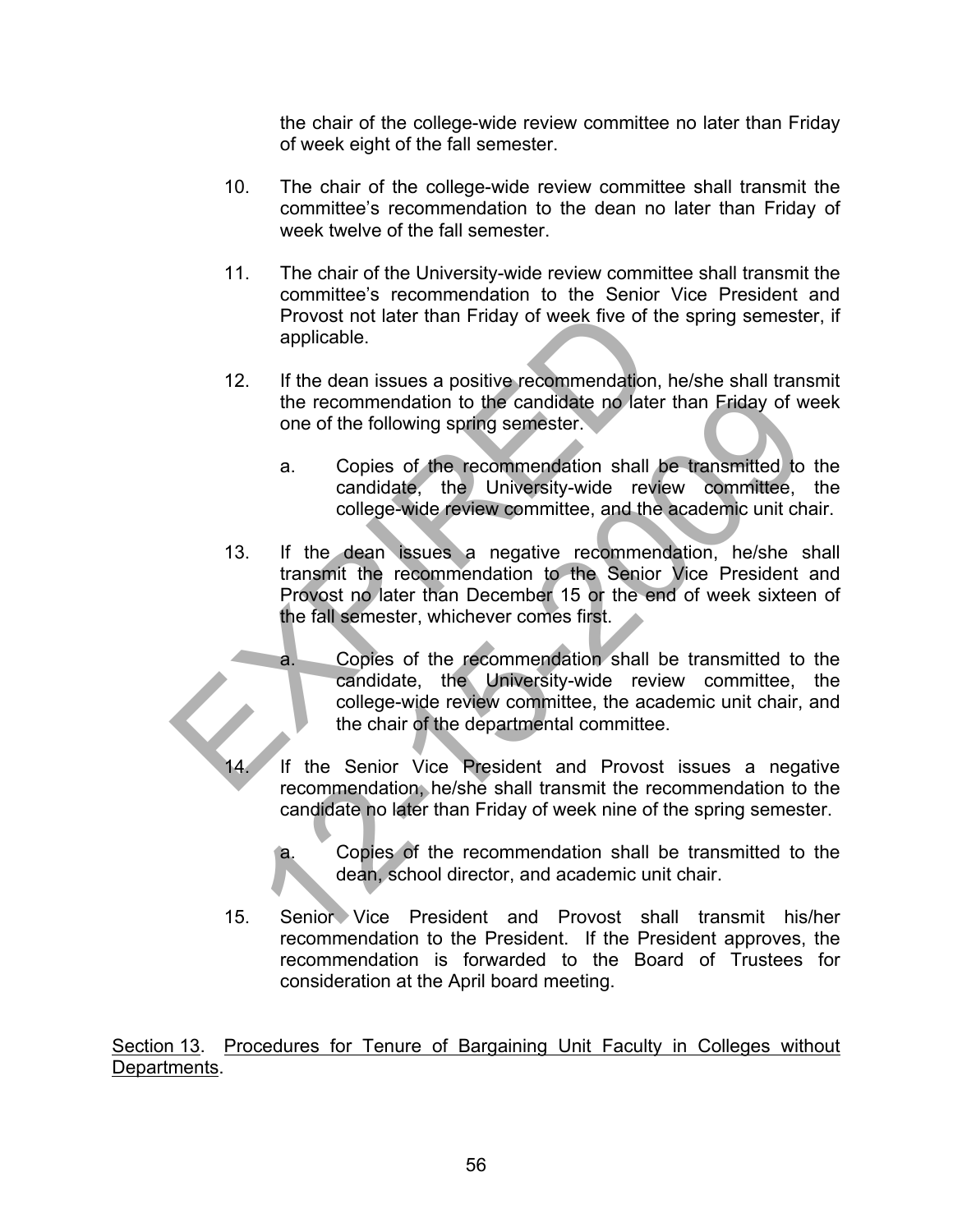the chair of the college-wide review committee no later than Friday of week eight of the fall semester.

10. The chair of the college-wide review committee shall transmit the committee's recommendation to the dean no later than Friday of week twelve of the fall semester.

11. The chair of the University-wide review committee shall transmit the committee's recommendation to the Senior Vice President and Provost not later than Friday of week five of the spring semester, if applicable.

12. If the dean issues a positive recommendation, he/she shall transmit the recommendation to the candidate no later than Friday of week one of the following spring semester.

    a. Copies of the recommendation shall be transmitted to the candidate, the University-wide review committee, the college-wide review committee, and the academic unit chair.

13. If the dean issues a negative recommendation, he/she shall transmit the recommendation to the Senior Vice President and Provost no later than December 15 or the end of week sixteen of the fall semester, whichever comes first.

    a. Copies of the recommendation shall be transmitted to the candidate, the University-wide review committee, the college-wide review committee, the academic unit chair, and the chair of the departmental committee.

14. If the Senior Vice President and Provost issues a negative recommendation, he/she shall transmit the recommendation to the candidate no later than Friday of week nine of the spring semester.

    a. Copies of the recommendation shall be transmitted to the dean, school director, and academic unit chair.

15. Senior Vice President and Provost shall transmit his/her recommendation to the President. If the President approves, the recommendation is forwarded to the Board of Trustees for consideration at the April board meeting.

<u>Section 13</u>. <u>Procedures for Tenure of Bargaining Unit Faculty in Colleges without Departments</u>.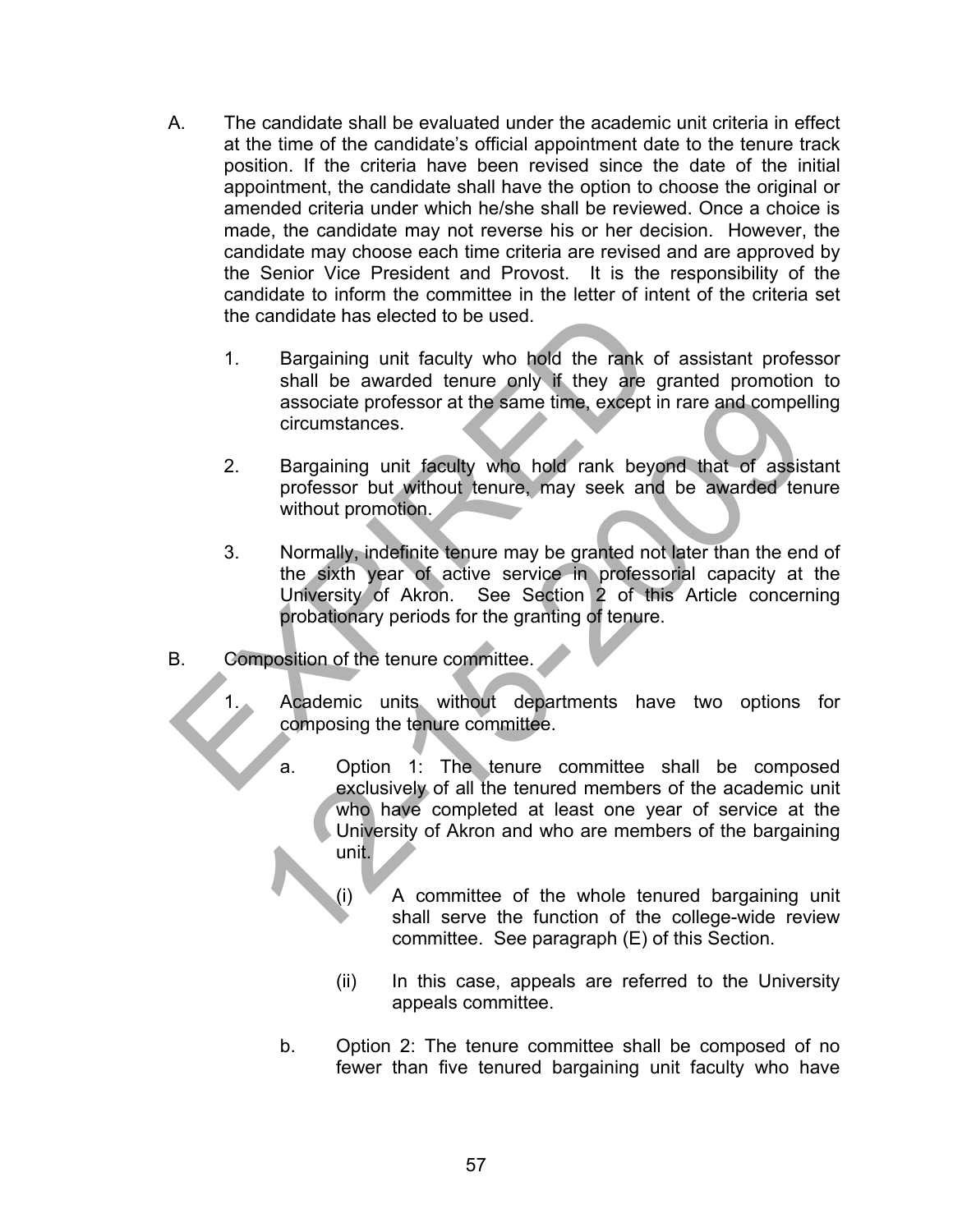A. The candidate shall be evaluated under the academic unit criteria in effect at the time of the candidate's official appointment date to the tenure track position. If the criteria have been revised since the date of the initial appointment, the candidate shall have the option to choose the original or amended criteria under which he/she shall be reviewed. Once a choice is made, the candidate may not reverse his or her decision. However, the candidate may choose each time criteria are revised and are approved by the Senior Vice President and Provost. It is the responsibility of the candidate to inform the committee in the letter of intent of the criteria set the candidate has elected to be used.

   1. Bargaining unit faculty who hold the rank of assistant professor shall be awarded tenure only if they are granted promotion to associate professor at the same time, except in rare and compelling circumstances.

   2. Bargaining unit faculty who hold rank beyond that of assistant professor but without tenure, may seek and be awarded tenure without promotion.

   3. Normally, indefinite tenure may be granted not later than the end of the sixth year of active service in professorial capacity at the University of Akron. See Section 2 of this Article concerning probationary periods for the granting of tenure.

B. Composition of the tenure committee.

   1. Academic units without departments have two options for composing the tenure committee.

      a. Option 1: The tenure committee shall be composed exclusively of all the tenured members of the academic unit who have completed at least one year of service at the University of Akron and who are members of the bargaining unit.

         (i) A committee of the whole tenured bargaining unit shall serve the function of the college-wide review committee. See paragraph (E) of this Section.

         (ii) In this case, appeals are referred to the University appeals committee.

      b. Option 2: The tenure committee shall be composed of no fewer than five tenured bargaining unit faculty who have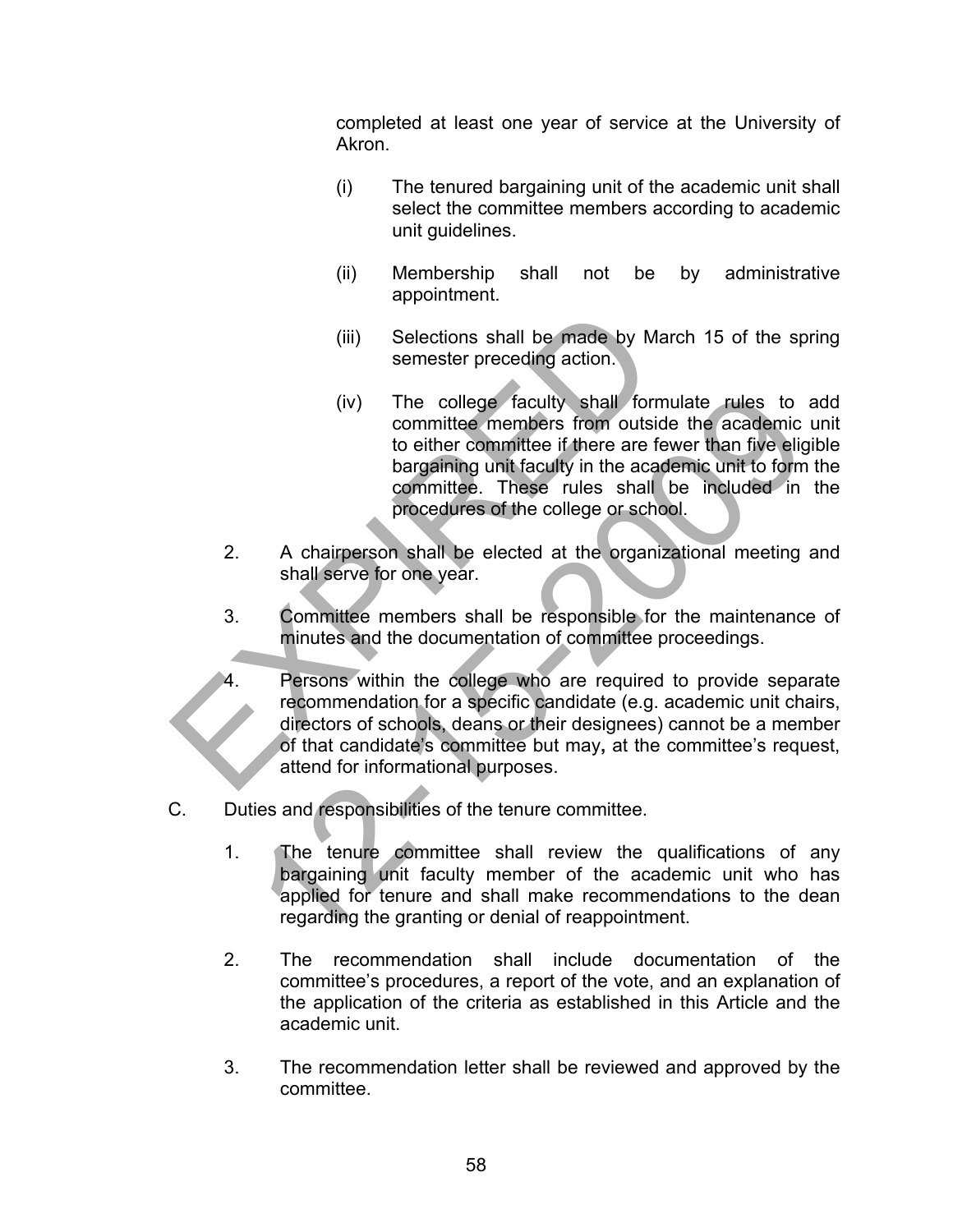completed at least one year of service at the University of Akron.

(i) The tenured bargaining unit of the academic unit shall select the committee members according to academic unit guidelines.

(ii) Membership shall not be by administrative appointment.

(iii) Selections shall be made by March 15 of the spring semester preceding action.

(iv) The college faculty shall formulate rules to add committee members from outside the academic unit to either committee if there are fewer than five eligible bargaining unit faculty in the academic unit to form the committee. These rules shall be included in the procedures of the college or school.

2. A chairperson shall be elected at the organizational meeting and shall serve for one year.

3. Committee members shall be responsible for the maintenance of minutes and the documentation of committee proceedings.

4. Persons within the college who are required to provide separate recommendation for a specific candidate (e.g. academic unit chairs, directors of schools, deans or their designees) cannot be a member of that candidate's committee but may**,** at the committee's request, attend for informational purposes.

C. Duties and responsibilities of the tenure committee.

1. The tenure committee shall review the qualifications of any bargaining unit faculty member of the academic unit who has applied for tenure and shall make recommendations to the dean regarding the granting or denial of reappointment.

2. The recommendation shall include documentation of the committee's procedures, a report of the vote, and an explanation of the application of the criteria as established in this Article and the academic unit.

3. The recommendation letter shall be reviewed and approved by the committee.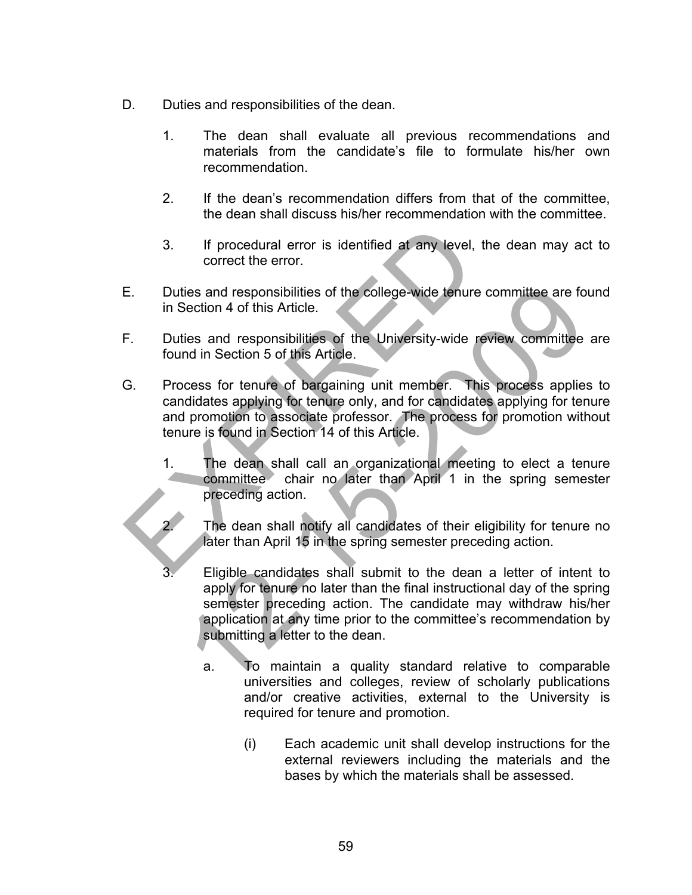D. Duties and responsibilities of the dean.

   1. The dean shall evaluate all previous recommendations and materials from the candidate's file to formulate his/her own recommendation.

   2. If the dean's recommendation differs from that of the committee, the dean shall discuss his/her recommendation with the committee.

   3. If procedural error is identified at any level, the dean may act to correct the error.

E. Duties and responsibilities of the college-wide tenure committee are found in Section 4 of this Article.

F. Duties and responsibilities of the University-wide review committee are found in Section 5 of this Article.

G. Process for tenure of bargaining unit member. This process applies to candidates applying for tenure only, and for candidates applying for tenure and promotion to associate professor. The process for promotion without tenure is found in Section 14 of this Article.

   1. The dean shall call an organizational meeting to elect a tenure committee chair no later than April 1 in the spring semester preceding action.

   2. The dean shall notify all candidates of their eligibility for tenure no later than April 15 in the spring semester preceding action.

   3. Eligible candidates shall submit to the dean a letter of intent to apply for tenure no later than the final instructional day of the spring semester preceding action. The candidate may withdraw his/her application at any time prior to the committee's recommendation by submitting a letter to the dean.

      a. To maintain a quality standard relative to comparable universities and colleges, review of scholarly publications and/or creative activities, external to the University is required for tenure and promotion.

         (i) Each academic unit shall develop instructions for the external reviewers including the materials and the bases by which the materials shall be assessed.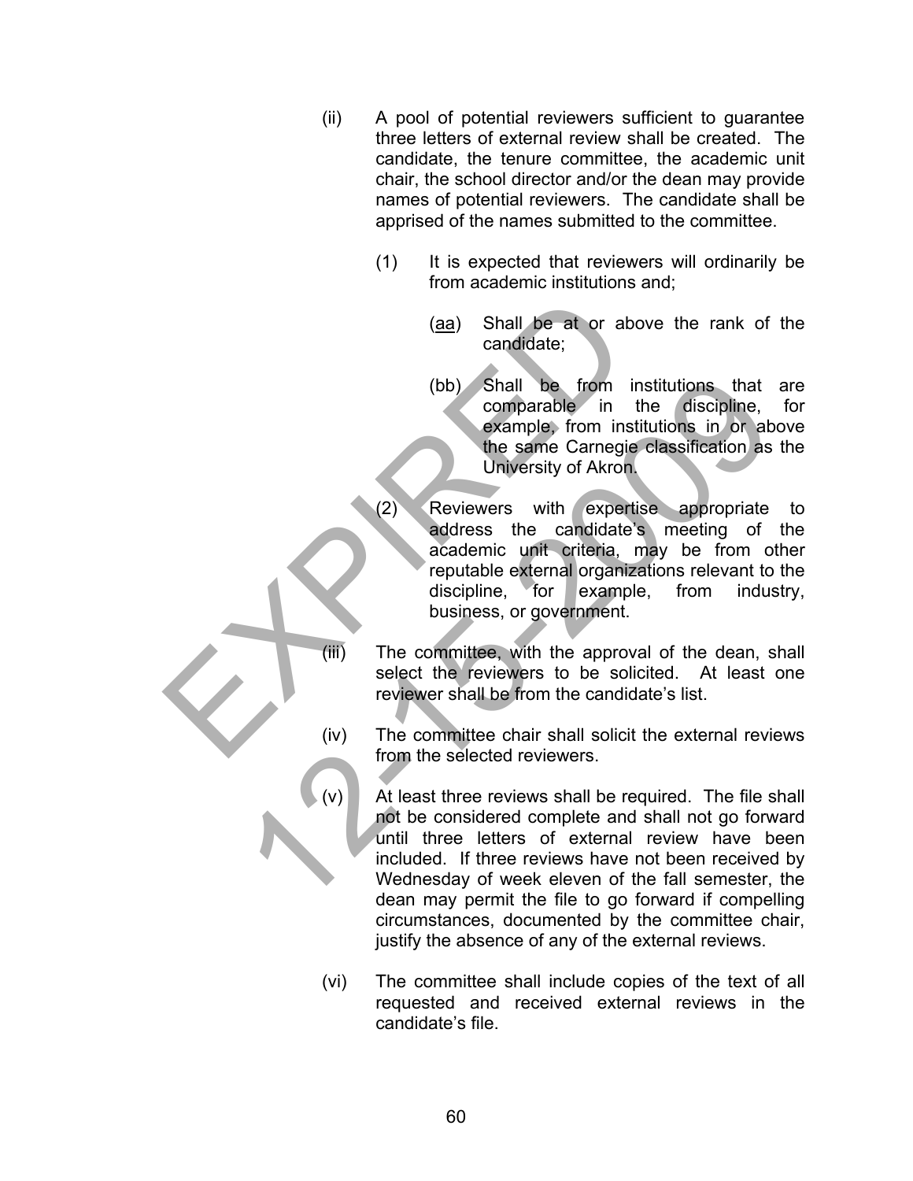(ii) A pool of potential reviewers sufficient to guarantee three letters of external review shall be created. The candidate, the tenure committee, the academic unit chair, the school director and/or the dean may provide names of potential reviewers. The candidate shall be apprised of the names submitted to the committee.

(1) It is expected that reviewers will ordinarily be from academic institutions and;

(aa) Shall be at or above the rank of the candidate;

(bb) Shall be from institutions that are comparable in the discipline, for example, from institutions in or above the same Carnegie classification as the University of Akron.

(2) Reviewers with expertise appropriate to address the candidate's meeting of the academic unit criteria, may be from other reputable external organizations relevant to the discipline, for example, from industry, business, or government.

(iii) The committee, with the approval of the dean, shall select the reviewers to be solicited. At least one reviewer shall be from the candidate's list.

(iv) The committee chair shall solicit the external reviews from the selected reviewers.

(v) At least three reviews shall be required. The file shall not be considered complete and shall not go forward until three letters of external review have been included. If three reviews have not been received by Wednesday of week eleven of the fall semester, the dean may permit the file to go forward if compelling circumstances, documented by the committee chair, justify the absence of any of the external reviews.

(vi) The committee shall include copies of the text of all requested and received external reviews in the candidate's file.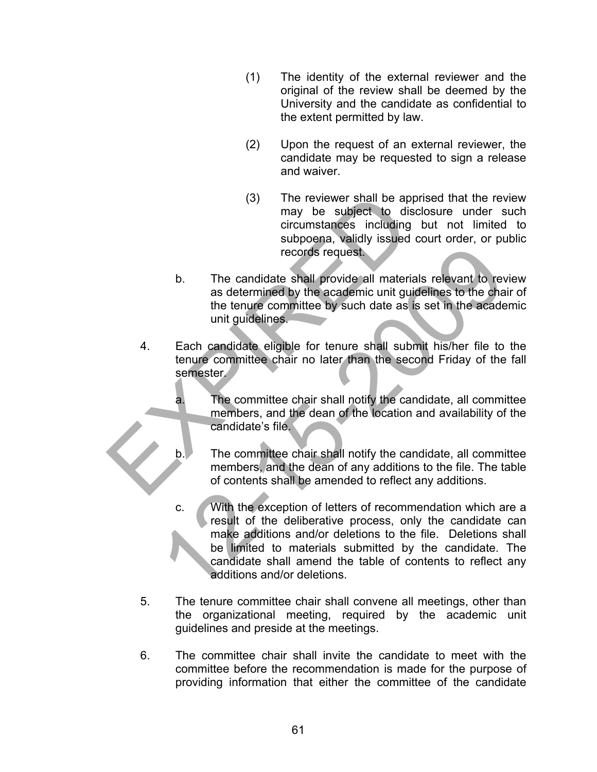(1) The identity of the external reviewer and the original of the review shall be deemed by the University and the candidate as confidential to the extent permitted by law.

(2) Upon the request of an external reviewer, the candidate may be requested to sign a release and waiver.

(3) The reviewer shall be apprised that the review may be subject to disclosure under such circumstances including but not limited to subpoena, validly issued court order, or public records request.

b. The candidate shall provide all materials relevant to review as determined by the academic unit guidelines to the chair of the tenure committee by such date as is set in the academic unit guidelines.

4. Each candidate eligible for tenure shall submit his/her file to the tenure committee chair no later than the second Friday of the fall semester.

a. The committee chair shall notify the candidate, all committee members, and the dean of the location and availability of the candidate's file.

b. The committee chair shall notify the candidate, all committee members, and the dean of any additions to the file. The table of contents shall be amended to reflect any additions.

c. With the exception of letters of recommendation which are a result of the deliberative process, only the candidate can make additions and/or deletions to the file. Deletions shall be limited to materials submitted by the candidate. The candidate shall amend the table of contents to reflect any additions and/or deletions.

5. The tenure committee chair shall convene all meetings, other than the organizational meeting, required by the academic unit guidelines and preside at the meetings.

6. The committee chair shall invite the candidate to meet with the committee before the recommendation is made for the purpose of providing information that either the committee of the candidate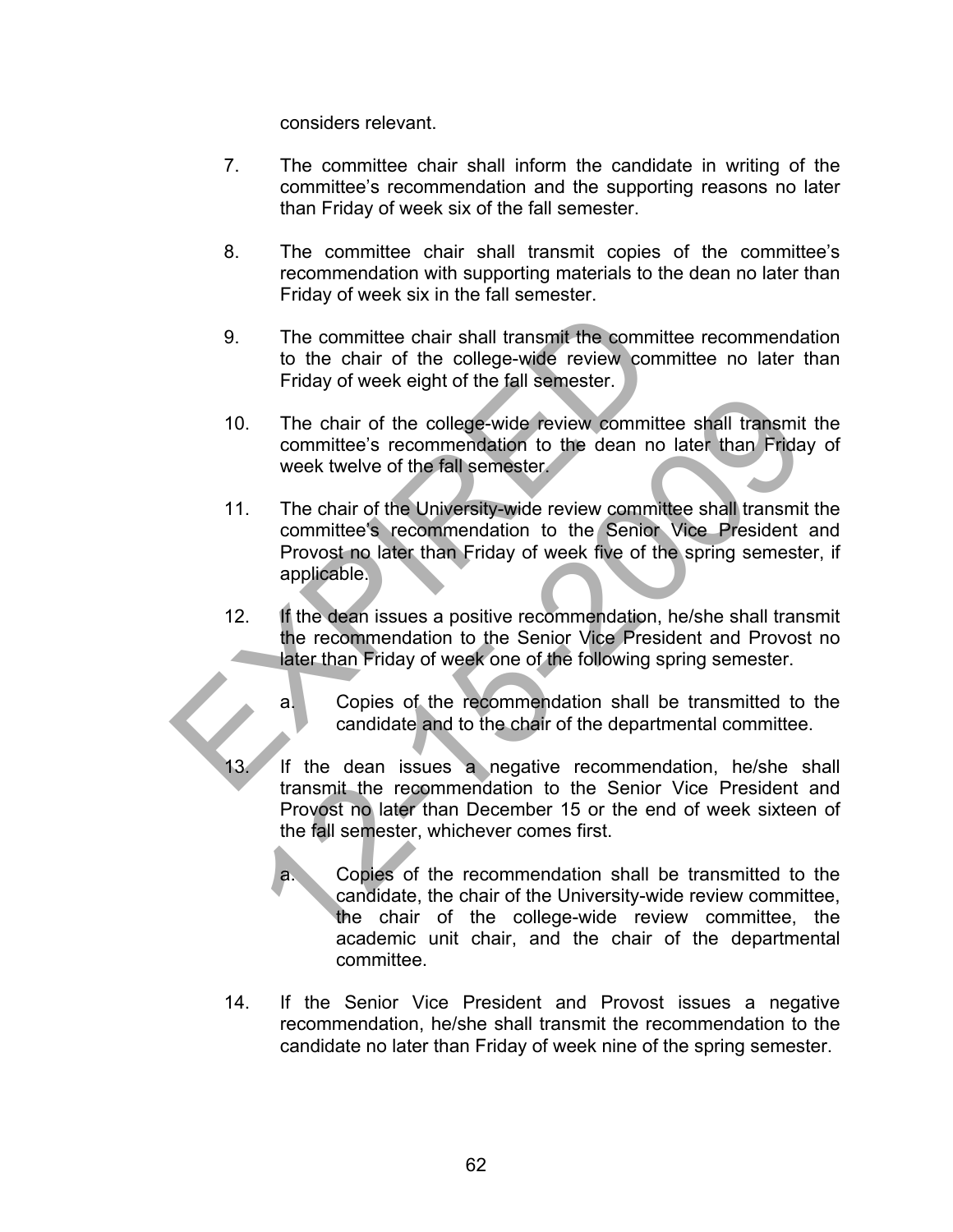considers relevant.

7. The committee chair shall inform the candidate in writing of the committee's recommendation and the supporting reasons no later than Friday of week six of the fall semester.

8. The committee chair shall transmit copies of the committee's recommendation with supporting materials to the dean no later than Friday of week six in the fall semester.

9. The committee chair shall transmit the committee recommendation to the chair of the college-wide review committee no later than Friday of week eight of the fall semester.

10. The chair of the college-wide review committee shall transmit the committee's recommendation to the dean no later than Friday of week twelve of the fall semester.

11. The chair of the University-wide review committee shall transmit the committee's recommendation to the Senior Vice President and Provost no later than Friday of week five of the spring semester, if applicable.

12. If the dean issues a positive recommendation, he/she shall transmit the recommendation to the Senior Vice President and Provost no later than Friday of week one of the following spring semester.

    a. Copies of the recommendation shall be transmitted to the candidate and to the chair of the departmental committee.

13. If the dean issues a negative recommendation, he/she shall transmit the recommendation to the Senior Vice President and Provost no later than December 15 or the end of week sixteen of the fall semester, whichever comes first.

    a. Copies of the recommendation shall be transmitted to the candidate, the chair of the University-wide review committee, the chair of the college-wide review committee, the academic unit chair, and the chair of the departmental committee.

14. If the Senior Vice President and Provost issues a negative recommendation, he/she shall transmit the recommendation to the candidate no later than Friday of week nine of the spring semester.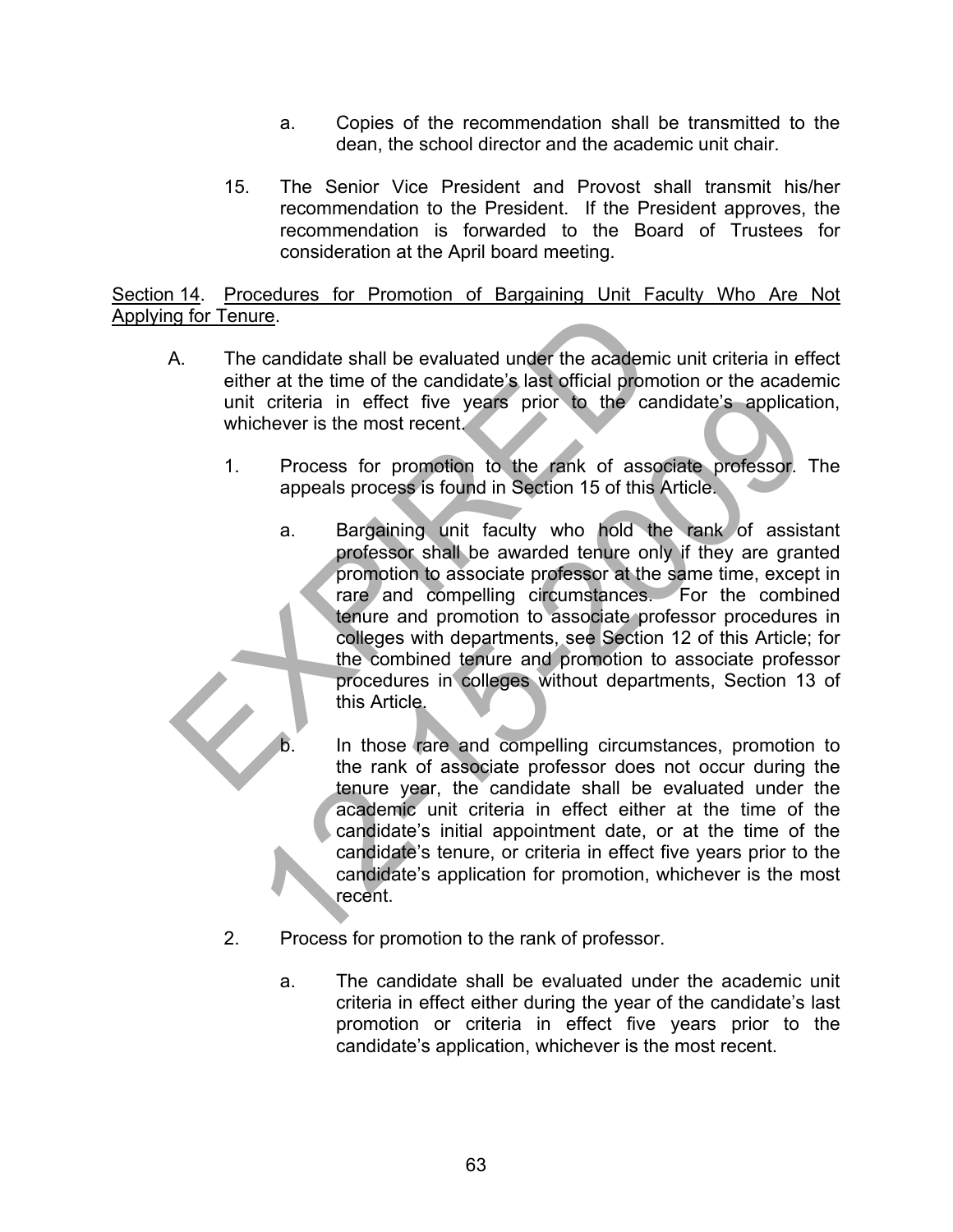a. Copies of the recommendation shall be transmitted to the dean, the school director and the academic unit chair.

15. The Senior Vice President and Provost shall transmit his/her recommendation to the President. If the President approves, the recommendation is forwarded to the Board of Trustees for consideration at the April board meeting.

Section 14. Procedures for Promotion of Bargaining Unit Faculty Who Are Not Applying for Tenure.

A. The candidate shall be evaluated under the academic unit criteria in effect either at the time of the candidate's last official promotion or the academic unit criteria in effect five years prior to the candidate's application, whichever is the most recent.

   1. Process for promotion to the rank of associate professor. The appeals process is found in Section 15 of this Article.

      a. Bargaining unit faculty who hold the rank of assistant professor shall be awarded tenure only if they are granted promotion to associate professor at the same time, except in rare and compelling circumstances. For the combined tenure and promotion to associate professor procedures in colleges with departments, see Section 12 of this Article; for the combined tenure and promotion to associate professor procedures in colleges without departments, Section 13 of this Article.

      b. In those rare and compelling circumstances, promotion to the rank of associate professor does not occur during the tenure year, the candidate shall be evaluated under the academic unit criteria in effect either at the time of the candidate's initial appointment date, or at the time of the candidate's tenure, or criteria in effect five years prior to the candidate's application for promotion, whichever is the most recent.

   2. Process for promotion to the rank of professor.

      a. The candidate shall be evaluated under the academic unit criteria in effect either during the year of the candidate's last promotion or criteria in effect five years prior to the candidate's application, whichever is the most recent.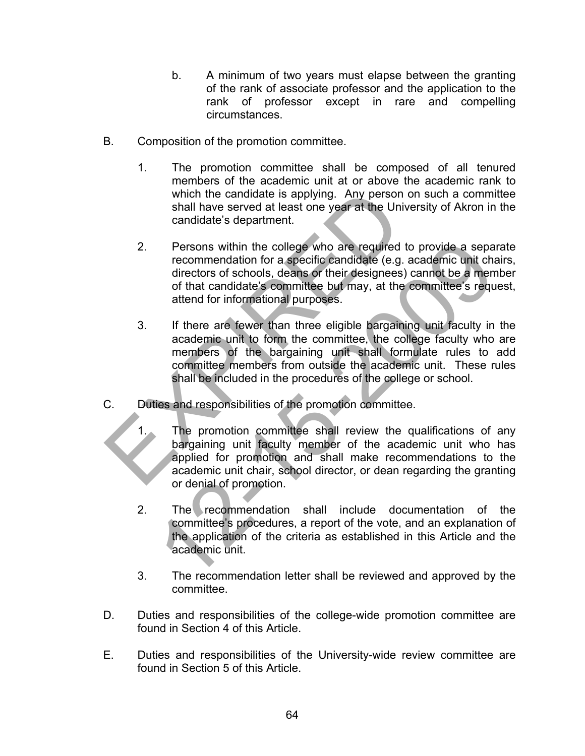b. A minimum of two years must elapse between the granting of the rank of associate professor and the application to the rank of professor except in rare and compelling circumstances.

B. Composition of the promotion committee.

1. The promotion committee shall be composed of all tenured members of the academic unit at or above the academic rank to which the candidate is applying. Any person on such a committee shall have served at least one year at the University of Akron in the candidate's department.

2. Persons within the college who are required to provide a separate recommendation for a specific candidate (e.g. academic unit chairs, directors of schools, deans or their designees) cannot be a member of that candidate's committee but may, at the committee's request, attend for informational purposes.

3. If there are fewer than three eligible bargaining unit faculty in the academic unit to form the committee, the college faculty who are members of the bargaining unit shall formulate rules to add committee members from outside the academic unit. These rules shall be included in the procedures of the college or school.

C. Duties and responsibilities of the promotion committee.

1. The promotion committee shall review the qualifications of any bargaining unit faculty member of the academic unit who has applied for promotion and shall make recommendations to the academic unit chair, school director, or dean regarding the granting or denial of promotion.

2. The recommendation shall include documentation of the committee's procedures, a report of the vote, and an explanation of the application of the criteria as established in this Article and the academic unit.

3. The recommendation letter shall be reviewed and approved by the committee.

D. Duties and responsibilities of the college-wide promotion committee are found in Section 4 of this Article.

E. Duties and responsibilities of the University-wide review committee are found in Section 5 of this Article.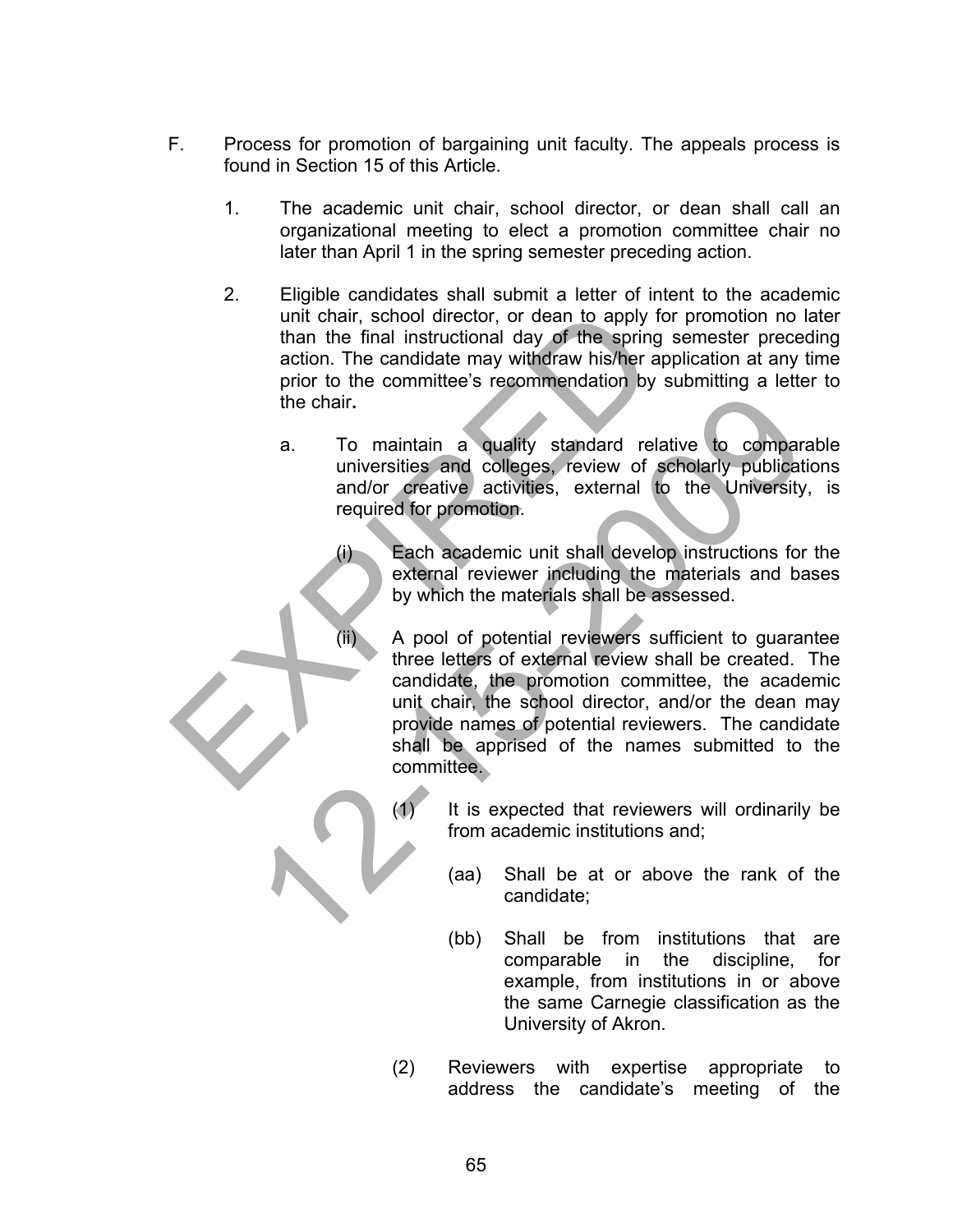F. Process for promotion of bargaining unit faculty. The appeals process is found in Section 15 of this Article.

1. The academic unit chair, school director, or dean shall call an organizational meeting to elect a promotion committee chair no later than April 1 in the spring semester preceding action.

2. Eligible candidates shall submit a letter of intent to the academic unit chair, school director, or dean to apply for promotion no later than the final instructional day of the spring semester preceding action. The candidate may withdraw his/her application at any time prior to the committee's recommendation by submitting a letter to the chair.

   a. To maintain a quality standard relative to comparable universities and colleges, review of scholarly publications and/or creative activities, external to the University, is required for promotion.

      (i) Each academic unit shall develop instructions for the external reviewer including the materials and bases by which the materials shall be assessed.

      (ii) A pool of potential reviewers sufficient to guarantee three letters of external review shall be created. The candidate, the promotion committee, the academic unit chair, the school director, and/or the dean may provide names of potential reviewers. The candidate shall be apprised of the names submitted to the committee.

         (1) It is expected that reviewers will ordinarily be from academic institutions and;

            (aa) Shall be at or above the rank of the candidate;

            (bb) Shall be from institutions that are comparable in the discipline, for example, from institutions in or above the same Carnegie classification as the University of Akron.

         (2) Reviewers with expertise appropriate to address the candidate's meeting of the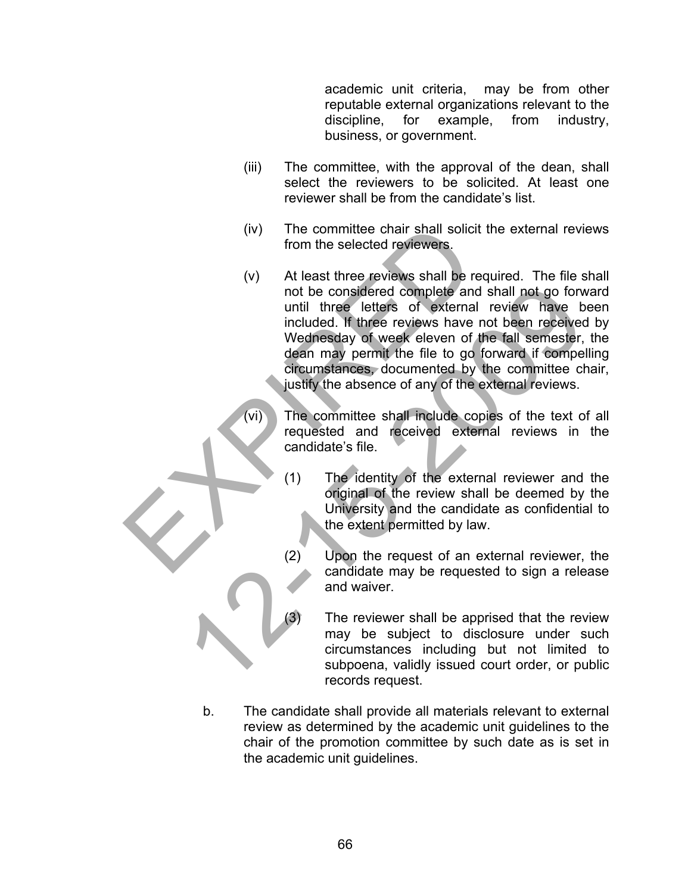academic unit criteria, may be from other reputable external organizations relevant to the discipline, for example, from industry, business, or government.

(iii) The committee, with the approval of the dean, shall select the reviewers to be solicited. At least one reviewer shall be from the candidate's list.

(iv) The committee chair shall solicit the external reviews from the selected reviewers.

(v) At least three reviews shall be required. The file shall not be considered complete and shall not go forward until three letters of external review have been included. If three reviews have not been received by Wednesday of week eleven of the fall semester, the dean may permit the file to go forward if compelling circumstances, documented by the committee chair, justify the absence of any of the external reviews.

(vi) The committee shall include copies of the text of all requested and received external reviews in the candidate's file.

(1) The identity of the external reviewer and the original of the review shall be deemed by the University and the candidate as confidential to the extent permitted by law.

(2) Upon the request of an external reviewer, the candidate may be requested to sign a release and waiver.

(3) The reviewer shall be apprised that the review may be subject to disclosure under such circumstances including but not limited to subpoena, validly issued court order, or public records request.

b. The candidate shall provide all materials relevant to external review as determined by the academic unit guidelines to the chair of the promotion committee by such date as is set in the academic unit guidelines.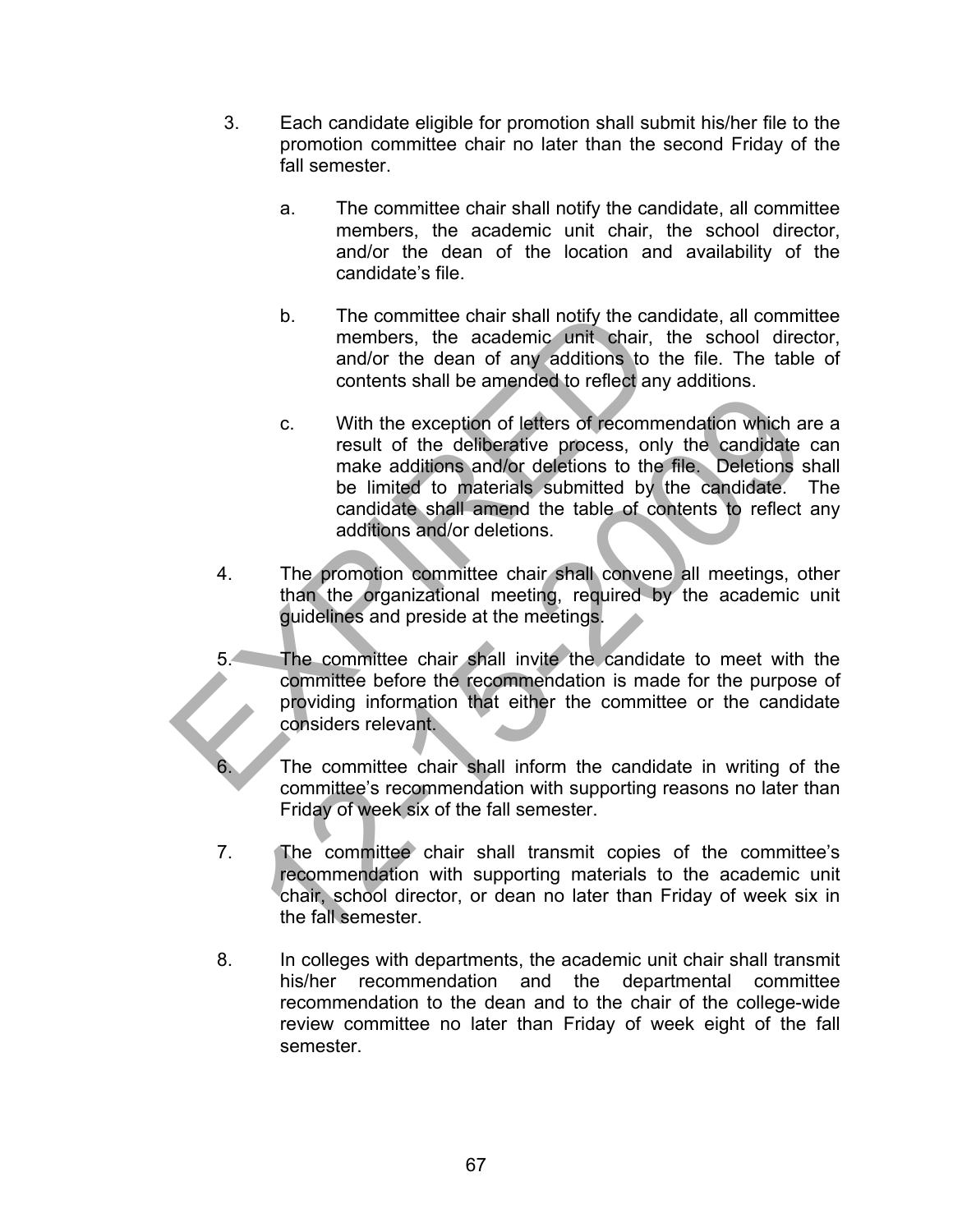3. Each candidate eligible for promotion shall submit his/her file to the promotion committee chair no later than the second Friday of the fall semester.

   a. The committee chair shall notify the candidate, all committee members, the academic unit chair, the school director, and/or the dean of the location and availability of the candidate's file.

   b. The committee chair shall notify the candidate, all committee members, the academic unit chair, the school director, and/or the dean of any additions to the file. The table of contents shall be amended to reflect any additions.

   c. With the exception of letters of recommendation which are a result of the deliberative process, only the candidate can make additions and/or deletions to the file. Deletions shall be limited to materials submitted by the candidate. The candidate shall amend the table of contents to reflect any additions and/or deletions.

4. The promotion committee chair shall convene all meetings, other than the organizational meeting, required by the academic unit guidelines and preside at the meetings.

5. The committee chair shall invite the candidate to meet with the committee before the recommendation is made for the purpose of providing information that either the committee or the candidate considers relevant.

6. The committee chair shall inform the candidate in writing of the committee's recommendation with supporting reasons no later than Friday of week six of the fall semester.

7. The committee chair shall transmit copies of the committee's recommendation with supporting materials to the academic unit chair, school director, or dean no later than Friday of week six in the fall semester.

8. In colleges with departments, the academic unit chair shall transmit his/her recommendation and the departmental committee recommendation to the dean and to the chair of the college-wide review committee no later than Friday of week eight of the fall semester.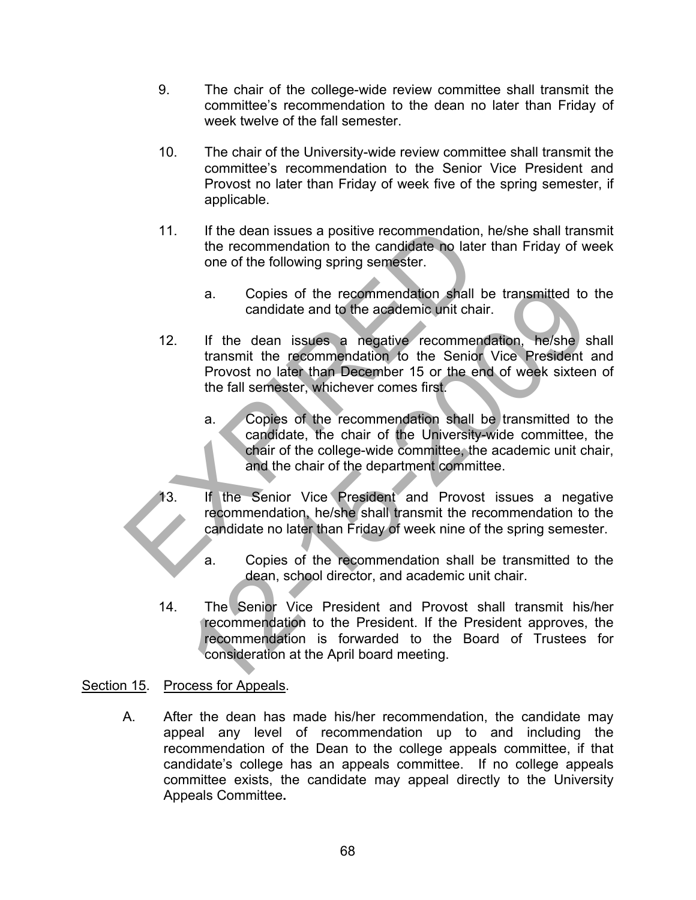9. The chair of the college-wide review committee shall transmit the committee's recommendation to the dean no later than Friday of week twelve of the fall semester.

10. The chair of the University-wide review committee shall transmit the committee's recommendation to the Senior Vice President and Provost no later than Friday of week five of the spring semester, if applicable.

11. If the dean issues a positive recommendation, he/she shall transmit the recommendation to the candidate no later than Friday of week one of the following spring semester.

    a. Copies of the recommendation shall be transmitted to the candidate and to the academic unit chair.

12. If the dean issues a negative recommendation, he/she shall transmit the recommendation to the Senior Vice President and Provost no later than December 15 or the end of week sixteen of the fall semester, whichever comes first.

    a. Copies of the recommendation shall be transmitted to the candidate, the chair of the University-wide committee, the chair of the college-wide committee, the academic unit chair, and the chair of the department committee.

13. If the Senior Vice President and Provost issues a negative recommendation, he/she shall transmit the recommendation to the candidate no later than Friday of week nine of the spring semester.

    a. Copies of the recommendation shall be transmitted to the dean, school director, and academic unit chair.

14. The Senior Vice President and Provost shall transmit his/her recommendation to the President. If the President approves, the recommendation is forwarded to the Board of Trustees for consideration at the April board meeting.

Section 15. Process for Appeals.

A. After the dean has made his/her recommendation, the candidate may appeal any level of recommendation up to and including the recommendation of the Dean to the college appeals committee, if that candidate's college has an appeals committee. If no college appeals committee exists, the candidate may appeal directly to the University Appeals Committee**.**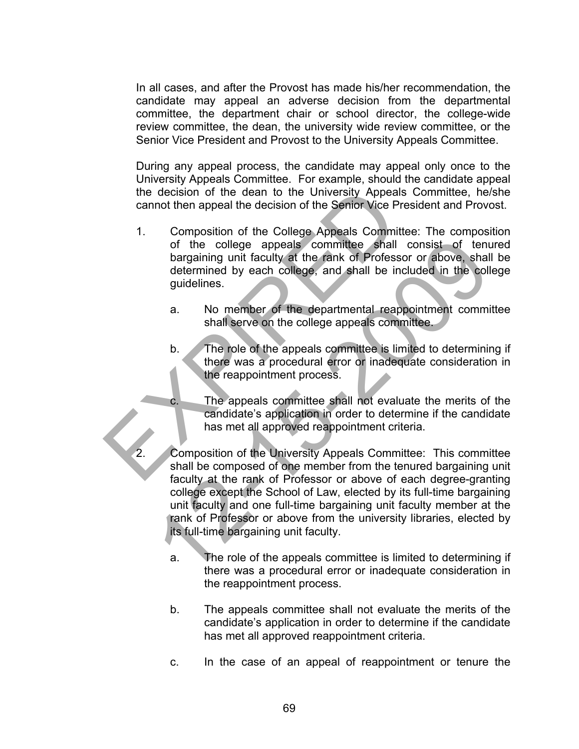In all cases, and after the Provost has made his/her recommendation, the candidate may appeal an adverse decision from the departmental committee, the department chair or school director, the college-wide review committee, the dean, the university wide review committee, or the Senior Vice President and Provost to the University Appeals Committee.

During any appeal process, the candidate may appeal only once to the University Appeals Committee. For example, should the candidate appeal the decision of the dean to the University Appeals Committee, he/she cannot then appeal the decision of the Senior Vice President and Provost.

1. Composition of the College Appeals Committee: The composition of the college appeals committee shall consist of tenured bargaining unit faculty at the rank of Professor or above, shall be determined by each college, and shall be included in the college guidelines.

    a. No member of the departmental reappointment committee shall serve on the college appeals committee.

    b. The role of the appeals committee is limited to determining if there was a procedural error or inadequate consideration in the reappointment process.

    c. The appeals committee shall not evaluate the merits of the candidate's application in order to determine if the candidate has met all approved reappointment criteria.

2. Composition of the University Appeals Committee: This committee shall be composed of one member from the tenured bargaining unit faculty at the rank of Professor or above of each degree-granting college except the School of Law, elected by its full-time bargaining unit faculty and one full-time bargaining unit faculty member at the rank of Professor or above from the university libraries, elected by its full-time bargaining unit faculty.

    a. The role of the appeals committee is limited to determining if there was a procedural error or inadequate consideration in the reappointment process.

    b. The appeals committee shall not evaluate the merits of the candidate's application in order to determine if the candidate has met all approved reappointment criteria.

    c. In the case of an appeal of reappointment or tenure the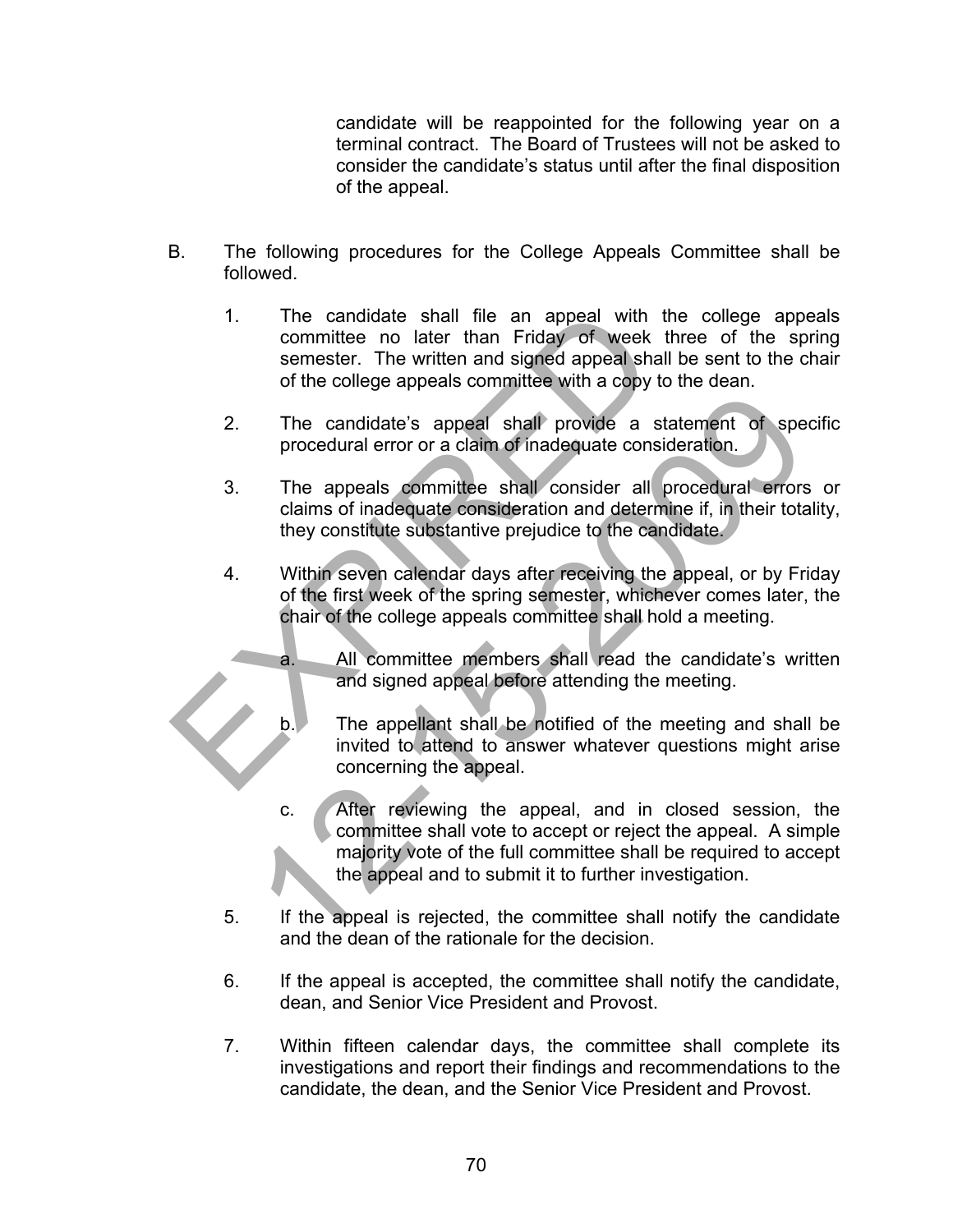candidate will be reappointed for the following year on a terminal contract. The Board of Trustees will not be asked to consider the candidate's status until after the final disposition of the appeal.

B. The following procedures for the College Appeals Committee shall be followed.

1. The candidate shall file an appeal with the college appeals committee no later than Friday of week three of the spring semester. The written and signed appeal shall be sent to the chair of the college appeals committee with a copy to the dean.

2. The candidate's appeal shall provide a statement of specific procedural error or a claim of inadequate consideration.

3. The appeals committee shall consider all procedural errors or claims of inadequate consideration and determine if, in their totality, they constitute substantive prejudice to the candidate.

4. Within seven calendar days after receiving the appeal, or by Friday of the first week of the spring semester, whichever comes later, the chair of the college appeals committee shall hold a meeting.

   a. All committee members shall read the candidate's written and signed appeal before attending the meeting.

   b. The appellant shall be notified of the meeting and shall be invited to attend to answer whatever questions might arise concerning the appeal.

   c. After reviewing the appeal, and in closed session, the committee shall vote to accept or reject the appeal. A simple majority vote of the full committee shall be required to accept the appeal and to submit it to further investigation.

5. If the appeal is rejected, the committee shall notify the candidate and the dean of the rationale for the decision.

6. If the appeal is accepted, the committee shall notify the candidate, dean, and Senior Vice President and Provost.

7. Within fifteen calendar days, the committee shall complete its investigations and report their findings and recommendations to the candidate, the dean, and the Senior Vice President and Provost.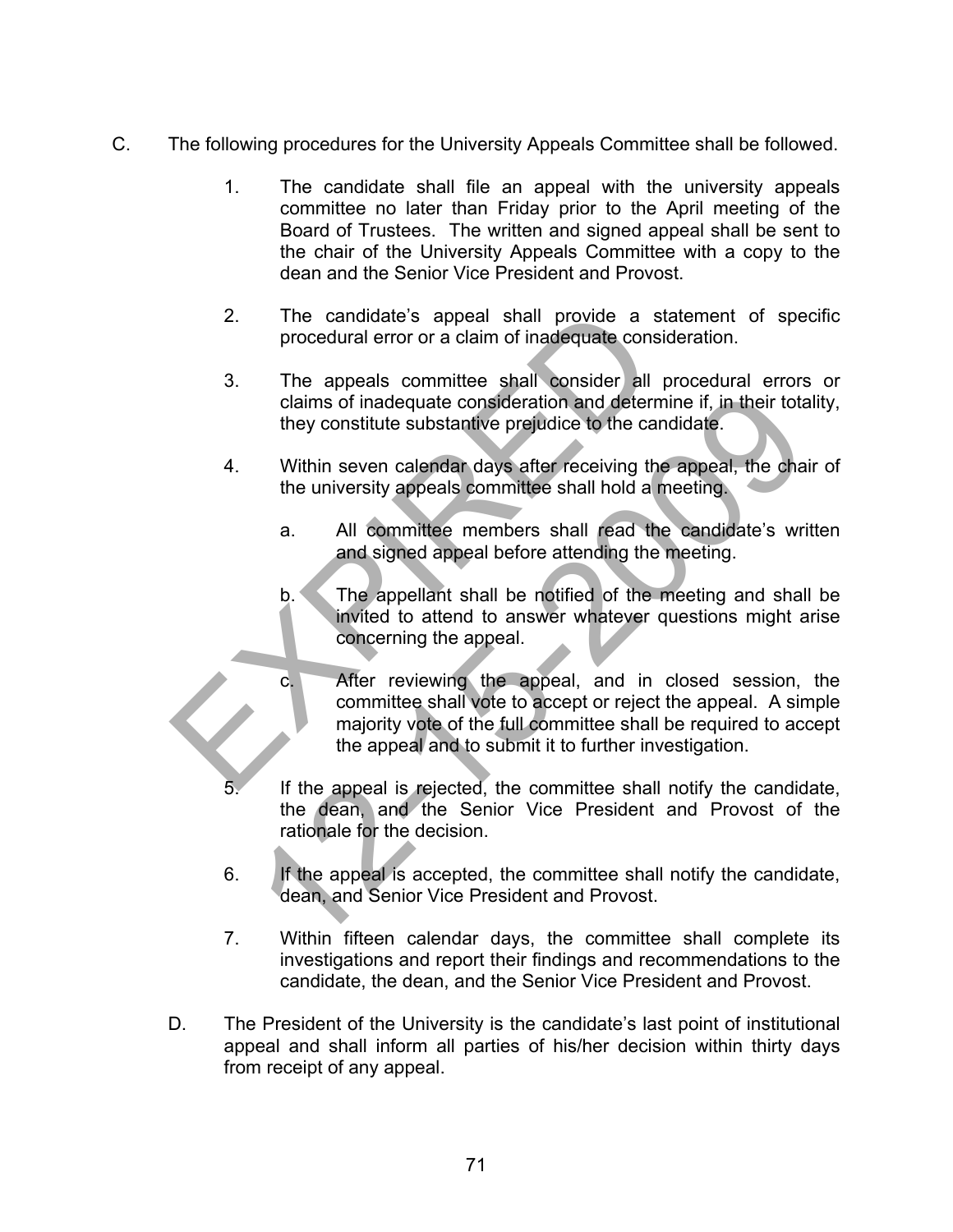C. The following procedures for the University Appeals Committee shall be followed.

1. The candidate shall file an appeal with the university appeals committee no later than Friday prior to the April meeting of the Board of Trustees. The written and signed appeal shall be sent to the chair of the University Appeals Committee with a copy to the dean and the Senior Vice President and Provost.

2. The candidate's appeal shall provide a statement of specific procedural error or a claim of inadequate consideration.

3. The appeals committee shall consider all procedural errors or claims of inadequate consideration and determine if, in their totality, they constitute substantive prejudice to the candidate.

4. Within seven calendar days after receiving the appeal, the chair of the university appeals committee shall hold a meeting.

   a. All committee members shall read the candidate's written and signed appeal before attending the meeting.

   b. The appellant shall be notified of the meeting and shall be invited to attend to answer whatever questions might arise concerning the appeal.

   c. After reviewing the appeal, and in closed session, the committee shall vote to accept or reject the appeal. A simple majority vote of the full committee shall be required to accept the appeal and to submit it to further investigation.

5. If the appeal is rejected, the committee shall notify the candidate, the dean, and the Senior Vice President and Provost of the rationale for the decision.

6. If the appeal is accepted, the committee shall notify the candidate, dean, and Senior Vice President and Provost.

7. Within fifteen calendar days, the committee shall complete its investigations and report their findings and recommendations to the candidate, the dean, and the Senior Vice President and Provost.

D. The President of the University is the candidate's last point of institutional appeal and shall inform all parties of his/her decision within thirty days from receipt of any appeal.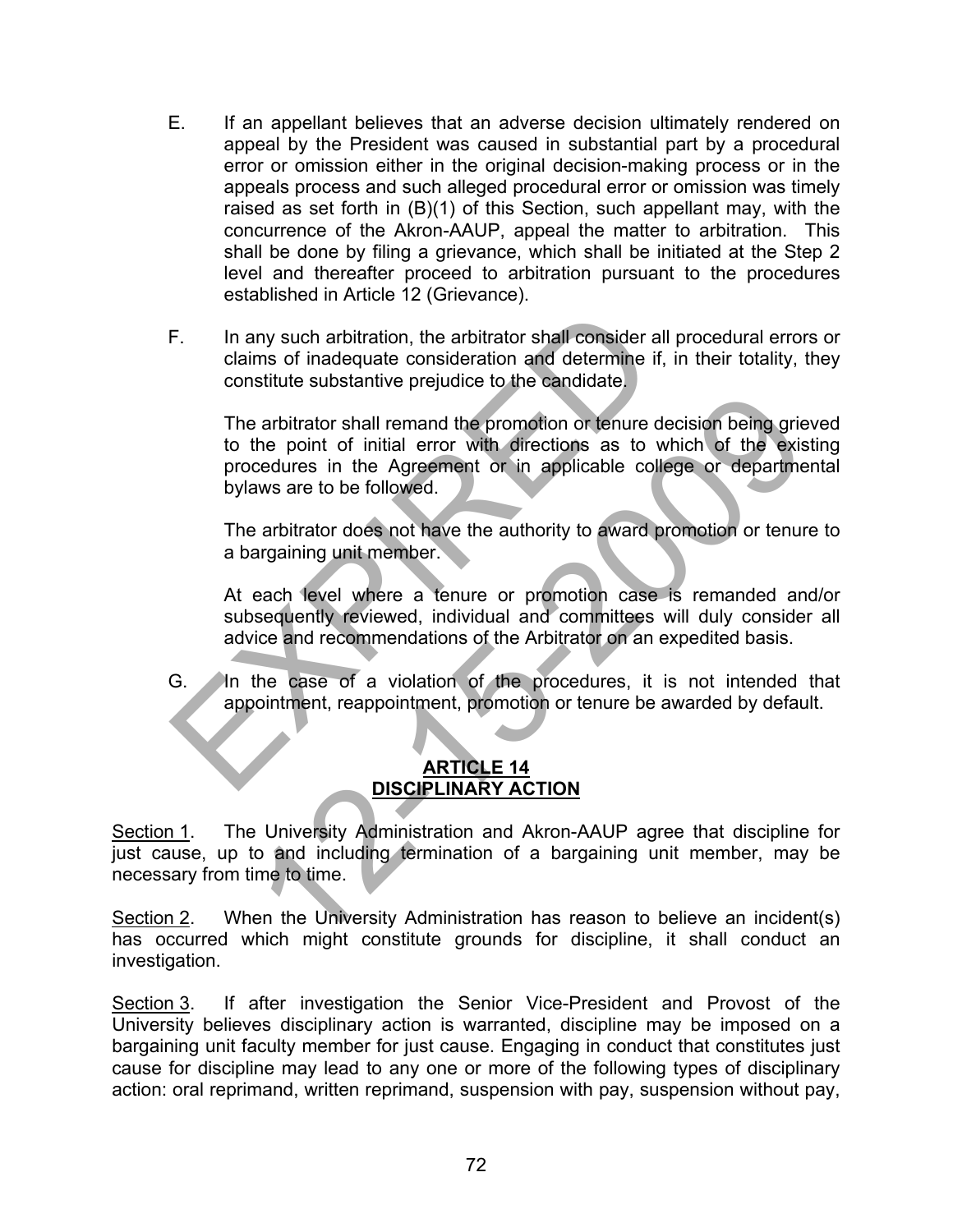E. If an appellant believes that an adverse decision ultimately rendered on appeal by the President was caused in substantial part by a procedural error or omission either in the original decision-making process or in the appeals process and such alleged procedural error or omission was timely raised as set forth in (B)(1) of this Section, such appellant may, with the concurrence of the Akron-AAUP, appeal the matter to arbitration. This shall be done by filing a grievance, which shall be initiated at the Step 2 level and thereafter proceed to arbitration pursuant to the procedures established in Article 12 (Grievance).

F. In any such arbitration, the arbitrator shall consider all procedural errors or claims of inadequate consideration and determine if, in their totality, they constitute substantive prejudice to the candidate.

   The arbitrator shall remand the promotion or tenure decision being grieved to the point of initial error with directions as to which of the existing procedures in the Agreement or in applicable college or departmental bylaws are to be followed.

   The arbitrator does not have the authority to award promotion or tenure to a bargaining unit member.

   At each level where a tenure or promotion case is remanded and/or subsequently reviewed, individual and committees will duly consider all advice and recommendations of the Arbitrator on an expedited basis.

G. In the case of a violation of the procedures, it is not intended that appointment, reappointment, promotion or tenure be awarded by default.

## ARTICLE 14
## DISCIPLINARY ACTION

Section 1. The University Administration and Akron-AAUP agree that discipline for just cause, up to and including termination of a bargaining unit member, may be necessary from time to time.

Section 2. When the University Administration has reason to believe an incident(s) has occurred which might constitute grounds for discipline, it shall conduct an investigation.

Section 3. If after investigation the Senior Vice-President and Provost of the University believes disciplinary action is warranted, discipline may be imposed on a bargaining unit faculty member for just cause. Engaging in conduct that constitutes just cause for discipline may lead to any one or more of the following types of disciplinary action: oral reprimand, written reprimand, suspension with pay, suspension without pay,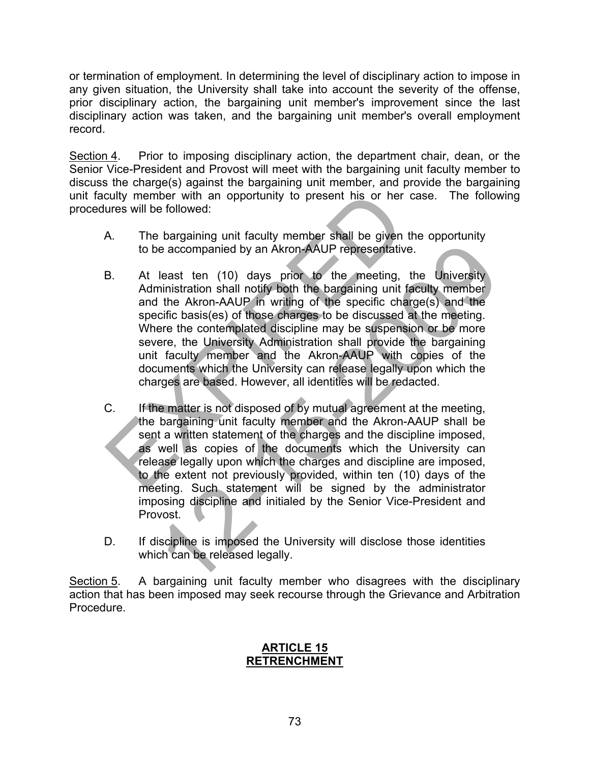or termination of employment. In determining the level of disciplinary action to impose in any given situation, the University shall take into account the severity of the offense, prior disciplinary action, the bargaining unit member's improvement since the last disciplinary action was taken, and the bargaining unit member's overall employment record.

Section 4. Prior to imposing disciplinary action, the department chair, dean, or the Senior Vice-President and Provost will meet with the bargaining unit faculty member to discuss the charge(s) against the bargaining unit member, and provide the bargaining unit faculty member with an opportunity to present his or her case. The following procedures will be followed:

A. The bargaining unit faculty member shall be given the opportunity to be accompanied by an Akron-AAUP representative.

B. At least ten (10) days prior to the meeting, the University Administration shall notify both the bargaining unit faculty member and the Akron-AAUP in writing of the specific charge(s) and the specific basis(es) of those charges to be discussed at the meeting. Where the contemplated discipline may be suspension or be more severe, the University Administration shall provide the bargaining unit faculty member and the Akron-AAUP with copies of the documents which the University can release legally upon which the charges are based. However, all identities will be redacted.

C. If the matter is not disposed of by mutual agreement at the meeting, the bargaining unit faculty member and the Akron-AAUP shall be sent a written statement of the charges and the discipline imposed, as well as copies of the documents which the University can release legally upon which the charges and discipline are imposed, to the extent not previously provided, within ten (10) days of the meeting. Such statement will be signed by the administrator imposing discipline and initialed by the Senior Vice-President and Provost.

D. If discipline is imposed the University will disclose those identities which can be released legally.

Section 5. A bargaining unit faculty member who disagrees with the disciplinary action that has been imposed may seek recourse through the Grievance and Arbitration Procedure.

## ARTICLE 15
## RETRENCHMENT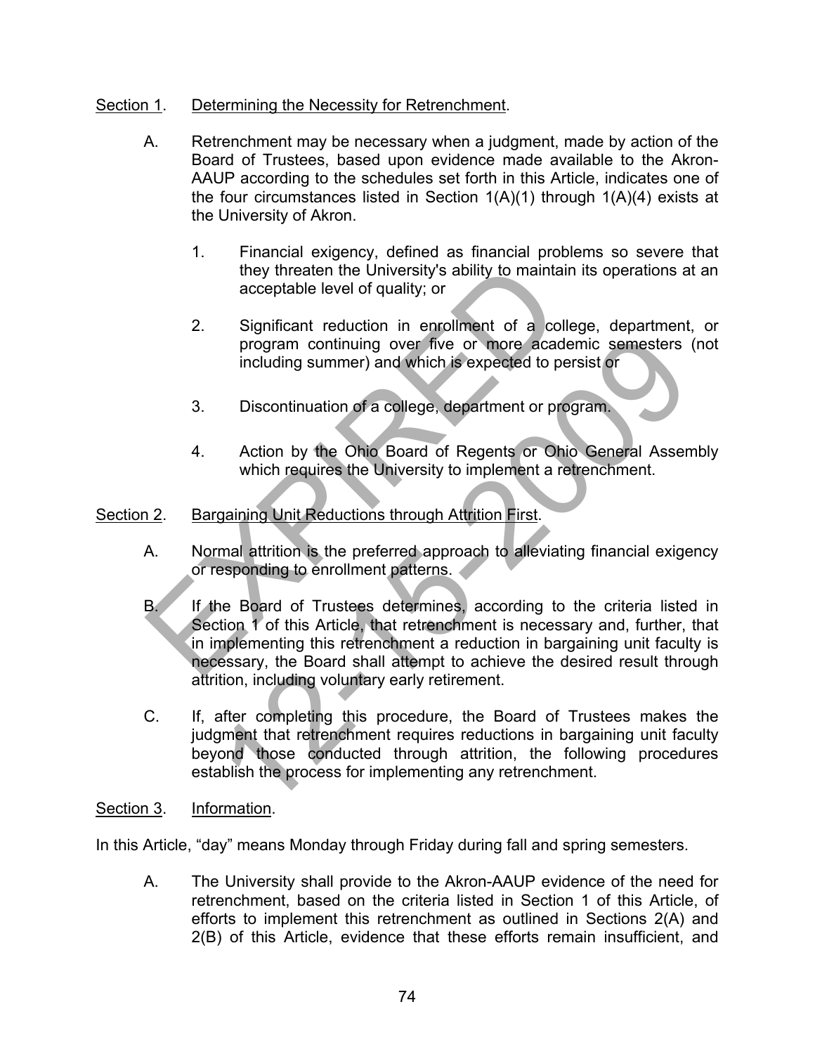Section 1. Determining the Necessity for Retrenchment.

A. Retrenchment may be necessary when a judgment, made by action of the Board of Trustees, based upon evidence made available to the Akron-AAUP according to the schedules set forth in this Article, indicates one of the four circumstances listed in Section 1(A)(1) through 1(A)(4) exists at the University of Akron.

1. Financial exigency, defined as financial problems so severe that they threaten the University's ability to maintain its operations at an acceptable level of quality; or

2. Significant reduction in enrollment of a college, department, or program continuing over five or more academic semesters (not including summer) and which is expected to persist or

3. Discontinuation of a college, department or program.

4. Action by the Ohio Board of Regents or Ohio General Assembly which requires the University to implement a retrenchment.

Section 2. Bargaining Unit Reductions through Attrition First.

A. Normal attrition is the preferred approach to alleviating financial exigency or responding to enrollment patterns.

B. If the Board of Trustees determines, according to the criteria listed in Section 1 of this Article, that retrenchment is necessary and, further, that in implementing this retrenchment a reduction in bargaining unit faculty is necessary, the Board shall attempt to achieve the desired result through attrition, including voluntary early retirement.

C. If, after completing this procedure, the Board of Trustees makes the judgment that retrenchment requires reductions in bargaining unit faculty beyond those conducted through attrition, the following procedures establish the process for implementing any retrenchment.

Section 3. Information.

In this Article, "day" means Monday through Friday during fall and spring semesters.

A. The University shall provide to the Akron-AAUP evidence of the need for retrenchment, based on the criteria listed in Section 1 of this Article, of efforts to implement this retrenchment as outlined in Sections 2(A) and 2(B) of this Article, evidence that these efforts remain insufficient, and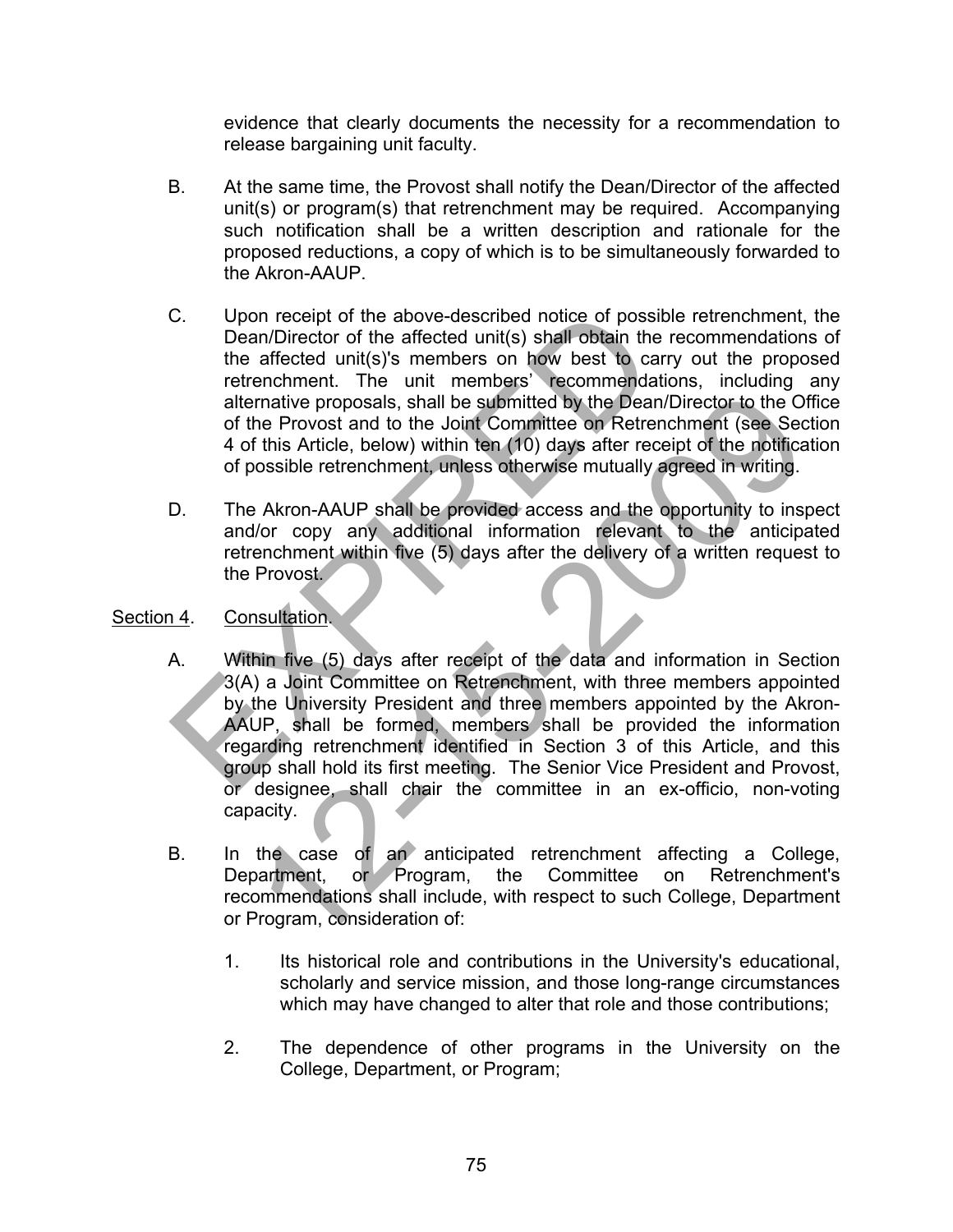evidence that clearly documents the necessity for a recommendation to release bargaining unit faculty.

B. At the same time, the Provost shall notify the Dean/Director of the affected unit(s) or program(s) that retrenchment may be required. Accompanying such notification shall be a written description and rationale for the proposed reductions, a copy of which is to be simultaneously forwarded to the Akron-AAUP.

C. Upon receipt of the above-described notice of possible retrenchment, the Dean/Director of the affected unit(s) shall obtain the recommendations of the affected unit(s)'s members on how best to carry out the proposed retrenchment. The unit members' recommendations, including any alternative proposals, shall be submitted by the Dean/Director to the Office of the Provost and to the Joint Committee on Retrenchment (see Section 4 of this Article, below) within ten (10) days after receipt of the notification of possible retrenchment, unless otherwise mutually agreed in writing.

D. The Akron-AAUP shall be provided access and the opportunity to inspect and/or copy any additional information relevant to the anticipated retrenchment within five (5) days after the delivery of a written request to the Provost.

Section 4. Consultation.

A. Within five (5) days after receipt of the data and information in Section 3(A) a Joint Committee on Retrenchment, with three members appointed by the University President and three members appointed by the Akron-AAUP, shall be formed, members shall be provided the information regarding retrenchment identified in Section 3 of this Article, and this group shall hold its first meeting. The Senior Vice President and Provost, or designee, shall chair the committee in an ex-officio, non-voting capacity.

B. In the case of an anticipated retrenchment affecting a College, Department, or Program, the Committee on Retrenchment's recommendations shall include, with respect to such College, Department or Program, consideration of:

1. Its historical role and contributions in the University's educational, scholarly and service mission, and those long-range circumstances which may have changed to alter that role and those contributions;

2. The dependence of other programs in the University on the College, Department, or Program;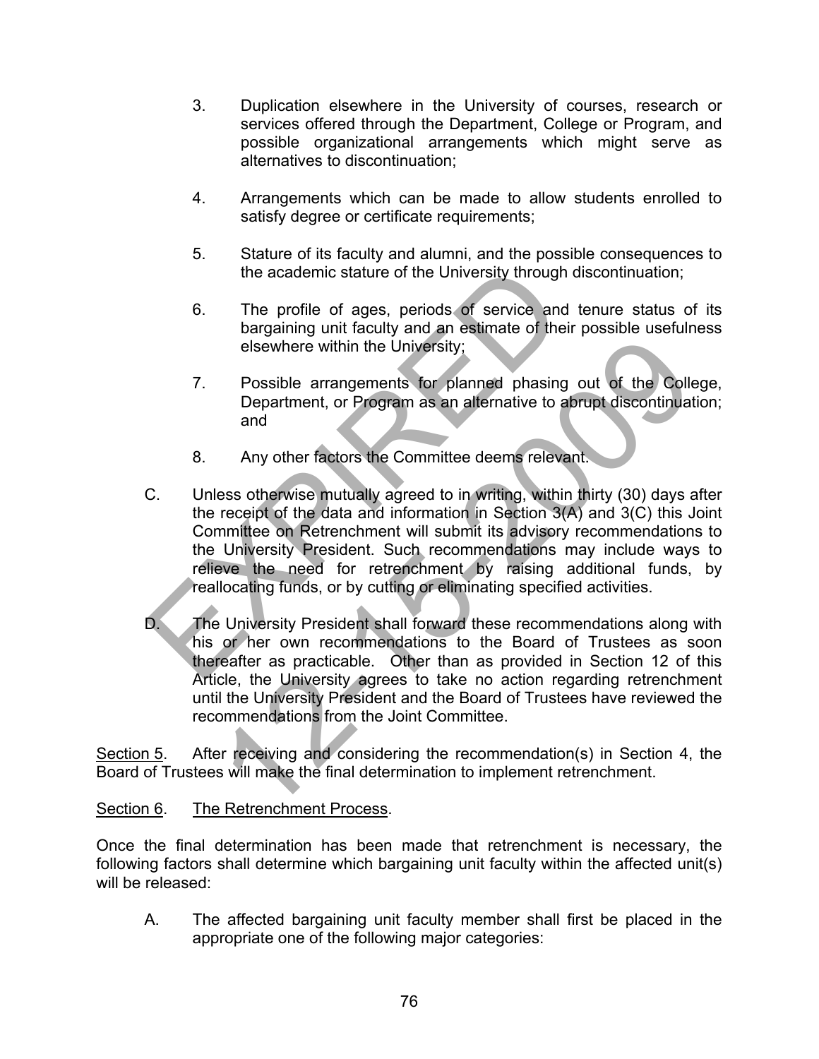3. Duplication elsewhere in the University of courses, research or services offered through the Department, College or Program, and possible organizational arrangements which might serve as alternatives to discontinuation;

4. Arrangements which can be made to allow students enrolled to satisfy degree or certificate requirements;

5. Stature of its faculty and alumni, and the possible consequences to the academic stature of the University through discontinuation;

6. The profile of ages, periods of service and tenure status of its bargaining unit faculty and an estimate of their possible usefulness elsewhere within the University;

7. Possible arrangements for planned phasing out of the College, Department, or Program as an alternative to abrupt discontinuation; and

8. Any other factors the Committee deems relevant.

C. Unless otherwise mutually agreed to in writing, within thirty (30) days after the receipt of the data and information in Section 3(A) and 3(C) this Joint Committee on Retrenchment will submit its advisory recommendations to the University President. Such recommendations may include ways to relieve the need for retrenchment by raising additional funds, by reallocating funds, or by cutting or eliminating specified activities.

D. The University President shall forward these recommendations along with his or her own recommendations to the Board of Trustees as soon thereafter as practicable. Other than as provided in Section 12 of this Article, the University agrees to take no action regarding retrenchment until the University President and the Board of Trustees have reviewed the recommendations from the Joint Committee.

Section 5. After receiving and considering the recommendation(s) in Section 4, the Board of Trustees will make the final determination to implement retrenchment.

Section 6. The Retrenchment Process.

Once the final determination has been made that retrenchment is necessary, the following factors shall determine which bargaining unit faculty within the affected unit(s) will be released:

A. The affected bargaining unit faculty member shall first be placed in the appropriate one of the following major categories: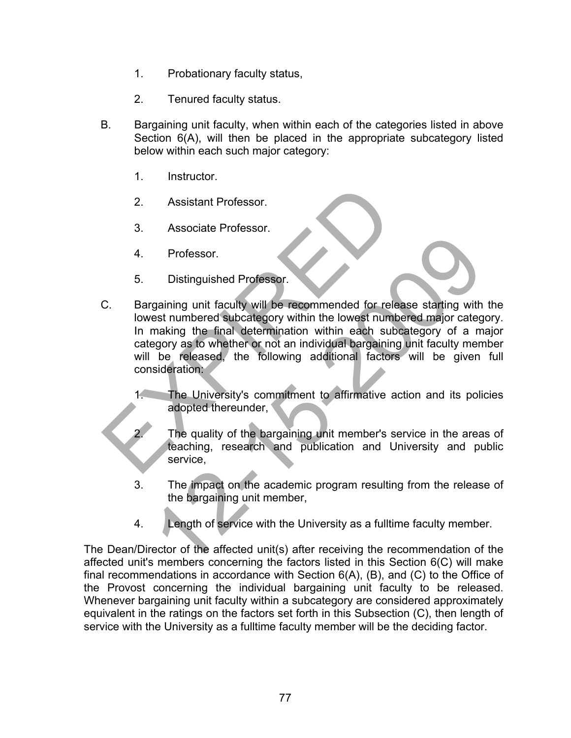1. Probationary faculty status,

2. Tenured faculty status.

B. Bargaining unit faculty, when within each of the categories listed in above Section 6(A), will then be placed in the appropriate subcategory listed below within each such major category:

   1. Instructor.

   2. Assistant Professor.

   3. Associate Professor.

   4. Professor.

   5. Distinguished Professor.

C. Bargaining unit faculty will be recommended for release starting with the lowest numbered subcategory within the lowest numbered major category. In making the final determination within each subcategory of a major category as to whether or not an individual bargaining unit faculty member will be released, the following additional factors will be given full consideration:

   1. The University's commitment to affirmative action and its policies adopted thereunder,

   2. The quality of the bargaining unit member's service in the areas of teaching, research and publication and University and public service,

   3. The impact on the academic program resulting from the release of the bargaining unit member,

   4. Length of service with the University as a fulltime faculty member.

The Dean/Director of the affected unit(s) after receiving the recommendation of the affected unit's members concerning the factors listed in this Section 6(C) will make final recommendations in accordance with Section 6(A), (B), and (C) to the Office of the Provost concerning the individual bargaining unit faculty to be released. Whenever bargaining unit faculty within a subcategory are considered approximately equivalent in the ratings on the factors set forth in this Subsection (C), then length of service with the University as a fulltime faculty member will be the deciding factor.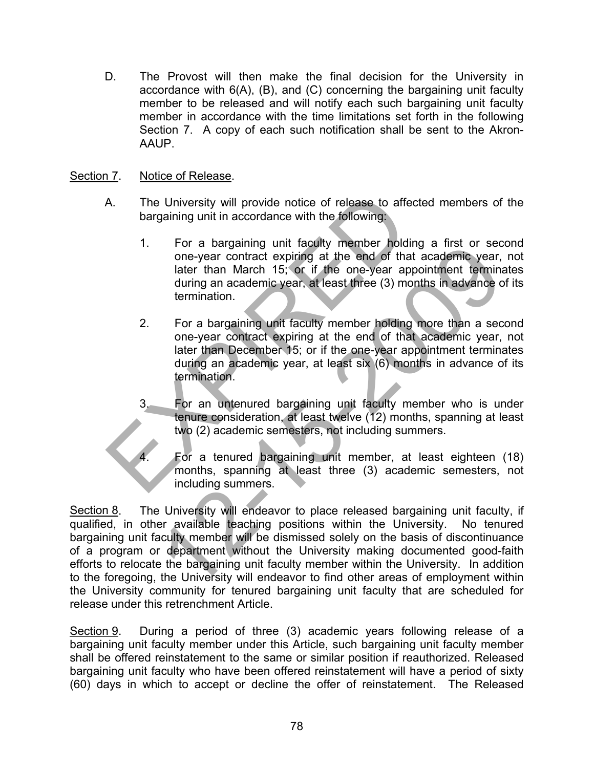D. The Provost will then make the final decision for the University in accordance with 6(A), (B), and (C) concerning the bargaining unit faculty member to be released and will notify each such bargaining unit faculty member in accordance with the time limitations set forth in the following Section 7. A copy of each such notification shall be sent to the Akron-AAUP.

Section 7. Notice of Release.

A. The University will provide notice of release to affected members of the bargaining unit in accordance with the following:

1. For a bargaining unit faculty member holding a first or second one-year contract expiring at the end of that academic year, not later than March 15; or if the one-year appointment terminates during an academic year, at least three (3) months in advance of its termination.

2. For a bargaining unit faculty member holding more than a second one-year contract expiring at the end of that academic year, not later than December 15; or if the one-year appointment terminates during an academic year, at least six (6) months in advance of its termination.

3. For an untenured bargaining unit faculty member who is under tenure consideration, at least twelve (12) months, spanning at least two (2) academic semesters, not including summers.

4. For a tenured bargaining unit member, at least eighteen (18) months, spanning at least three (3) academic semesters, not including summers.

Section 8. The University will endeavor to place released bargaining unit faculty, if qualified, in other available teaching positions within the University. No tenured bargaining unit faculty member will be dismissed solely on the basis of discontinuance of a program or department without the University making documented good-faith efforts to relocate the bargaining unit faculty member within the University. In addition to the foregoing, the University will endeavor to find other areas of employment within the University community for tenured bargaining unit faculty that are scheduled for release under this retrenchment Article.

Section 9. During a period of three (3) academic years following release of a bargaining unit faculty member under this Article, such bargaining unit faculty member shall be offered reinstatement to the same or similar position if reauthorized. Released bargaining unit faculty who have been offered reinstatement will have a period of sixty (60) days in which to accept or decline the offer of reinstatement. The Released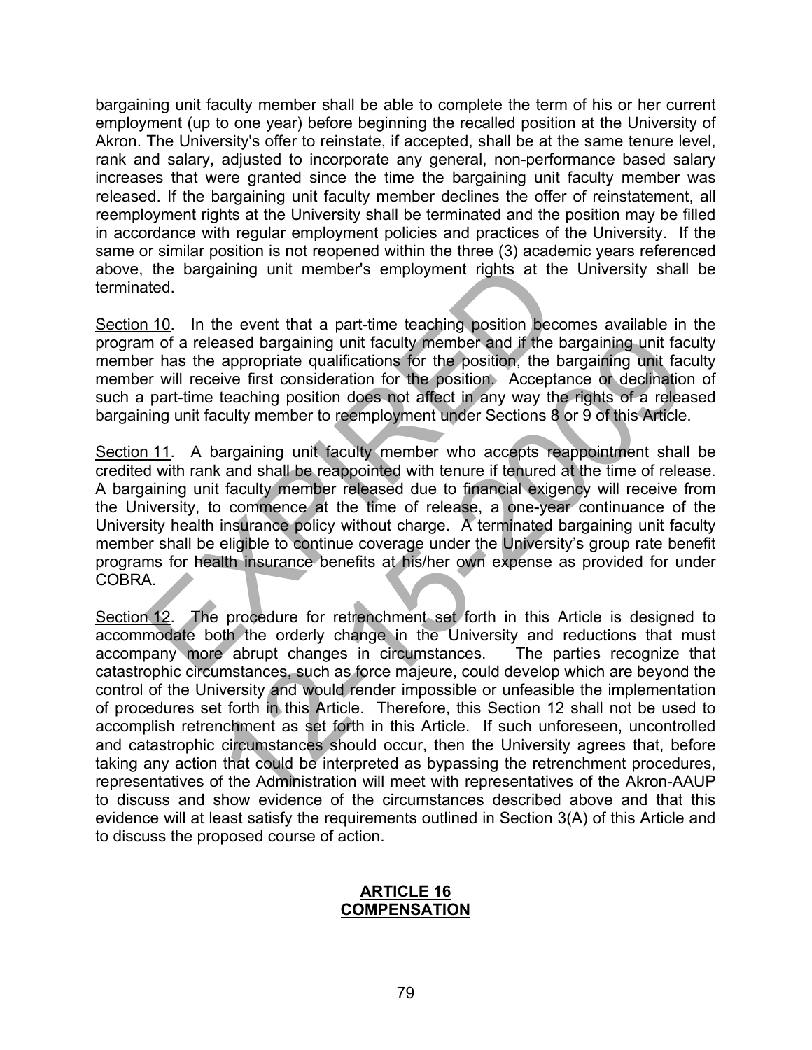bargaining unit faculty member shall be able to complete the term of his or her current employment (up to one year) before beginning the recalled position at the University of Akron. The University's offer to reinstate, if accepted, shall be at the same tenure level, rank and salary, adjusted to incorporate any general, non-performance based salary increases that were granted since the time the bargaining unit faculty member was released. If the bargaining unit faculty member declines the offer of reinstatement, all reemployment rights at the University shall be terminated and the position may be filled in accordance with regular employment policies and practices of the University. If the same or similar position is not reopened within the three (3) academic years referenced above, the bargaining unit member's employment rights at the University shall be terminated.

Section 10. In the event that a part-time teaching position becomes available in the program of a released bargaining unit faculty member and if the bargaining unit faculty member has the appropriate qualifications for the position, the bargaining unit faculty member will receive first consideration for the position. Acceptance or declination of such a part-time teaching position does not affect in any way the rights of a released bargaining unit faculty member to reemployment under Sections 8 or 9 of this Article.

Section 11. A bargaining unit faculty member who accepts reappointment shall be credited with rank and shall be reappointed with tenure if tenured at the time of release. A bargaining unit faculty member released due to financial exigency will receive from the University, to commence at the time of release, a one-year continuance of the University health insurance policy without charge. A terminated bargaining unit faculty member shall be eligible to continue coverage under the University's group rate benefit programs for health insurance benefits at his/her own expense as provided for under COBRA.

Section 12. The procedure for retrenchment set forth in this Article is designed to accommodate both the orderly change in the University and reductions that must accompany more abrupt changes in circumstances. The parties recognize that catastrophic circumstances, such as force majeure, could develop which are beyond the control of the University and would render impossible or unfeasible the implementation of procedures set forth in this Article. Therefore, this Section 12 shall not be used to accomplish retrenchment as set forth in this Article. If such unforeseen, uncontrolled and catastrophic circumstances should occur, then the University agrees that, before taking any action that could be interpreted as bypassing the retrenchment procedures, representatives of the Administration will meet with representatives of the Akron-AAUP to discuss and show evidence of the circumstances described above and that this evidence will at least satisfy the requirements outlined in Section 3(A) of this Article and to discuss the proposed course of action.

## ARTICLE 16
## COMPENSATION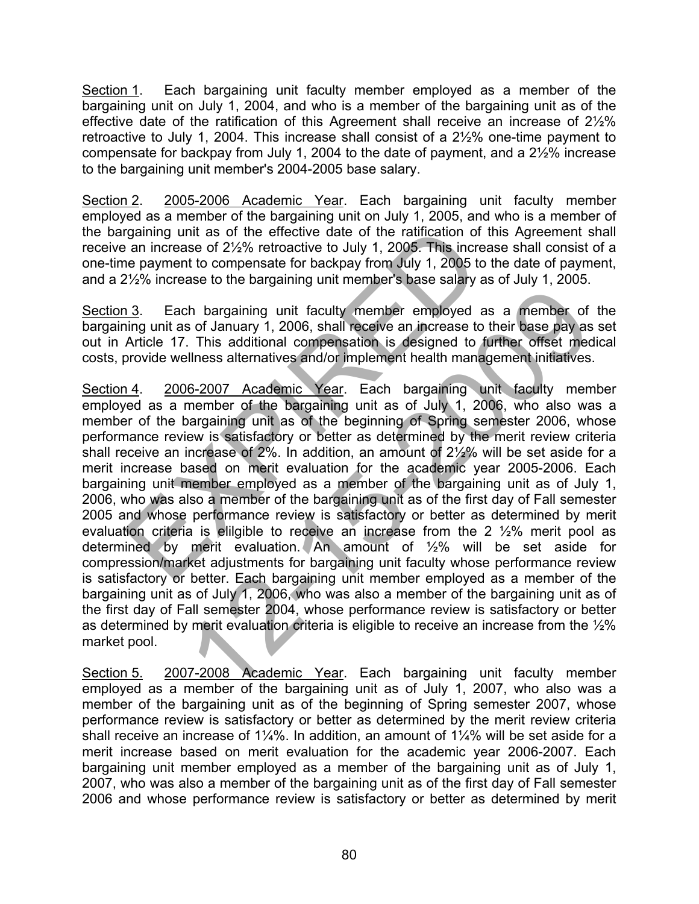Section 1. Each bargaining unit faculty member employed as a member of the bargaining unit on July 1, 2004, and who is a member of the bargaining unit as of the effective date of the ratification of this Agreement shall receive an increase of 2½% retroactive to July 1, 2004. This increase shall consist of a 2½% one-time payment to compensate for backpay from July 1, 2004 to the date of payment, and a 2½% increase to the bargaining unit member's 2004-2005 base salary.

Section 2. 2005-2006 Academic Year. Each bargaining unit faculty member employed as a member of the bargaining unit on July 1, 2005, and who is a member of the bargaining unit as of the effective date of the ratification of this Agreement shall receive an increase of 2½% retroactive to July 1, 2005. This increase shall consist of a one-time payment to compensate for backpay from July 1, 2005 to the date of payment, and a 2½% increase to the bargaining unit member's base salary as of July 1, 2005.

Section 3. Each bargaining unit faculty member employed as a member of the bargaining unit as of January 1, 2006, shall receive an increase to their base pay as set out in Article 17. This additional compensation is designed to further offset medical costs, provide wellness alternatives and/or implement health management initiatives.

Section 4. 2006-2007 Academic Year. Each bargaining unit faculty member employed as a member of the bargaining unit as of July 1, 2006, who also was a member of the bargaining unit as of the beginning of Spring semester 2006, whose performance review is satisfactory or better as determined by the merit review criteria shall receive an increase of 2%. In addition, an amount of 2½% will be set aside for a merit increase based on merit evaluation for the academic year 2005-2006. Each bargaining unit member employed as a member of the bargaining unit as of July 1, 2006, who was also a member of the bargaining unit as of the first day of Fall semester 2005 and whose performance review is satisfactory or better as determined by merit evaluation criteria is elilgible to receive an increase from the 2 ½% merit pool as determined by merit evaluation. An amount of ½% will be set aside for compression/market adjustments for bargaining unit faculty whose performance review is satisfactory or better. Each bargaining unit member employed as a member of the bargaining unit as of July 1, 2006, who was also a member of the bargaining unit as of the first day of Fall semester 2004, whose performance review is satisfactory or better as determined by merit evaluation criteria is eligible to receive an increase from the ½% market pool.

Section 5. 2007-2008 Academic Year. Each bargaining unit faculty member employed as a member of the bargaining unit as of July 1, 2007, who also was a member of the bargaining unit as of the beginning of Spring semester 2007, whose performance review is satisfactory or better as determined by the merit review criteria shall receive an increase of 1¼%. In addition, an amount of 1¼% will be set aside for a merit increase based on merit evaluation for the academic year 2006-2007. Each bargaining unit member employed as a member of the bargaining unit as of July 1, 2007, who was also a member of the bargaining unit as of the first day of Fall semester 2006 and whose performance review is satisfactory or better as determined by merit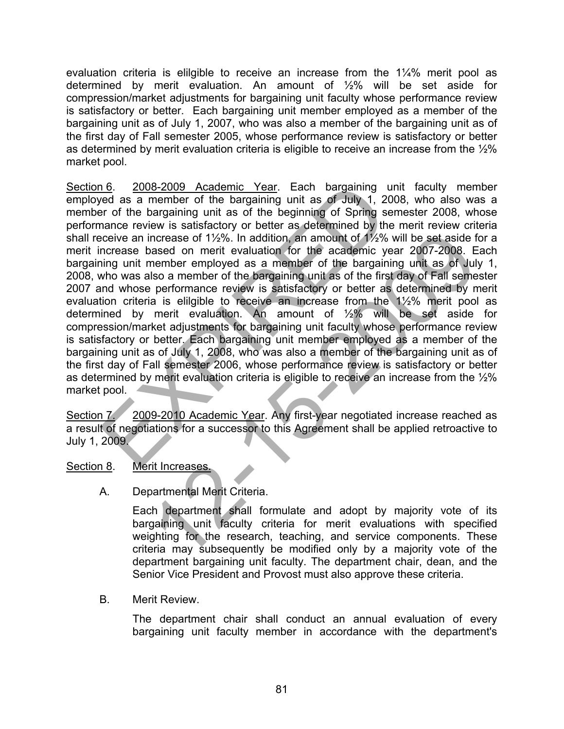evaluation criteria is elilgible to receive an increase from the 1¼% merit pool as determined by merit evaluation. An amount of ½% will be set aside for compression/market adjustments for bargaining unit faculty whose performance review is satisfactory or better. Each bargaining unit member employed as a member of the bargaining unit as of July 1, 2007, who was also a member of the bargaining unit as of the first day of Fall semester 2005, whose performance review is satisfactory or better as determined by merit evaluation criteria is eligible to receive an increase from the ½% market pool.

Section 6. 2008-2009 Academic Year. Each bargaining unit faculty member employed as a member of the bargaining unit as of July 1, 2008, who also was a member of the bargaining unit as of the beginning of Spring semester 2008, whose performance review is satisfactory or better as determined by the merit review criteria shall receive an increase of 1½%. In addition, an amount of 1½% will be set aside for a merit increase based on merit evaluation for the academic year 2007-2008. Each bargaining unit member employed as a member of the bargaining unit as of July 1, 2008, who was also a member of the bargaining unit as of the first day of Fall semester 2007 and whose performance review is satisfactory or better as determined by merit evaluation criteria is elilgible to receive an increase from the 1½% merit pool as determined by merit evaluation. An amount of ½% will be set aside for compression/market adjustments for bargaining unit faculty whose performance review is satisfactory or better. Each bargaining unit member employed as a member of the bargaining unit as of July 1, 2008, who was also a member of the bargaining unit as of the first day of Fall semester 2006, whose performance review is satisfactory or better as determined by merit evaluation criteria is eligible to receive an increase from the ½% market pool.

Section 7. 2009-2010 Academic Year. Any first-year negotiated increase reached as a result of negotiations for a successor to this Agreement shall be applied retroactive to July 1, 2009.

Section 8. Merit Increases.

A. Departmental Merit Criteria.

Each department shall formulate and adopt by majority vote of its bargaining unit faculty criteria for merit evaluations with specified weighting for the research, teaching, and service components. These criteria may subsequently be modified only by a majority vote of the department bargaining unit faculty. The department chair, dean, and the Senior Vice President and Provost must also approve these criteria.

B. Merit Review.

The department chair shall conduct an annual evaluation of every bargaining unit faculty member in accordance with the department's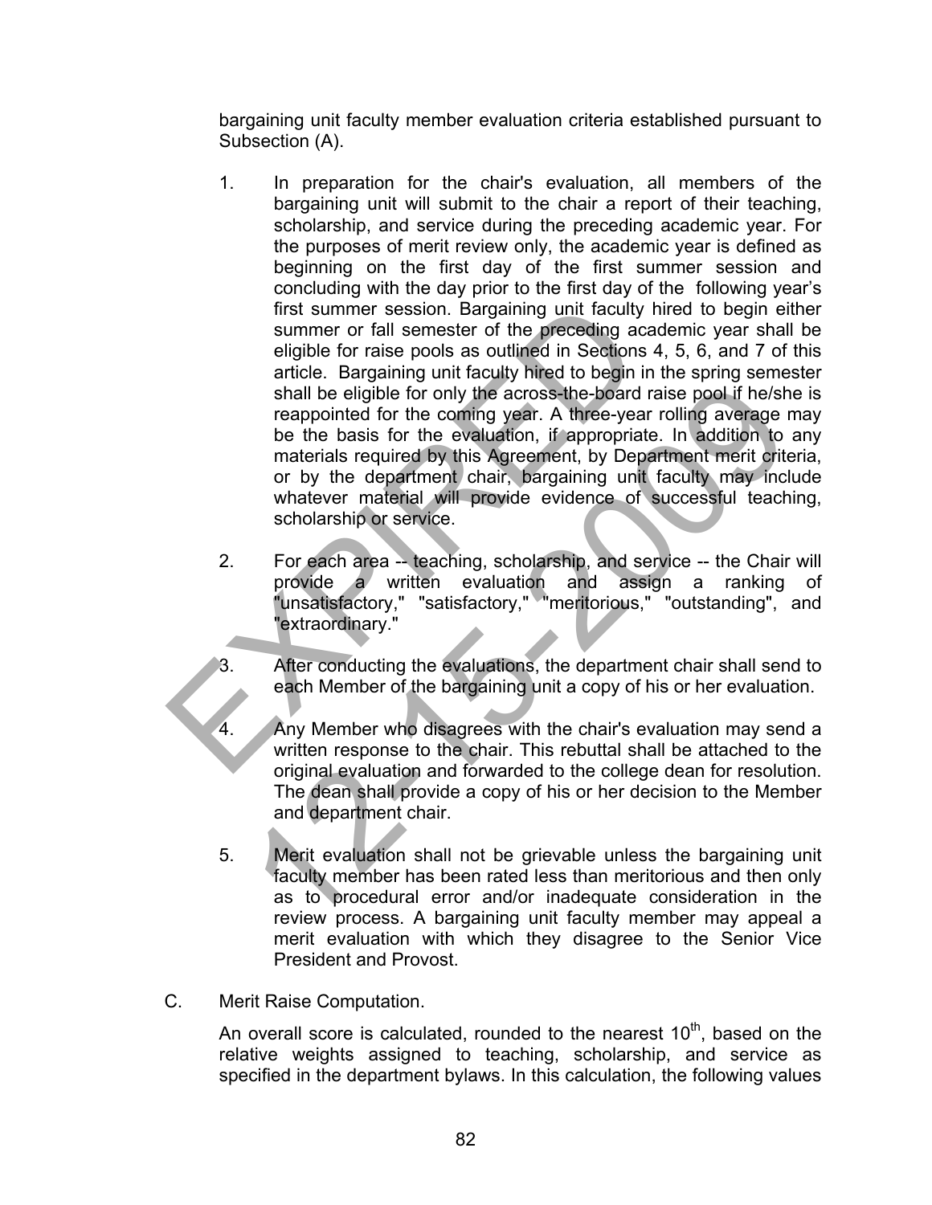bargaining unit faculty member evaluation criteria established pursuant to Subsection (A).

1. In preparation for the chair's evaluation, all members of the bargaining unit will submit to the chair a report of their teaching, scholarship, and service during the preceding academic year. For the purposes of merit review only, the academic year is defined as beginning on the first day of the first summer session and concluding with the day prior to the first day of the following year's first summer session. Bargaining unit faculty hired to begin either summer or fall semester of the preceding academic year shall be eligible for raise pools as outlined in Sections 4, 5, 6, and 7 of this article. Bargaining unit faculty hired to begin in the spring semester shall be eligible for only the across-the-board raise pool if he/she is reappointed for the coming year. A three-year rolling average may be the basis for the evaluation, if appropriate. In addition to any materials required by this Agreement, by Department merit criteria, or by the department chair, bargaining unit faculty may include whatever material will provide evidence of successful teaching, scholarship or service.

2. For each area -- teaching, scholarship, and service -- the Chair will provide a written evaluation and assign a ranking of "unsatisfactory," "satisfactory," "meritorious," "outstanding", and "extraordinary."

3. After conducting the evaluations, the department chair shall send to each Member of the bargaining unit a copy of his or her evaluation.

4. Any Member who disagrees with the chair's evaluation may send a written response to the chair. This rebuttal shall be attached to the original evaluation and forwarded to the college dean for resolution. The dean shall provide a copy of his or her decision to the Member and department chair.

5. Merit evaluation shall not be grievable unless the bargaining unit faculty member has been rated less than meritorious and then only as to procedural error and/or inadequate consideration in the review process. A bargaining unit faculty member may appeal a merit evaluation with which they disagree to the Senior Vice President and Provost.

C. Merit Raise Computation.

An overall score is calculated, rounded to the nearest 10th, based on the relative weights assigned to teaching, scholarship, and service as specified in the department bylaws. In this calculation, the following values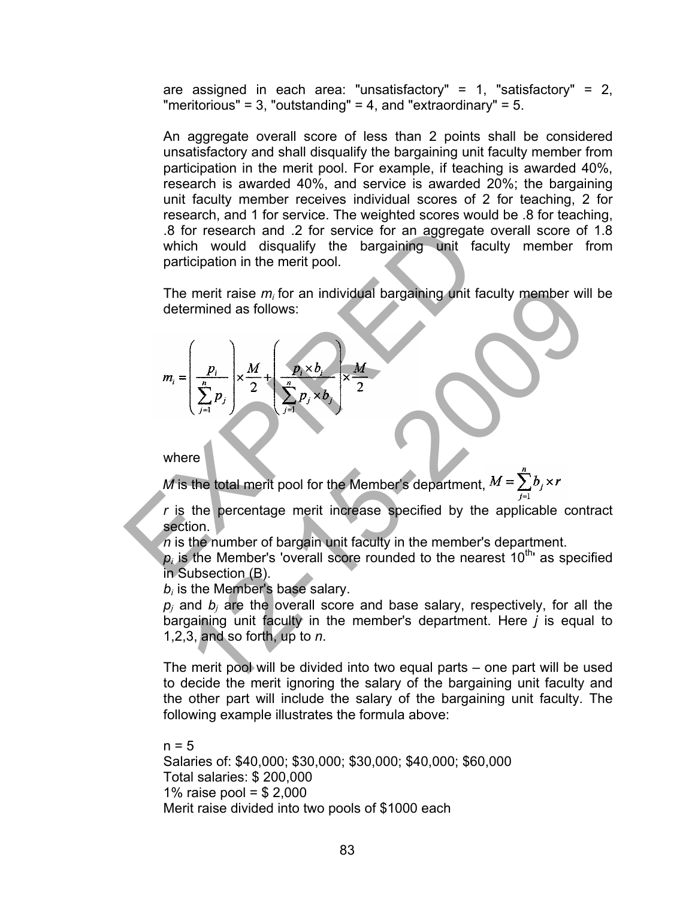are assigned in each area: "unsatisfactory" = 1, "satisfactory" = 2, "meritorious" = 3, "outstanding" = 4, and "extraordinary" = 5.

An aggregate overall score of less than 2 points shall be considered unsatisfactory and shall disqualify the bargaining unit faculty member from participation in the merit pool. For example, if teaching is awarded 40%, research is awarded 40%, and service is awarded 20%; the bargaining unit faculty member receives individual scores of 2 for teaching, 2 for research, and 1 for service. The weighted scores would be .8 for teaching, .8 for research and .2 for service for an aggregate overall score of 1.8 which would disqualify the bargaining unit faculty member from participation in the merit pool.

The merit raise $m_i$ for an individual bargaining unit faculty member will be determined as follows:

$$m_i = \left( \frac{p_i}{\sum_{j=1}^{n} p_j} \right) \times \frac{M}{2} + \left( \frac{p_i \times b_i}{\sum_{j=1}^{n} p_j \times b_j} \right) \times \frac{M}{2}$$

where

$M$ is the total merit pool for the Member's department, $M = \sum_{j=1}^{n} b_j \times r$

$r$ is the percentage merit increase specified by the applicable contract section.
$n$ is the number of bargain unit faculty in the member's department.
$p_i$ is the Member's 'overall score rounded to the nearest $10^{th}$' as specified in Subsection (B).
$b_i$ is the Member's base salary.
$p_j$ and $b_j$ are the overall score and base salary, respectively, for all the bargaining unit faculty in the member's department. Here $j$ is equal to 1,2,3, and so forth, up to $n$.

The merit pool will be divided into two equal parts – one part will be used to decide the merit ignoring the salary of the bargaining unit faculty and the other part will include the salary of the bargaining unit faculty. The following example illustrates the formula above:

n = 5
Salaries of: $40,000; $30,000; $30,000; $40,000; $60,000
Total salaries: $ 200,000
1% raise pool = $ 2,000
Merit raise divided into two pools of $1000 each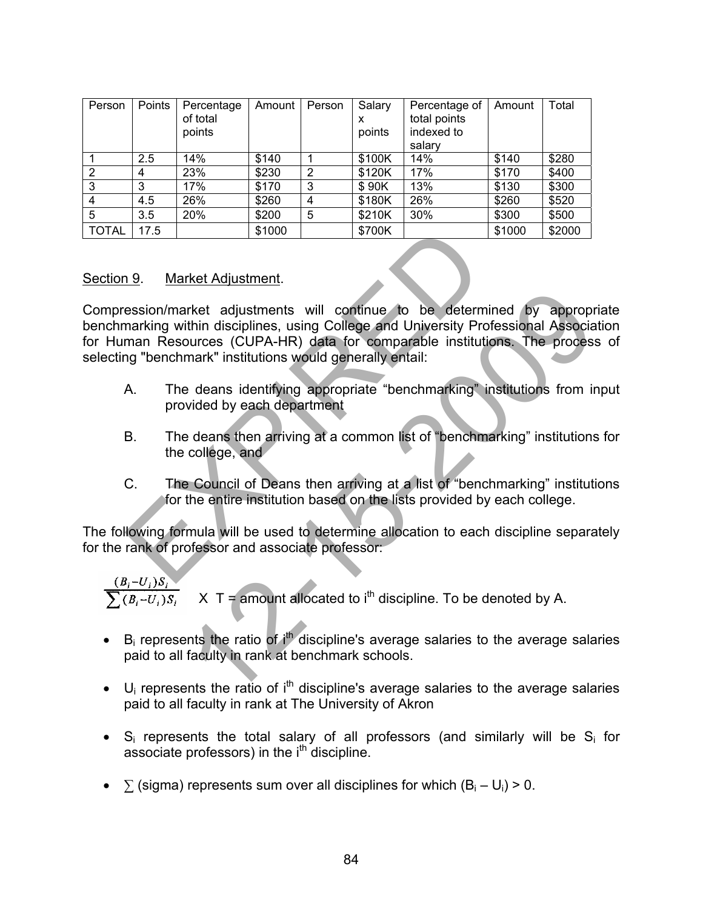| Person | Points | Percentage of total points | Amount | Person | Salary x points | Percentage of total points indexed to salary | Amount | Total |
|---|---|---|---|---|---|---|---|---|
| 1 | 2.5 | 14% | $140 | 1 | $100K | 14% | $140 | $280 |
| 2 | 4 | 23% | $230 | 2 | $120K | 17% | $170 | $400 |
| 3 | 3 | 17% | $170 | 3 | $ 90K | 13% | $130 | $300 |
| 4 | 4.5 | 26% | $260 | 4 | $180K | 26% | $260 | $520 |
| 5 | 3.5 | 20% | $200 | 5 | $210K | 30% | $300 | $500 |
| TOTAL | 17.5 | | $1000 | | $700K | | $1000 | $2000 |

Section 9. Market Adjustment.

Compression/market adjustments will continue to be determined by appropriate benchmarking within disciplines, using College and University Professional Association for Human Resources (CUPA-HR) data for comparable institutions. The process of selecting "benchmark" institutions would generally entail:

A. The deans identifying appropriate "benchmarking" institutions from input provided by each department

B. The deans then arriving at a common list of "benchmarking" institutions for the college, and

C. The Council of Deans then arriving at a list of "benchmarking" institutions for the entire institution based on the lists provided by each college.

The following formula will be used to determine allocation to each discipline separately for the rank of professor and associate professor:

$$\frac{(B_i - U_i)S_i}{\sum (B_i - U_i)S_i} \quad \text{X } T = \text{amount allocated to } i^{th} \text{ discipline. To be denoted by A.}$$

- $B_i$ represents the ratio of $i^{th}$ discipline's average salaries to the average salaries paid to all faculty in rank at benchmark schools.
- $U_i$ represents the ratio of $i^{th}$ discipline's average salaries to the average salaries paid to all faculty in rank at The University of Akron
- $S_i$ represents the total salary of all professors (and similarly will be $S_i$ for associate professors) in the $i^{th}$ discipline.
- $\sum$ (sigma) represents sum over all disciplines for which $(B_i - U_i) > 0$.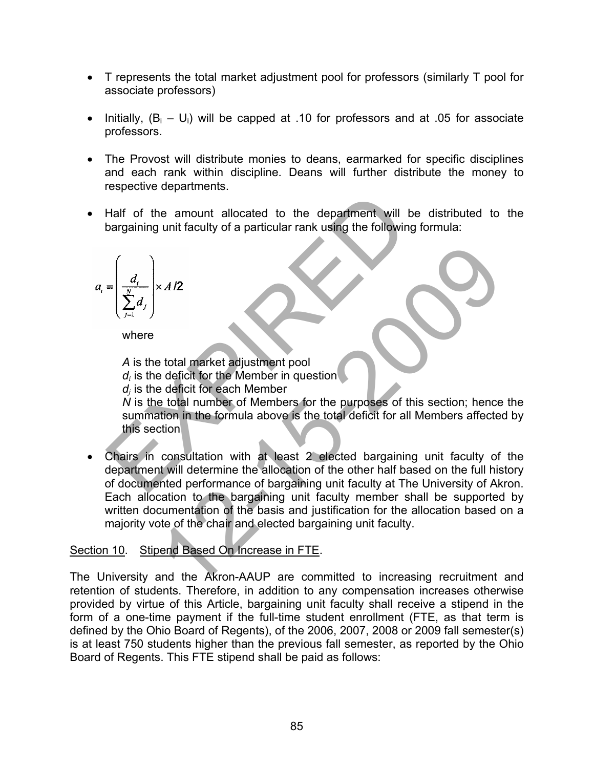- T represents the total market adjustment pool for professors (similarly T pool for associate professors)

- Initially, $(B_i - U_i)$ will be capped at .10 for professors and at .05 for associate professors.

- The Provost will distribute monies to deans, earmarked for specific disciplines and each rank within discipline. Deans will further distribute the money to respective departments.

- Half of the amount allocated to the department will be distributed to the bargaining unit faculty of a particular rank using the following formula:

$$a_i = \left( \frac{d_i}{\sum_{j=1}^{N} d_j} \right) \times A/2$$

  where

  $A$ is the total market adjustment pool
  $d_i$ is the deficit for the Member in question
  $d_j$ is the deficit for each Member
  $N$ is the total number of Members for the purposes of this section; hence the summation in the formula above is the total deficit for all Members affected by this section

- Chairs in consultation with at least 2 elected bargaining unit faculty of the department will determine the allocation of the other half based on the full history of documented performance of bargaining unit faculty at The University of Akron. Each allocation to the bargaining unit faculty member shall be supported by written documentation of the basis and justification for the allocation based on a majority vote of the chair and elected bargaining unit faculty.

Section 10. Stipend Based On Increase in FTE.

The University and the Akron-AAUP are committed to increasing recruitment and retention of students. Therefore, in addition to any compensation increases otherwise provided by virtue of this Article, bargaining unit faculty shall receive a stipend in the form of a one-time payment if the full-time student enrollment (FTE, as that term is defined by the Ohio Board of Regents), of the 2006, 2007, 2008 or 2009 fall semester(s) is at least 750 students higher than the previous fall semester, as reported by the Ohio Board of Regents. This FTE stipend shall be paid as follows: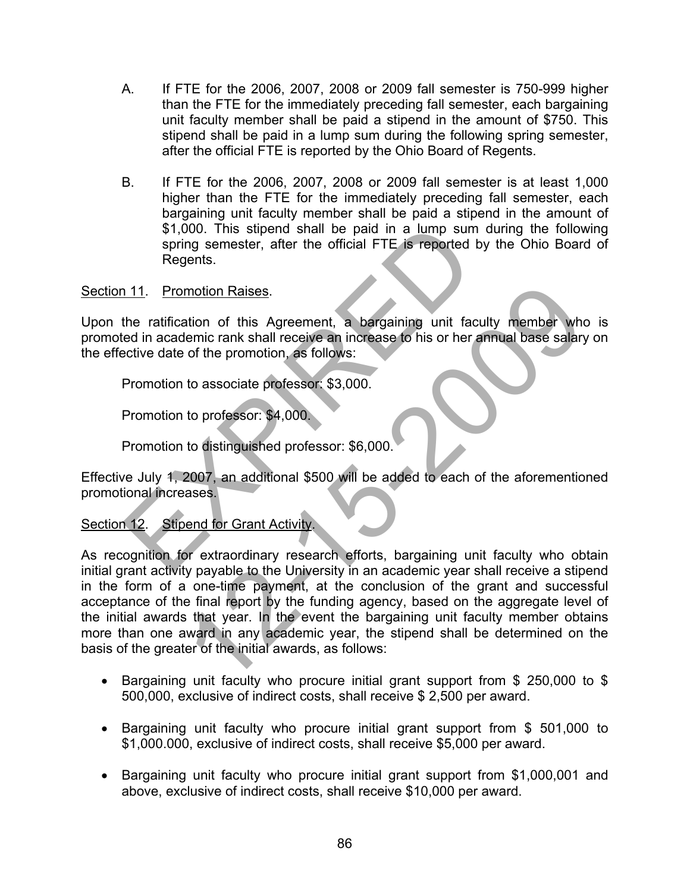A. If FTE for the 2006, 2007, 2008 or 2009 fall semester is 750-999 higher than the FTE for the immediately preceding fall semester, each bargaining unit faculty member shall be paid a stipend in the amount of $750. This stipend shall be paid in a lump sum during the following spring semester, after the official FTE is reported by the Ohio Board of Regents.

B. If FTE for the 2006, 2007, 2008 or 2009 fall semester is at least 1,000 higher than the FTE for the immediately preceding fall semester, each bargaining unit faculty member shall be paid a stipend in the amount of $1,000. This stipend shall be paid in a lump sum during the following spring semester, after the official FTE is reported by the Ohio Board of Regents.

Section 11. Promotion Raises.

Upon the ratification of this Agreement, a bargaining unit faculty member who is promoted in academic rank shall receive an increase to his or her annual base salary on the effective date of the promotion, as follows:

Promotion to associate professor: $3,000.

Promotion to professor: $4,000.

Promotion to distinguished professor: $6,000.

Effective July 1, 2007, an additional $500 will be added to each of the aforementioned promotional increases.

Section 12. Stipend for Grant Activity.

As recognition for extraordinary research efforts, bargaining unit faculty who obtain initial grant activity payable to the University in an academic year shall receive a stipend in the form of a one-time payment, at the conclusion of the grant and successful acceptance of the final report by the funding agency, based on the aggregate level of the initial awards that year. In the event the bargaining unit faculty member obtains more than one award in any academic year, the stipend shall be determined on the basis of the greater of the initial awards, as follows:

- Bargaining unit faculty who procure initial grant support from $ 250,000 to $ 500,000, exclusive of indirect costs, shall receive $ 2,500 per award.
- Bargaining unit faculty who procure initial grant support from $ 501,000 to $1,000.000, exclusive of indirect costs, shall receive $5,000 per award.
- Bargaining unit faculty who procure initial grant support from $1,000,001 and above, exclusive of indirect costs, shall receive $10,000 per award.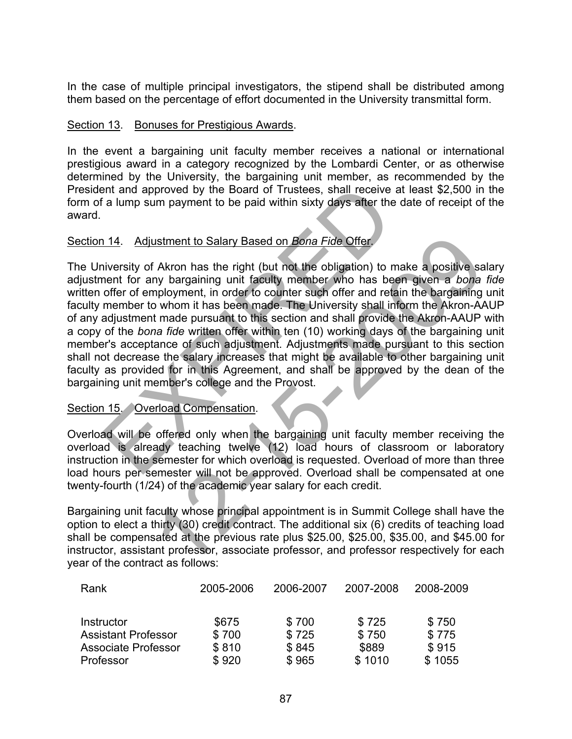In the case of multiple principal investigators, the stipend shall be distributed among them based on the percentage of effort documented in the University transmittal form.

Section 13. Bonuses for Prestigious Awards.

In the event a bargaining unit faculty member receives a national or international prestigious award in a category recognized by the Lombardi Center, or as otherwise determined by the University, the bargaining unit member, as recommended by the President and approved by the Board of Trustees, shall receive at least $2,500 in the form of a lump sum payment to be paid within sixty days after the date of receipt of the award.

Section 14. Adjustment to Salary Based on *Bona Fide* Offer.

The University of Akron has the right (but not the obligation) to make a positive salary adjustment for any bargaining unit faculty member who has been given a *bona fide* written offer of employment, in order to counter such offer and retain the bargaining unit faculty member to whom it has been made. The University shall inform the Akron-AAUP of any adjustment made pursuant to this section and shall provide the Akron-AAUP with a copy of the *bona fide* written offer within ten (10) working days of the bargaining unit member's acceptance of such adjustment. Adjustments made pursuant to this section shall not decrease the salary increases that might be available to other bargaining unit faculty as provided for in this Agreement, and shall be approved by the dean of the bargaining unit member's college and the Provost.

Section 15. Overload Compensation.

Overload will be offered only when the bargaining unit faculty member receiving the overload is already teaching twelve (12) load hours of classroom or laboratory instruction in the semester for which overload is requested. Overload of more than three load hours per semester will not be approved. Overload shall be compensated at one twenty-fourth (1/24) of the academic year salary for each credit.

Bargaining unit faculty whose principal appointment is in Summit College shall have the option to elect a thirty (30) credit contract. The additional six (6) credits of teaching load shall be compensated at the previous rate plus $25.00, $25.00, $35.00, and $45.00 for instructor, assistant professor, associate professor, and professor respectively for each year of the contract as follows:

| Rank | 2005-2006 | 2006-2007 | 2007-2008 | 2008-2009 |
|---|---|---|---|---|
| Instructor | $675 | $ 700 | $ 725 | $ 750 |
| Assistant Professor | $ 700 | $ 725 | $ 750 | $ 775 |
| Associate Professor | $ 810 | $ 845 | $889 | $ 915 |
| Professor | $ 920 | $ 965 | $ 1010 | $ 1055 |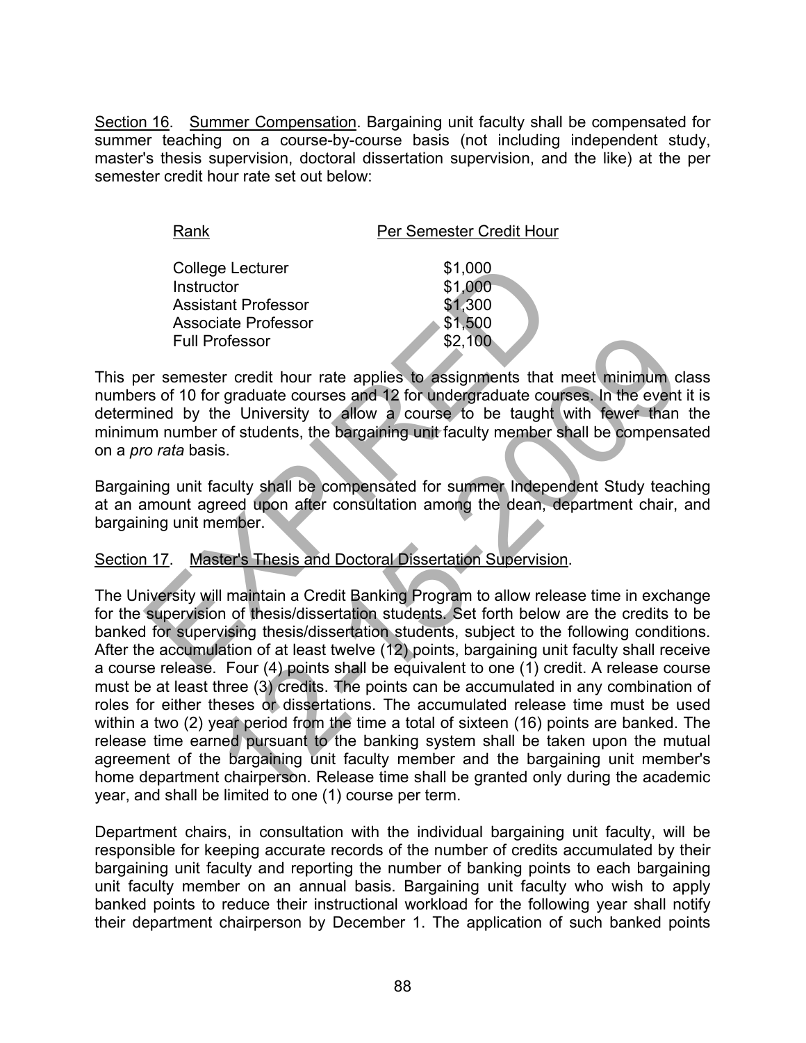Section 16. Summer Compensation. Bargaining unit faculty shall be compensated for summer teaching on a course-by-course basis (not including independent study, master's thesis supervision, doctoral dissertation supervision, and the like) at the per semester credit hour rate set out below:

| Rank | Per Semester Credit Hour |
|---|---|
| College Lecturer | $1,000 |
| Instructor | $1,000 |
| Assistant Professor | $1,300 |
| Associate Professor | $1,500 |
| Full Professor | $2,100 |

This per semester credit hour rate applies to assignments that meet minimum class numbers of 10 for graduate courses and 12 for undergraduate courses. In the event it is determined by the University to allow a course to be taught with fewer than the minimum number of students, the bargaining unit faculty member shall be compensated on a *pro rata* basis.

Bargaining unit faculty shall be compensated for summer Independent Study teaching at an amount agreed upon after consultation among the dean, department chair, and bargaining unit member.

Section 17. Master's Thesis and Doctoral Dissertation Supervision.

The University will maintain a Credit Banking Program to allow release time in exchange for the supervision of thesis/dissertation students. Set forth below are the credits to be banked for supervising thesis/dissertation students, subject to the following conditions. After the accumulation of at least twelve (12) points, bargaining unit faculty shall receive a course release. Four (4) points shall be equivalent to one (1) credit. A release course must be at least three (3) credits. The points can be accumulated in any combination of roles for either theses or dissertations. The accumulated release time must be used within a two (2) year period from the time a total of sixteen (16) points are banked. The release time earned pursuant to the banking system shall be taken upon the mutual agreement of the bargaining unit faculty member and the bargaining unit member's home department chairperson. Release time shall be granted only during the academic year, and shall be limited to one (1) course per term.

Department chairs, in consultation with the individual bargaining unit faculty, will be responsible for keeping accurate records of the number of credits accumulated by their bargaining unit faculty and reporting the number of banking points to each bargaining unit faculty member on an annual basis. Bargaining unit faculty who wish to apply banked points to reduce their instructional workload for the following year shall notify their department chairperson by December 1. The application of such banked points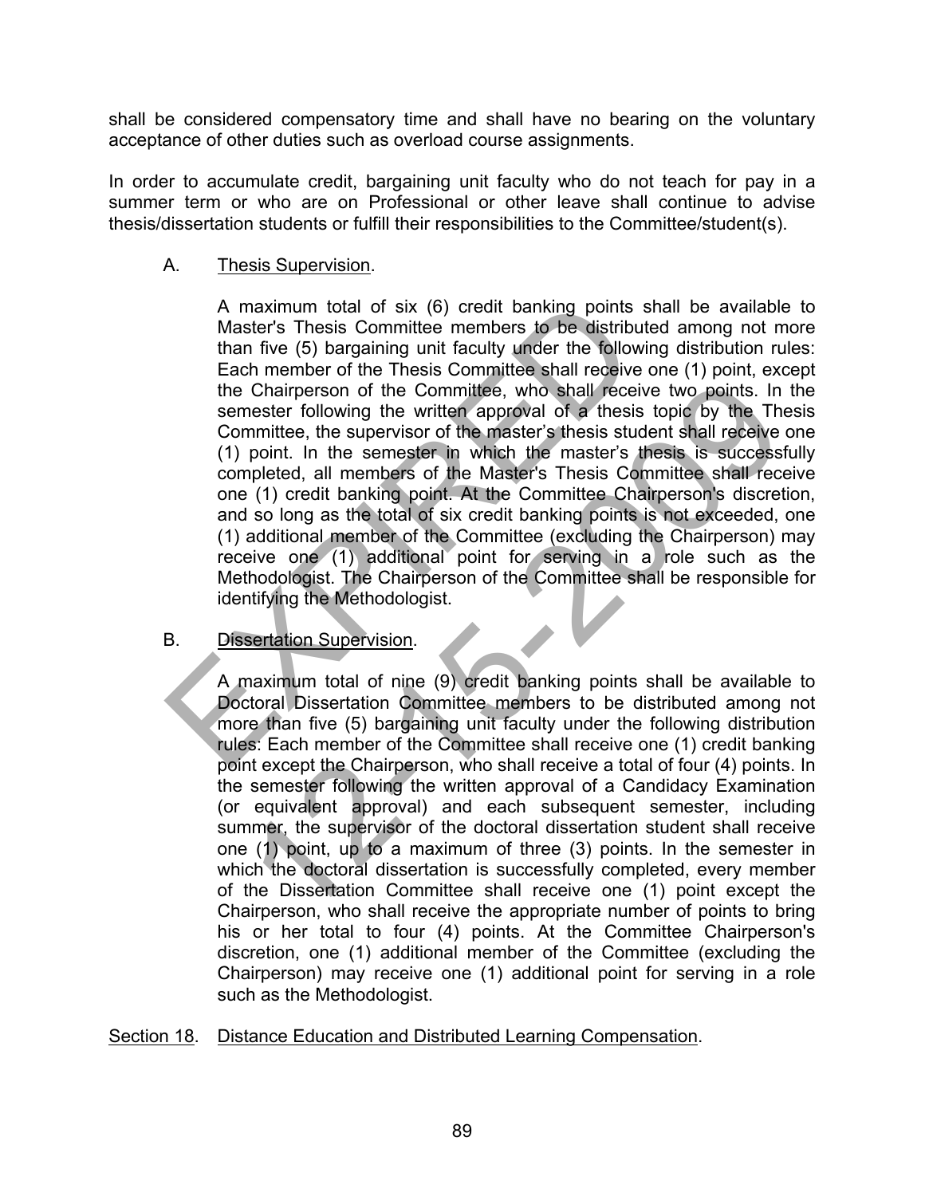shall be considered compensatory time and shall have no bearing on the voluntary acceptance of other duties such as overload course assignments.

In order to accumulate credit, bargaining unit faculty who do not teach for pay in a summer term or who are on Professional or other leave shall continue to advise thesis/dissertation students or fulfill their responsibilities to the Committee/student(s).

A. Thesis Supervision.

A maximum total of six (6) credit banking points shall be available to Master's Thesis Committee members to be distributed among not more than five (5) bargaining unit faculty under the following distribution rules: Each member of the Thesis Committee shall receive one (1) point, except the Chairperson of the Committee, who shall receive two points. In the semester following the written approval of a thesis topic by the Thesis Committee, the supervisor of the master's thesis student shall receive one (1) point. In the semester in which the master's thesis is successfully completed, all members of the Master's Thesis Committee shall receive one (1) credit banking point. At the Committee Chairperson's discretion, and so long as the total of six credit banking points is not exceeded, one (1) additional member of the Committee (excluding the Chairperson) may receive one (1) additional point for serving in a role such as the Methodologist. The Chairperson of the Committee shall be responsible for identifying the Methodologist.

B. Dissertation Supervision.

A maximum total of nine (9) credit banking points shall be available to Doctoral Dissertation Committee members to be distributed among not more than five (5) bargaining unit faculty under the following distribution rules: Each member of the Committee shall receive one (1) credit banking point except the Chairperson, who shall receive a total of four (4) points. In the semester following the written approval of a Candidacy Examination (or equivalent approval) and each subsequent semester, including summer, the supervisor of the doctoral dissertation student shall receive one (1) point, up to a maximum of three (3) points. In the semester in which the doctoral dissertation is successfully completed, every member of the Dissertation Committee shall receive one (1) point except the Chairperson, who shall receive the appropriate number of points to bring his or her total to four (4) points. At the Committee Chairperson's discretion, one (1) additional member of the Committee (excluding the Chairperson) may receive one (1) additional point for serving in a role such as the Methodologist.

Section 18. Distance Education and Distributed Learning Compensation.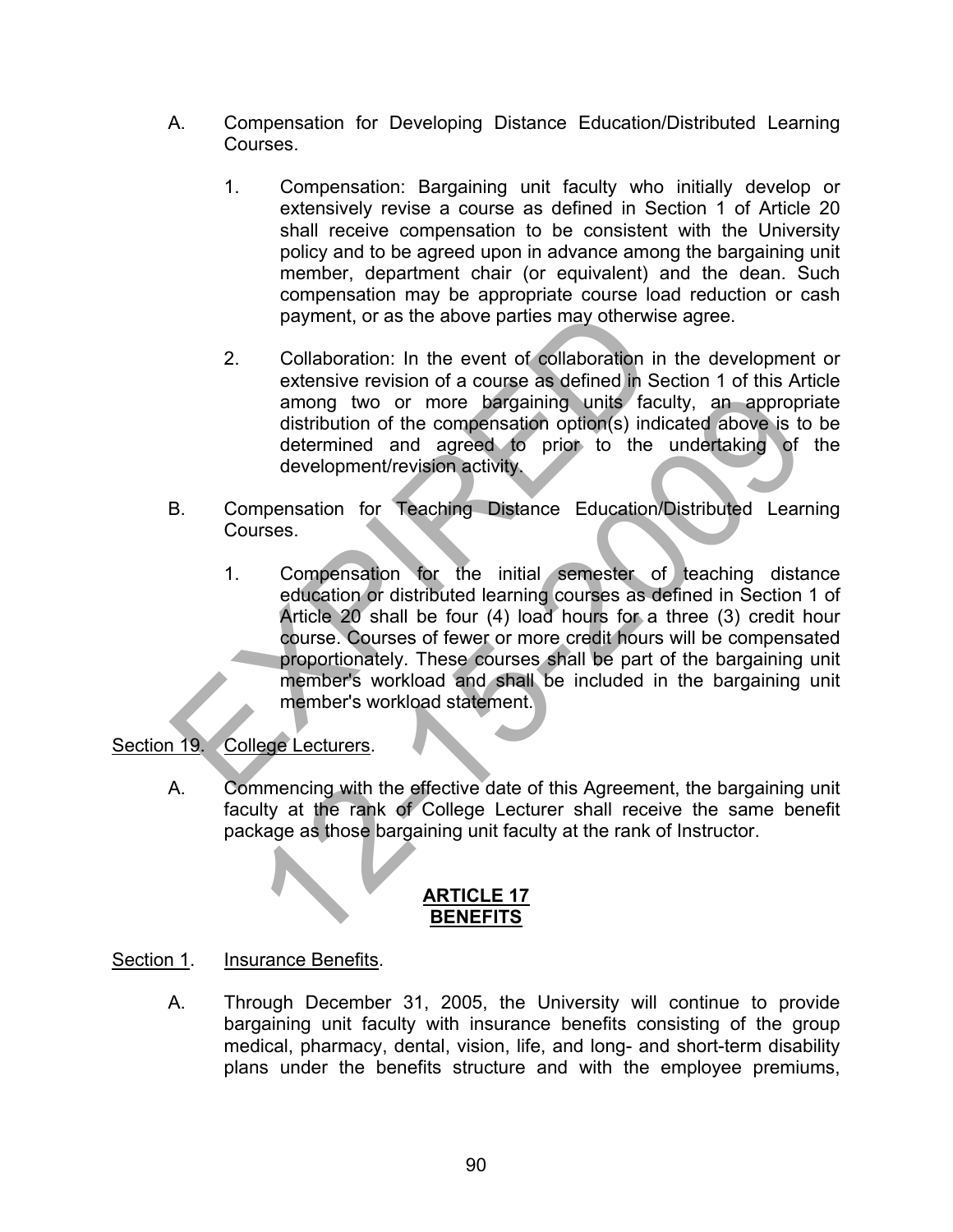A. Compensation for Developing Distance Education/Distributed Learning Courses.

1. Compensation: Bargaining unit faculty who initially develop or extensively revise a course as defined in Section 1 of Article 20 shall receive compensation to be consistent with the University policy and to be agreed upon in advance among the bargaining unit member, department chair (or equivalent) and the dean. Such compensation may be appropriate course load reduction or cash payment, or as the above parties may otherwise agree.

2. Collaboration: In the event of collaboration in the development or extensive revision of a course as defined in Section 1 of this Article among two or more bargaining units faculty, an appropriate distribution of the compensation option(s) indicated above is to be determined and agreed to prior to the undertaking of the development/revision activity.

B. Compensation for Teaching Distance Education/Distributed Learning Courses.

1. Compensation for the initial semester of teaching distance education or distributed learning courses as defined in Section 1 of Article 20 shall be four (4) load hours for a three (3) credit hour course. Courses of fewer or more credit hours will be compensated proportionately. These courses shall be part of the bargaining unit member's workload and shall be included in the bargaining unit member's workload statement.

Section 19. College Lecturers.

A. Commencing with the effective date of this Agreement, the bargaining unit faculty at the rank of College Lecturer shall receive the same benefit package as those bargaining unit faculty at the rank of Instructor.

## ARTICLE 17
## BENEFITS

Section 1. Insurance Benefits.

A. Through December 31, 2005, the University will continue to provide bargaining unit faculty with insurance benefits consisting of the group medical, pharmacy, dental, vision, life, and long- and short-term disability plans under the benefits structure and with the employee premiums,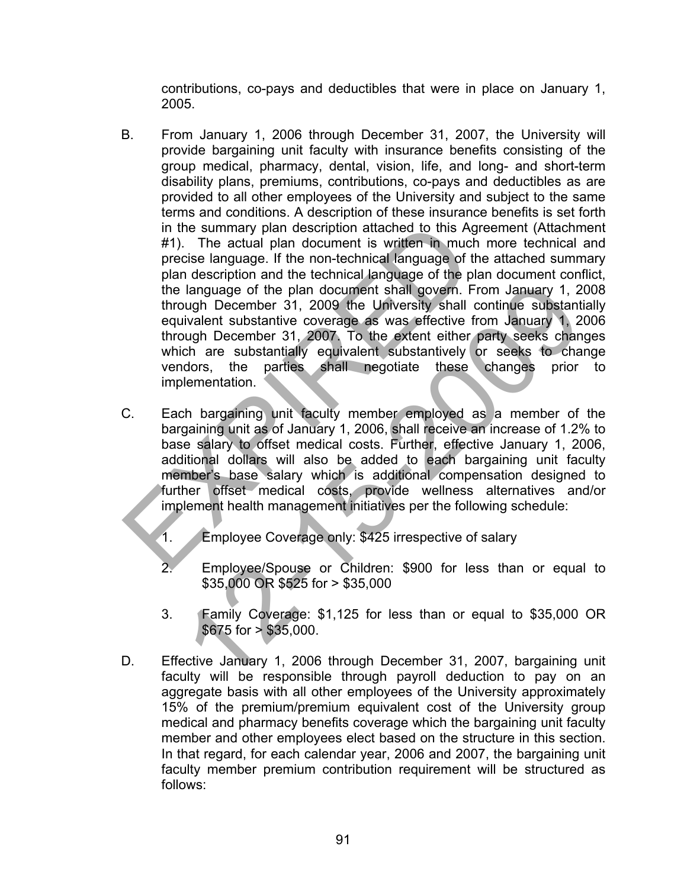contributions, co-pays and deductibles that were in place on January 1, 2005.

B. From January 1, 2006 through December 31, 2007, the University will provide bargaining unit faculty with insurance benefits consisting of the group medical, pharmacy, dental, vision, life, and long- and short-term disability plans, premiums, contributions, co-pays and deductibles as are provided to all other employees of the University and subject to the same terms and conditions. A description of these insurance benefits is set forth in the summary plan description attached to this Agreement (Attachment #1). The actual plan document is written in much more technical and precise language. If the non-technical language of the attached summary plan description and the technical language of the plan document conflict, the language of the plan document shall govern. From January 1, 2008 through December 31, 2009 the University shall continue substantially equivalent substantive coverage as was effective from January 1, 2006 through December 31, 2007. To the extent either party seeks changes which are substantially equivalent substantively or seeks to change vendors, the parties shall negotiate these changes prior to implementation.

C. Each bargaining unit faculty member employed as a member of the bargaining unit as of January 1, 2006, shall receive an increase of 1.2% to base salary to offset medical costs. Further, effective January 1, 2006, additional dollars will also be added to each bargaining unit faculty member's base salary which is additional compensation designed to further offset medical costs, provide wellness alternatives and/or implement health management initiatives per the following schedule:

   1. Employee Coverage only: $425 irrespective of salary

   2. Employee/Spouse or Children: $900 for less than or equal to $35,000 OR $525 for > $35,000

   3. Family Coverage: $1,125 for less than or equal to $35,000 OR $675 for > $35,000.

D. Effective January 1, 2006 through December 31, 2007, bargaining unit faculty will be responsible through payroll deduction to pay on an aggregate basis with all other employees of the University approximately 15% of the premium/premium equivalent cost of the University group medical and pharmacy benefits coverage which the bargaining unit faculty member and other employees elect based on the structure in this section. In that regard, for each calendar year, 2006 and 2007, the bargaining unit faculty member premium contribution requirement will be structured as follows: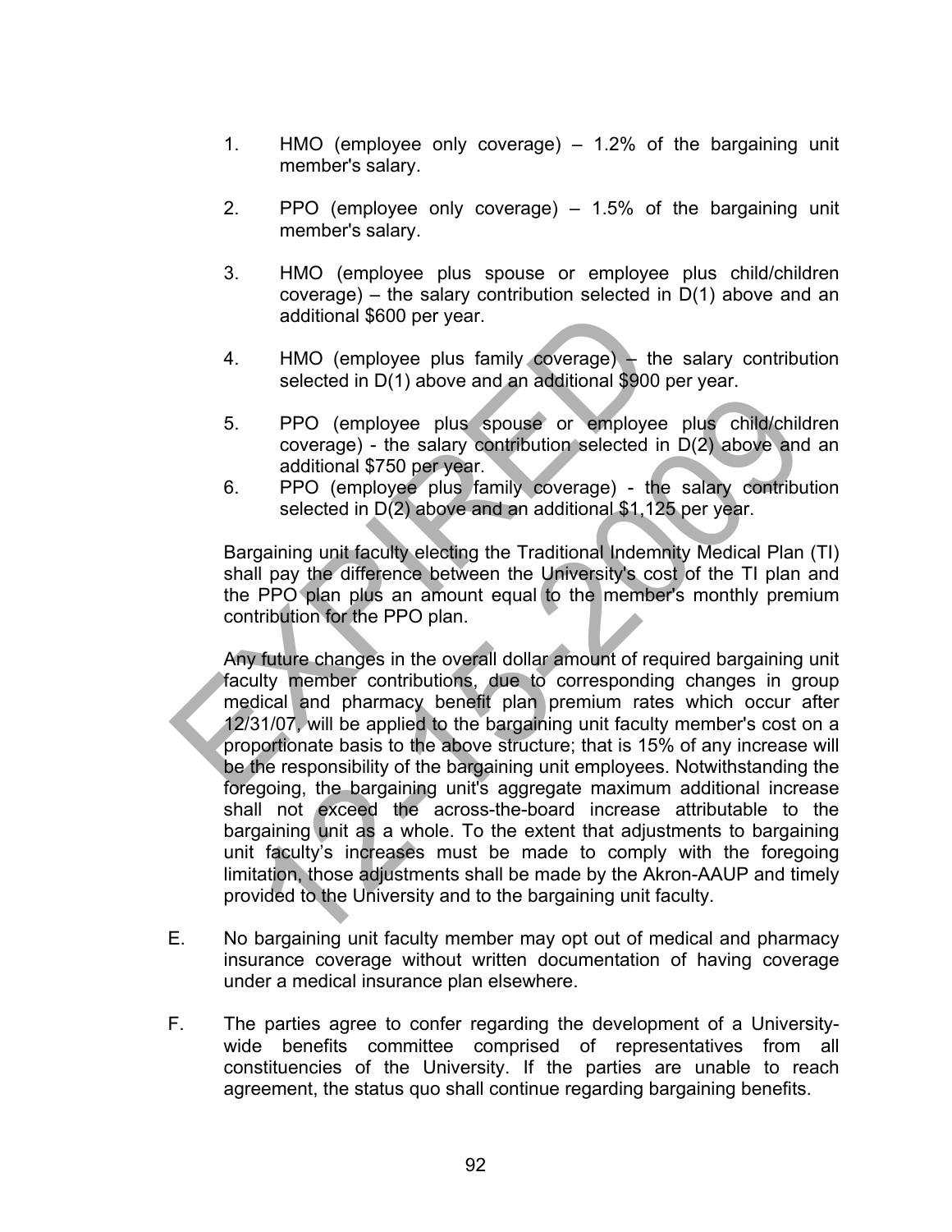1. HMO (employee only coverage) – 1.2% of the bargaining unit member's salary.

2. PPO (employee only coverage) – 1.5% of the bargaining unit member's salary.

3. HMO (employee plus spouse or employee plus child/children coverage) – the salary contribution selected in D(1) above and an additional $600 per year.

4. HMO (employee plus family coverage) – the salary contribution selected in D(1) above and an additional $900 per year.

5. PPO (employee plus spouse or employee plus child/children coverage) - the salary contribution selected in D(2) above and an additional $750 per year.

6. PPO (employee plus family coverage) - the salary contribution selected in D(2) above and an additional $1,125 per year.

Bargaining unit faculty electing the Traditional Indemnity Medical Plan (TI) shall pay the difference between the University's cost of the TI plan and the PPO plan plus an amount equal to the member's monthly premium contribution for the PPO plan.

Any future changes in the overall dollar amount of required bargaining unit faculty member contributions, due to corresponding changes in group medical and pharmacy benefit plan premium rates which occur after 12/31/07, will be applied to the bargaining unit faculty member's cost on a proportionate basis to the above structure; that is 15% of any increase will be the responsibility of the bargaining unit employees. Notwithstanding the foregoing, the bargaining unit's aggregate maximum additional increase shall not exceed the across-the-board increase attributable to the bargaining unit as a whole. To the extent that adjustments to bargaining unit faculty's increases must be made to comply with the foregoing limitation, those adjustments shall be made by the Akron-AAUP and timely provided to the University and to the bargaining unit faculty.

E. No bargaining unit faculty member may opt out of medical and pharmacy insurance coverage without written documentation of having coverage under a medical insurance plan elsewhere.

F. The parties agree to confer regarding the development of a University-wide benefits committee comprised of representatives from all constituencies of the University. If the parties are unable to reach agreement, the status quo shall continue regarding bargaining benefits.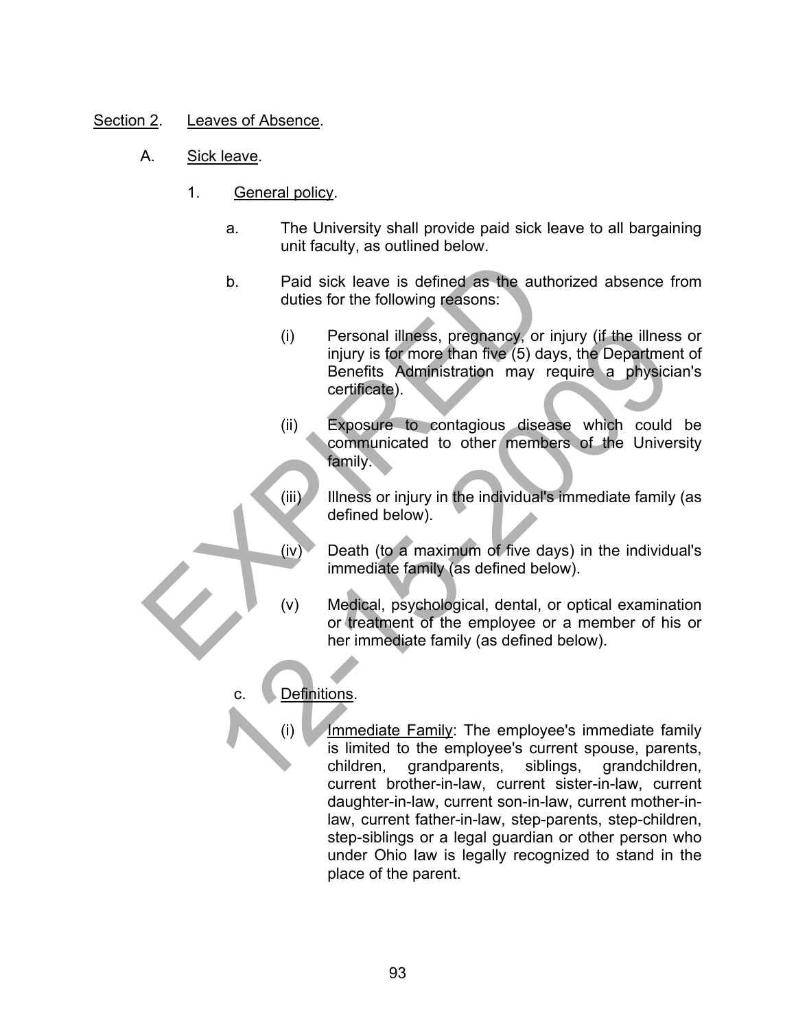Section 2. Leaves of Absence.

A. Sick leave.

1. General policy.

a. The University shall provide paid sick leave to all bargaining unit faculty, as outlined below.

b. Paid sick leave is defined as the authorized absence from duties for the following reasons:

(i) Personal illness, pregnancy, or injury (if the illness or injury is for more than five (5) days, the Department of Benefits Administration may require a physician's certificate).

(ii) Exposure to contagious disease which could be communicated to other members of the University family.

(iii) Illness or injury in the individual's immediate family (as defined below).

(iv) Death (to a maximum of five days) in the individual's immediate family (as defined below).

(v) Medical, psychological, dental, or optical examination or treatment of the employee or a member of his or her immediate family (as defined below).

c. Definitions.

(i) Immediate Family: The employee's immediate family is limited to the employee's current spouse, parents, children, grandparents, siblings, grandchildren, current brother-in-law, current sister-in-law, current daughter-in-law, current son-in-law, current mother-in-law, current father-in-law, step-parents, step-children, step-siblings or a legal guardian or other person who under Ohio law is legally recognized to stand in the place of the parent.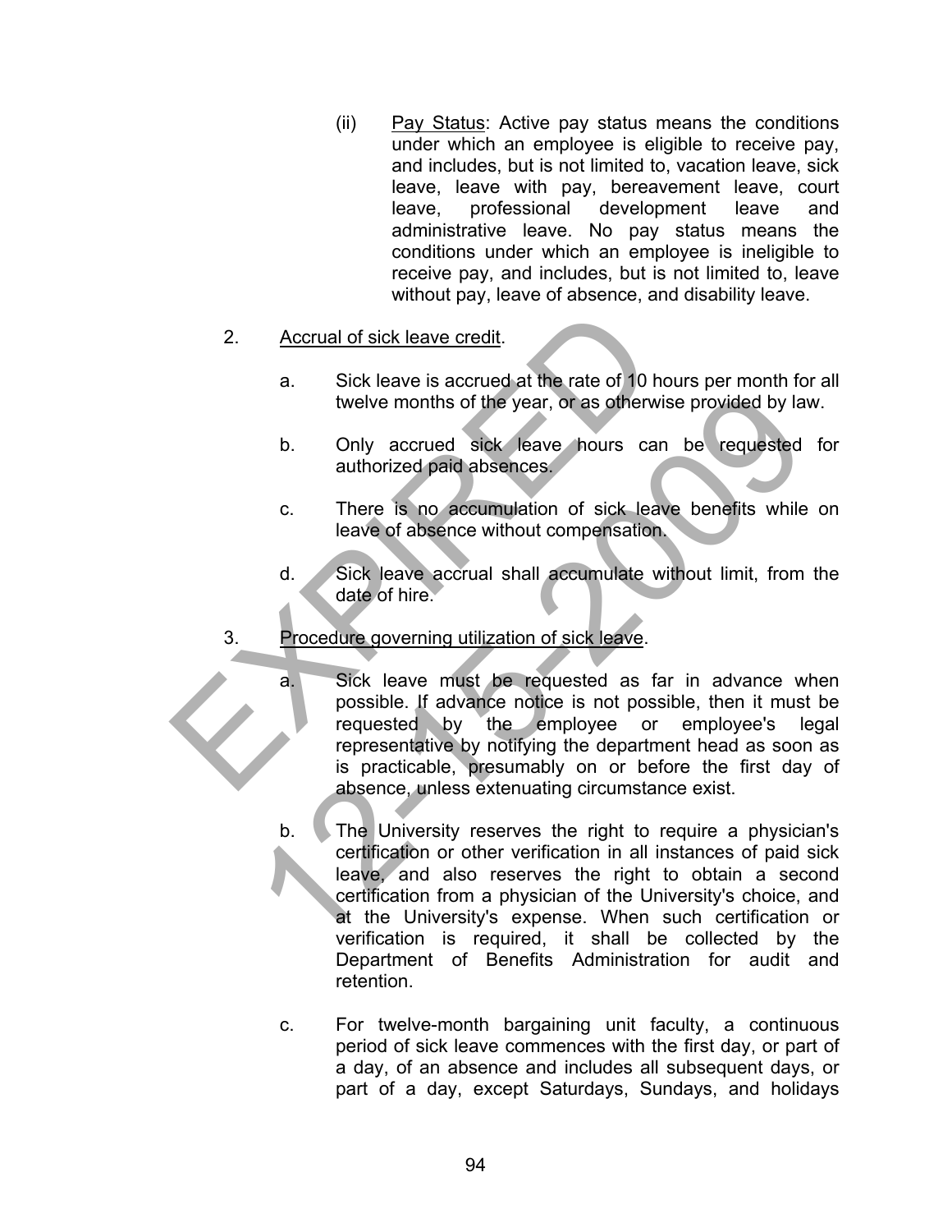(ii) Pay Status: Active pay status means the conditions under which an employee is eligible to receive pay, and includes, but is not limited to, vacation leave, sick leave, leave with pay, bereavement leave, court leave, professional development leave and administrative leave. No pay status means the conditions under which an employee is ineligible to receive pay, and includes, but is not limited to, leave without pay, leave of absence, and disability leave.

2. Accrual of sick leave credit.

   a. Sick leave is accrued at the rate of 10 hours per month for all twelve months of the year, or as otherwise provided by law.

   b. Only accrued sick leave hours can be requested for authorized paid absences.

   c. There is no accumulation of sick leave benefits while on leave of absence without compensation.

   d. Sick leave accrual shall accumulate without limit, from the date of hire.

3. Procedure governing utilization of sick leave.

   a. Sick leave must be requested as far in advance when possible. If advance notice is not possible, then it must be requested by the employee or employee's legal representative by notifying the department head as soon as is practicable, presumably on or before the first day of absence, unless extenuating circumstance exist.

   b. The University reserves the right to require a physician's certification or other verification in all instances of paid sick leave, and also reserves the right to obtain a second certification from a physician of the University's choice, and at the University's expense. When such certification or verification is required, it shall be collected by the Department of Benefits Administration for audit and retention.

   c. For twelve-month bargaining unit faculty, a continuous period of sick leave commences with the first day, or part of a day, of an absence and includes all subsequent days, or part of a day, except Saturdays, Sundays, and holidays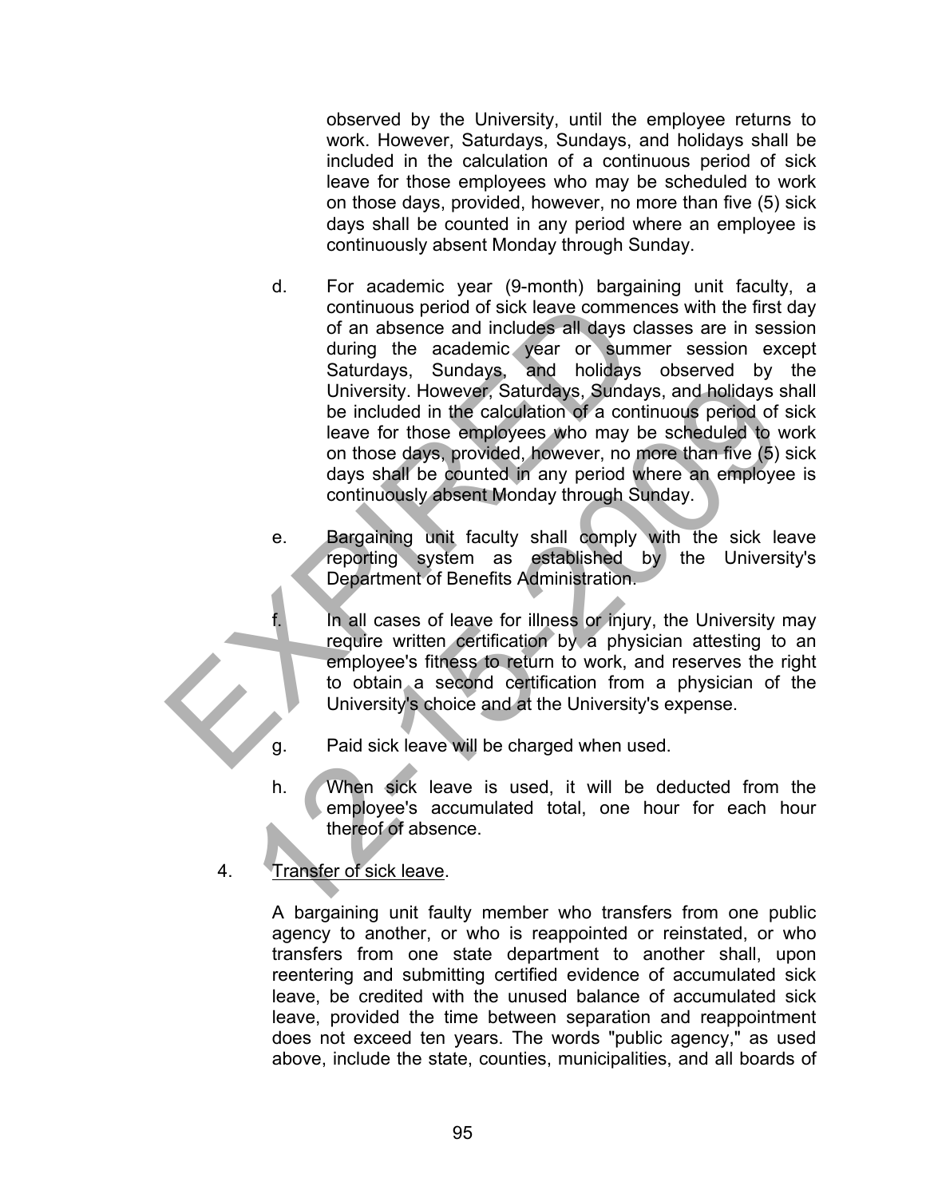observed by the University, until the employee returns to work. However, Saturdays, Sundays, and holidays shall be included in the calculation of a continuous period of sick leave for those employees who may be scheduled to work on those days, provided, however, no more than five (5) sick days shall be counted in any period where an employee is continuously absent Monday through Sunday.

d. For academic year (9-month) bargaining unit faculty, a continuous period of sick leave commences with the first day of an absence and includes all days classes are in session during the academic year or summer session except Saturdays, Sundays, and holidays observed by the University. However, Saturdays, Sundays, and holidays shall be included in the calculation of a continuous period of sick leave for those employees who may be scheduled to work on those days, provided, however, no more than five (5) sick days shall be counted in any period where an employee is continuously absent Monday through Sunday.

e. Bargaining unit faculty shall comply with the sick leave reporting system as established by the University's Department of Benefits Administration.

f. In all cases of leave for illness or injury, the University may require written certification by a physician attesting to an employee's fitness to return to work, and reserves the right to obtain a second certification from a physician of the University's choice and at the University's expense.

g. Paid sick leave will be charged when used.

h. When sick leave is used, it will be deducted from the employee's accumulated total, one hour for each hour thereof of absence.

4. Transfer of sick leave.

A bargaining unit faulty member who transfers from one public agency to another, or who is reappointed or reinstated, or who transfers from one state department to another shall, upon reentering and submitting certified evidence of accumulated sick leave, be credited with the unused balance of accumulated sick leave, provided the time between separation and reappointment does not exceed ten years. The words "public agency," as used above, include the state, counties, municipalities, and all boards of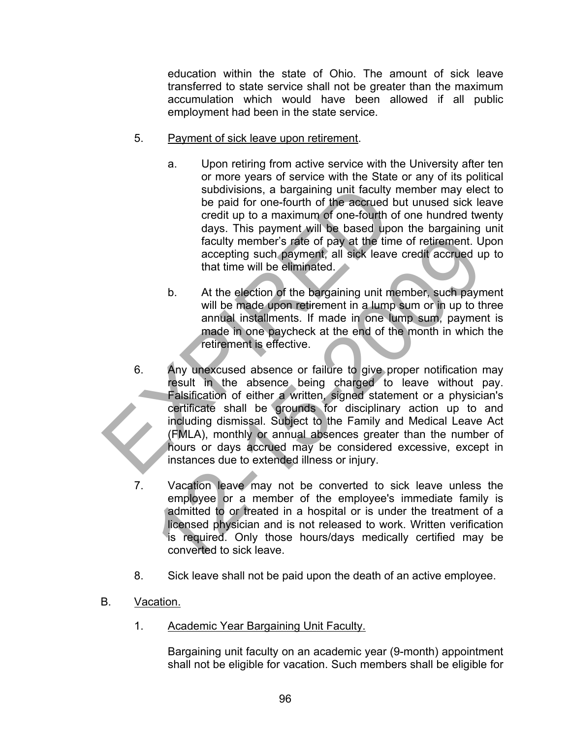education within the state of Ohio. The amount of sick leave transferred to state service shall not be greater than the maximum accumulation which would have been allowed if all public employment had been in the state service.

5. Payment of sick leave upon retirement.

   a. Upon retiring from active service with the University after ten or more years of service with the State or any of its political subdivisions, a bargaining unit faculty member may elect to be paid for one-fourth of the accrued but unused sick leave credit up to a maximum of one-fourth of one hundred twenty days. This payment will be based upon the bargaining unit faculty member's rate of pay at the time of retirement. Upon accepting such payment, all sick leave credit accrued up to that time will be eliminated.

   b. At the election of the bargaining unit member, such payment will be made upon retirement in a lump sum or in up to three annual installments. If made in one lump sum, payment is made in one paycheck at the end of the month in which the retirement is effective.

6. Any unexcused absence or failure to give proper notification may result in the absence being charged to leave without pay. Falsification of either a written, signed statement or a physician's certificate shall be grounds for disciplinary action up to and including dismissal. Subject to the Family and Medical Leave Act (FMLA), monthly or annual absences greater than the number of hours or days accrued may be considered excessive, except in instances due to extended illness or injury.

7. Vacation leave may not be converted to sick leave unless the employee or a member of the employee's immediate family is admitted to or treated in a hospital or is under the treatment of a licensed physician and is not released to work. Written verification is required. Only those hours/days medically certified may be converted to sick leave.

8. Sick leave shall not be paid upon the death of an active employee.

B. Vacation.

   1. Academic Year Bargaining Unit Faculty.

      Bargaining unit faculty on an academic year (9-month) appointment shall not be eligible for vacation. Such members shall be eligible for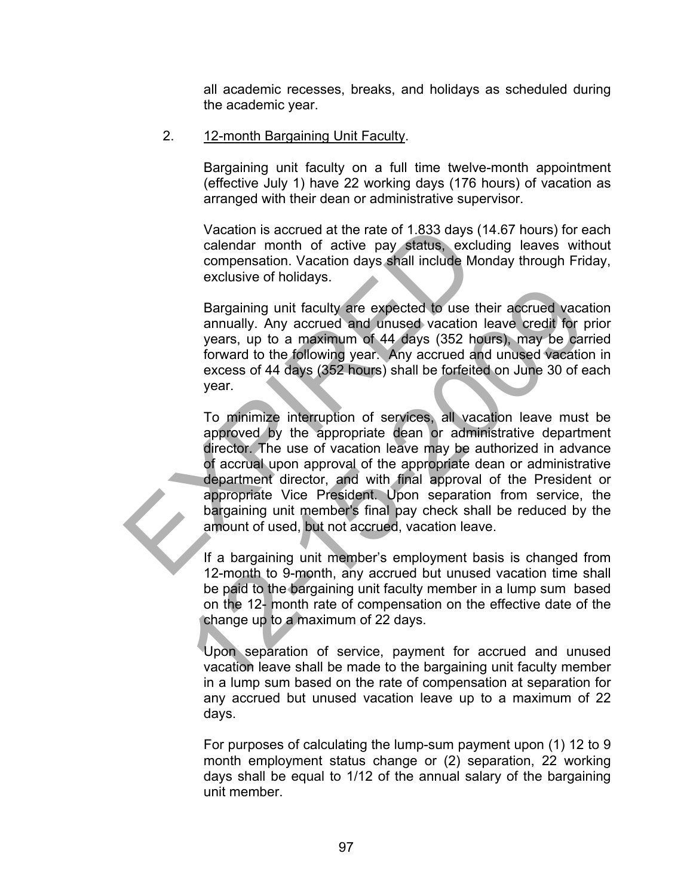all academic recesses, breaks, and holidays as scheduled during the academic year.

2. <u>12-month Bargaining Unit Faculty</u>.

   Bargaining unit faculty on a full time twelve-month appointment (effective July 1) have 22 working days (176 hours) of vacation as arranged with their dean or administrative supervisor.

   Vacation is accrued at the rate of 1.833 days (14.67 hours) for each calendar month of active pay status, excluding leaves without compensation. Vacation days shall include Monday through Friday, exclusive of holidays.

   Bargaining unit faculty are expected to use their accrued vacation annually. Any accrued and unused vacation leave credit for prior years, up to a maximum of 44 days (352 hours), may be carried forward to the following year. Any accrued and unused vacation in excess of 44 days (352 hours) shall be forfeited on June 30 of each year.

   To minimize interruption of services, all vacation leave must be approved by the appropriate dean or administrative department director. The use of vacation leave may be authorized in advance of accrual upon approval of the appropriate dean or administrative department director, and with final approval of the President or appropriate Vice President. Upon separation from service, the bargaining unit member's final pay check shall be reduced by the amount of used, but not accrued, vacation leave.

   If a bargaining unit member's employment basis is changed from 12-month to 9-month, any accrued but unused vacation time shall be paid to the bargaining unit faculty member in a lump sum based on the 12- month rate of compensation on the effective date of the change up to a maximum of 22 days.

   Upon separation of service, payment for accrued and unused vacation leave shall be made to the bargaining unit faculty member in a lump sum based on the rate of compensation at separation for any accrued but unused vacation leave up to a maximum of 22 days.

   For purposes of calculating the lump-sum payment upon (1) 12 to 9 month employment status change or (2) separation, 22 working days shall be equal to 1/12 of the annual salary of the bargaining unit member.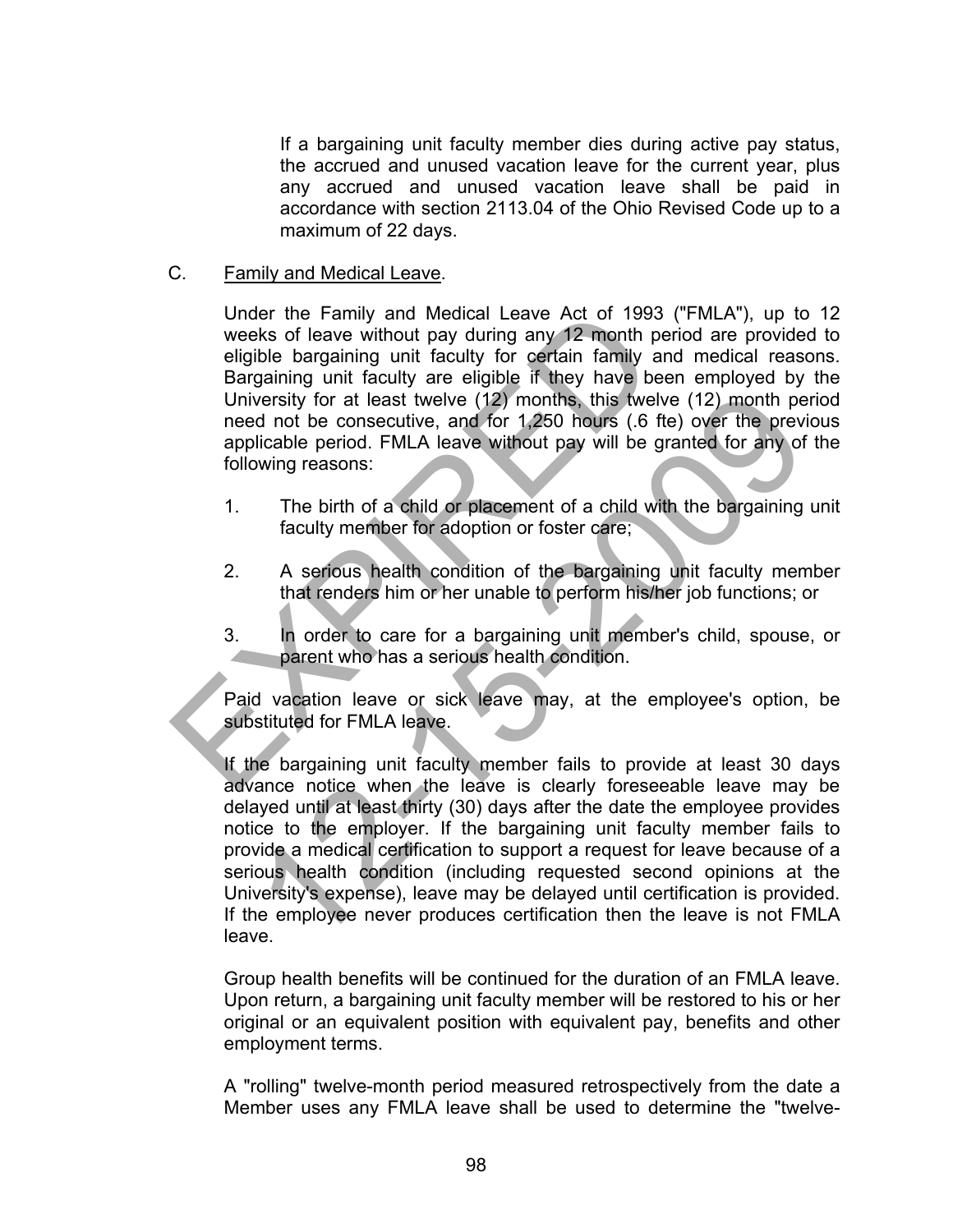If a bargaining unit faculty member dies during active pay status, the accrued and unused vacation leave for the current year, plus any accrued and unused vacation leave shall be paid in accordance with section 2113.04 of the Ohio Revised Code up to a maximum of 22 days.

C. Family and Medical Leave.

Under the Family and Medical Leave Act of 1993 ("FMLA"), up to 12 weeks of leave without pay during any 12 month period are provided to eligible bargaining unit faculty for certain family and medical reasons. Bargaining unit faculty are eligible if they have been employed by the University for at least twelve (12) months, this twelve (12) month period need not be consecutive, and for 1,250 hours (.6 fte) over the previous applicable period. FMLA leave without pay will be granted for any of the following reasons:

1. The birth of a child or placement of a child with the bargaining unit faculty member for adoption or foster care;

2. A serious health condition of the bargaining unit faculty member that renders him or her unable to perform his/her job functions; or

3. In order to care for a bargaining unit member's child, spouse, or parent who has a serious health condition.

Paid vacation leave or sick leave may, at the employee's option, be substituted for FMLA leave.

If the bargaining unit faculty member fails to provide at least 30 days advance notice when the leave is clearly foreseeable leave may be delayed until at least thirty (30) days after the date the employee provides notice to the employer. If the bargaining unit faculty member fails to provide a medical certification to support a request for leave because of a serious health condition (including requested second opinions at the University's expense), leave may be delayed until certification is provided. If the employee never produces certification then the leave is not FMLA leave.

Group health benefits will be continued for the duration of an FMLA leave. Upon return, a bargaining unit faculty member will be restored to his or her original or an equivalent position with equivalent pay, benefits and other employment terms.

A "rolling" twelve-month period measured retrospectively from the date a Member uses any FMLA leave shall be used to determine the "twelve-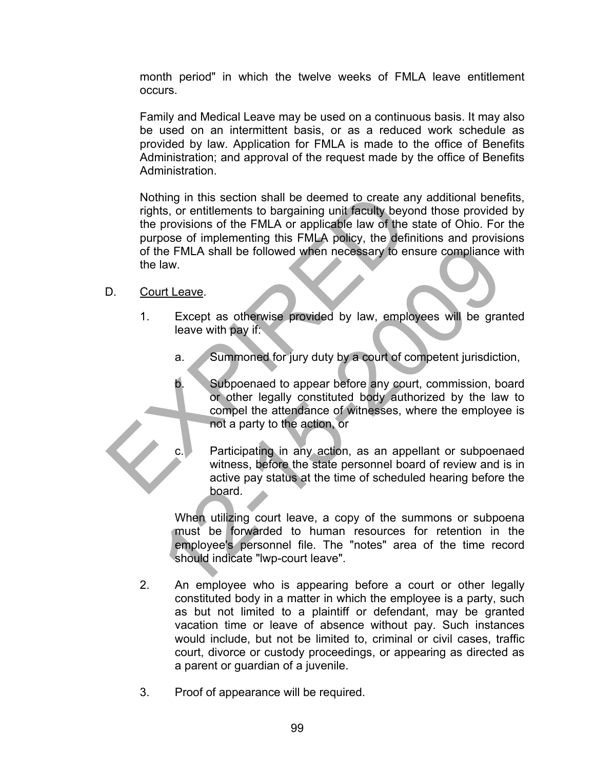month period" in which the twelve weeks of FMLA leave entitlement occurs.

Family and Medical Leave may be used on a continuous basis. It may also be used on an intermittent basis, or as a reduced work schedule as provided by law. Application for FMLA is made to the office of Benefits Administration; and approval of the request made by the office of Benefits Administration.

Nothing in this section shall be deemed to create any additional benefits, rights, or entitlements to bargaining unit faculty beyond those provided by the provisions of the FMLA or applicable law of the state of Ohio. For the purpose of implementing this FMLA policy, the definitions and provisions of the FMLA shall be followed when necessary to ensure compliance with the law.

D. Court Leave.

1. Except as otherwise provided by law, employees will be granted leave with pay if:

   a. Summoned for jury duty by a court of competent jurisdiction,

   b. Subpoenaed to appear before any court, commission, board or other legally constituted body authorized by the law to compel the attendance of witnesses, where the employee is not a party to the action, or

   c. Participating in any action, as an appellant or subpoenaed witness, before the state personnel board of review and is in active pay status at the time of scheduled hearing before the board.

   When utilizing court leave, a copy of the summons or subpoena must be forwarded to human resources for retention in the employee's personnel file. The "notes" area of the time record should indicate "lwp-court leave".

2. An employee who is appearing before a court or other legally constituted body in a matter in which the employee is a party, such as but not limited to a plaintiff or defendant, may be granted vacation time or leave of absence without pay. Such instances would include, but not be limited to, criminal or civil cases, traffic court, divorce or custody proceedings, or appearing as directed as a parent or guardian of a juvenile.

3. Proof of appearance will be required.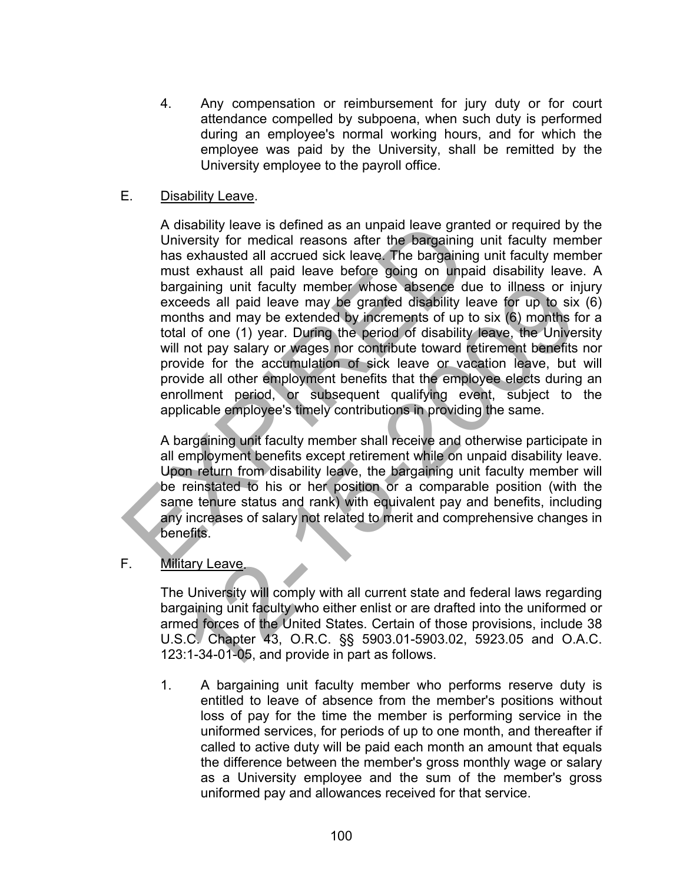4. Any compensation or reimbursement for jury duty or for court attendance compelled by subpoena, when such duty is performed during an employee's normal working hours, and for which the employee was paid by the University, shall be remitted by the University employee to the payroll office.

E. Disability Leave.

A disability leave is defined as an unpaid leave granted or required by the University for medical reasons after the bargaining unit faculty member has exhausted all accrued sick leave. The bargaining unit faculty member must exhaust all paid leave before going on unpaid disability leave. A bargaining unit faculty member whose absence due to illness or injury exceeds all paid leave may be granted disability leave for up to six (6) months and may be extended by increments of up to six (6) months for a total of one (1) year. During the period of disability leave, the University will not pay salary or wages nor contribute toward retirement benefits nor provide for the accumulation of sick leave or vacation leave, but will provide all other employment benefits that the employee elects during an enrollment period, or subsequent qualifying event, subject to the applicable employee's timely contributions in providing the same.

A bargaining unit faculty member shall receive and otherwise participate in all employment benefits except retirement while on unpaid disability leave. Upon return from disability leave, the bargaining unit faculty member will be reinstated to his or her position or a comparable position (with the same tenure status and rank) with equivalent pay and benefits, including any increases of salary not related to merit and comprehensive changes in benefits.

F. Military Leave.

The University will comply with all current state and federal laws regarding bargaining unit faculty who either enlist or are drafted into the uniformed or armed forces of the United States. Certain of those provisions, include 38 U.S.C. Chapter 43, O.R.C. §§ 5903.01-5903.02, 5923.05 and O.A.C. 123:1-34-01-05, and provide in part as follows.

1. A bargaining unit faculty member who performs reserve duty is entitled to leave of absence from the member's positions without loss of pay for the time the member is performing service in the uniformed services, for periods of up to one month, and thereafter if called to active duty will be paid each month an amount that equals the difference between the member's gross monthly wage or salary as a University employee and the sum of the member's gross uniformed pay and allowances received for that service.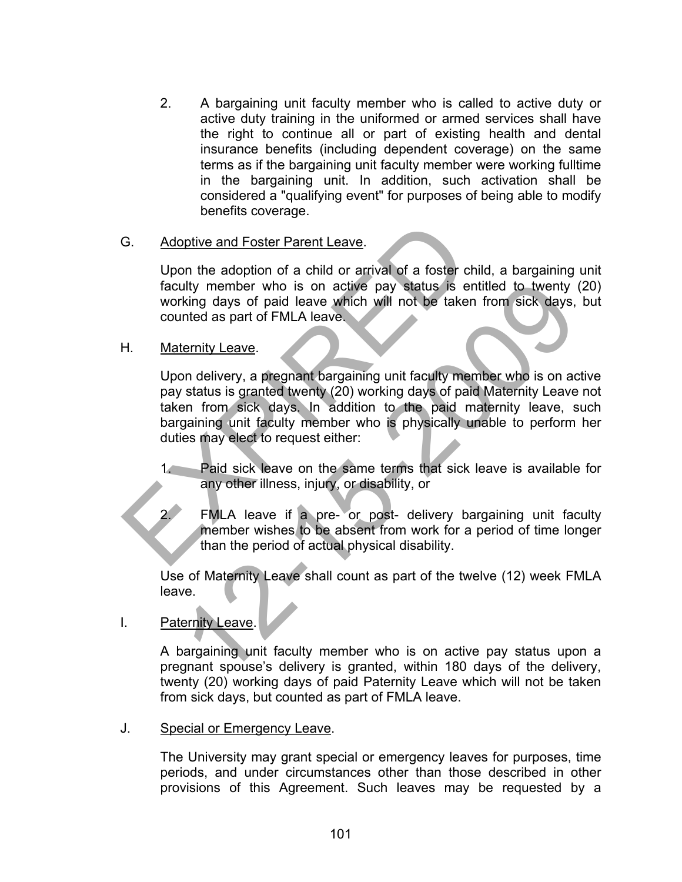2. A bargaining unit faculty member who is called to active duty or active duty training in the uniformed or armed services shall have the right to continue all or part of existing health and dental insurance benefits (including dependent coverage) on the same terms as if the bargaining unit faculty member were working fulltime in the bargaining unit. In addition, such activation shall be considered a "qualifying event" for purposes of being able to modify benefits coverage.

G. Adoptive and Foster Parent Leave.

Upon the adoption of a child or arrival of a foster child, a bargaining unit faculty member who is on active pay status is entitled to twenty (20) working days of paid leave which will not be taken from sick days, but counted as part of FMLA leave.

H. Maternity Leave.

Upon delivery, a pregnant bargaining unit faculty member who is on active pay status is granted twenty (20) working days of paid Maternity Leave not taken from sick days. In addition to the paid maternity leave, such bargaining unit faculty member who is physically unable to perform her duties may elect to request either:

1. Paid sick leave on the same terms that sick leave is available for any other illness, injury, or disability, or

2. FMLA leave if a pre- or post- delivery bargaining unit faculty member wishes to be absent from work for a period of time longer than the period of actual physical disability.

Use of Maternity Leave shall count as part of the twelve (12) week FMLA leave.

I. Paternity Leave.

A bargaining unit faculty member who is on active pay status upon a pregnant spouse's delivery is granted, within 180 days of the delivery, twenty (20) working days of paid Paternity Leave which will not be taken from sick days, but counted as part of FMLA leave.

J. Special or Emergency Leave.

The University may grant special or emergency leaves for purposes, time periods, and under circumstances other than those described in other provisions of this Agreement. Such leaves may be requested by a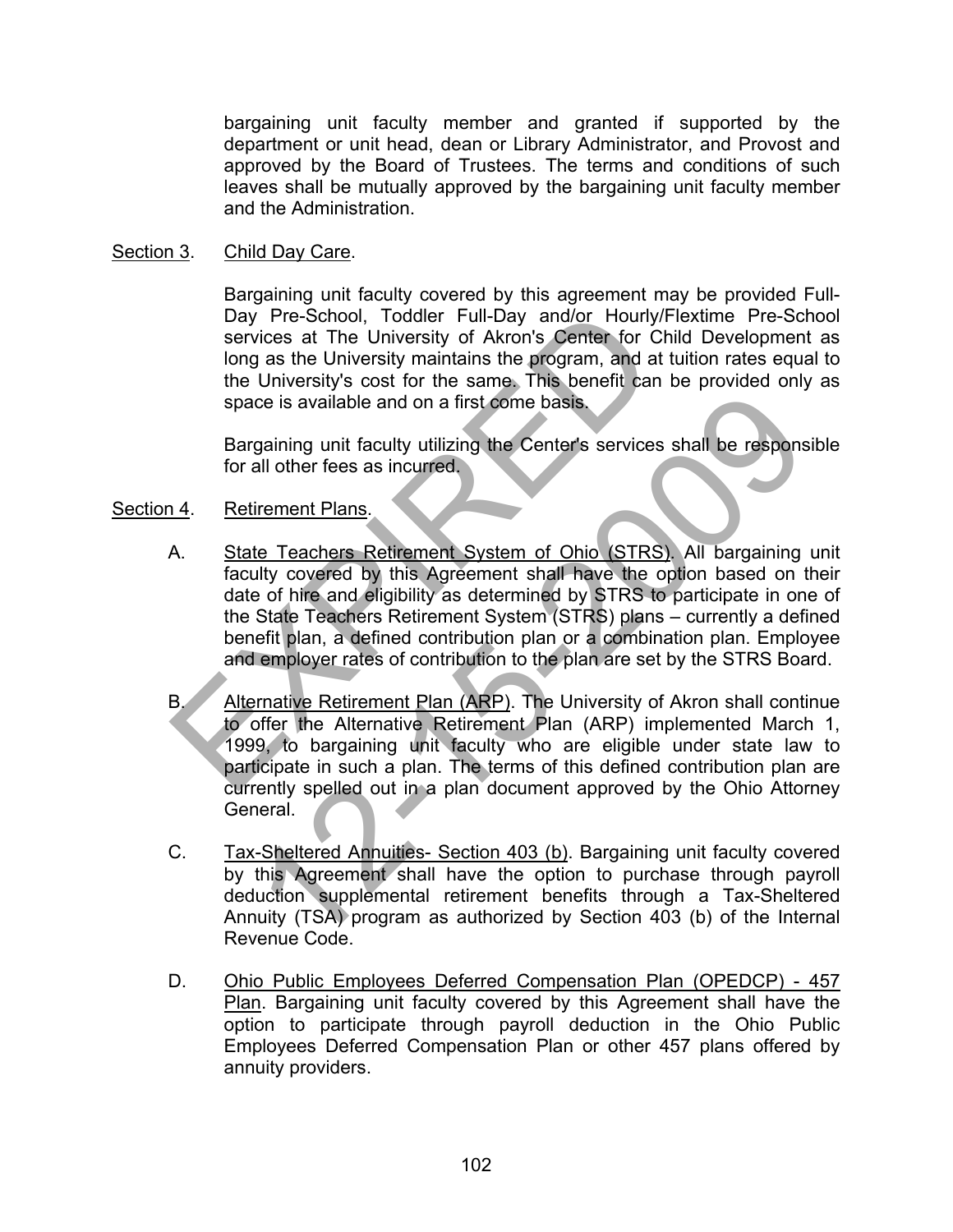bargaining unit faculty member and granted if supported by the department or unit head, dean or Library Administrator, and Provost and approved by the Board of Trustees. The terms and conditions of such leaves shall be mutually approved by the bargaining unit faculty member and the Administration.

Section 3. Child Day Care.

Bargaining unit faculty covered by this agreement may be provided Full-Day Pre-School, Toddler Full-Day and/or Hourly/Flextime Pre-School services at The University of Akron's Center for Child Development as long as the University maintains the program, and at tuition rates equal to the University's cost for the same. This benefit can be provided only as space is available and on a first come basis.

Bargaining unit faculty utilizing the Center's services shall be responsible for all other fees as incurred.

Section 4. Retirement Plans.

A. State Teachers Retirement System of Ohio (STRS). All bargaining unit faculty covered by this Agreement shall have the option based on their date of hire and eligibility as determined by STRS to participate in one of the State Teachers Retirement System (STRS) plans – currently a defined benefit plan, a defined contribution plan or a combination plan. Employee and employer rates of contribution to the plan are set by the STRS Board.

B. Alternative Retirement Plan (ARP). The University of Akron shall continue to offer the Alternative Retirement Plan (ARP) implemented March 1, 1999, to bargaining unit faculty who are eligible under state law to participate in such a plan. The terms of this defined contribution plan are currently spelled out in a plan document approved by the Ohio Attorney General.

C. Tax-Sheltered Annuities- Section 403 (b). Bargaining unit faculty covered by this Agreement shall have the option to purchase through payroll deduction supplemental retirement benefits through a Tax-Sheltered Annuity (TSA) program as authorized by Section 403 (b) of the Internal Revenue Code.

D. Ohio Public Employees Deferred Compensation Plan (OPEDCP) - 457 Plan. Bargaining unit faculty covered by this Agreement shall have the option to participate through payroll deduction in the Ohio Public Employees Deferred Compensation Plan or other 457 plans offered by annuity providers.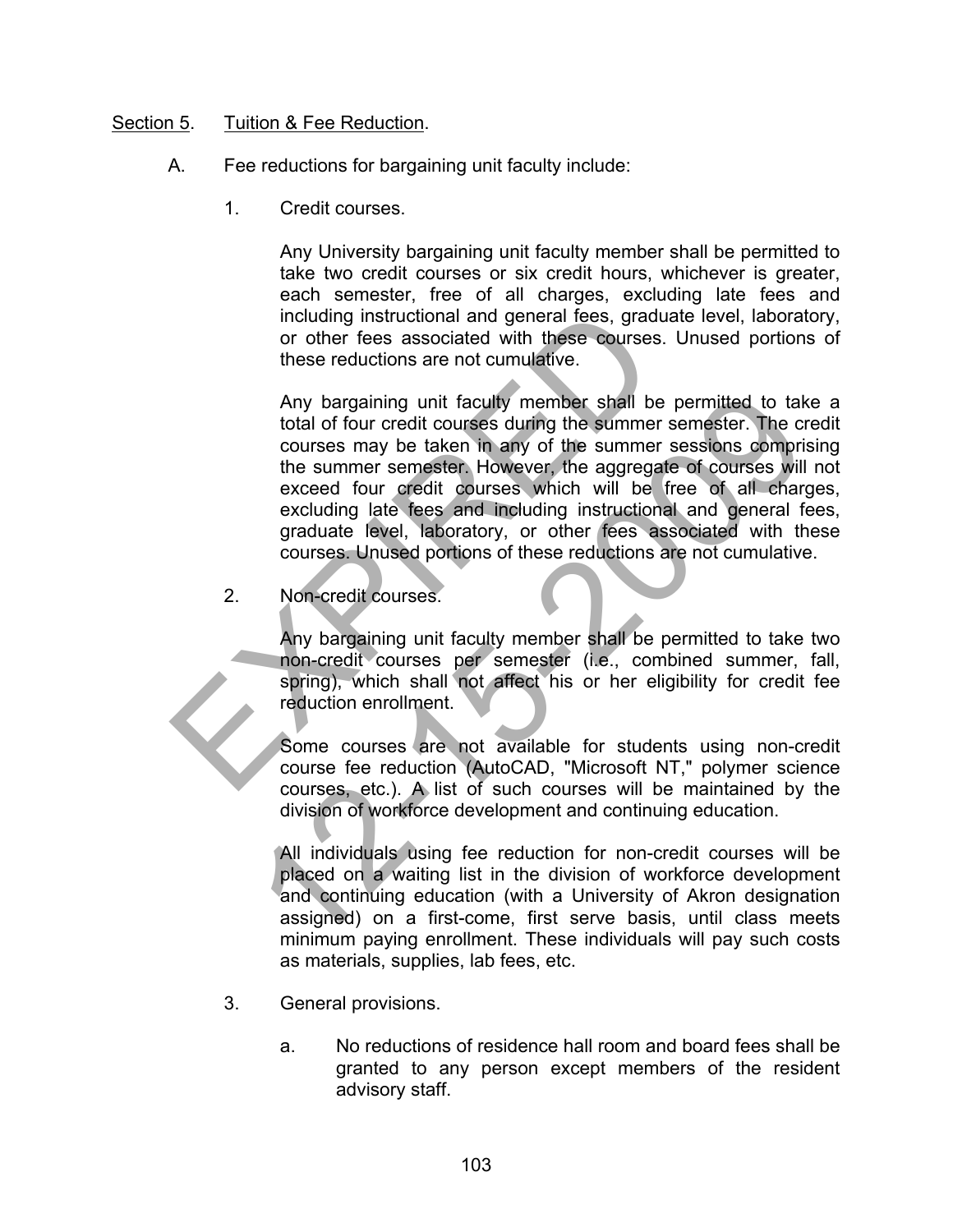Section 5. Tuition & Fee Reduction.

A. Fee reductions for bargaining unit faculty include:

1. Credit courses.

Any University bargaining unit faculty member shall be permitted to take two credit courses or six credit hours, whichever is greater, each semester, free of all charges, excluding late fees and including instructional and general fees, graduate level, laboratory, or other fees associated with these courses. Unused portions of these reductions are not cumulative.

Any bargaining unit faculty member shall be permitted to take a total of four credit courses during the summer semester. The credit courses may be taken in any of the summer sessions comprising the summer semester. However, the aggregate of courses will not exceed four credit courses which will be free of all charges, excluding late fees and including instructional and general fees, graduate level, laboratory, or other fees associated with these courses. Unused portions of these reductions are not cumulative.

2. Non-credit courses.

Any bargaining unit faculty member shall be permitted to take two non-credit courses per semester (i.e., combined summer, fall, spring), which shall not affect his or her eligibility for credit fee reduction enrollment.

Some courses are not available for students using non-credit course fee reduction (AutoCAD, "Microsoft NT," polymer science courses, etc.). A list of such courses will be maintained by the division of workforce development and continuing education.

All individuals using fee reduction for non-credit courses will be placed on a waiting list in the division of workforce development and continuing education (with a University of Akron designation assigned) on a first-come, first serve basis, until class meets minimum paying enrollment. These individuals will pay such costs as materials, supplies, lab fees, etc.

3. General provisions.

a. No reductions of residence hall room and board fees shall be granted to any person except members of the resident advisory staff.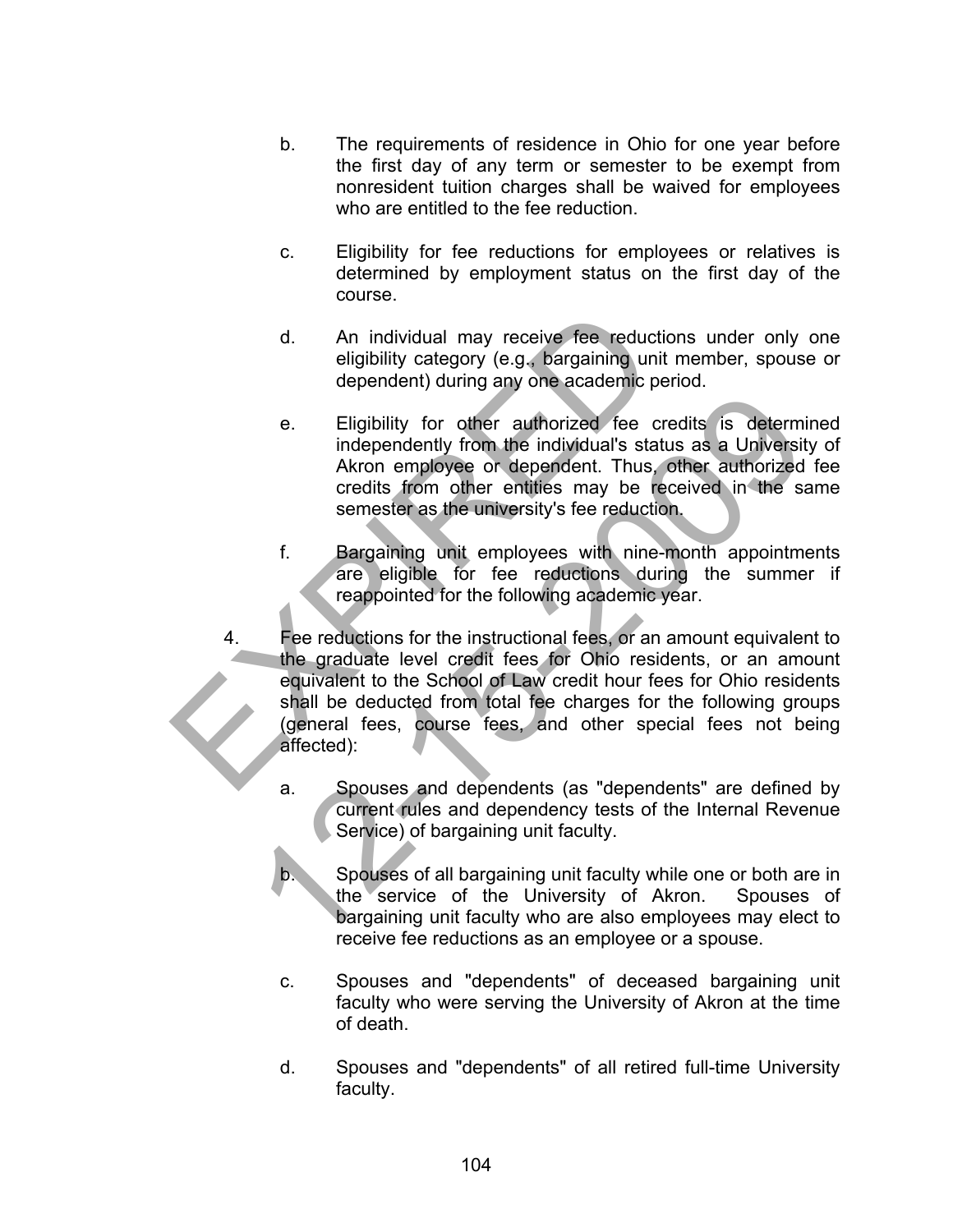b. The requirements of residence in Ohio for one year before the first day of any term or semester to be exempt from nonresident tuition charges shall be waived for employees who are entitled to the fee reduction.

c. Eligibility for fee reductions for employees or relatives is determined by employment status on the first day of the course.

d. An individual may receive fee reductions under only one eligibility category (e.g., bargaining unit member, spouse or dependent) during any one academic period.

e. Eligibility for other authorized fee credits is determined independently from the individual's status as a University of Akron employee or dependent. Thus, other authorized fee credits from other entities may be received in the same semester as the university's fee reduction.

f. Bargaining unit employees with nine-month appointments are eligible for fee reductions during the summer if reappointed for the following academic year.

4. Fee reductions for the instructional fees, or an amount equivalent to the graduate level credit fees for Ohio residents, or an amount equivalent to the School of Law credit hour fees for Ohio residents shall be deducted from total fee charges for the following groups (general fees, course fees, and other special fees not being affected):

   a. Spouses and dependents (as "dependents" are defined by current rules and dependency tests of the Internal Revenue Service) of bargaining unit faculty.

   b. Spouses of all bargaining unit faculty while one or both are in the service of the University of Akron. Spouses of bargaining unit faculty who are also employees may elect to receive fee reductions as an employee or a spouse.

   c. Spouses and "dependents" of deceased bargaining unit faculty who were serving the University of Akron at the time of death.

   d. Spouses and "dependents" of all retired full-time University faculty.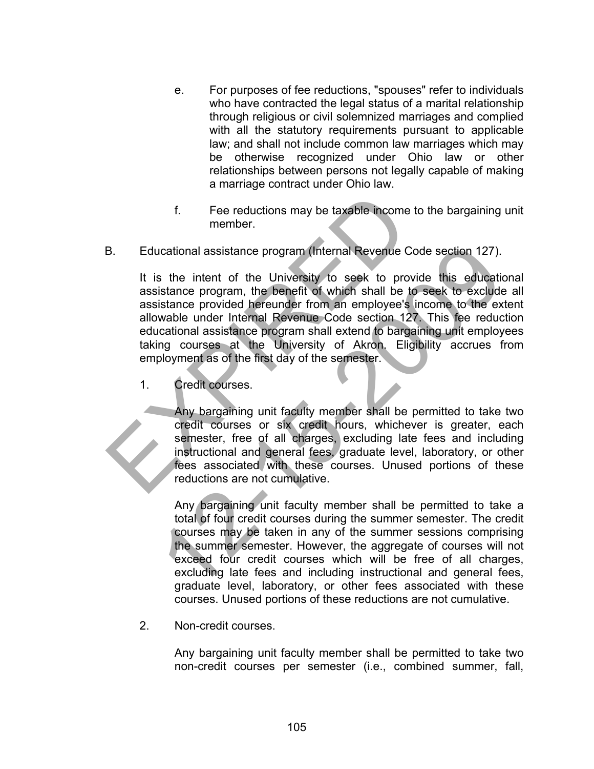e. For purposes of fee reductions, "spouses" refer to individuals who have contracted the legal status of a marital relationship through religious or civil solemnized marriages and complied with all the statutory requirements pursuant to applicable law; and shall not include common law marriages which may be otherwise recognized under Ohio law or other relationships between persons not legally capable of making a marriage contract under Ohio law.

f. Fee reductions may be taxable income to the bargaining unit member.

B. Educational assistance program (Internal Revenue Code section 127).

It is the intent of the University to seek to provide this educational assistance program, the benefit of which shall be to seek to exclude all assistance provided hereunder from an employee's income to the extent allowable under Internal Revenue Code section 127. This fee reduction educational assistance program shall extend to bargaining unit employees taking courses at the University of Akron. Eligibility accrues from employment as of the first day of the semester.

1. Credit courses.

Any bargaining unit faculty member shall be permitted to take two credit courses or six credit hours, whichever is greater, each semester, free of all charges, excluding late fees and including instructional and general fees, graduate level, laboratory, or other fees associated with these courses. Unused portions of these reductions are not cumulative.

Any bargaining unit faculty member shall be permitted to take a total of four credit courses during the summer semester. The credit courses may be taken in any of the summer sessions comprising the summer semester. However, the aggregate of courses will not exceed four credit courses which will be free of all charges, excluding late fees and including instructional and general fees, graduate level, laboratory, or other fees associated with these courses. Unused portions of these reductions are not cumulative.

2. Non-credit courses.

Any bargaining unit faculty member shall be permitted to take two non-credit courses per semester (i.e., combined summer, fall,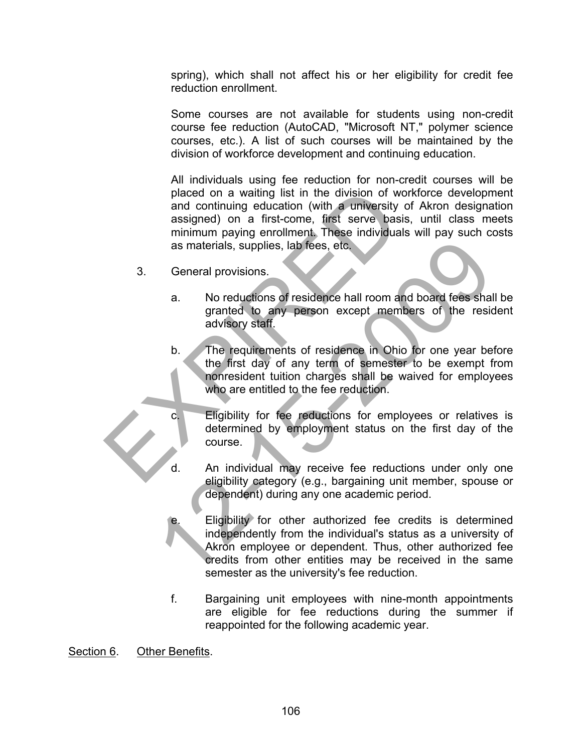spring), which shall not affect his or her eligibility for credit fee reduction enrollment.

Some courses are not available for students using non-credit course fee reduction (AutoCAD, "Microsoft NT," polymer science courses, etc.). A list of such courses will be maintained by the division of workforce development and continuing education.

All individuals using fee reduction for non-credit courses will be placed on a waiting list in the division of workforce development and continuing education (with a university of Akron designation assigned) on a first-come, first serve basis, until class meets minimum paying enrollment. These individuals will pay such costs as materials, supplies, lab fees, etc.

3. General provisions.

   a. No reductions of residence hall room and board fees shall be granted to any person except members of the resident advisory staff.

   b. The requirements of residence in Ohio for one year before the first day of any term of semester to be exempt from nonresident tuition charges shall be waived for employees who are entitled to the fee reduction.

   c. Eligibility for fee reductions for employees or relatives is determined by employment status on the first day of the course.

   d. An individual may receive fee reductions under only one eligibility category (e.g., bargaining unit member, spouse or dependent) during any one academic period.

   e. Eligibility for other authorized fee credits is determined independently from the individual's status as a university of Akron employee or dependent. Thus, other authorized fee credits from other entities may be received in the same semester as the university's fee reduction.

   f. Bargaining unit employees with nine-month appointments are eligible for fee reductions during the summer if reappointed for the following academic year.

Section 6. Other Benefits.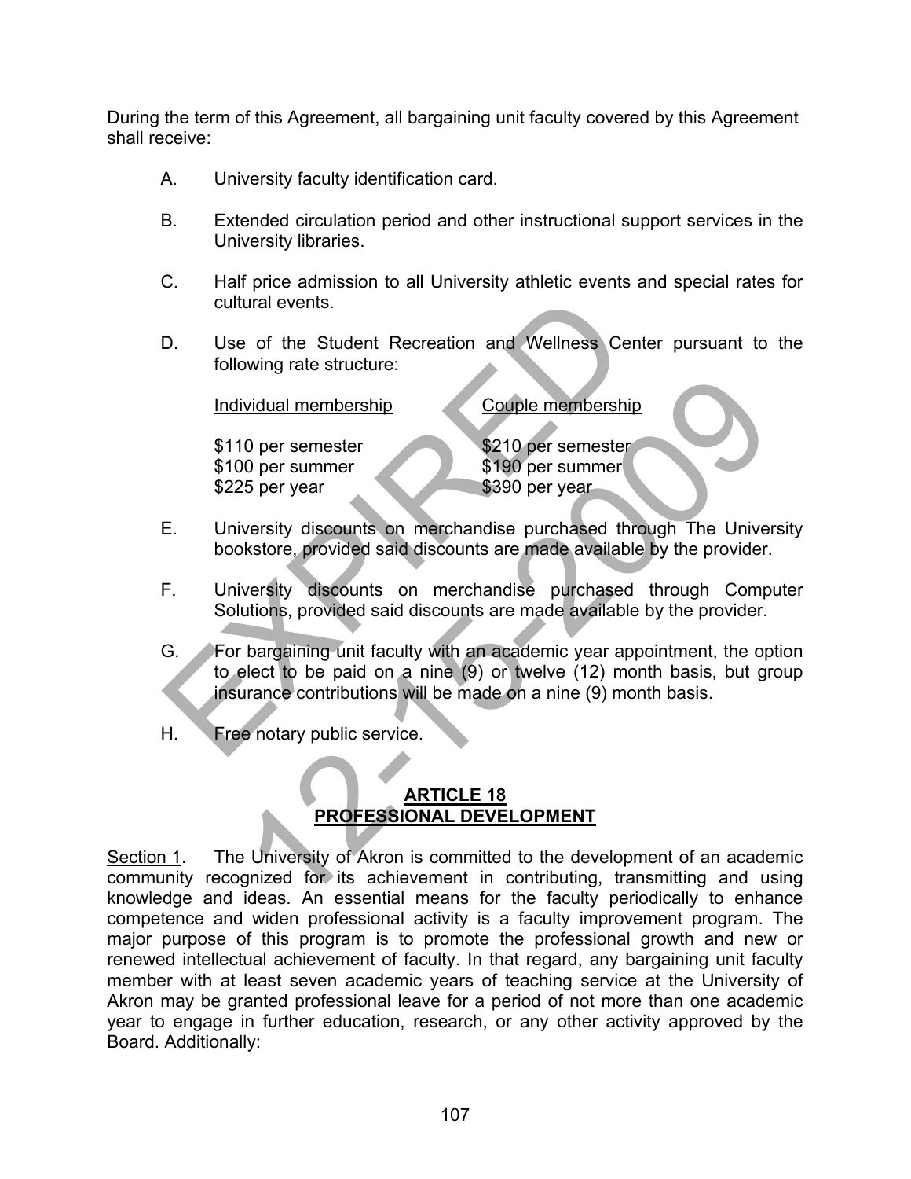During the term of this Agreement, all bargaining unit faculty covered by this Agreement shall receive:

A. University faculty identification card.

B. Extended circulation period and other instructional support services in the University libraries.

C. Half price admission to all University athletic events and special rates for cultural events.

D. Use of the Student Recreation and Wellness Center pursuant to the following rate structure:

| Individual membership | Couple membership |
|---|---|
| \$110 per semester | \$210 per semester |
| \$100 per summer | \$190 per summer |
| \$225 per year | \$390 per year |

E. University discounts on merchandise purchased through The University bookstore, provided said discounts are made available by the provider.

F. University discounts on merchandise purchased through Computer Solutions, provided said discounts are made available by the provider.

G. For bargaining unit faculty with an academic year appointment, the option to elect to be paid on a nine (9) or twelve (12) month basis, but group insurance contributions will be made on a nine (9) month basis.

H. Free notary public service.

## ARTICLE 18
## PROFESSIONAL DEVELOPMENT

Section 1. The University of Akron is committed to the development of an academic community recognized for its achievement in contributing, transmitting and using knowledge and ideas. An essential means for the faculty periodically to enhance competence and widen professional activity is a faculty improvement program. The major purpose of this program is to promote the professional growth and new or renewed intellectual achievement of faculty. In that regard, any bargaining unit faculty member with at least seven academic years of teaching service at the University of Akron may be granted professional leave for a period of not more than one academic year to engage in further education, research, or any other activity approved by the Board. Additionally: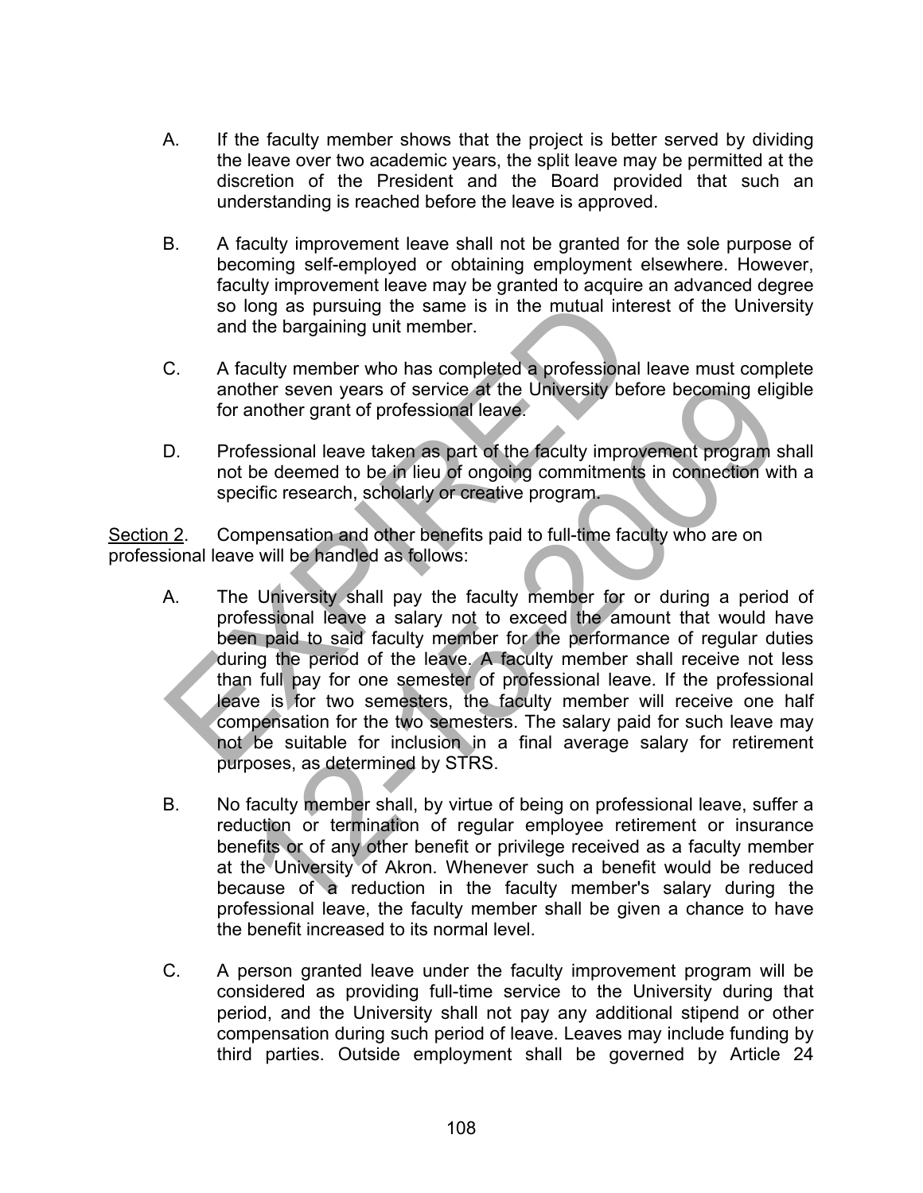A. If the faculty member shows that the project is better served by dividing the leave over two academic years, the split leave may be permitted at the discretion of the President and the Board provided that such an understanding is reached before the leave is approved.

B. A faculty improvement leave shall not be granted for the sole purpose of becoming self-employed or obtaining employment elsewhere. However, faculty improvement leave may be granted to acquire an advanced degree so long as pursuing the same is in the mutual interest of the University and the bargaining unit member.

C. A faculty member who has completed a professional leave must complete another seven years of service at the University before becoming eligible for another grant of professional leave.

D. Professional leave taken as part of the faculty improvement program shall not be deemed to be in lieu of ongoing commitments in connection with a specific research, scholarly or creative program.

<u>Section 2</u>. Compensation and other benefits paid to full-time faculty who are on professional leave will be handled as follows:

A. The University shall pay the faculty member for or during a period of professional leave a salary not to exceed the amount that would have been paid to said faculty member for the performance of regular duties during the period of the leave. A faculty member shall receive not less than full pay for one semester of professional leave. If the professional leave is for two semesters, the faculty member will receive one half compensation for the two semesters. The salary paid for such leave may not be suitable for inclusion in a final average salary for retirement purposes, as determined by STRS.

B. No faculty member shall, by virtue of being on professional leave, suffer a reduction or termination of regular employee retirement or insurance benefits or of any other benefit or privilege received as a faculty member at the University of Akron. Whenever such a benefit would be reduced because of a reduction in the faculty member's salary during the professional leave, the faculty member shall be given a chance to have the benefit increased to its normal level.

C. A person granted leave under the faculty improvement program will be considered as providing full-time service to the University during that period, and the University shall not pay any additional stipend or other compensation during such period of leave. Leaves may include funding by third parties. Outside employment shall be governed by Article 24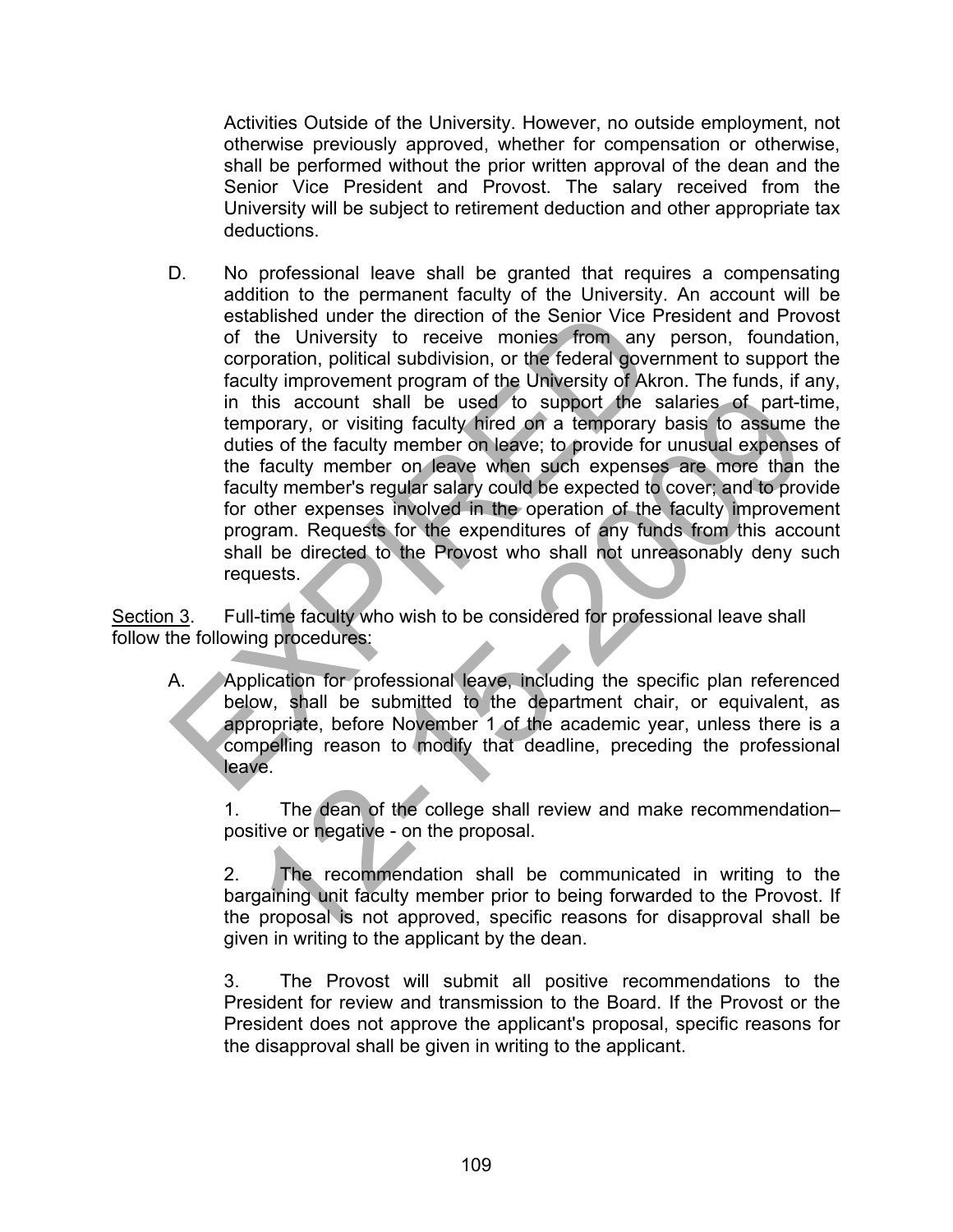Activities Outside of the University. However, no outside employment, not otherwise previously approved, whether for compensation or otherwise, shall be performed without the prior written approval of the dean and the Senior Vice President and Provost. The salary received from the University will be subject to retirement deduction and other appropriate tax deductions.

D. No professional leave shall be granted that requires a compensating addition to the permanent faculty of the University. An account will be established under the direction of the Senior Vice President and Provost of the University to receive monies from any person, foundation, corporation, political subdivision, or the federal government to support the faculty improvement program of the University of Akron. The funds, if any, in this account shall be used to support the salaries of part-time, temporary, or visiting faculty hired on a temporary basis to assume the duties of the faculty member on leave; to provide for unusual expenses of the faculty member on leave when such expenses are more than the faculty member's regular salary could be expected to cover; and to provide for other expenses involved in the operation of the faculty improvement program. Requests for the expenditures of any funds from this account shall be directed to the Provost who shall not unreasonably deny such requests.

Section 3. Full-time faculty who wish to be considered for professional leave shall follow the following procedures:

A. Application for professional leave, including the specific plan referenced below, shall be submitted to the department chair, or equivalent, as appropriate, before November 1 of the academic year, unless there is a compelling reason to modify that deadline, preceding the professional leave.

1. The dean of the college shall review and make recommendation– positive or negative - on the proposal.

2. The recommendation shall be communicated in writing to the bargaining unit faculty member prior to being forwarded to the Provost. If the proposal is not approved, specific reasons for disapproval shall be given in writing to the applicant by the dean.

3. The Provost will submit all positive recommendations to the President for review and transmission to the Board. If the Provost or the President does not approve the applicant's proposal, specific reasons for the disapproval shall be given in writing to the applicant.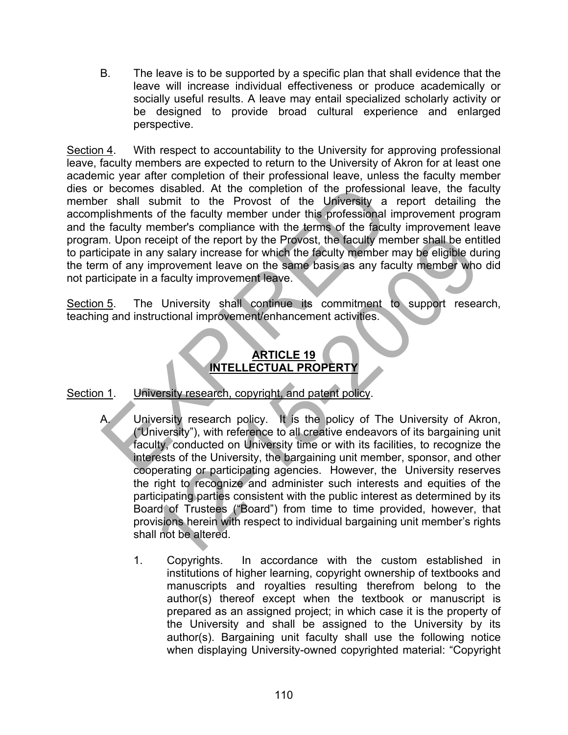B. The leave is to be supported by a specific plan that shall evidence that the leave will increase individual effectiveness or produce academically or socially useful results. A leave may entail specialized scholarly activity or be designed to provide broad cultural experience and enlarged perspective.

<u>Section 4</u>. With respect to accountability to the University for approving professional leave, faculty members are expected to return to the University of Akron for at least one academic year after completion of their professional leave, unless the faculty member dies or becomes disabled. At the completion of the professional leave, the faculty member shall submit to the Provost of the University a report detailing the accomplishments of the faculty member under this professional improvement program and the faculty member's compliance with the terms of the faculty improvement leave program. Upon receipt of the report by the Provost, the faculty member shall be entitled to participate in any salary increase for which the faculty member may be eligible during the term of any improvement leave on the same basis as any faculty member who did not participate in a faculty improvement leave.

<u>Section 5</u>. The University shall continue its commitment to support research, teaching and instructional improvement/enhancement activities.

## ARTICLE 19
## INTELLECTUAL PROPERTY

<u>Section 1</u>. <u>University research, copyright, and patent policy</u>.

A. University research policy. It is the policy of The University of Akron, ("University"), with reference to all creative endeavors of its bargaining unit faculty, conducted on University time or with its facilities, to recognize the interests of the University, the bargaining unit member, sponsor, and other cooperating or participating agencies. However, the University reserves the right to recognize and administer such interests and equities of the participating parties consistent with the public interest as determined by its Board of Trustees ("Board") from time to time provided, however, that provisions herein with respect to individual bargaining unit member's rights shall not be altered.

1. Copyrights. In accordance with the custom established in institutions of higher learning, copyright ownership of textbooks and manuscripts and royalties resulting therefrom belong to the author(s) thereof except when the textbook or manuscript is prepared as an assigned project; in which case it is the property of the University and shall be assigned to the University by its author(s). Bargaining unit faculty shall use the following notice when displaying University-owned copyrighted material: "Copyright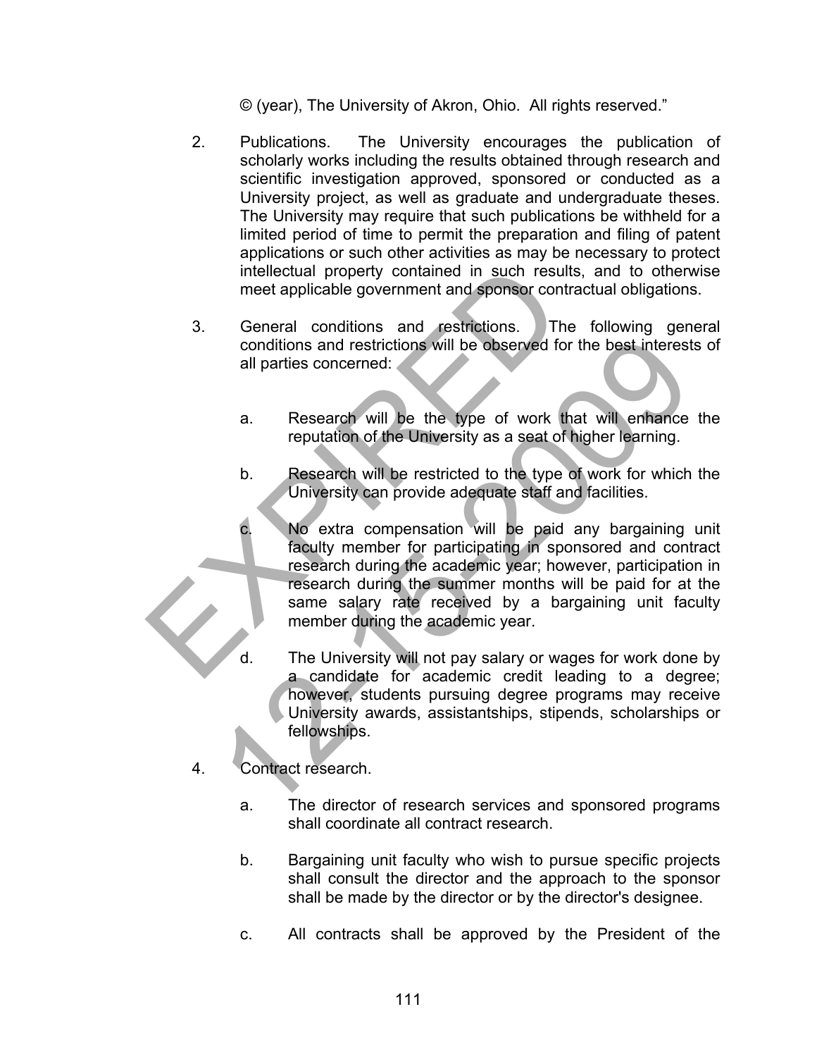© (year), The University of Akron, Ohio. All rights reserved."

2. Publications. The University encourages the publication of scholarly works including the results obtained through research and scientific investigation approved, sponsored or conducted as a University project, as well as graduate and undergraduate theses. The University may require that such publications be withheld for a limited period of time to permit the preparation and filing of patent applications or such other activities as may be necessary to protect intellectual property contained in such results, and to otherwise meet applicable government and sponsor contractual obligations.

3. General conditions and restrictions. The following general conditions and restrictions will be observed for the best interests of all parties concerned:

   a. Research will be the type of work that will enhance the reputation of the University as a seat of higher learning.

   b. Research will be restricted to the type of work for which the University can provide adequate staff and facilities.

   c. No extra compensation will be paid any bargaining unit faculty member for participating in sponsored and contract research during the academic year; however, participation in research during the summer months will be paid for at the same salary rate received by a bargaining unit faculty member during the academic year.

   d. The University will not pay salary or wages for work done by a candidate for academic credit leading to a degree; however, students pursuing degree programs may receive University awards, assistantships, stipends, scholarships or fellowships.

4. Contract research.

   a. The director of research services and sponsored programs shall coordinate all contract research.

   b. Bargaining unit faculty who wish to pursue specific projects shall consult the director and the approach to the sponsor shall be made by the director or by the director's designee.

   c. All contracts shall be approved by the President of the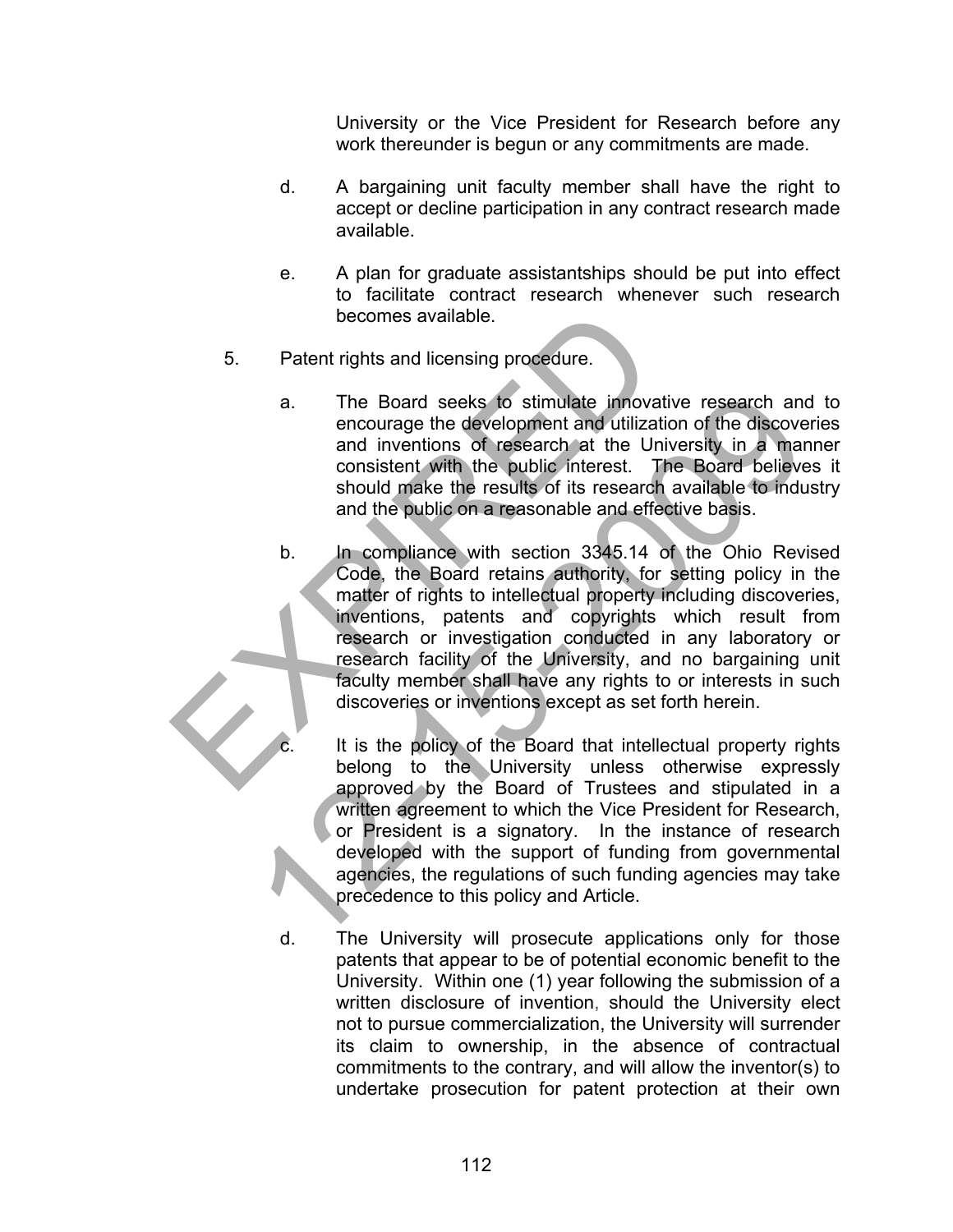University or the Vice President for Research before any work thereunder is begun or any commitments are made.

d. A bargaining unit faculty member shall have the right to accept or decline participation in any contract research made available.

e. A plan for graduate assistantships should be put into effect to facilitate contract research whenever such research becomes available.

5. Patent rights and licensing procedure.

   a. The Board seeks to stimulate innovative research and to encourage the development and utilization of the discoveries and inventions of research at the University in a manner consistent with the public interest. The Board believes it should make the results of its research available to industry and the public on a reasonable and effective basis.

   b. In compliance with section 3345.14 of the Ohio Revised Code, the Board retains authority, for setting policy in the matter of rights to intellectual property including discoveries, inventions, patents and copyrights which result from research or investigation conducted in any laboratory or research facility of the University, and no bargaining unit faculty member shall have any rights to or interests in such discoveries or inventions except as set forth herein.

   c. It is the policy of the Board that intellectual property rights belong to the University unless otherwise expressly approved by the Board of Trustees and stipulated in a written agreement to which the Vice President for Research, or President is a signatory. In the instance of research developed with the support of funding from governmental agencies, the regulations of such funding agencies may take precedence to this policy and Article.

   d. The University will prosecute applications only for those patents that appear to be of potential economic benefit to the University. Within one (1) year following the submission of a written disclosure of invention, should the University elect not to pursue commercialization, the University will surrender its claim to ownership, in the absence of contractual commitments to the contrary, and will allow the inventor(s) to undertake prosecution for patent protection at their own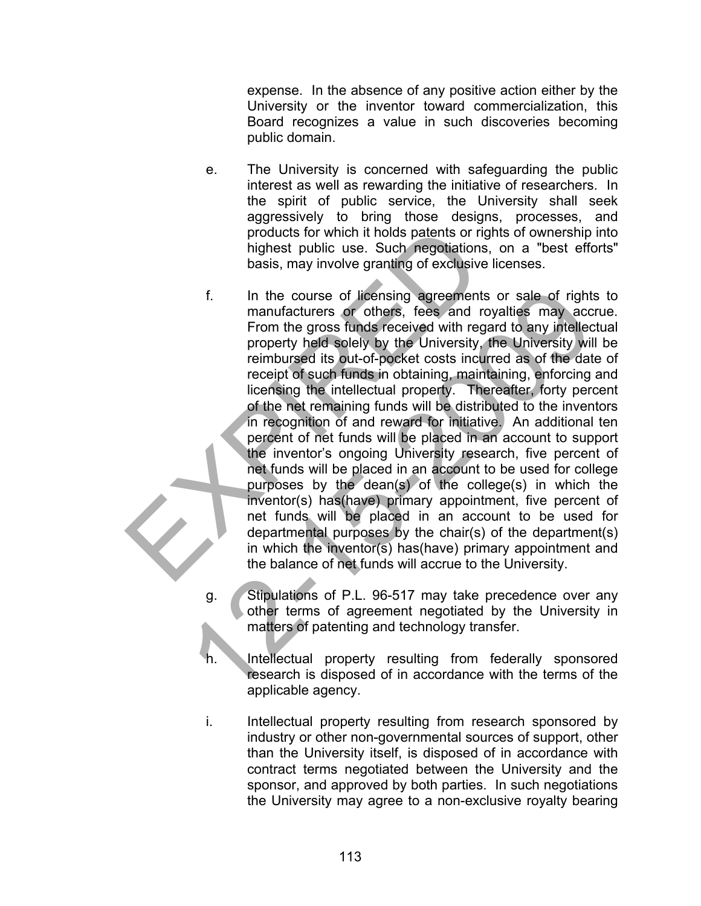expense. In the absence of any positive action either by the University or the inventor toward commercialization, this Board recognizes a value in such discoveries becoming public domain.

e. The University is concerned with safeguarding the public interest as well as rewarding the initiative of researchers. In the spirit of public service, the University shall seek aggressively to bring those designs, processes, and products for which it holds patents or rights of ownership into highest public use. Such negotiations, on a "best efforts" basis, may involve granting of exclusive licenses.

f. In the course of licensing agreements or sale of rights to manufacturers or others, fees and royalties may accrue. From the gross funds received with regard to any intellectual property held solely by the University, the University will be reimbursed its out-of-pocket costs incurred as of the date of receipt of such funds in obtaining, maintaining, enforcing and licensing the intellectual property. Thereafter, forty percent of the net remaining funds will be distributed to the inventors in recognition of and reward for initiative. An additional ten percent of net funds will be placed in an account to support the inventor's ongoing University research, five percent of net funds will be placed in an account to be used for college purposes by the dean(s) of the college(s) in which the inventor(s) has(have) primary appointment, five percent of net funds will be placed in an account to be used for departmental purposes by the chair(s) of the department(s) in which the inventor(s) has(have) primary appointment and the balance of net funds will accrue to the University.

g. Stipulations of P.L. 96-517 may take precedence over any other terms of agreement negotiated by the University in matters of patenting and technology transfer.

h. Intellectual property resulting from federally sponsored research is disposed of in accordance with the terms of the applicable agency.

i. Intellectual property resulting from research sponsored by industry or other non-governmental sources of support, other than the University itself, is disposed of in accordance with contract terms negotiated between the University and the sponsor, and approved by both parties. In such negotiations the University may agree to a non-exclusive royalty bearing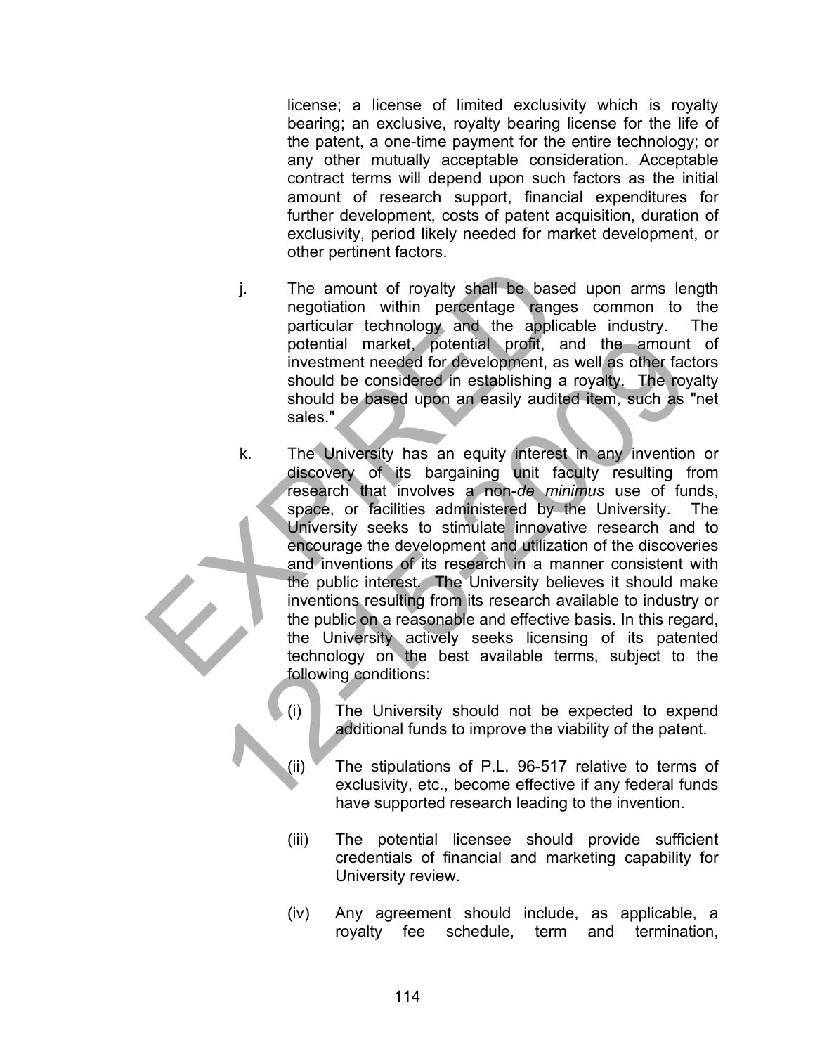license; a license of limited exclusivity which is royalty bearing; an exclusive, royalty bearing license for the life of the patent, a one-time payment for the entire technology; or any other mutually acceptable consideration. Acceptable contract terms will depend upon such factors as the initial amount of research support, financial expenditures for further development, costs of patent acquisition, duration of exclusivity, period likely needed for market development, or other pertinent factors.

j. The amount of royalty shall be based upon arms length negotiation within percentage ranges common to the particular technology and the applicable industry. The potential market, potential profit, and the amount of investment needed for development, as well as other factors should be considered in establishing a royalty. The royalty should be based upon an easily audited item, such as "net sales."

k. The University has an equity interest in any invention or discovery of its bargaining unit faculty resulting from research that involves a non-*de minimus* use of funds, space, or facilities administered by the University. The University seeks to stimulate innovative research and to encourage the development and utilization of the discoveries and inventions of its research in a manner consistent with the public interest. The University believes it should make inventions resulting from its research available to industry or the public on a reasonable and effective basis. In this regard, the University actively seeks licensing of its patented technology on the best available terms, subject to the following conditions:

   (i) The University should not be expected to expend additional funds to improve the viability of the patent.

   (ii) The stipulations of P.L. 96-517 relative to terms of exclusivity, etc., become effective if any federal funds have supported research leading to the invention.

   (iii) The potential licensee should provide sufficient credentials of financial and marketing capability for University review.

   (iv) Any agreement should include, as applicable, a royalty fee schedule, term and termination,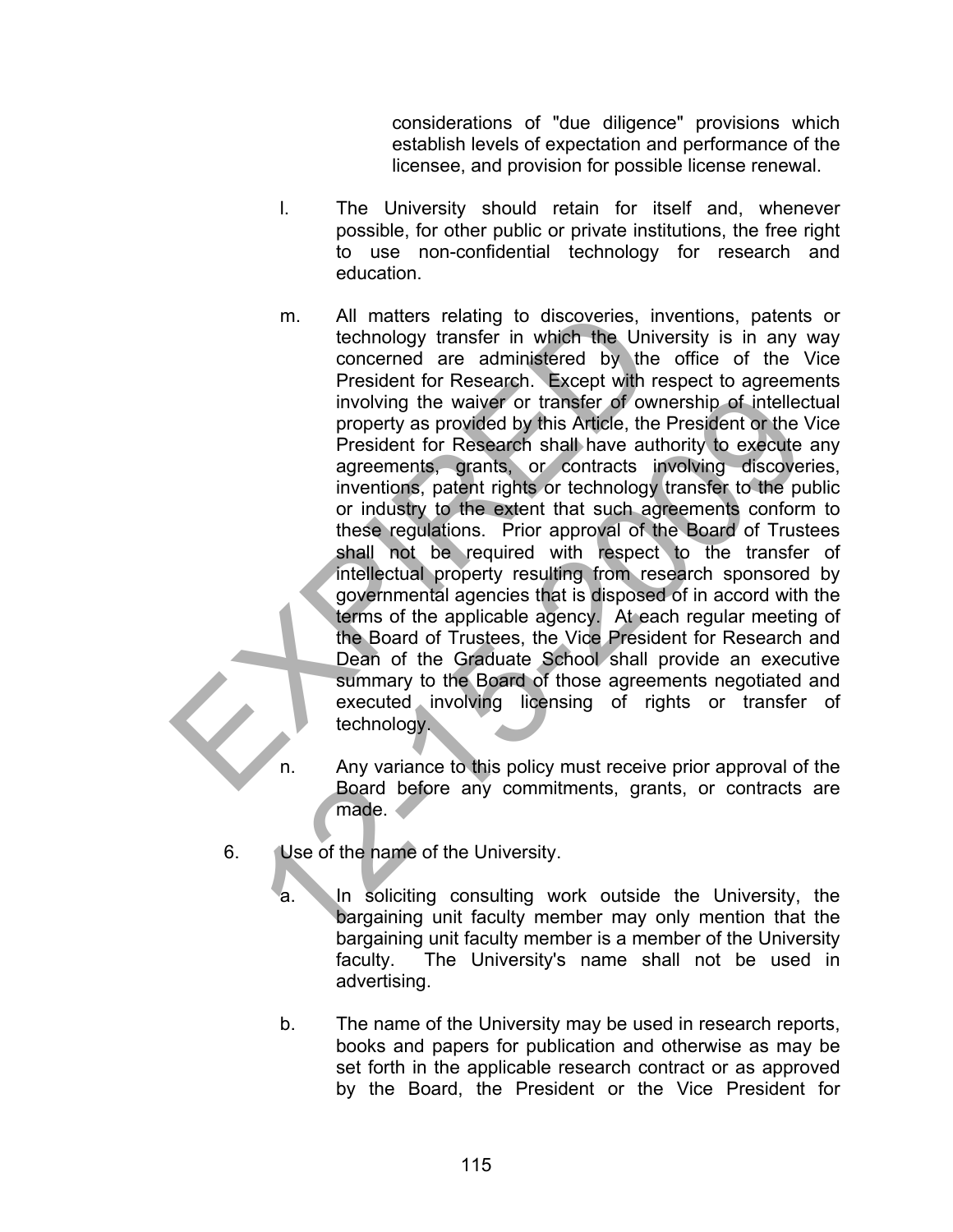considerations of "due diligence" provisions which establish levels of expectation and performance of the licensee, and provision for possible license renewal.

l. The University should retain for itself and, whenever possible, for other public or private institutions, the free right to use non-confidential technology for research and education.

m. All matters relating to discoveries, inventions, patents or technology transfer in which the University is in any way concerned are administered by the office of the Vice President for Research. Except with respect to agreements involving the waiver or transfer of ownership of intellectual property as provided by this Article, the President or the Vice President for Research shall have authority to execute any agreements, grants, or contracts involving discoveries, inventions, patent rights or technology transfer to the public or industry to the extent that such agreements conform to these regulations. Prior approval of the Board of Trustees shall not be required with respect to the transfer of intellectual property resulting from research sponsored by governmental agencies that is disposed of in accord with the terms of the applicable agency. At each regular meeting of the Board of Trustees, the Vice President for Research and Dean of the Graduate School shall provide an executive summary to the Board of those agreements negotiated and executed involving licensing of rights or transfer of technology.

n. Any variance to this policy must receive prior approval of the Board before any commitments, grants, or contracts are made.

6. Use of the name of the University.

a. In soliciting consulting work outside the University, the bargaining unit faculty member may only mention that the bargaining unit faculty member is a member of the University faculty. The University's name shall not be used in advertising.

b. The name of the University may be used in research reports, books and papers for publication and otherwise as may be set forth in the applicable research contract or as approved by the Board, the President or the Vice President for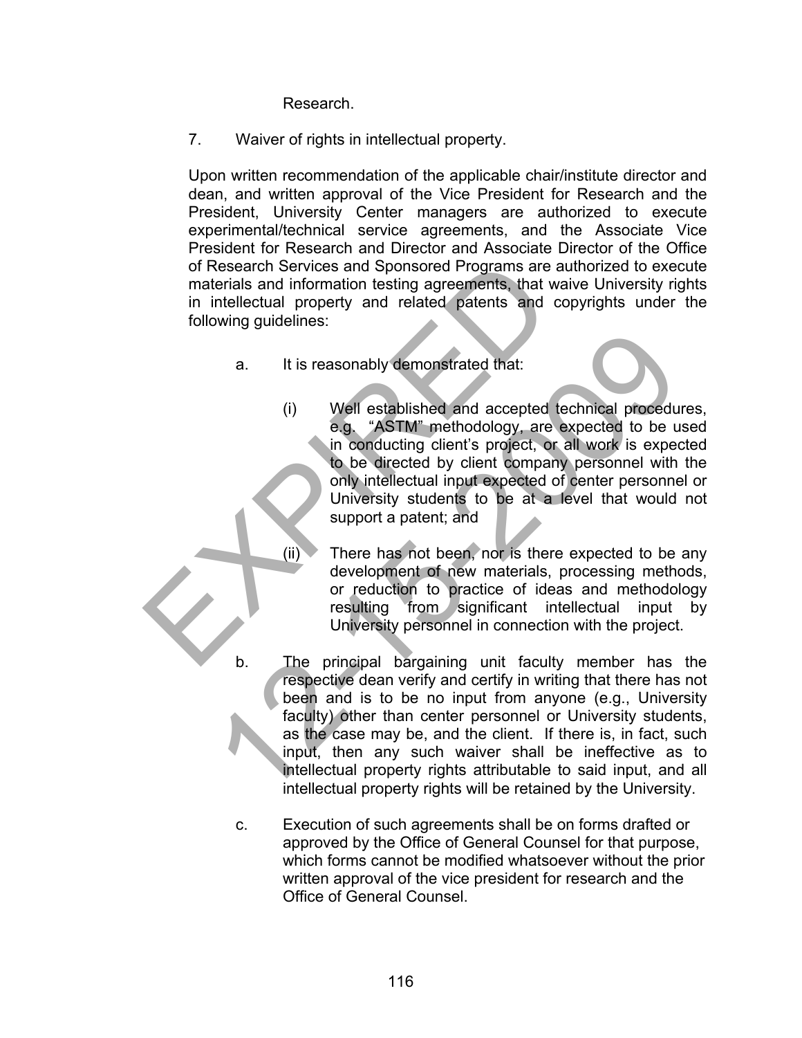Research.

7. Waiver of rights in intellectual property.

Upon written recommendation of the applicable chair/institute director and dean, and written approval of the Vice President for Research and the President, University Center managers are authorized to execute experimental/technical service agreements, and the Associate Vice President for Research and Director and Associate Director of the Office of Research Services and Sponsored Programs are authorized to execute materials and information testing agreements, that waive University rights in intellectual property and related patents and copyrights under the following guidelines:

a. It is reasonably demonstrated that:

   (i) Well established and accepted technical procedures, e.g. "ASTM" methodology, are expected to be used in conducting client's project, or all work is expected to be directed by client company personnel with the only intellectual input expected of center personnel or University students to be at a level that would not support a patent; and

   (ii) There has not been, nor is there expected to be any development of new materials, processing methods, or reduction to practice of ideas and methodology resulting from significant intellectual input by University personnel in connection with the project.

b. The principal bargaining unit faculty member has the respective dean verify and certify in writing that there has not been and is to be no input from anyone (e.g., University faculty) other than center personnel or University students, as the case may be, and the client. If there is, in fact, such input, then any such waiver shall be ineffective as to intellectual property rights attributable to said input, and all intellectual property rights will be retained by the University.

c. Execution of such agreements shall be on forms drafted or approved by the Office of General Counsel for that purpose, which forms cannot be modified whatsoever without the prior written approval of the vice president for research and the Office of General Counsel.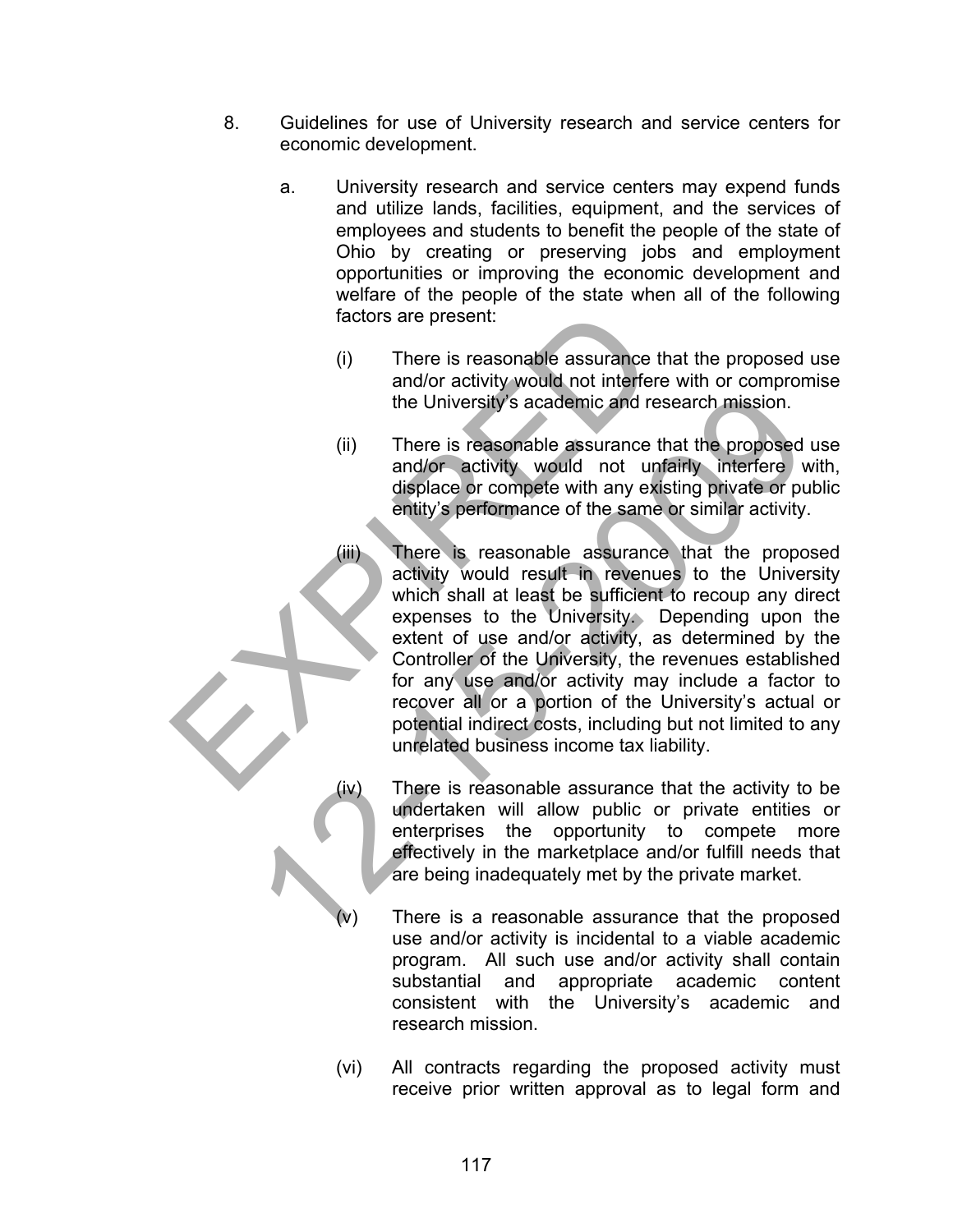8. Guidelines for use of University research and service centers for economic development.

   a. University research and service centers may expend funds and utilize lands, facilities, equipment, and the services of employees and students to benefit the people of the state of Ohio by creating or preserving jobs and employment opportunities or improving the economic development and welfare of the people of the state when all of the following factors are present:

      (i) There is reasonable assurance that the proposed use and/or activity would not interfere with or compromise the University's academic and research mission.

      (ii) There is reasonable assurance that the proposed use and/or activity would not unfairly interfere with, displace or compete with any existing private or public entity's performance of the same or similar activity.

      (iii) There is reasonable assurance that the proposed activity would result in revenues to the University which shall at least be sufficient to recoup any direct expenses to the University. Depending upon the extent of use and/or activity, as determined by the Controller of the University, the revenues established for any use and/or activity may include a factor to recover all or a portion of the University's actual or potential indirect costs, including but not limited to any unrelated business income tax liability.

      (iv) There is reasonable assurance that the activity to be undertaken will allow public or private entities or enterprises the opportunity to compete more effectively in the marketplace and/or fulfill needs that are being inadequately met by the private market.

      (v) There is a reasonable assurance that the proposed use and/or activity is incidental to a viable academic program. All such use and/or activity shall contain substantial and appropriate academic content consistent with the University's academic and research mission.

      (vi) All contracts regarding the proposed activity must receive prior written approval as to legal form and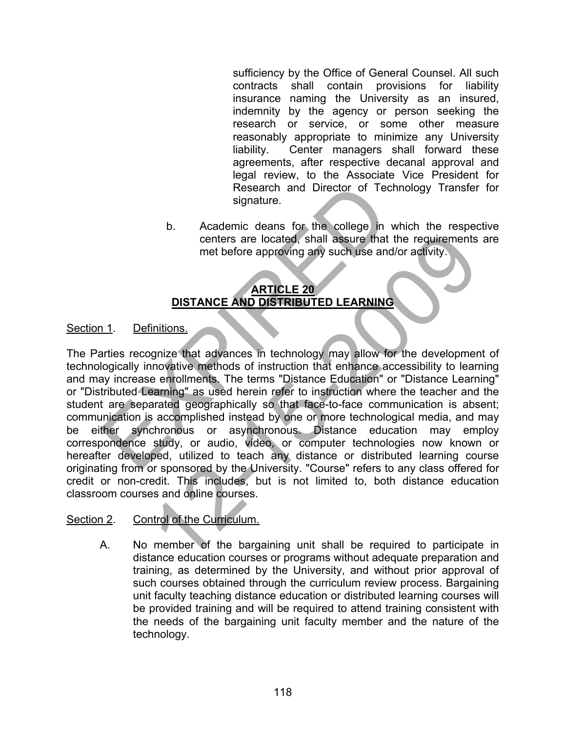sufficiency by the Office of General Counsel. All such contracts shall contain provisions for liability insurance naming the University as an insured, indemnity by the agency or person seeking the research or service, or some other measure reasonably appropriate to minimize any University liability. Center managers shall forward these agreements, after respective decanal approval and legal review, to the Associate Vice President for Research and Director of Technology Transfer for signature.

b. Academic deans for the college in which the respective centers are located, shall assure that the requirements are met before approving any such use and/or activity.

## ARTICLE 20
## DISTANCE AND DISTRIBUTED LEARNING

Section 1. Definitions.

The Parties recognize that advances in technology may allow for the development of technologically innovative methods of instruction that enhance accessibility to learning and may increase enrollments. The terms "Distance Education" or "Distance Learning" or "Distributed Learning" as used herein refer to instruction where the teacher and the student are separated geographically so that face-to-face communication is absent; communication is accomplished instead by one or more technological media, and may be either synchronous or asynchronous. Distance education may employ correspondence study, or audio, video, or computer technologies now known or hereafter developed, utilized to teach any distance or distributed learning course originating from or sponsored by the University. "Course" refers to any class offered for credit or non-credit. This includes, but is not limited to, both distance education classroom courses and online courses.

Section 2. Control of the Curriculum.

A. No member of the bargaining unit shall be required to participate in distance education courses or programs without adequate preparation and training, as determined by the University, and without prior approval of such courses obtained through the curriculum review process. Bargaining unit faculty teaching distance education or distributed learning courses will be provided training and will be required to attend training consistent with the needs of the bargaining unit faculty member and the nature of the technology.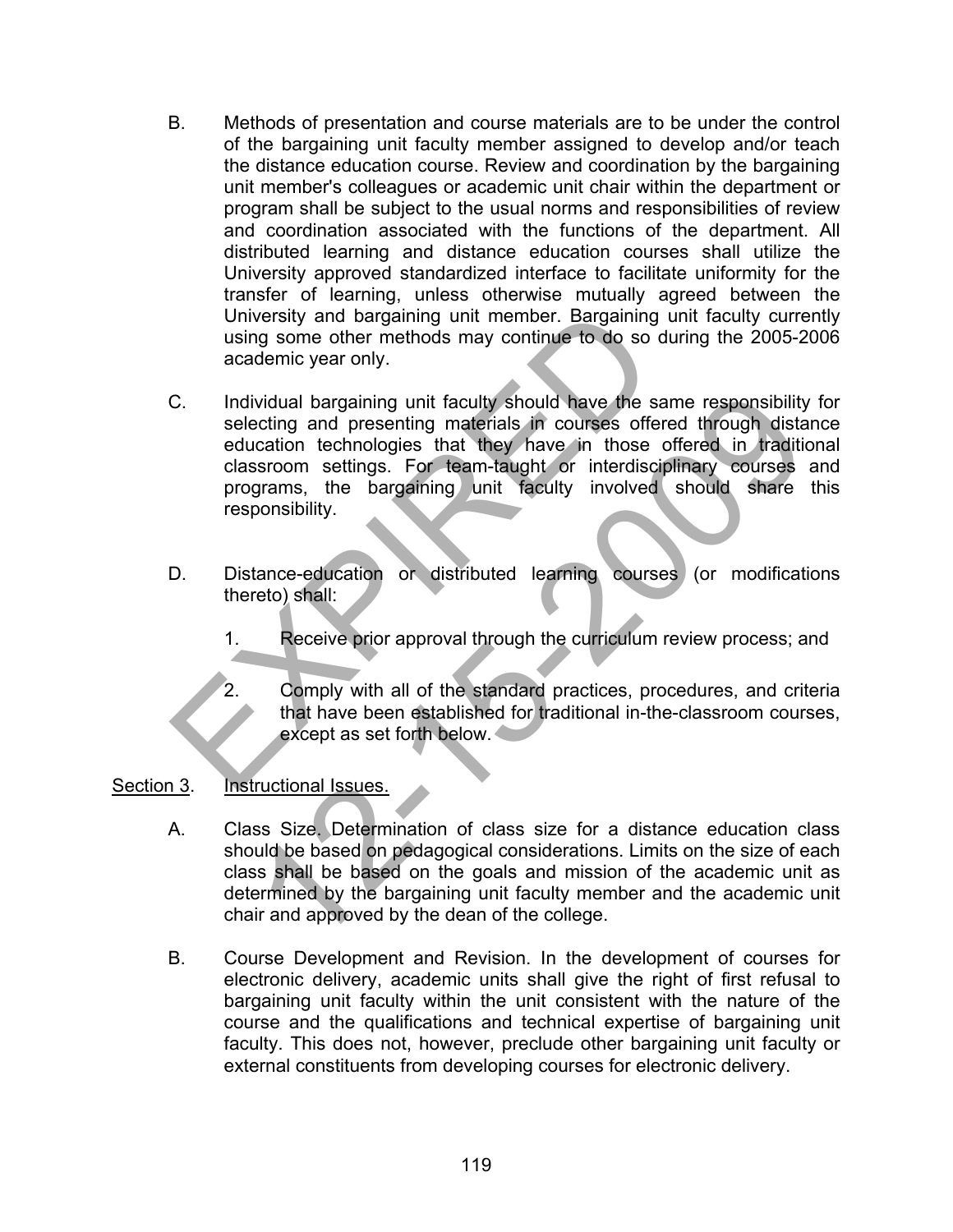B. Methods of presentation and course materials are to be under the control of the bargaining unit faculty member assigned to develop and/or teach the distance education course. Review and coordination by the bargaining unit member's colleagues or academic unit chair within the department or program shall be subject to the usual norms and responsibilities of review and coordination associated with the functions of the department. All distributed learning and distance education courses shall utilize the University approved standardized interface to facilitate uniformity for the transfer of learning, unless otherwise mutually agreed between the University and bargaining unit member. Bargaining unit faculty currently using some other methods may continue to do so during the 2005-2006 academic year only.

C. Individual bargaining unit faculty should have the same responsibility for selecting and presenting materials in courses offered through distance education technologies that they have in those offered in traditional classroom settings. For team-taught or interdisciplinary courses and programs, the bargaining unit faculty involved should share this responsibility.

D. Distance-education or distributed learning courses (or modifications thereto) shall:

   1. Receive prior approval through the curriculum review process; and

   2. Comply with all of the standard practices, procedures, and criteria that have been established for traditional in-the-classroom courses, except as set forth below.

<u>Section 3</u>. <u>Instructional Issues.</u>

A. Class Size. Determination of class size for a distance education class should be based on pedagogical considerations. Limits on the size of each class shall be based on the goals and mission of the academic unit as determined by the bargaining unit faculty member and the academic unit chair and approved by the dean of the college.

B. Course Development and Revision. In the development of courses for electronic delivery, academic units shall give the right of first refusal to bargaining unit faculty within the unit consistent with the nature of the course and the qualifications and technical expertise of bargaining unit faculty. This does not, however, preclude other bargaining unit faculty or external constituents from developing courses for electronic delivery.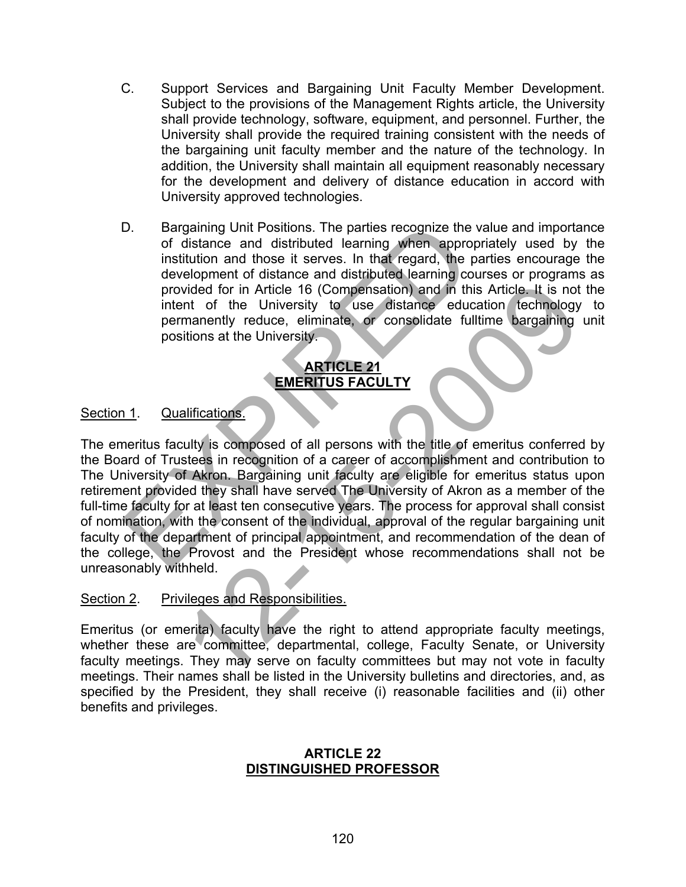C. Support Services and Bargaining Unit Faculty Member Development. Subject to the provisions of the Management Rights article, the University shall provide technology, software, equipment, and personnel. Further, the University shall provide the required training consistent with the needs of the bargaining unit faculty member and the nature of the technology. In addition, the University shall maintain all equipment reasonably necessary for the development and delivery of distance education in accord with University approved technologies.

D. Bargaining Unit Positions. The parties recognize the value and importance of distance and distributed learning when appropriately used by the institution and those it serves. In that regard, the parties encourage the development of distance and distributed learning courses or programs as provided for in Article 16 (Compensation) and in this Article. It is not the intent of the University to use distance education technology to permanently reduce, eliminate, or consolidate fulltime bargaining unit positions at the University.

## ARTICLE 21
## EMERITUS FACULTY

Section 1. Qualifications.

The emeritus faculty is composed of all persons with the title of emeritus conferred by the Board of Trustees in recognition of a career of accomplishment and contribution to The University of Akron. Bargaining unit faculty are eligible for emeritus status upon retirement provided they shall have served The University of Akron as a member of the full-time faculty for at least ten consecutive years. The process for approval shall consist of nomination, with the consent of the individual, approval of the regular bargaining unit faculty of the department of principal appointment, and recommendation of the dean of the college, the Provost and the President whose recommendations shall not be unreasonably withheld.

Section 2. Privileges and Responsibilities.

Emeritus (or emerita) faculty have the right to attend appropriate faculty meetings, whether these are committee, departmental, college, Faculty Senate, or University faculty meetings. They may serve on faculty committees but may not vote in faculty meetings. Their names shall be listed in the University bulletins and directories, and, as specified by the President, they shall receive (i) reasonable facilities and (ii) other benefits and privileges.

## ARTICLE 22
## DISTINGUISHED PROFESSOR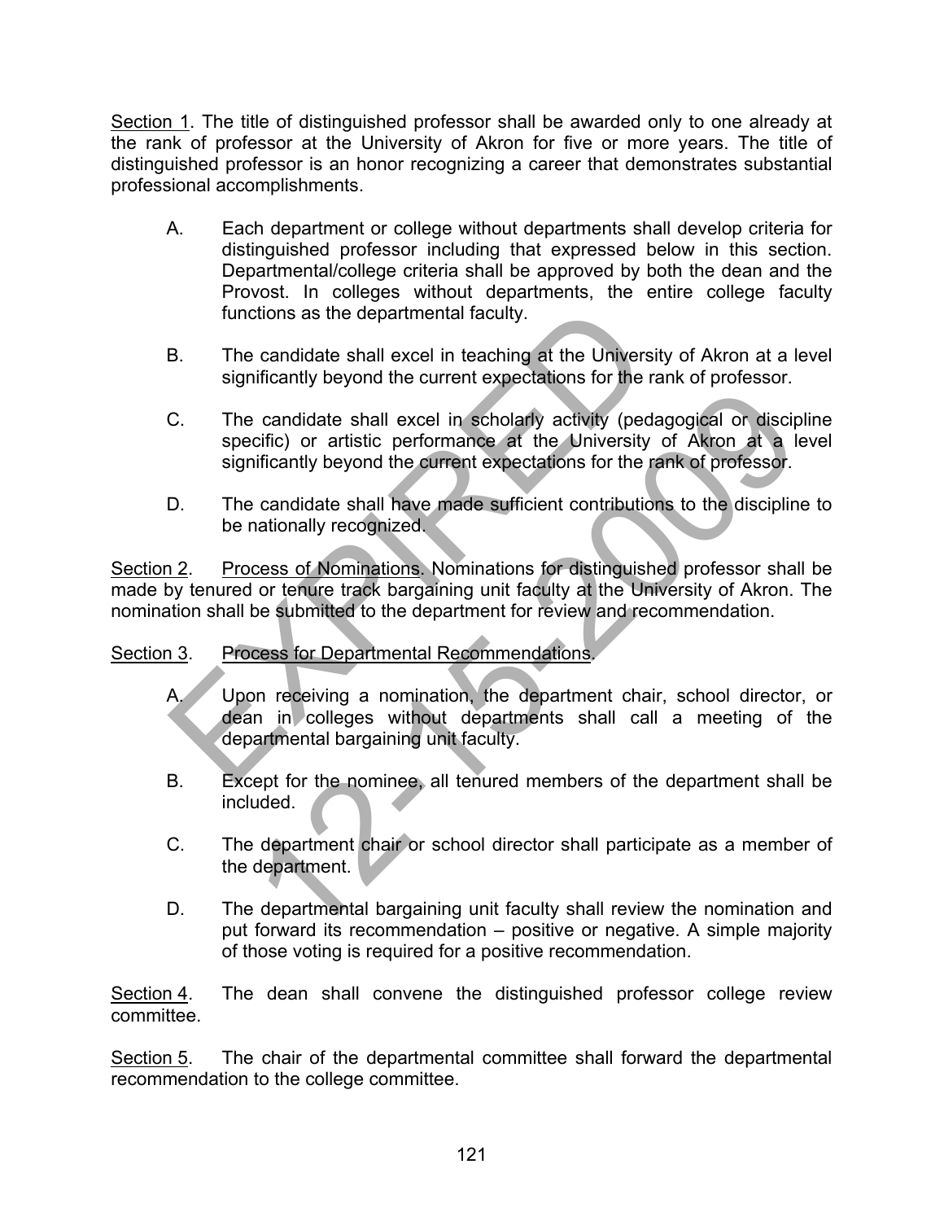Section 1. The title of distinguished professor shall be awarded only to one already at the rank of professor at the University of Akron for five or more years. The title of distinguished professor is an honor recognizing a career that demonstrates substantial professional accomplishments.

A. Each department or college without departments shall develop criteria for distinguished professor including that expressed below in this section. Departmental/college criteria shall be approved by both the dean and the Provost. In colleges without departments, the entire college faculty functions as the departmental faculty.

B. The candidate shall excel in teaching at the University of Akron at a level significantly beyond the current expectations for the rank of professor.

C. The candidate shall excel in scholarly activity (pedagogical or discipline specific) or artistic performance at the University of Akron at a level significantly beyond the current expectations for the rank of professor.

D. The candidate shall have made sufficient contributions to the discipline to be nationally recognized.

Section 2. Process of Nominations. Nominations for distinguished professor shall be made by tenured or tenure track bargaining unit faculty at the University of Akron. The nomination shall be submitted to the department for review and recommendation.

Section 3. Process for Departmental Recommendations.

A. Upon receiving a nomination, the department chair, school director, or dean in colleges without departments shall call a meeting of the departmental bargaining unit faculty.

B. Except for the nominee, all tenured members of the department shall be included.

C. The department chair or school director shall participate as a member of the department.

D. The departmental bargaining unit faculty shall review the nomination and put forward its recommendation – positive or negative. A simple majority of those voting is required for a positive recommendation.

Section 4. The dean shall convene the distinguished professor college review committee.

Section 5. The chair of the departmental committee shall forward the departmental recommendation to the college committee.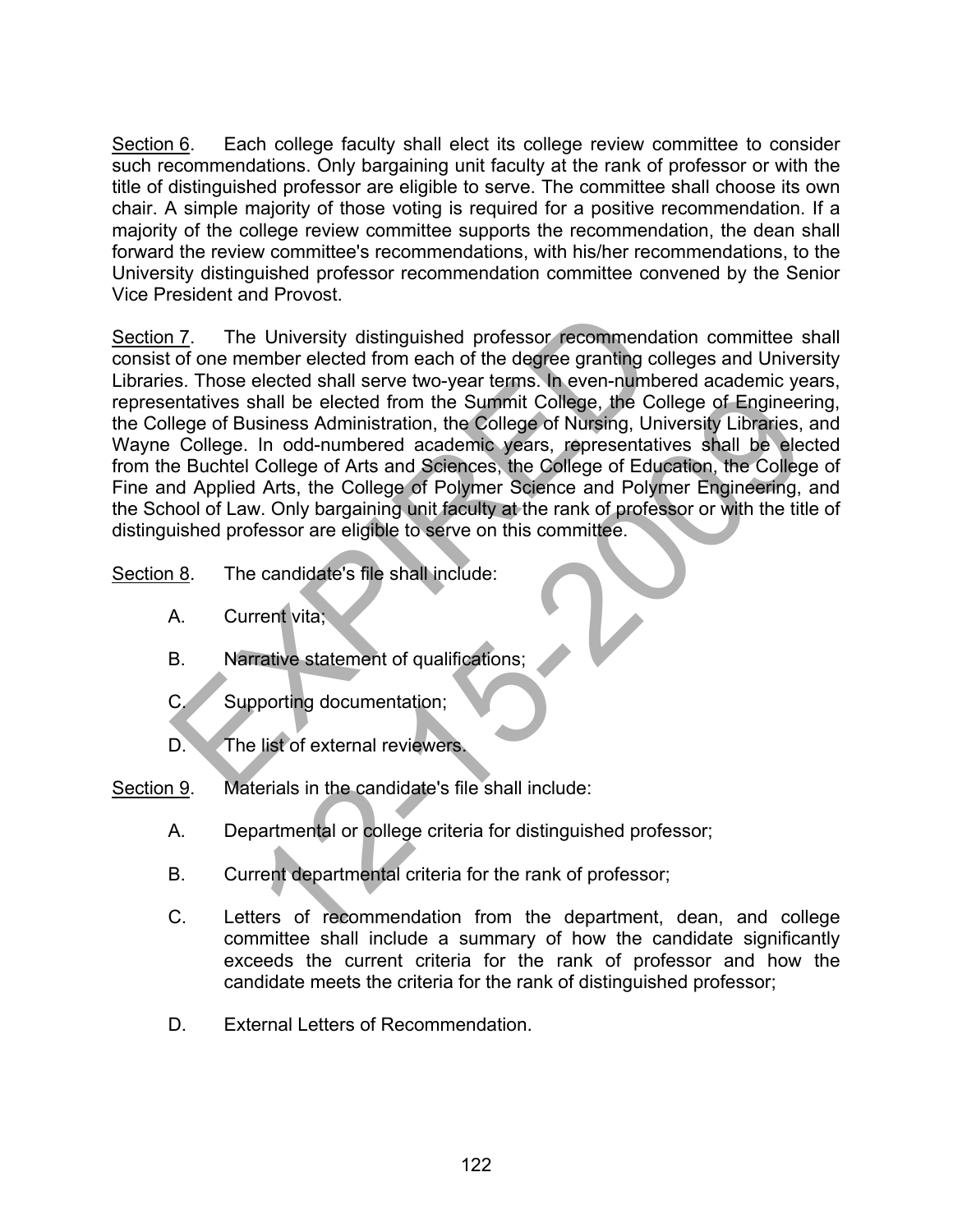<u>Section 6</u>. Each college faculty shall elect its college review committee to consider such recommendations. Only bargaining unit faculty at the rank of professor or with the title of distinguished professor are eligible to serve. The committee shall choose its own chair. A simple majority of those voting is required for a positive recommendation. If a majority of the college review committee supports the recommendation, the dean shall forward the review committee's recommendations, with his/her recommendations, to the University distinguished professor recommendation committee convened by the Senior Vice President and Provost.

<u>Section 7</u>. The University distinguished professor recommendation committee shall consist of one member elected from each of the degree granting colleges and University Libraries. Those elected shall serve two-year terms. In even-numbered academic years, representatives shall be elected from the Summit College, the College of Engineering, the College of Business Administration, the College of Nursing, University Libraries, and Wayne College. In odd-numbered academic years, representatives shall be elected from the Buchtel College of Arts and Sciences, the College of Education, the College of Fine and Applied Arts, the College of Polymer Science and Polymer Engineering, and the School of Law. Only bargaining unit faculty at the rank of professor or with the title of distinguished professor are eligible to serve on this committee.

<u>Section 8</u>. The candidate's file shall include:

A. Current vita;

B. Narrative statement of qualifications;

C. Supporting documentation;

D. The list of external reviewers.

<u>Section 9</u>. Materials in the candidate's file shall include:

A. Departmental or college criteria for distinguished professor;

B. Current departmental criteria for the rank of professor;

C. Letters of recommendation from the department, dean, and college committee shall include a summary of how the candidate significantly exceeds the current criteria for the rank of professor and how the candidate meets the criteria for the rank of distinguished professor;

D. External Letters of Recommendation.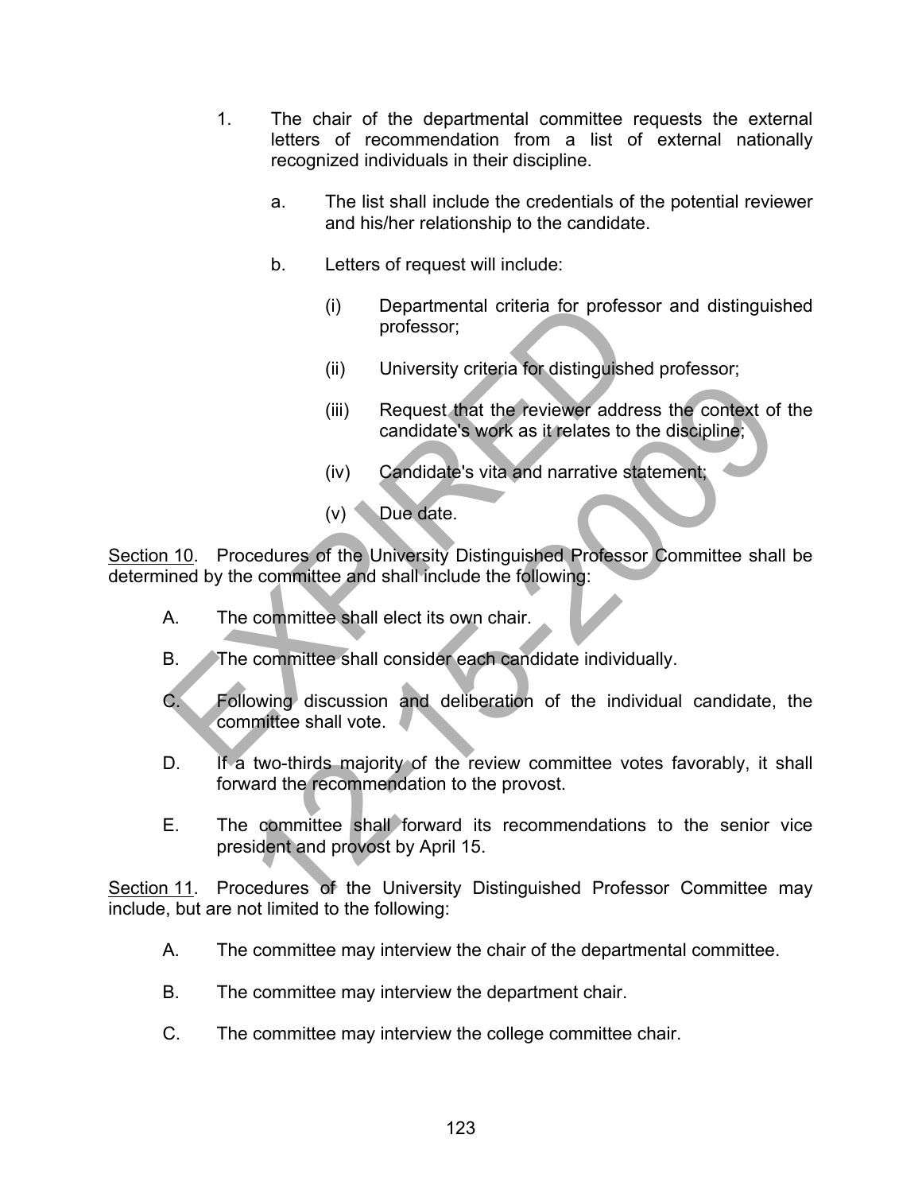1. The chair of the departmental committee requests the external letters of recommendation from a list of external nationally recognized individuals in their discipline.

   a. The list shall include the credentials of the potential reviewer and his/her relationship to the candidate.

   b. Letters of request will include:

      (i) Departmental criteria for professor and distinguished professor;

      (ii) University criteria for distinguished professor;

      (iii) Request that the reviewer address the context of the candidate's work as it relates to the discipline;

      (iv) Candidate's vita and narrative statement;

      (v) Due date.

<u>Section 10</u>. Procedures of the University Distinguished Professor Committee shall be determined by the committee and shall include the following:

A. The committee shall elect its own chair.

B. The committee shall consider each candidate individually.

C. Following discussion and deliberation of the individual candidate, the committee shall vote.

D. If a two-thirds majority of the review committee votes favorably, it shall forward the recommendation to the provost.

E. The committee shall forward its recommendations to the senior vice president and provost by April 15.

<u>Section 11</u>. Procedures of the University Distinguished Professor Committee may include, but are not limited to the following:

A. The committee may interview the chair of the departmental committee.

B. The committee may interview the department chair.

C. The committee may interview the college committee chair.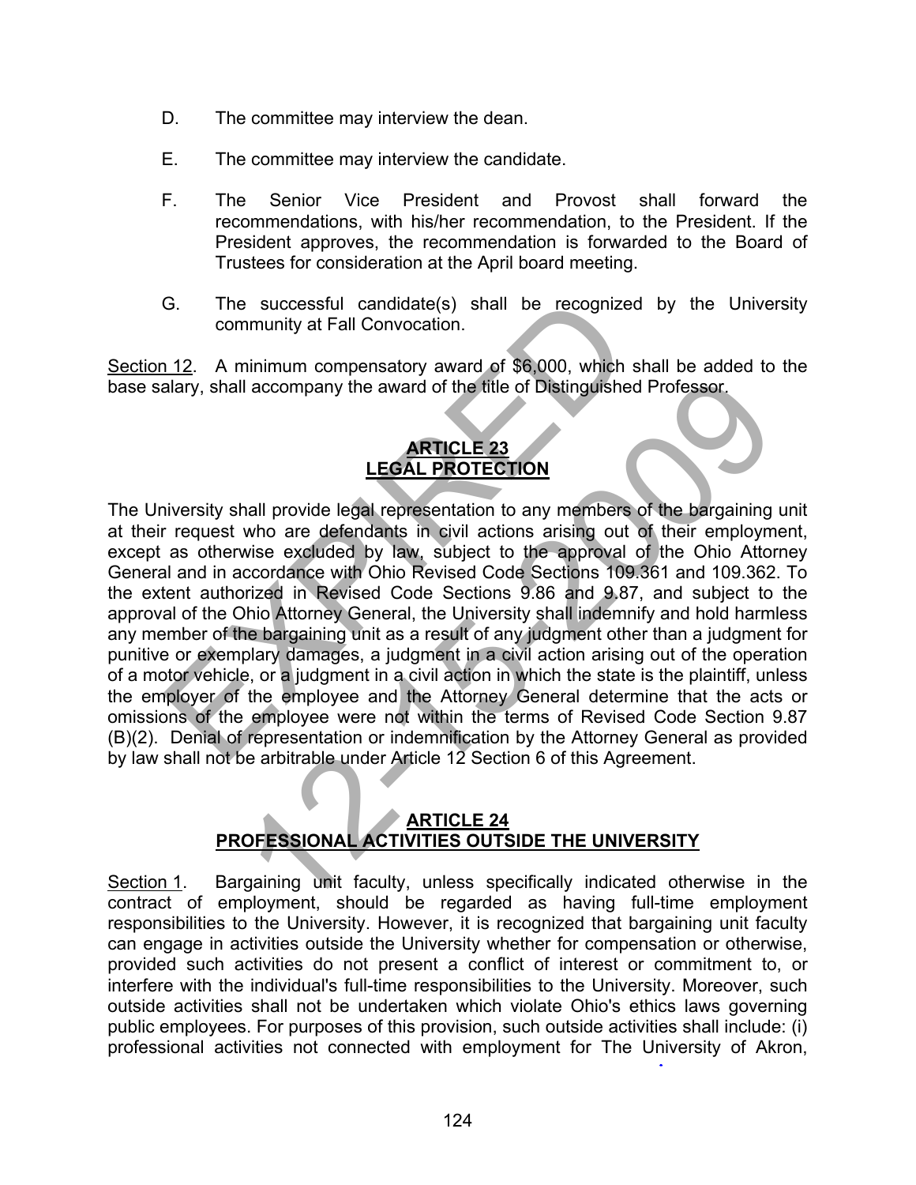D. The committee may interview the dean.

E. The committee may interview the candidate.

F. The Senior Vice President and Provost shall forward the recommendations, with his/her recommendation, to the President. If the President approves, the recommendation is forwarded to the Board of Trustees for consideration at the April board meeting.

G. The successful candidate(s) shall be recognized by the University community at Fall Convocation.

Section 12. A minimum compensatory award of $6,000, which shall be added to the base salary, shall accompany the award of the title of Distinguished Professor.

## ARTICLE 23
## LEGAL PROTECTION

The University shall provide legal representation to any members of the bargaining unit at their request who are defendants in civil actions arising out of their employment, except as otherwise excluded by law, subject to the approval of the Ohio Attorney General and in accordance with Ohio Revised Code Sections 109.361 and 109.362. To the extent authorized in Revised Code Sections 9.86 and 9.87, and subject to the approval of the Ohio Attorney General, the University shall indemnify and hold harmless any member of the bargaining unit as a result of any judgment other than a judgment for punitive or exemplary damages, a judgment in a civil action arising out of the operation of a motor vehicle, or a judgment in a civil action in which the state is the plaintiff, unless the employer of the employee and the Attorney General determine that the acts or omissions of the employee were not within the terms of Revised Code Section 9.87 (B)(2). Denial of representation or indemnification by the Attorney General as provided by law shall not be arbitrable under Article 12 Section 6 of this Agreement.

## ARTICLE 24
## PROFESSIONAL ACTIVITIES OUTSIDE THE UNIVERSITY

Section 1. Bargaining unit faculty, unless specifically indicated otherwise in the contract of employment, should be regarded as having full-time employment responsibilities to the University. However, it is recognized that bargaining unit faculty can engage in activities outside the University whether for compensation or otherwise, provided such activities do not present a conflict of interest or commitment to, or interfere with the individual's full-time responsibilities to the University. Moreover, such outside activities shall not be undertaken which violate Ohio's ethics laws governing public employees. For purposes of this provision, such outside activities shall include: (i) professional activities not connected with employment for The University of Akron,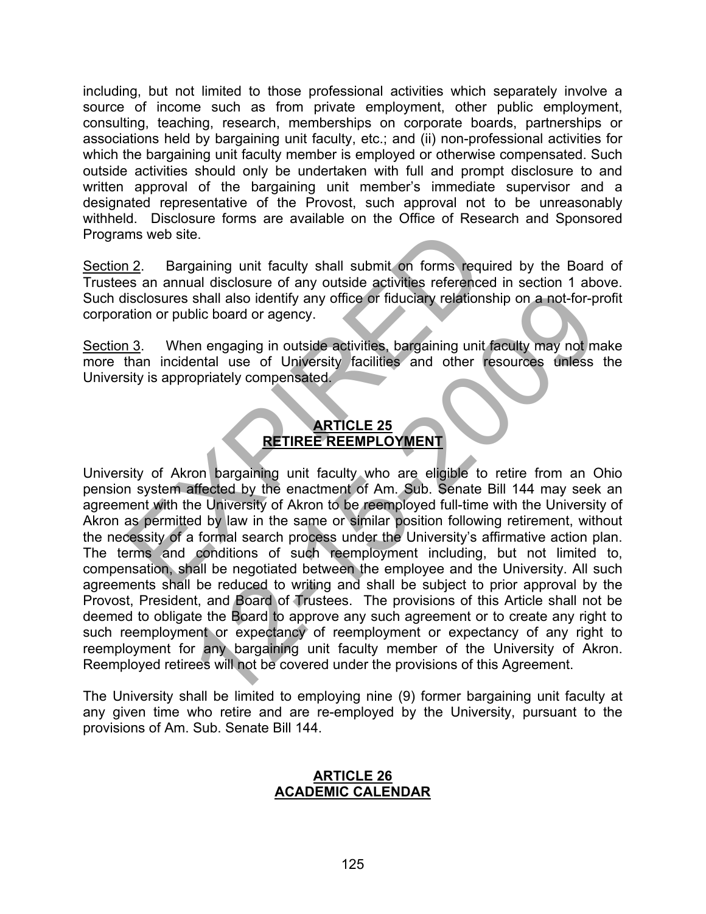including, but not limited to those professional activities which separately involve a source of income such as from private employment, other public employment, consulting, teaching, research, memberships on corporate boards, partnerships or associations held by bargaining unit faculty, etc.; and (ii) non-professional activities for which the bargaining unit faculty member is employed or otherwise compensated. Such outside activities should only be undertaken with full and prompt disclosure to and written approval of the bargaining unit member's immediate supervisor and a designated representative of the Provost, such approval not to be unreasonably withheld. Disclosure forms are available on the Office of Research and Sponsored Programs web site.

Section 2. Bargaining unit faculty shall submit on forms required by the Board of Trustees an annual disclosure of any outside activities referenced in section 1 above. Such disclosures shall also identify any office or fiduciary relationship on a not-for-profit corporation or public board or agency.

Section 3. When engaging in outside activities, bargaining unit faculty may not make more than incidental use of University facilities and other resources unless the University is appropriately compensated.

## ARTICLE 25
## RETIREE REEMPLOYMENT

University of Akron bargaining unit faculty who are eligible to retire from an Ohio pension system affected by the enactment of Am. Sub. Senate Bill 144 may seek an agreement with the University of Akron to be reemployed full-time with the University of Akron as permitted by law in the same or similar position following retirement, without the necessity of a formal search process under the University's affirmative action plan. The terms and conditions of such reemployment including, but not limited to, compensation, shall be negotiated between the employee and the University. All such agreements shall be reduced to writing and shall be subject to prior approval by the Provost, President, and Board of Trustees. The provisions of this Article shall not be deemed to obligate the Board to approve any such agreement or to create any right to such reemployment or expectancy of reemployment or expectancy of any right to reemployment for any bargaining unit faculty member of the University of Akron. Reemployed retirees will not be covered under the provisions of this Agreement.

The University shall be limited to employing nine (9) former bargaining unit faculty at any given time who retire and are re-employed by the University, pursuant to the provisions of Am. Sub. Senate Bill 144.

## ARTICLE 26
## ACADEMIC CALENDAR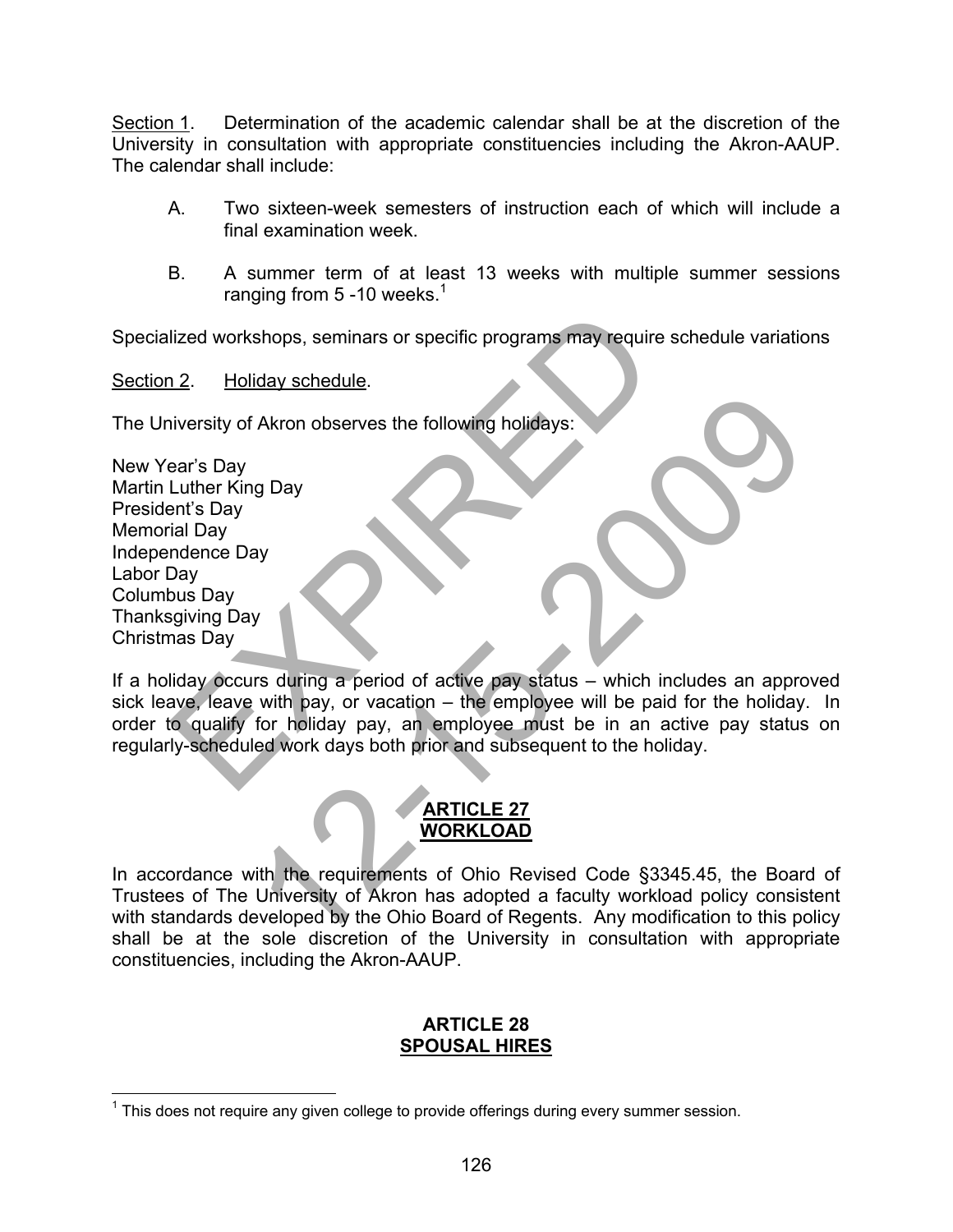Section 1. Determination of the academic calendar shall be at the discretion of the University in consultation with appropriate constituencies including the Akron-AAUP. The calendar shall include:

A. Two sixteen-week semesters of instruction each of which will include a final examination week.

B. A summer term of at least 13 weeks with multiple summer sessions ranging from 5 -10 weeks.[1]

Specialized workshops, seminars or specific programs may require schedule variations

Section 2. Holiday schedule.

The University of Akron observes the following holidays:

New Year's Day  
Martin Luther King Day  
President's Day  
Memorial Day  
Independence Day  
Labor Day  
Columbus Day  
Thanksgiving Day  
Christmas Day

If a holiday occurs during a period of active pay status – which includes an approved sick leave, leave with pay, or vacation – the employee will be paid for the holiday. In order to qualify for holiday pay, an employee must be in an active pay status on regularly-scheduled work days both prior and subsequent to the holiday.

## ARTICLE 27
## WORKLOAD

In accordance with the requirements of Ohio Revised Code §3345.45, the Board of Trustees of The University of Akron has adopted a faculty workload policy consistent with standards developed by the Ohio Board of Regents. Any modification to this policy shall be at the sole discretion of the University in consultation with appropriate constituencies, including the Akron-AAUP.

## ARTICLE 28
## SPOUSAL HIRES

[1] This does not require any given college to provide offerings during every summer session.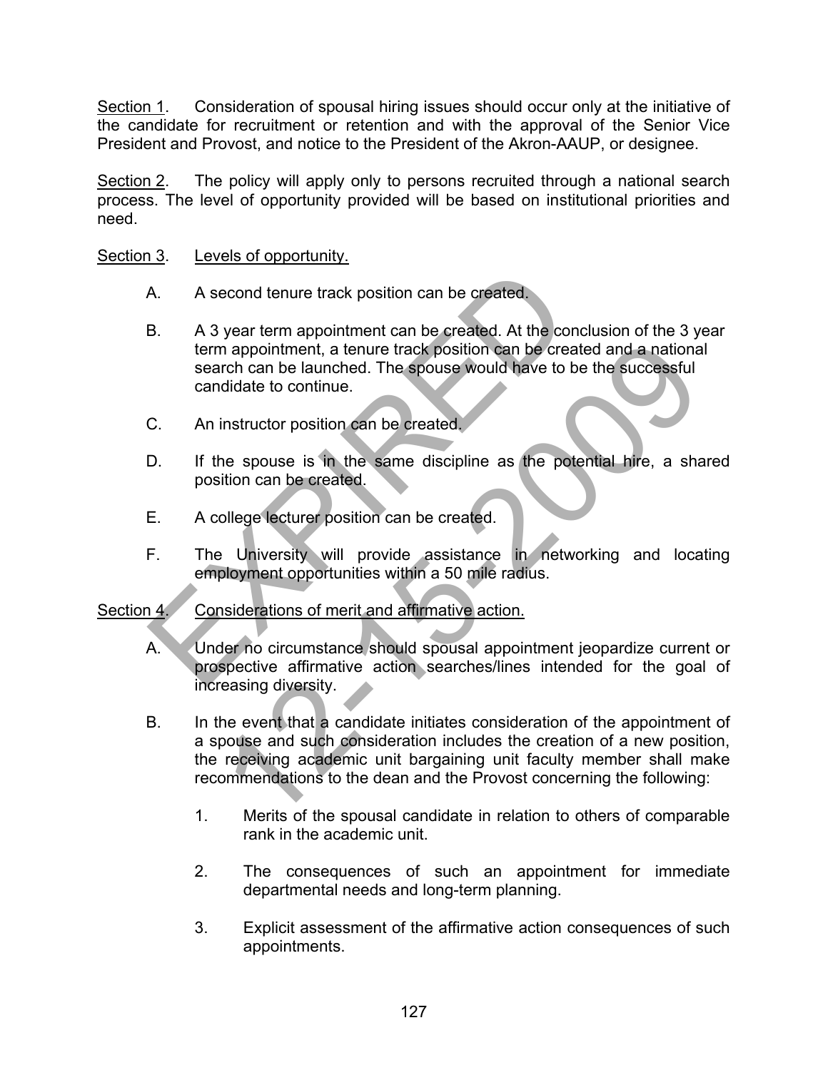Section 1. Consideration of spousal hiring issues should occur only at the initiative of the candidate for recruitment or retention and with the approval of the Senior Vice President and Provost, and notice to the President of the Akron-AAUP, or designee.

Section 2. The policy will apply only to persons recruited through a national search process. The level of opportunity provided will be based on institutional priorities and need.

Section 3. Levels of opportunity.

A. A second tenure track position can be created.

B. A 3 year term appointment can be created. At the conclusion of the 3 year term appointment, a tenure track position can be created and a national search can be launched. The spouse would have to be the successful candidate to continue.

C. An instructor position can be created.

D. If the spouse is in the same discipline as the potential hire, a shared position can be created.

E. A college lecturer position can be created.

F. The University will provide assistance in networking and locating employment opportunities within a 50 mile radius.

Section 4. Considerations of merit and affirmative action.

A. Under no circumstance should spousal appointment jeopardize current or prospective affirmative action searches/lines intended for the goal of increasing diversity.

B. In the event that a candidate initiates consideration of the appointment of a spouse and such consideration includes the creation of a new position, the receiving academic unit bargaining unit faculty member shall make recommendations to the dean and the Provost concerning the following:

1. Merits of the spousal candidate in relation to others of comparable rank in the academic unit.

2. The consequences of such an appointment for immediate departmental needs and long-term planning.

3. Explicit assessment of the affirmative action consequences of such appointments.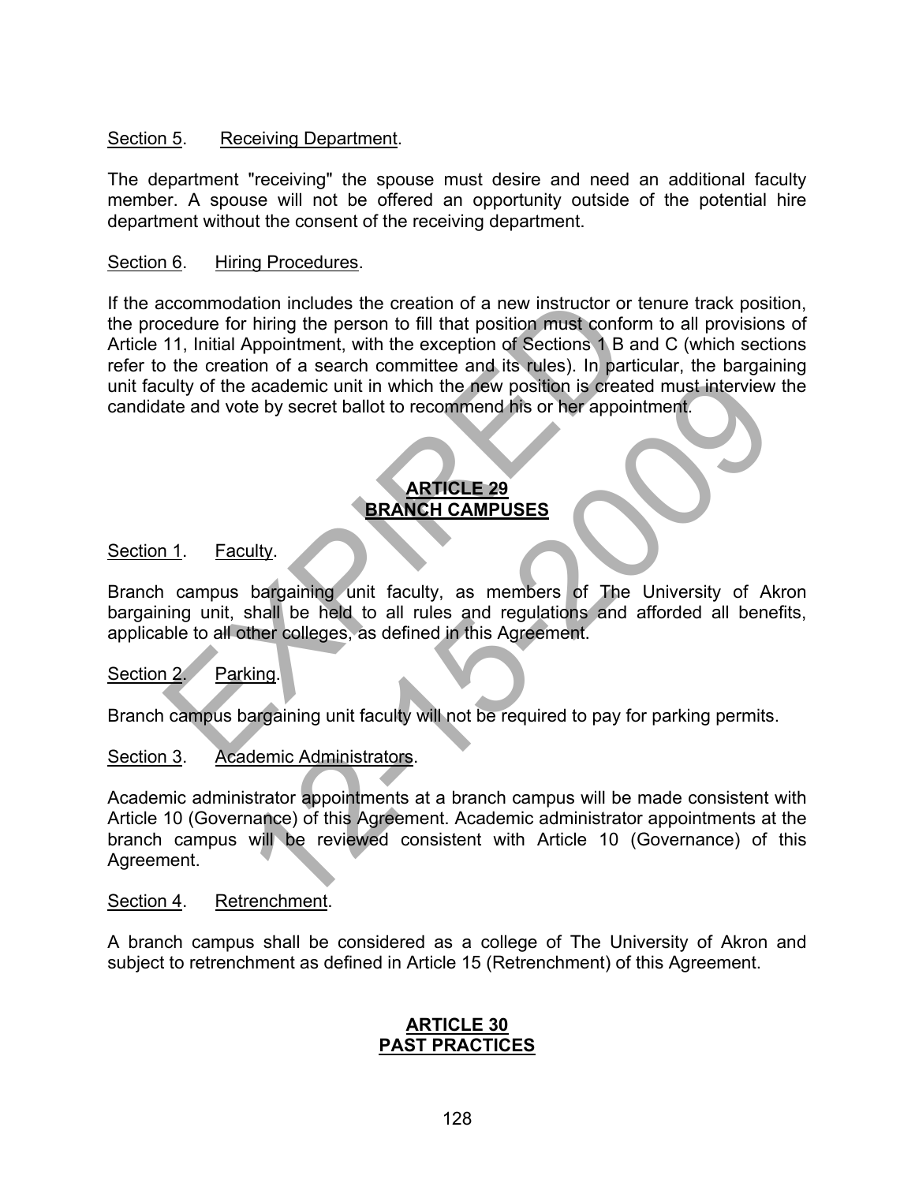Section 5. Receiving Department.

The department "receiving" the spouse must desire and need an additional faculty member. A spouse will not be offered an opportunity outside of the potential hire department without the consent of the receiving department.

Section 6. Hiring Procedures.

If the accommodation includes the creation of a new instructor or tenure track position, the procedure for hiring the person to fill that position must conform to all provisions of Article 11, Initial Appointment, with the exception of Sections 1 B and C (which sections refer to the creation of a search committee and its rules). In particular, the bargaining unit faculty of the academic unit in which the new position is created must interview the candidate and vote by secret ballot to recommend his or her appointment.

## ARTICLE 29
## BRANCH CAMPUSES

Section 1. Faculty.

Branch campus bargaining unit faculty, as members of The University of Akron bargaining unit, shall be held to all rules and regulations and afforded all benefits, applicable to all other colleges, as defined in this Agreement.

Section 2. Parking.

Branch campus bargaining unit faculty will not be required to pay for parking permits.

Section 3. Academic Administrators.

Academic administrator appointments at a branch campus will be made consistent with Article 10 (Governance) of this Agreement. Academic administrator appointments at the branch campus will be reviewed consistent with Article 10 (Governance) of this Agreement.

Section 4. Retrenchment.

A branch campus shall be considered as a college of The University of Akron and subject to retrenchment as defined in Article 15 (Retrenchment) of this Agreement.

## ARTICLE 30
## PAST PRACTICES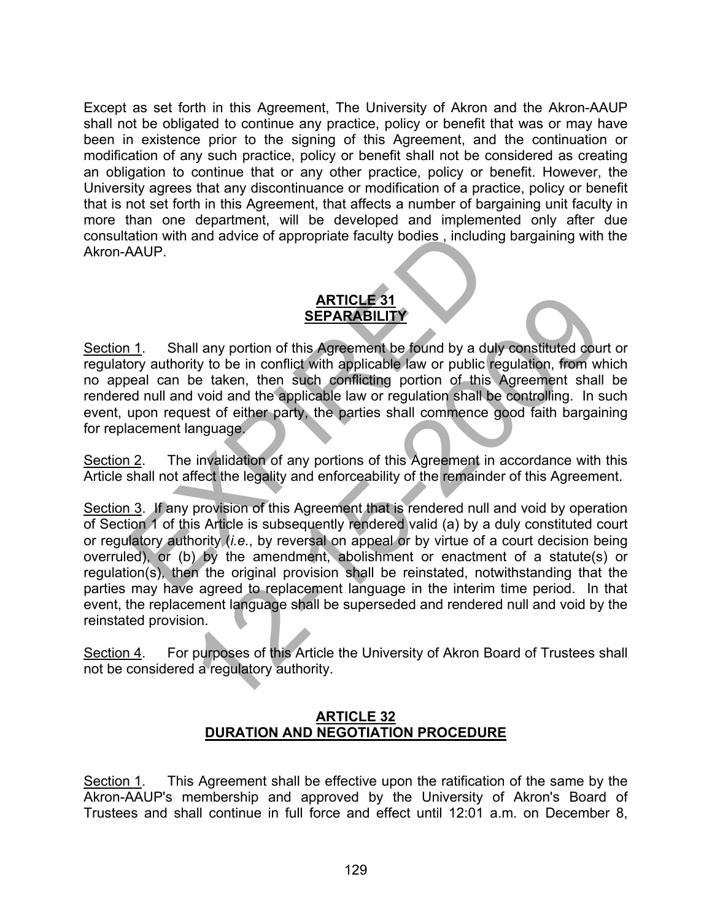Except as set forth in this Agreement, The University of Akron and the Akron-AAUP shall not be obligated to continue any practice, policy or benefit that was or may have been in existence prior to the signing of this Agreement, and the continuation or modification of any such practice, policy or benefit shall not be considered as creating an obligation to continue that or any other practice, policy or benefit. However, the University agrees that any discontinuance or modification of a practice, policy or benefit that is not set forth in this Agreement, that affects a number of bargaining unit faculty in more than one department, will be developed and implemented only after due consultation with and advice of appropriate faculty bodies , including bargaining with the Akron-AAUP.

## ARTICLE 31
## SEPARABILITY

Section 1. Shall any portion of this Agreement be found by a duly constituted court or regulatory authority to be in conflict with applicable law or public regulation, from which no appeal can be taken, then such conflicting portion of this Agreement shall be rendered null and void and the applicable law or regulation shall be controlling. In such event, upon request of either party, the parties shall commence good faith bargaining for replacement language.

Section 2. The invalidation of any portions of this Agreement in accordance with this Article shall not affect the legality and enforceability of the remainder of this Agreement.

Section 3. If any provision of this Agreement that is rendered null and void by operation of Section 1 of this Article is subsequently rendered valid (a) by a duly constituted court or regulatory authority (*i.e.*, by reversal on appeal or by virtue of a court decision being overruled), or (b) by the amendment, abolishment or enactment of a statute(s) or regulation(s), then the original provision shall be reinstated, notwithstanding that the parties may have agreed to replacement language in the interim time period. In that event, the replacement language shall be superseded and rendered null and void by the reinstated provision.

Section 4. For purposes of this Article the University of Akron Board of Trustees shall not be considered a regulatory authority.

## ARTICLE 32
## DURATION AND NEGOTIATION PROCEDURE

Section 1. This Agreement shall be effective upon the ratification of the same by the Akron-AAUP's membership and approved by the University of Akron's Board of Trustees and shall continue in full force and effect until 12:01 a.m. on December 8,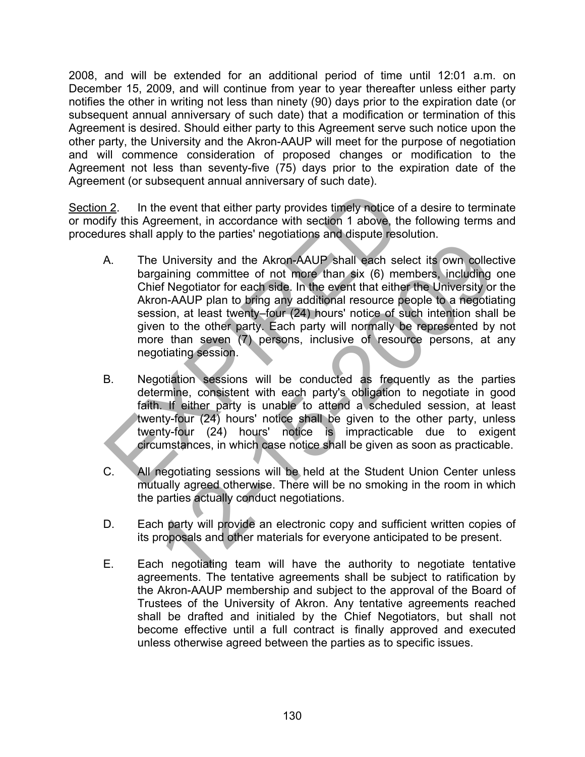2008, and will be extended for an additional period of time until 12:01 a.m. on December 15, 2009, and will continue from year to year thereafter unless either party notifies the other in writing not less than ninety (90) days prior to the expiration date (or subsequent annual anniversary of such date) that a modification or termination of this Agreement is desired. Should either party to this Agreement serve such notice upon the other party, the University and the Akron-AAUP will meet for the purpose of negotiation and will commence consideration of proposed changes or modification to the Agreement not less than seventy-five (75) days prior to the expiration date of the Agreement (or subsequent annual anniversary of such date).

Section 2. In the event that either party provides timely notice of a desire to terminate or modify this Agreement, in accordance with section 1 above, the following terms and procedures shall apply to the parties' negotiations and dispute resolution.

A. The University and the Akron-AAUP shall each select its own collective bargaining committee of not more than six (6) members, including one Chief Negotiator for each side. In the event that either the University or the Akron-AAUP plan to bring any additional resource people to a negotiating session, at least twenty–four (24) hours' notice of such intention shall be given to the other party. Each party will normally be represented by not more than seven (7) persons, inclusive of resource persons, at any negotiating session.

B. Negotiation sessions will be conducted as frequently as the parties determine, consistent with each party's obligation to negotiate in good faith. If either party is unable to attend a scheduled session, at least twenty-four (24) hours' notice shall be given to the other party, unless twenty-four (24) hours' notice is impracticable due to exigent circumstances, in which case notice shall be given as soon as practicable.

C. All negotiating sessions will be held at the Student Union Center unless mutually agreed otherwise. There will be no smoking in the room in which the parties actually conduct negotiations.

D. Each party will provide an electronic copy and sufficient written copies of its proposals and other materials for everyone anticipated to be present.

E. Each negotiating team will have the authority to negotiate tentative agreements. The tentative agreements shall be subject to ratification by the Akron-AAUP membership and subject to the approval of the Board of Trustees of the University of Akron. Any tentative agreements reached shall be drafted and initialed by the Chief Negotiators, but shall not become effective until a full contract is finally approved and executed unless otherwise agreed between the parties as to specific issues.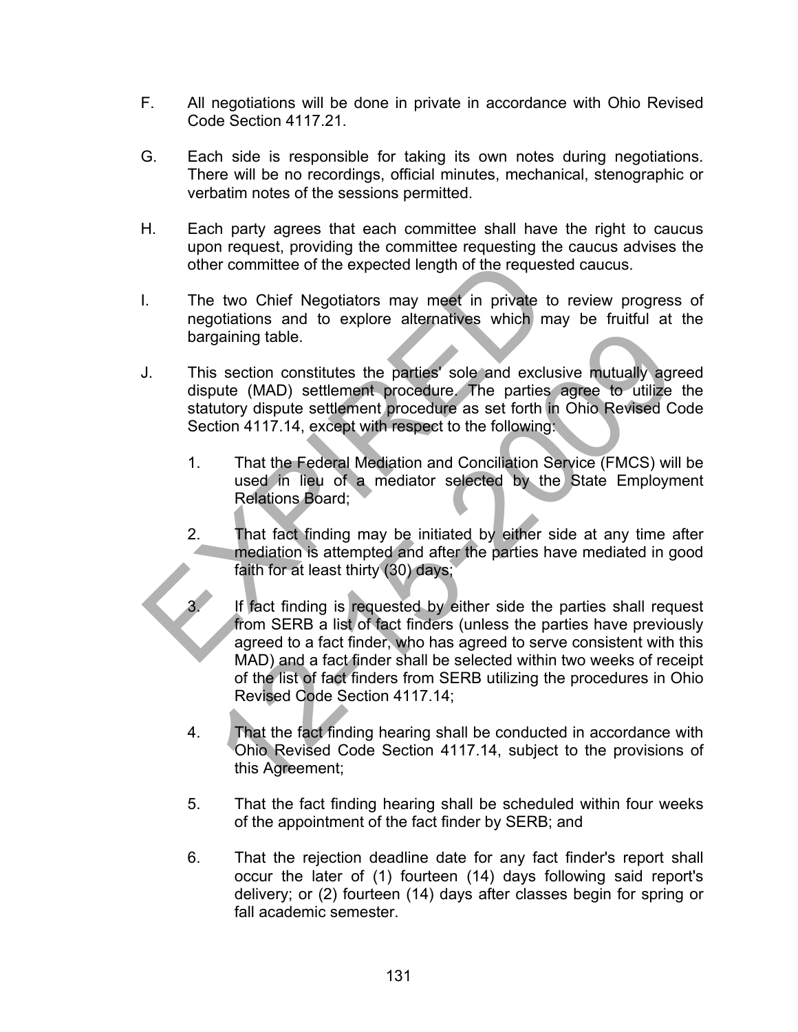F. All negotiations will be done in private in accordance with Ohio Revised Code Section 4117.21.

G. Each side is responsible for taking its own notes during negotiations. There will be no recordings, official minutes, mechanical, stenographic or verbatim notes of the sessions permitted.

H. Each party agrees that each committee shall have the right to caucus upon request, providing the committee requesting the caucus advises the other committee of the expected length of the requested caucus.

I. The two Chief Negotiators may meet in private to review progress of negotiations and to explore alternatives which may be fruitful at the bargaining table.

J. This section constitutes the parties' sole and exclusive mutually agreed dispute (MAD) settlement procedure. The parties agree to utilize the statutory dispute settlement procedure as set forth in Ohio Revised Code Section 4117.14, except with respect to the following:

   1. That the Federal Mediation and Conciliation Service (FMCS) will be used in lieu of a mediator selected by the State Employment Relations Board;

   2. That fact finding may be initiated by either side at any time after mediation is attempted and after the parties have mediated in good faith for at least thirty (30) days;

   3. If fact finding is requested by either side the parties shall request from SERB a list of fact finders (unless the parties have previously agreed to a fact finder, who has agreed to serve consistent with this MAD) and a fact finder shall be selected within two weeks of receipt of the list of fact finders from SERB utilizing the procedures in Ohio Revised Code Section 4117.14;

   4. That the fact finding hearing shall be conducted in accordance with Ohio Revised Code Section 4117.14, subject to the provisions of this Agreement;

   5. That the fact finding hearing shall be scheduled within four weeks of the appointment of the fact finder by SERB; and

   6. That the rejection deadline date for any fact finder's report shall occur the later of (1) fourteen (14) days following said report's delivery; or (2) fourteen (14) days after classes begin for spring or fall academic semester.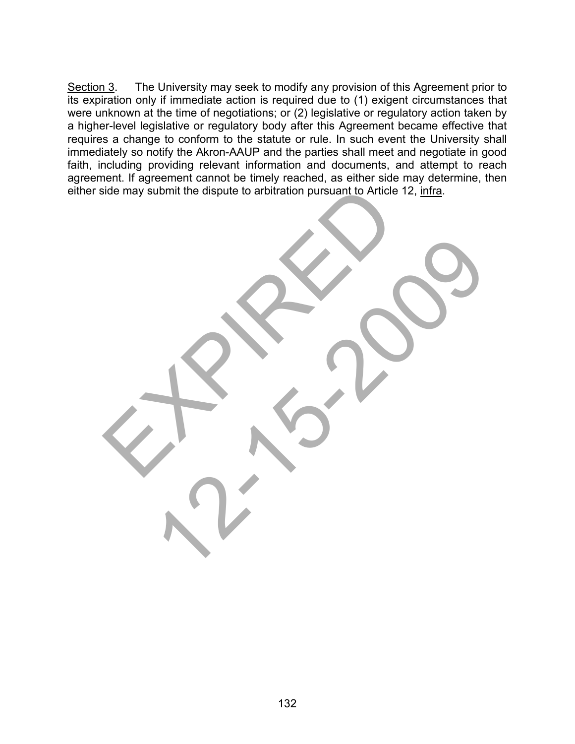Section 3. The University may seek to modify any provision of this Agreement prior to its expiration only if immediate action is required due to (1) exigent circumstances that were unknown at the time of negotiations; or (2) legislative or regulatory action taken by a higher-level legislative or regulatory body after this Agreement became effective that requires a change to conform to the statute or rule. In such event the University shall immediately so notify the Akron-AAUP and the parties shall meet and negotiate in good faith, including providing relevant information and documents, and attempt to reach agreement. If agreement cannot be timely reached, as either side may determine, then either side may submit the dispute to arbitration pursuant to Article 12, infra.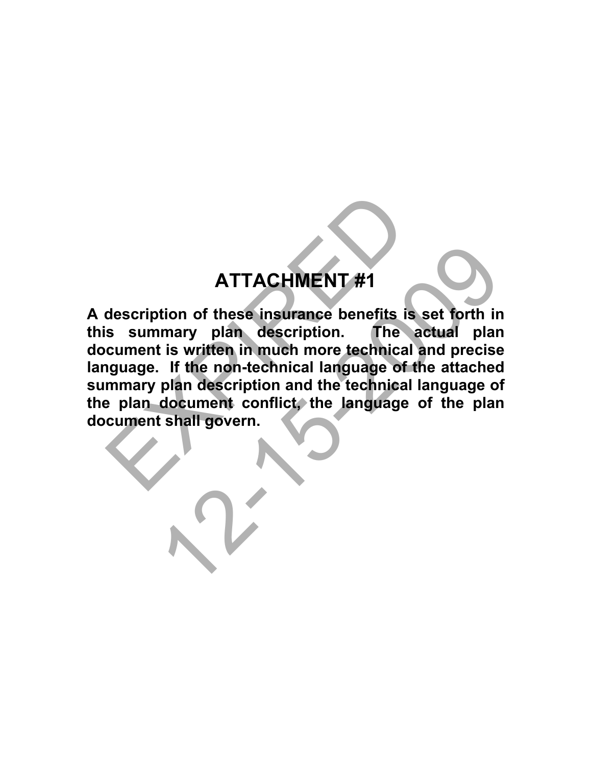# ATTACHMENT #1

**A description of these insurance benefits is set forth in this summary plan description. The actual plan document is written in much more technical and precise language. If the non-technical language of the attached summary plan description and the technical language of the plan document conflict, the language of the plan document shall govern.**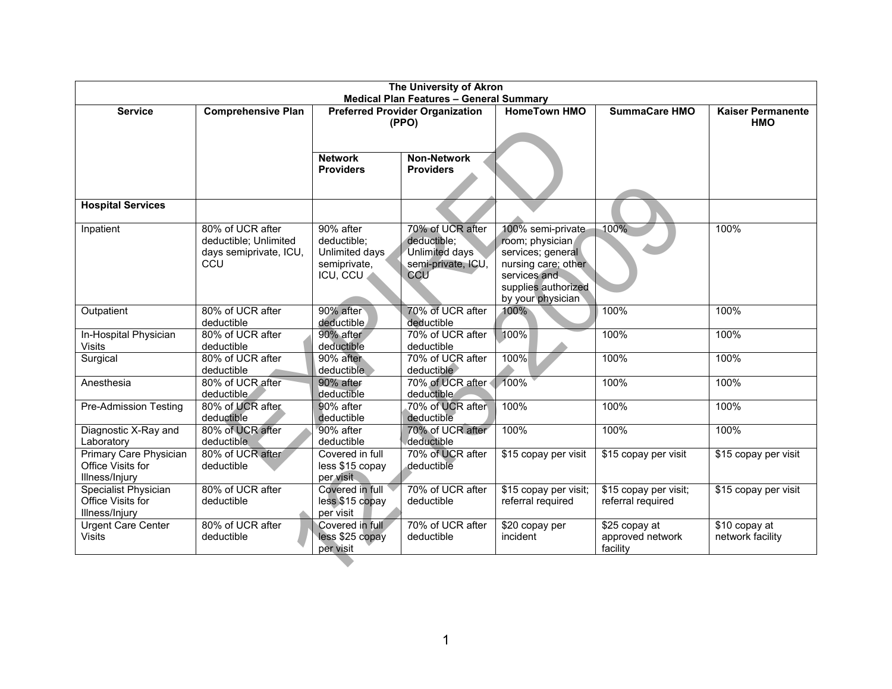| The University of Akron<br>Medical Plan Features – General Summary | | | | | | |
|---|---|---|---|---|---|---|
| **Service** | **Comprehensive Plan** | **Preferred Provider Organization (PPO)** | | **HomeTown HMO** | **SummaCare HMO** | **Kaiser Permanente HMO** |
| | | **Network Providers** | **Non-Network Providers** | | | |
| **Hospital Services** | | | | | | |
| Inpatient | 80% of UCR after deductible; Unlimited days semiprivate, ICU, CCU | 90% after deductible; Unlimited days semiprivate, ICU, CCU | 70% of UCR after deductible; Unlimited days semi-private, ICU, CCU | 100% semi-private room; physician services; general nursing care; other services and supplies authorized by your physician | 100% | 100% |
| Outpatient | 80% of UCR after deductible | 90% after deductible | 70% of UCR after deductible | 100% | 100% | 100% |
| In-Hospital Physician Visits | 80% of UCR after deductible | 90% after deductible | 70% of UCR after deductible | 100% | 100% | 100% |
| Surgical | 80% of UCR after deductible | 90% after deductible | 70% of UCR after deductible | 100% | 100% | 100% |
| Anesthesia | 80% of UCR after deductible | 90% after deductible | 70% of UCR after deductible | 100% | 100% | 100% |
| Pre-Admission Testing | 80% of UCR after deductible | 90% after deductible | 70% of UCR after deductible | 100% | 100% | 100% |
| Diagnostic X-Ray and Laboratory | 80% of UCR after deductible | 90% after deductible | 70% of UCR after deductible | 100% | 100% | 100% |
| Primary Care Physician Office Visits for Illness/Injury | 80% of UCR after deductible | Covered in full less $15 copay per visit | 70% of UCR after deductible | $15 copay per visit | $15 copay per visit | $15 copay per visit |
| Specialist Physician Office Visits for Illness/Injury | 80% of UCR after deductible | Covered in full less $15 copay per visit | 70% of UCR after deductible | $15 copay per visit; referral required | $15 copay per visit; referral required | $15 copay per visit |
| Urgent Care Center Visits | 80% of UCR after deductible | Covered in full less $25 copay per visit | 70% of UCR after deductible | $20 copay per incident | $25 copay at approved network facility | $10 copay at network facility |

EXPIRED 12-15-2009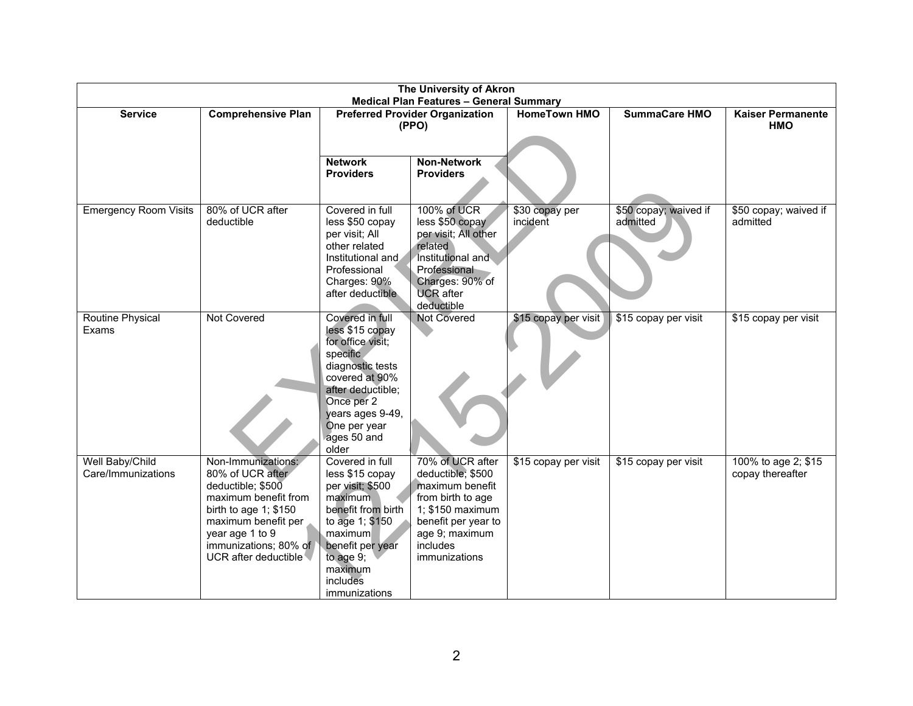| The University of Akron Medical Plan Features – General Summary | | | | | | |
|---|---|---|---|---|---|---|
| **Service** | **Comprehensive Plan** | **Preferred Provider Organization (PPO)** | | **HomeTown HMO** | **SummaCare HMO** | **Kaiser Permanente HMO** |
| | | **Network Providers** | **Non-Network Providers** | | | |
| Emergency Room Visits | 80% of UCR after deductible | Covered in full less $50 copay per visit; All other related Institutional and Professional Charges: 90% after deductible | 100% of UCR less $50 copay per visit; All other related Institutional and Professional Charges: 90% of UCR after deductible | $30 copay per incident | $50 copay; waived if admitted | $50 copay; waived if admitted |
| Routine Physical Exams | Not Covered | Covered in full less $15 copay for office visit; specific diagnostic tests covered at 90% after deductible; Once per 2 years ages 9-49, One per year ages 50 and older | Not Covered | $15 copay per visit | $15 copay per visit | $15 copay per visit |
| Well Baby/Child Care/Immunizations | Non-Immunizations: 80% of UCR after deductible; $500 maximum benefit from birth to age 1; $150 maximum benefit per year age 1 to 9 immunizations; 80% of UCR after deductible | Covered in full less $15 copay per visit; $500 maximum benefit from birth to age 1; $150 maximum benefit per year to age 9; maximum includes immunizations | 70% of UCR after deductible; $500 maximum benefit from birth to age 1; $150 maximum benefit per year to age 9; maximum includes immunizations | $15 copay per visit | $15 copay per visit | 100% to age 2; $15 copay thereafter |

EXPIRED 12-15-2009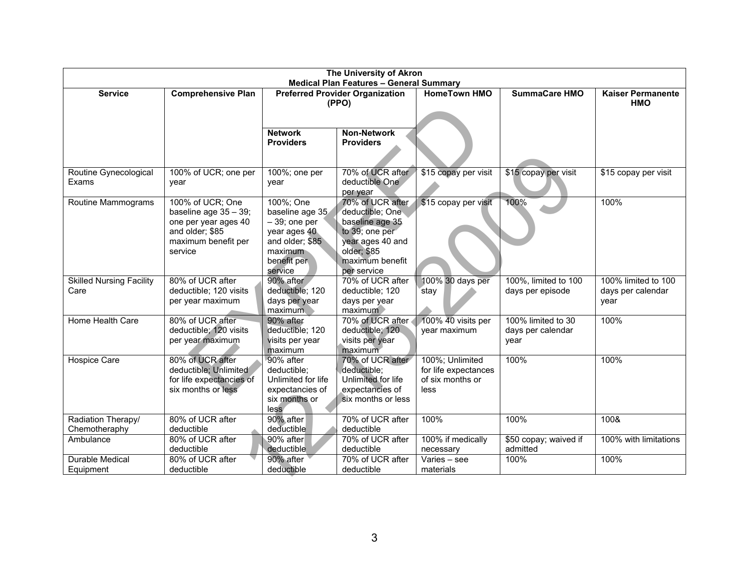| The University of Akron Medical Plan Features – General Summary | | | | | | |
|---|---|---|---|---|---|---|
| **Service** | **Comprehensive Plan** | **Preferred Provider Organization (PPO)** | | **HomeTown HMO** | **SummaCare HMO** | **Kaiser Permanente HMO** |
| | | **Network Providers** | **Non-Network Providers** | | | |
| Routine Gynecological Exams | 100% of UCR; one per year | 100%; one per year | 70% of UCR after deductible One per year | $15 copay per visit | $15 copay per visit | $15 copay per visit |
| Routine Mammograms | 100% of UCR; One baseline age 35 – 39; one per year ages 40 and older; $85 maximum benefit per service | 100%; One baseline age 35 – 39; one per year ages 40 and older; $85 maximum benefit per service | 70% of UCR after deductible; One baseline age 35 to 39; one per year ages 40 and older; $85 maximum benefit per service | $15 copay per visit | 100% | 100% |
| Skilled Nursing Facility Care | 80% of UCR after deductible; 120 visits per year maximum | 90% after deductible; 120 days per year maximum | 70% of UCR after deductible; 120 days per year maximum | 100% 30 days per stay | 100%, limited to 100 days per episode | 100% limited to 100 days per calendar year |
| Home Health Care | 80% of UCR after deductible; 120 visits per year maximum | 90% after deductible; 120 visits per year maximum | 70% of UCR after deductible; 120 visits per year maximum | 100% 40 visits per year maximum | 100% limited to 30 days per calendar year | 100% |
| Hospice Care | 80% of UCR after deductible; Unlimited for life expectancies of six months or less | 90% after deductible; Unlimited for life expectancies of six months or less | 70% of UCR after deductible; Unlimited for life expectancies of six months or less | 100%; Unlimited for life expectancies of six months or less | 100% | 100% |
| Radiation Therapy/ Chemotheraphy | 80% of UCR after deductible | 90% after deductible | 70% of UCR after deductible | 100% | 100% | 100& |
| Ambulance | 80% of UCR after deductible | 90% after deductible | 70% of UCR after deductible | 100% if medically necessary | $50 copay; waived if admitted | 100% with limitations |
| Durable Medical Equipment | 80% of UCR after deductible | 90% after deductible | 70% of UCR after deductible | Varies – see materials | 100% | 100% |

EXPIRED 12-15-2009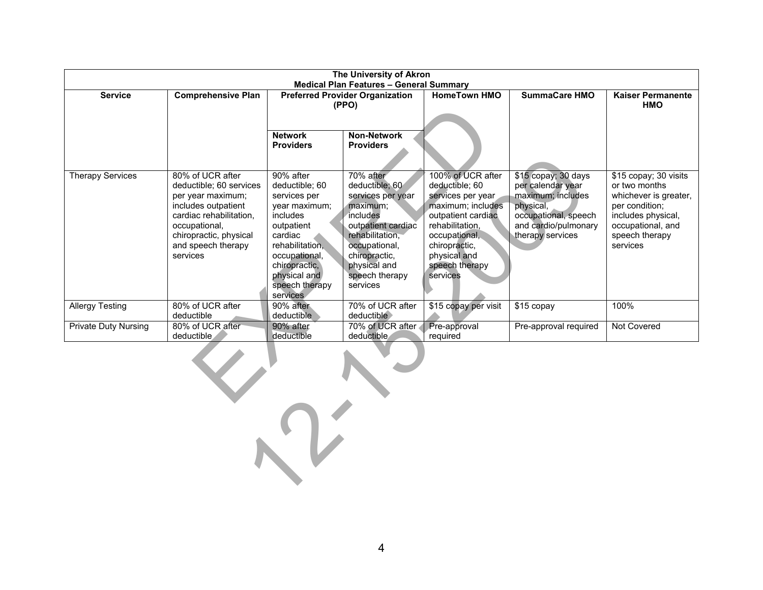| The University of Akron<br>Medical Plan Features – General Summary | | | | | | |
|---|---|---|---|---|---|---|
| **Service** | **Comprehensive Plan** | **Preferred Provider Organization (PPO)** | | **HomeTown HMO** | **SummaCare HMO** | **Kaiser Permanente HMO** |
| | | **Network Providers** | **Non-Network Providers** | | | |
| Therapy Services | 80% of UCR after deductible; 60 services per year maximum; includes outpatient cardiac rehabilitation, occupational, chiropractic, physical and speech therapy services | 90% after deductible; 60 services per year maximum; includes outpatient cardiac rehabilitation, occupational, chiropractic, physical and speech therapy services | 70% after deductible; 60 services per year maximum; includes outpatient cardiac rehabilitation, occupational, chiropractic, physical and speech therapy services | 100% of UCR after deductible; 60 services per year maximum; includes outpatient cardiac rehabilitation, occupational, chiropractic, physical and speech therapy services | $15 copay; 30 days per calendar year maximum; includes physical, occupational, speech and cardio/pulmonary therapy services | $15 copay; 30 visits or two months whichever is greater, per condition; includes physical, occupational, and speech therapy services |
| Allergy Testing | 80% of UCR after deductible | 90% after deductible | 70% of UCR after deductible | $15 copay per visit | $15 copay | 100% |
| Private Duty Nursing | 80% of UCR after deductible | 90% after deductible | 70% of UCR after deductible | Pre-approval required | Pre-approval required | Not Covered |

EXPIRED 12-15-2009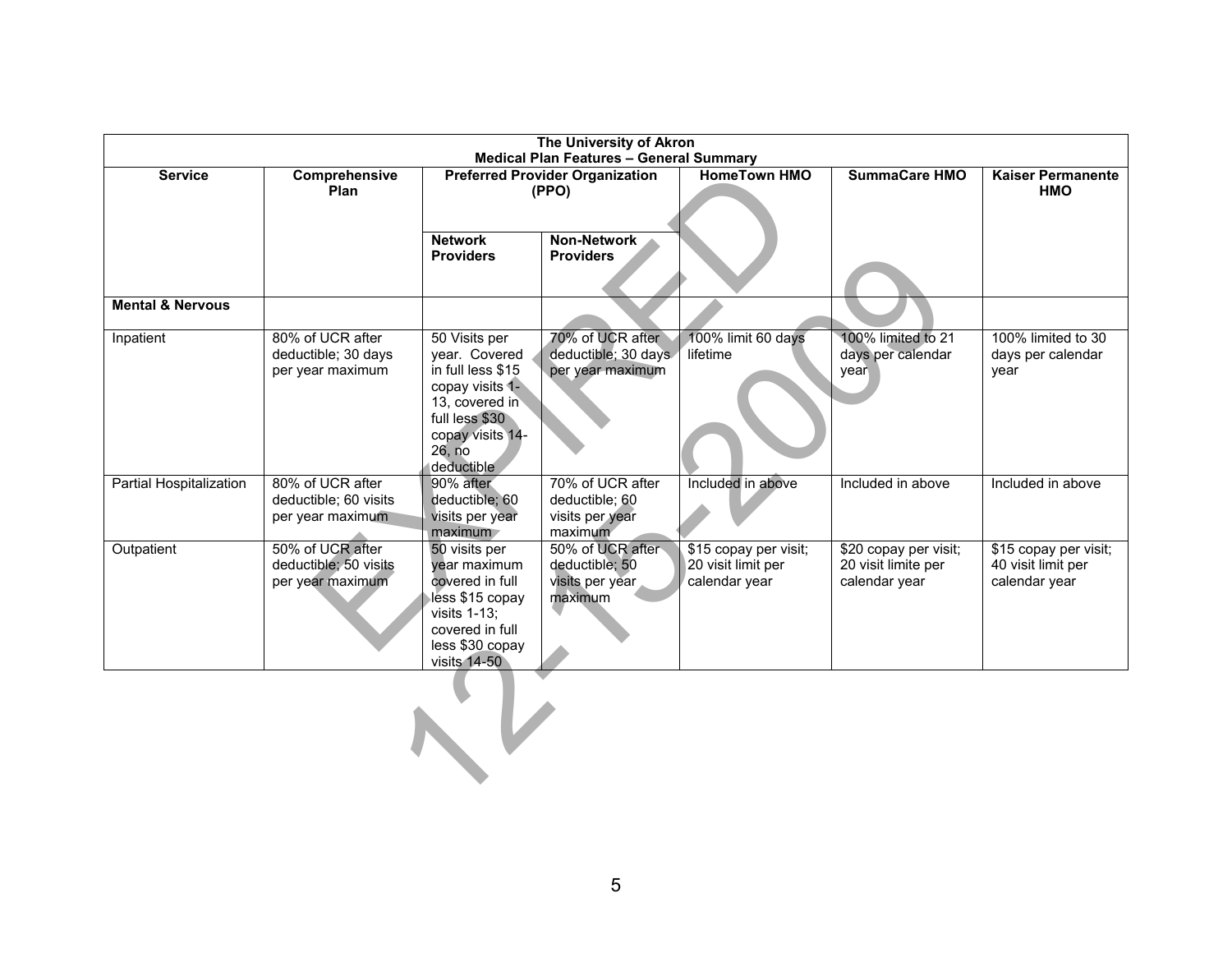| The University of Akron Medical Plan Features – General Summary | | | | | | |
|---|---|---|---|---|---|---|
| **Service** | **Comprehensive Plan** | **Preferred Provider Organization (PPO)** | | **HomeTown HMO** | **SummaCare HMO** | **Kaiser Permanente HMO** |
| | | **Network Providers** | **Non-Network Providers** | | | |
| **Mental & Nervous** | | | | | | |
| Inpatient | 80% of UCR after deductible; 30 days per year maximum | 50 Visits per year. Covered in full less $15 copay visits 1-13, covered in full less $30 copay visits 14-26, no deductible | 70% of UCR after deductible; 30 days per year maximum | 100% limit 60 days lifetime | 100% limited to 21 days per calendar year | 100% limited to 30 days per calendar year |
| Partial Hospitalization | 80% of UCR after deductible; 60 visits per year maximum | 90% after deductible; 60 visits per year maximum | 70% of UCR after deductible; 60 visits per year maximum | Included in above | Included in above | Included in above |
| Outpatient | 50% of UCR after deductible; 50 visits per year maximum | 50 visits per year maximum covered in full less $15 copay visits 1-13; covered in full less $30 copay visits 14-50 | 50% of UCR after deductible; 50 visits per year maximum | $15 copay per visit; 20 visit limit per calendar year | $20 copay per visit; 20 visit limite per calendar year | $15 copay per visit; 40 visit limit per calendar year |

EXPIRED 12-15-2009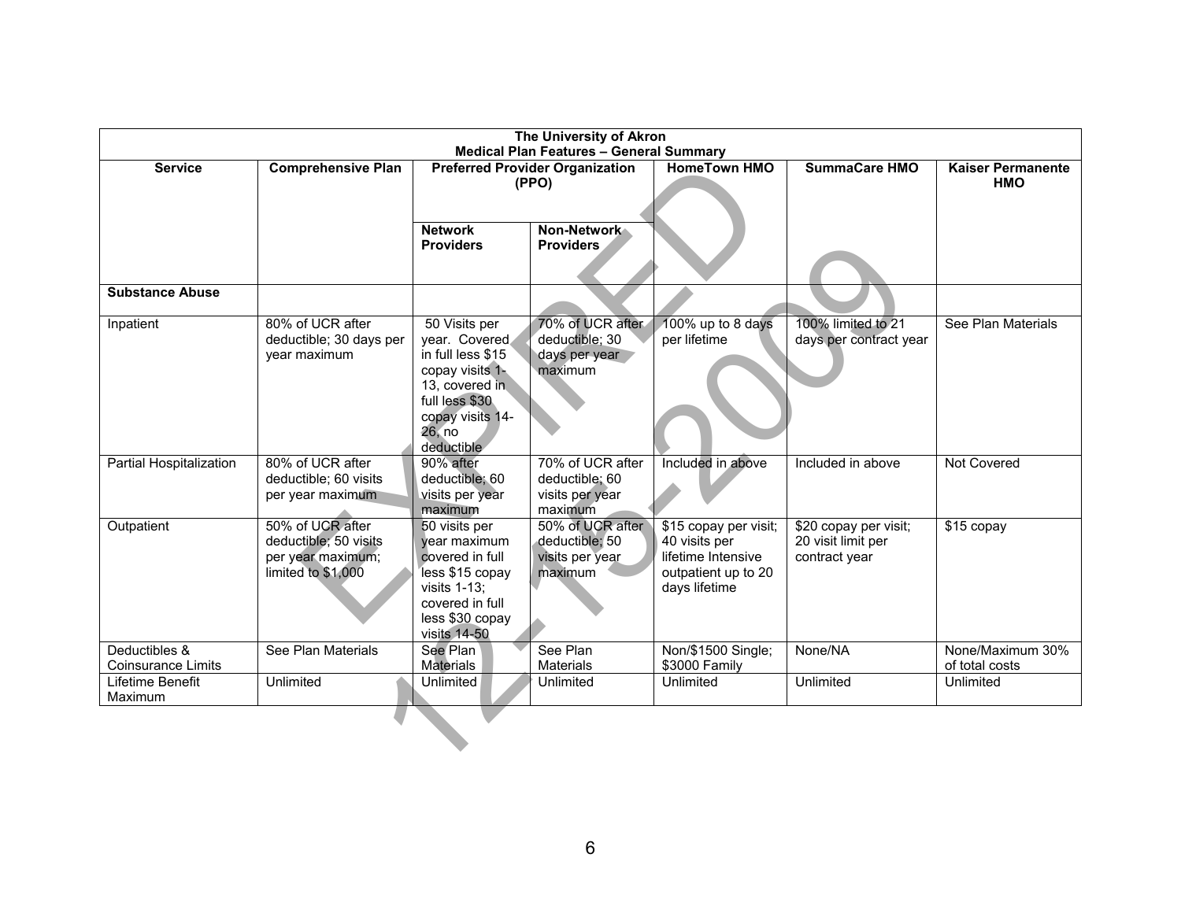| The University of Akron<br>Medical Plan Features – General Summary | | | | | | |
|---|---|---|---|---|---|---|
| **Service** | **Comprehensive Plan** | **Preferred Provider Organization (PPO)** | | **HomeTown HMO** | **SummaCare HMO** | **Kaiser Permanente HMO** |
| | | **Network Providers** | **Non-Network Providers** | | | |
| **Substance Abuse** | | | | | | |
| Inpatient | 80% of UCR after deductible; 30 days per year maximum | 50 Visits per year. Covered in full less $15 copay visits 1-13, covered in full less $30 copay visits 14-26, no deductible | 70% of UCR after deductible; 30 days per year maximum | 100% up to 8 days per lifetime | 100% limited to 21 days per contract year | See Plan Materials |
| Partial Hospitalization | 80% of UCR after deductible; 60 visits per year maximum | 90% after deductible; 60 visits per year maximum | 70% of UCR after deductible; 60 visits per year maximum | Included in above | Included in above | Not Covered |
| Outpatient | 50% of UCR after deductible; 50 visits per year maximum; limited to $1,000 | 50 visits per year maximum covered in full less $15 copay visits 1-13; covered in full less $30 copay visits 14-50 | 50% of UCR after deductible; 50 visits per year maximum | $15 copay per visit; 40 visits per lifetime Intensive outpatient up to 20 days lifetime | $20 copay per visit; 20 visit limit per contract year | $15 copay |
| Deductibles & Coinsurance Limits | See Plan Materials | See Plan Materials | See Plan Materials | Non/$1500 Single; $3000 Family | None/NA | None/Maximum 30% of total costs |
| Lifetime Benefit Maximum | Unlimited | Unlimited | Unlimited | Unlimited | Unlimited | Unlimited |

EXPIRED 12-15-2009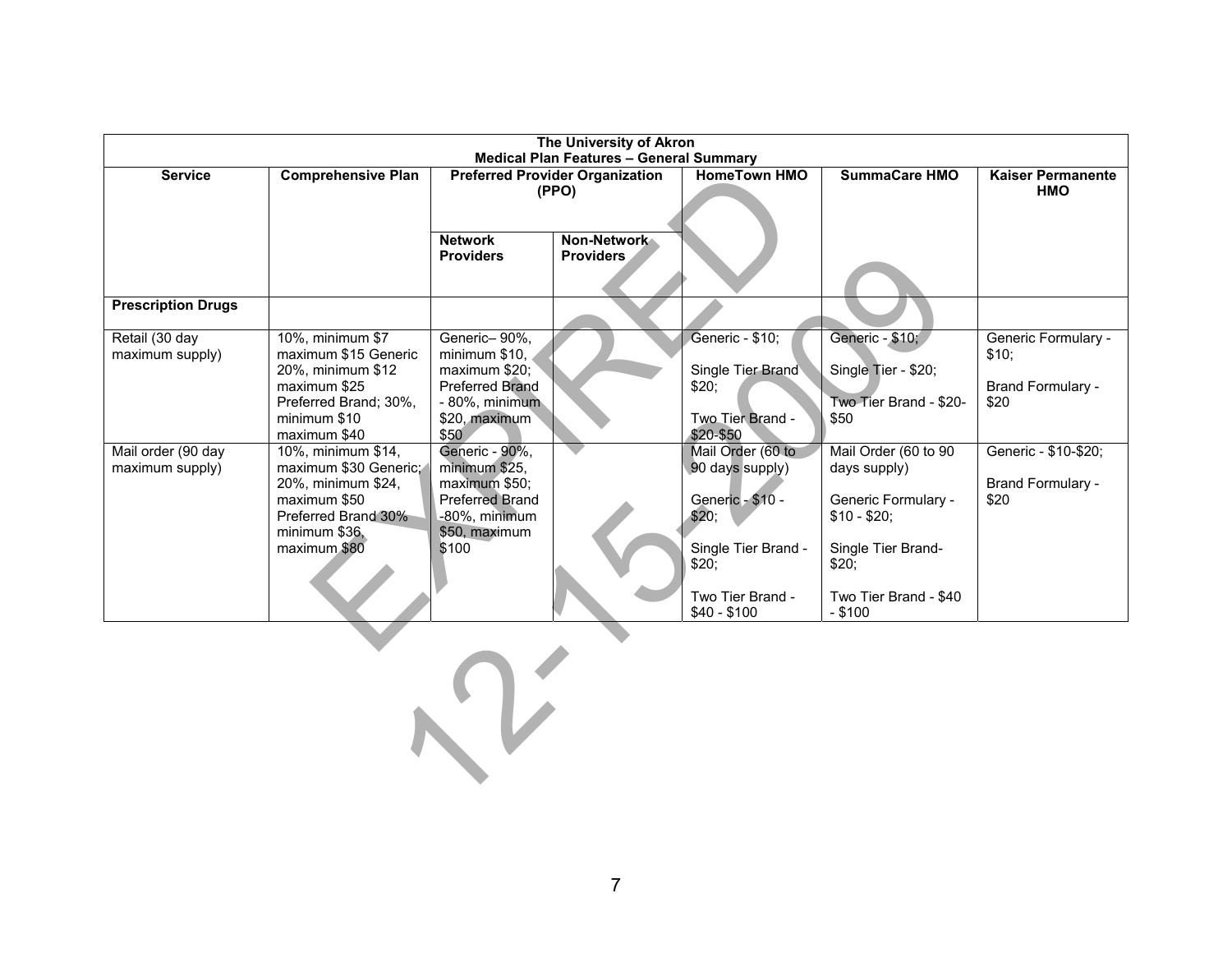| The University of Akron<br>Medical Plan Features – General Summary | | | | | | |
|---|---|---|---|---|---|---|
| **Service** | **Comprehensive Plan** | **Preferred Provider Organization (PPO)** | | **HomeTown HMO** | **SummaCare HMO** | **Kaiser Permanente HMO** |
| | | **Network Providers** | **Non-Network Providers** | | | |
| **Prescription Drugs** | | | | | | |
| Retail (30 day maximum supply) | 10%, minimum $7 maximum $15 Generic 20%, minimum $12 maximum $25 Preferred Brand; 30%, minimum $10 maximum $40 | Generic– 90%, minimum $10, maximum $20; Preferred Brand - 80%, minimum $20, maximum $50 | | Generic - $10;<br><br>Single Tier Brand $20;<br><br>Two Tier Brand - $20-$50 | Generic - $10;<br><br>Single Tier - $20;<br><br>Two Tier Brand - $20-$50 | Generic Formulary - $10;<br><br>Brand Formulary - $20 |
| Mail order (90 day maximum supply) | 10%, minimum $14, maximum $30 Generic; 20%, minimum $24, maximum $50 Preferred Brand 30% minimum $36, maximum $80 | Generic - 90%, minimum $25, maximum $50; Preferred Brand -80%, minimum $50, maximum $100 | | Mail Order (60 to 90 days supply)<br><br>Generic - $10 - $20;<br><br>Single Tier Brand - $20;<br><br>Two Tier Brand - $40 - $100 | Mail Order (60 to 90 days supply)<br><br>Generic Formulary - $10 - $20;<br><br>Single Tier Brand- $20;<br><br>Two Tier Brand - $40 - $100 | Generic - $10-$20;<br><br>Brand Formulary - $20 |

EXPIRED 12-15-2009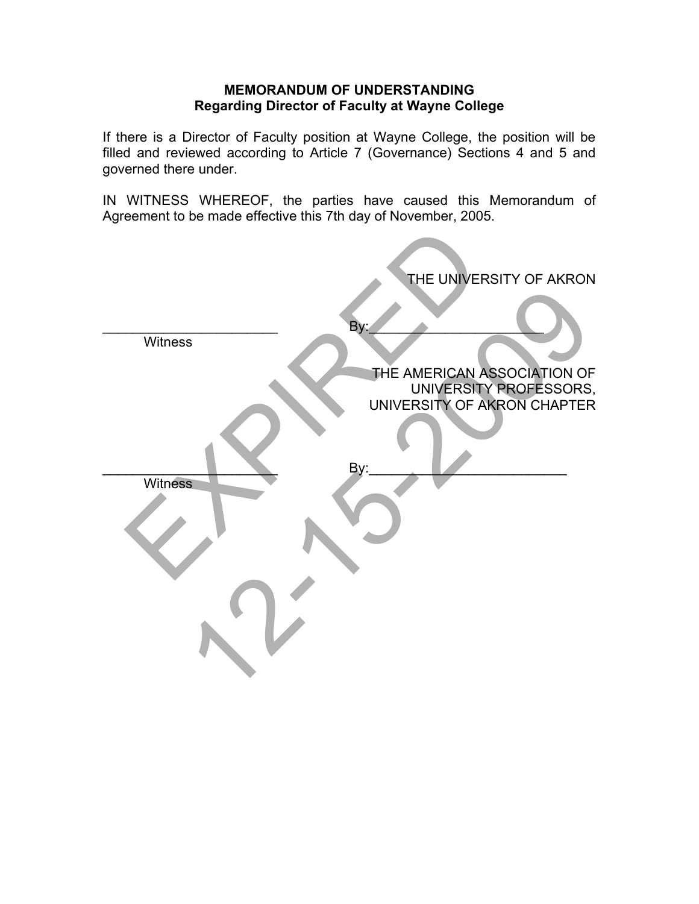**MEMORANDUM OF UNDERSTANDING**
**Regarding Director of Faculty at Wayne College**

If there is a Director of Faculty position at Wayne College, the position will be filled and reviewed according to Article 7 (Governance) Sections 4 and 5 and governed there under.

IN WITNESS WHEREOF, the parties have caused this Memorandum of Agreement to be made effective this 7th day of November, 2005.

THE UNIVERSITY OF AKRON

______________________ By:______________________

Witness

THE AMERICAN ASSOCIATION OF UNIVERSITY PROFESSORS, UNIVERSITY OF AKRON CHAPTER

______________________ By:______________________

Witness

EXPIRED 12-15-2009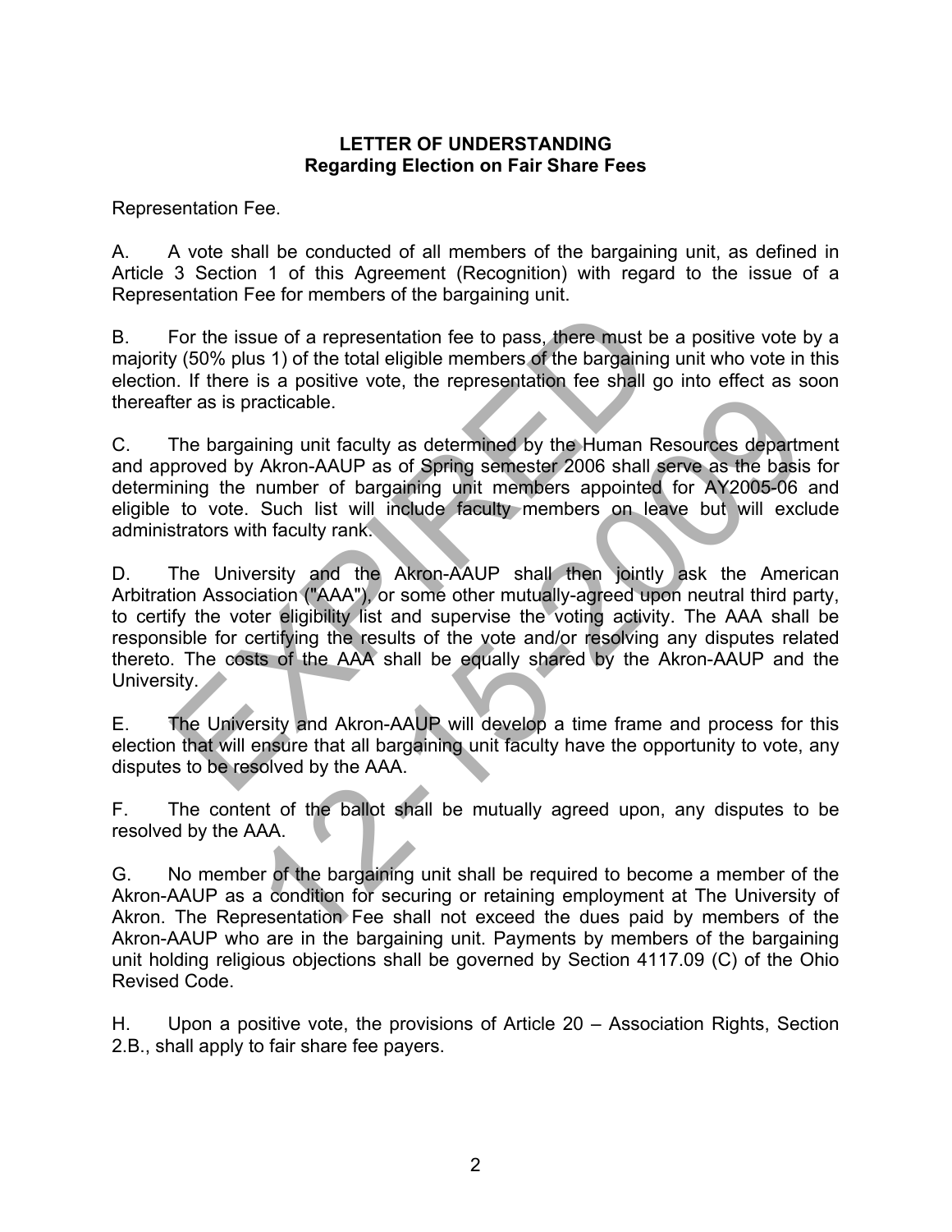**LETTER OF UNDERSTANDING**
**Regarding Election on Fair Share Fees**

Representation Fee.

A. A vote shall be conducted of all members of the bargaining unit, as defined in Article 3 Section 1 of this Agreement (Recognition) with regard to the issue of a Representation Fee for members of the bargaining unit.

B. For the issue of a representation fee to pass, there must be a positive vote by a majority (50% plus 1) of the total eligible members of the bargaining unit who vote in this election. If there is a positive vote, the representation fee shall go into effect as soon thereafter as is practicable.

C. The bargaining unit faculty as determined by the Human Resources department and approved by Akron-AAUP as of Spring semester 2006 shall serve as the basis for determining the number of bargaining unit members appointed for AY2005-06 and eligible to vote. Such list will include faculty members on leave but will exclude administrators with faculty rank.

D. The University and the Akron-AAUP shall then jointly ask the American Arbitration Association ("AAA"), or some other mutually-agreed upon neutral third party, to certify the voter eligibility list and supervise the voting activity. The AAA shall be responsible for certifying the results of the vote and/or resolving any disputes related thereto. The costs of the AAA shall be equally shared by the Akron-AAUP and the University.

E. The University and Akron-AAUP will develop a time frame and process for this election that will ensure that all bargaining unit faculty have the opportunity to vote, any disputes to be resolved by the AAA.

F. The content of the ballot shall be mutually agreed upon, any disputes to be resolved by the AAA.

G. No member of the bargaining unit shall be required to become a member of the Akron-AAUP as a condition for securing or retaining employment at The University of Akron. The Representation Fee shall not exceed the dues paid by members of the Akron-AAUP who are in the bargaining unit. Payments by members of the bargaining unit holding religious objections shall be governed by Section 4117.09 (C) of the Ohio Revised Code.

H. Upon a positive vote, the provisions of Article 20 – Association Rights, Section 2.B., shall apply to fair share fee payers.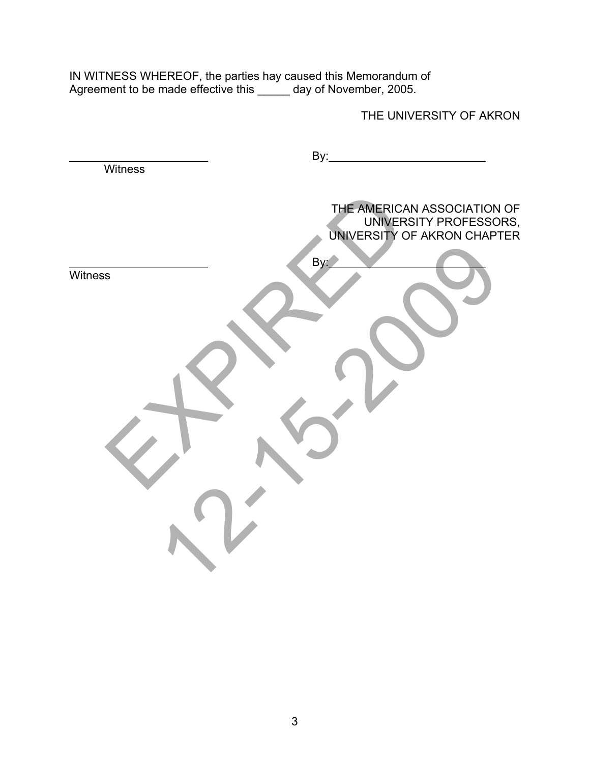IN WITNESS WHEREOF, the parties hay caused this Memorandum of Agreement to be made effective this _____ day of November, 2005.

THE UNIVERSITY OF AKRON

______________________ Witness

By: ______________________

THE AMERICAN ASSOCIATION OF UNIVERSITY PROFESSORS, UNIVERSITY OF AKRON CHAPTER

______________________ Witness

By: ______________________

EXPIRED 12-15-2009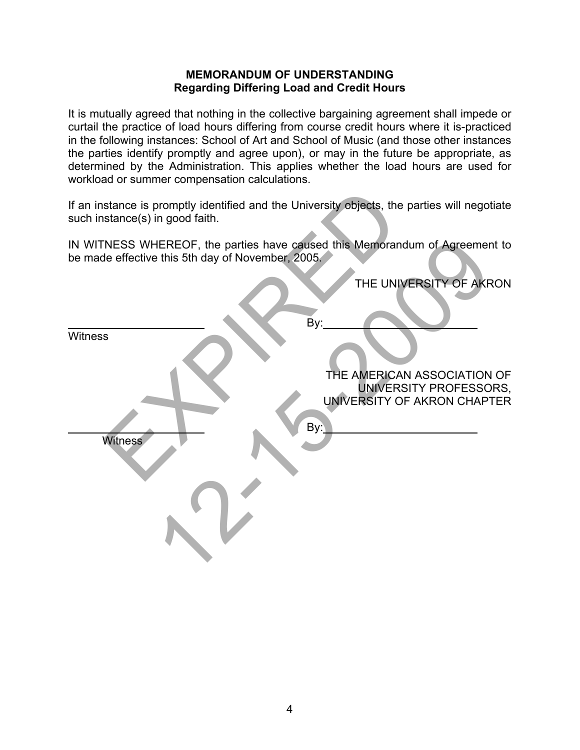**MEMORANDUM OF UNDERSTANDING**
**Regarding Differing Load and Credit Hours**

It is mutually agreed that nothing in the collective bargaining agreement shall impede or curtail the practice of load hours differing from course credit hours where it is-practiced in the following instances: School of Art and School of Music (and those other instances the parties identify promptly and agree upon), or may in the future be appropriate, as determined by the Administration. This applies whether the load hours are used for workload or summer compensation calculations.

If an instance is promptly identified and the University objects, the parties will negotiate such instance(s) in good faith.

IN WITNESS WHEREOF, the parties have caused this Memorandum of Agreement to be made effective this 5th day of November, 2005.

THE UNIVERSITY OF AKRON

\_\_\_\_\_\_\_\_\_\_\_\_\_\_\_\_\_\_\_\_ By:\_\_\_\_\_\_\_\_\_\_\_\_\_\_\_\_\_\_\_\_\_\_\_\_
Witness

THE AMERICAN ASSOCIATION OF UNIVERSITY PROFESSORS, UNIVERSITY OF AKRON CHAPTER

\_\_\_\_\_\_\_\_\_\_\_\_\_\_\_\_\_\_\_\_ By:\_\_\_\_\_\_\_\_\_\_\_\_\_\_\_\_\_\_\_\_\_\_\_\_
Witness

EXPIRED 12-15-2009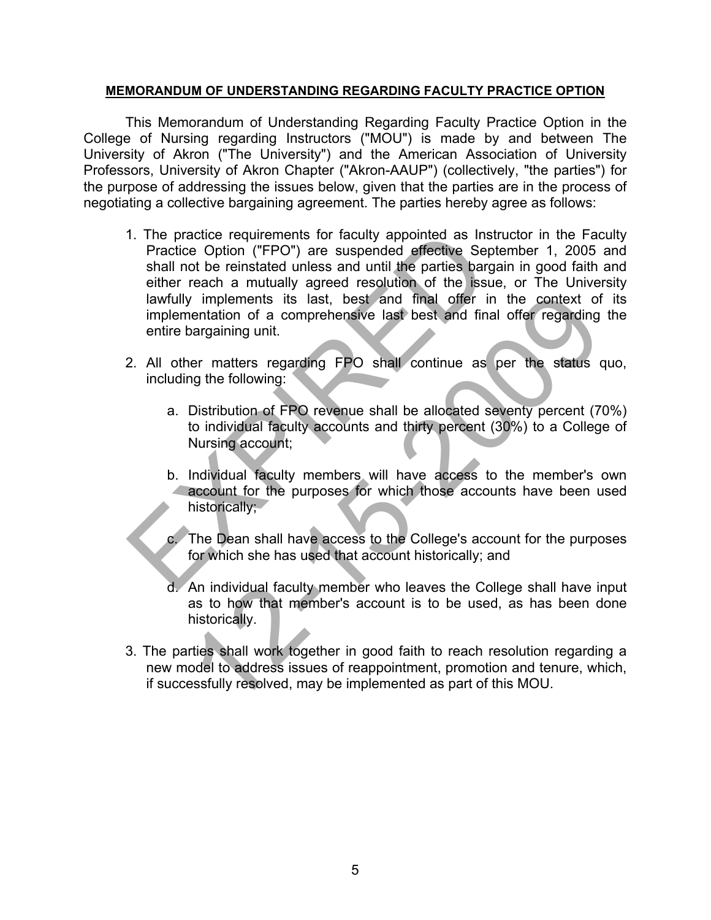**MEMORANDUM OF UNDERSTANDING REGARDING FACULTY PRACTICE OPTION**

This Memorandum of Understanding Regarding Faculty Practice Option in the College of Nursing regarding Instructors ("MOU") is made by and between The University of Akron ("The University") and the American Association of University Professors, University of Akron Chapter ("Akron-AAUP") (collectively, "the parties") for the purpose of addressing the issues below, given that the parties are in the process of negotiating a collective bargaining agreement. The parties hereby agree as follows:

1. The practice requirements for faculty appointed as Instructor in the Faculty Practice Option ("FPO") are suspended effective September 1, 2005 and shall not be reinstated unless and until the parties bargain in good faith and either reach a mutually agreed resolution of the issue, or The University lawfully implements its last, best and final offer in the context of its implementation of a comprehensive last best and final offer regarding the entire bargaining unit.

2. All other matters regarding FPO shall continue as per the status quo, including the following:

   a. Distribution of FPO revenue shall be allocated seventy percent (70%) to individual faculty accounts and thirty percent (30%) to a College of Nursing account;

   b. Individual faculty members will have access to the member's own account for the purposes for which those accounts have been used historically;

   c. The Dean shall have access to the College's account for the purposes for which she has used that account historically; and

   d. An individual faculty member who leaves the College shall have input as to how that member's account is to be used, as has been done historically.

3. The parties shall work together in good faith to reach resolution regarding a new model to address issues of reappointment, promotion and tenure, which, if successfully resolved, may be implemented as part of this MOU.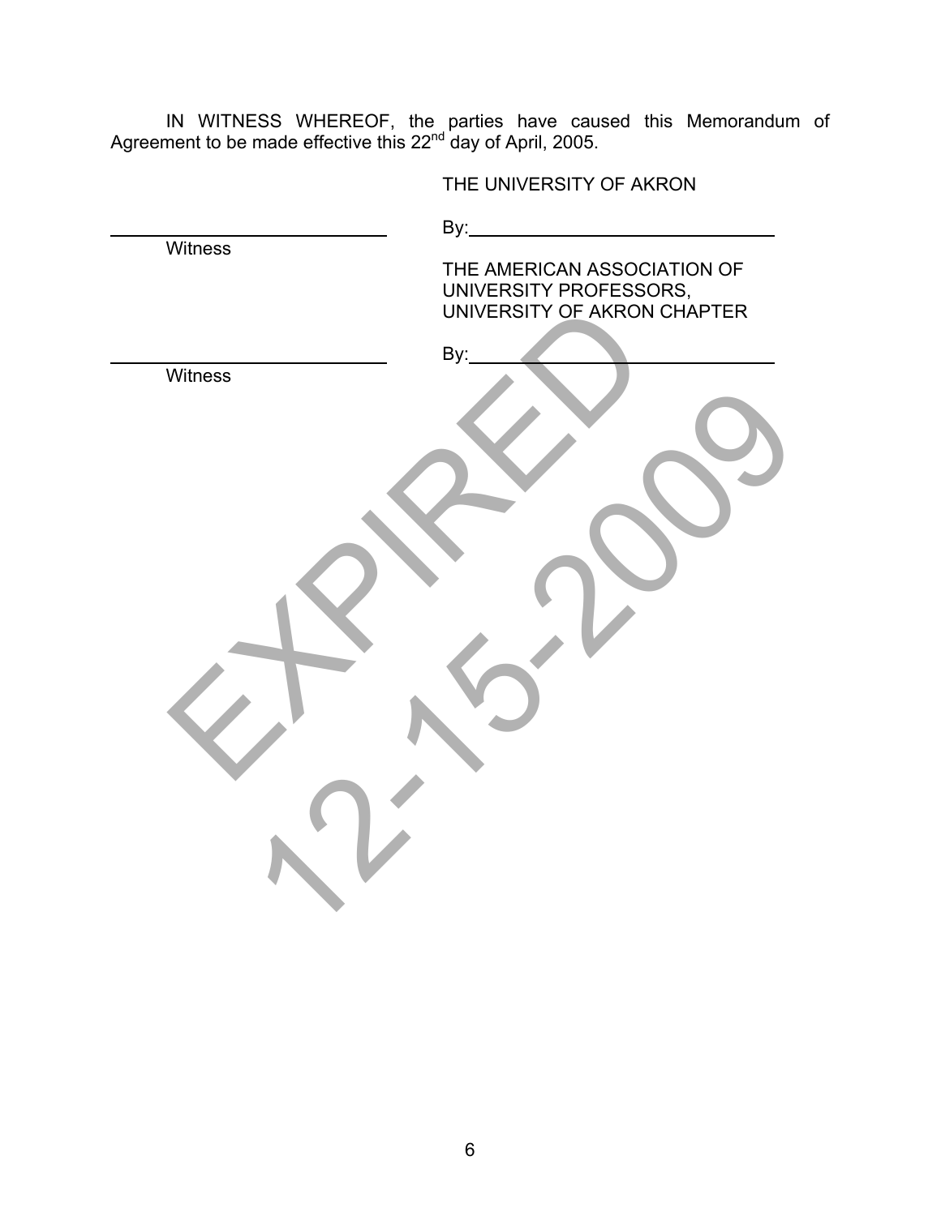IN WITNESS WHEREOF, the parties have caused this Memorandum of Agreement to be made effective this 22nd day of April, 2005.

THE UNIVERSITY OF AKRON

______________________________ By:______________________________
Witness

THE AMERICAN ASSOCIATION OF UNIVERSITY PROFESSORS, UNIVERSITY OF AKRON CHAPTER

______________________________ By:______________________________
Witness

EXPIRED 12-15-2009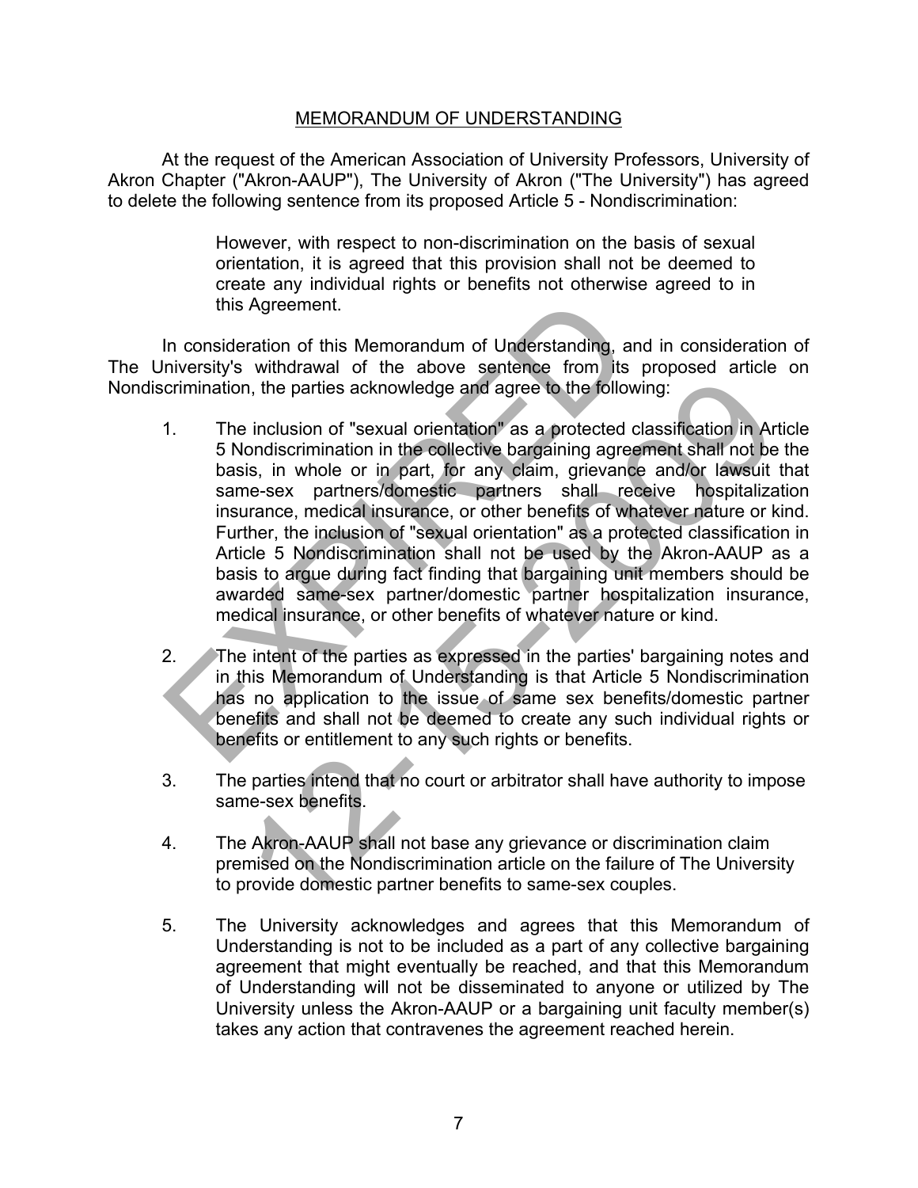MEMORANDUM OF UNDERSTANDING

At the request of the American Association of University Professors, University of Akron Chapter ("Akron-AAUP"), The University of Akron ("The University") has agreed to delete the following sentence from its proposed Article 5 - Nondiscrimination:

> However, with respect to non-discrimination on the basis of sexual orientation, it is agreed that this provision shall not be deemed to create any individual rights or benefits not otherwise agreed to in this Agreement.

In consideration of this Memorandum of Understanding, and in consideration of The University's withdrawal of the above sentence from its proposed article on Nondiscrimination, the parties acknowledge and agree to the following:

1. The inclusion of "sexual orientation" as a protected classification in Article 5 Nondiscrimination in the collective bargaining agreement shall not be the basis, in whole or in part, for any claim, grievance and/or lawsuit that same-sex partners/domestic partners shall receive hospitalization insurance, medical insurance, or other benefits of whatever nature or kind. Further, the inclusion of "sexual orientation" as a protected classification in Article 5 Nondiscrimination shall not be used by the Akron-AAUP as a basis to argue during fact finding that bargaining unit members should be awarded same-sex partner/domestic partner hospitalization insurance, medical insurance, or other benefits of whatever nature or kind.

2. The intent of the parties as expressed in the parties' bargaining notes and in this Memorandum of Understanding is that Article 5 Nondiscrimination has no application to the issue of same sex benefits/domestic partner benefits and shall not be deemed to create any such individual rights or benefits or entitlement to any such rights or benefits.

3. The parties intend that no court or arbitrator shall have authority to impose same-sex benefits.

4. The Akron-AAUP shall not base any grievance or discrimination claim premised on the Nondiscrimination article on the failure of The University to provide domestic partner benefits to same-sex couples.

5. The University acknowledges and agrees that this Memorandum of Understanding is not to be included as a part of any collective bargaining agreement that might eventually be reached, and that this Memorandum of Understanding will not be disseminated to anyone or utilized by The University unless the Akron-AAUP or a bargaining unit faculty member(s) takes any action that contravenes the agreement reached herein.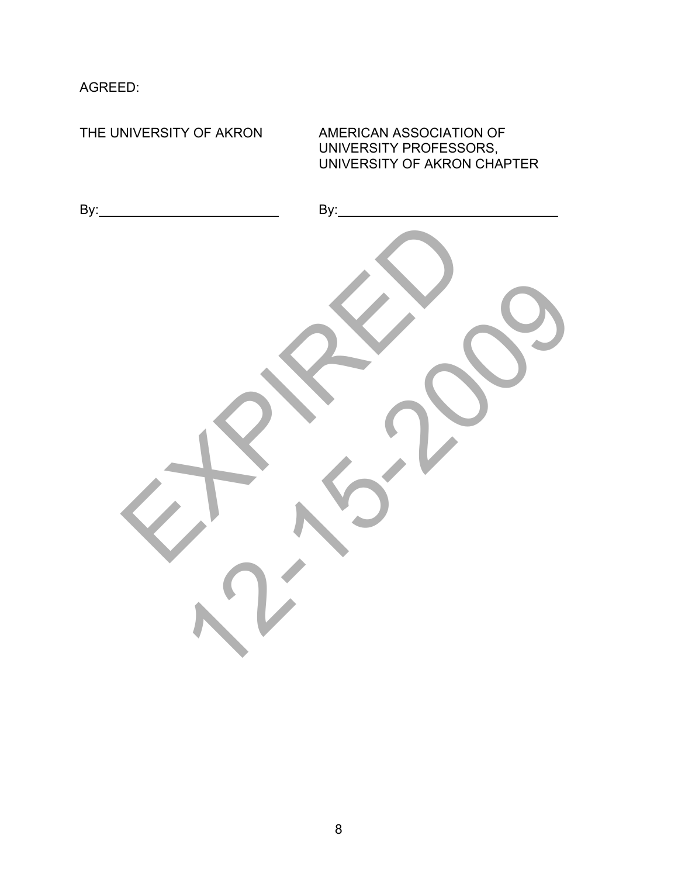AGREED:

| THE UNIVERSITY OF AKRON | AMERICAN ASSOCIATION OF UNIVERSITY PROFESSORS, UNIVERSITY OF AKRON CHAPTER |
|---|---|
| By:\_\_\_\_\_\_\_\_\_\_\_\_\_\_\_\_\_\_\_\_\_\_\_\_ | By:\_\_\_\_\_\_\_\_\_\_\_\_\_\_\_\_\_\_\_\_\_\_\_\_\_\_\_\_\_\_ |

EXPIRED 12-15-2009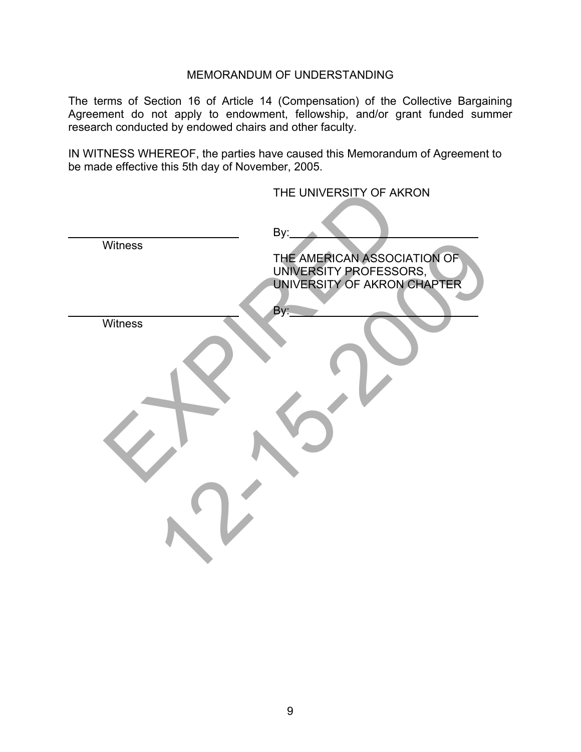# MEMORANDUM OF UNDERSTANDING

The terms of Section 16 of Article 14 (Compensation) of the Collective Bargaining Agreement do not apply to endowment, fellowship, and/or grant funded summer research conducted by endowed chairs and other faculty.

IN WITNESS WHEREOF, the parties have caused this Memorandum of Agreement to be made effective this 5th day of November, 2005.

THE UNIVERSITY OF AKRON

______________________________ By:______________________________

Witness

THE AMERICAN ASSOCIATION OF UNIVERSITY PROFESSORS, UNIVERSITY OF AKRON CHAPTER

______________________________ By:______________________________

Witness

EXPIRED 12-15-2009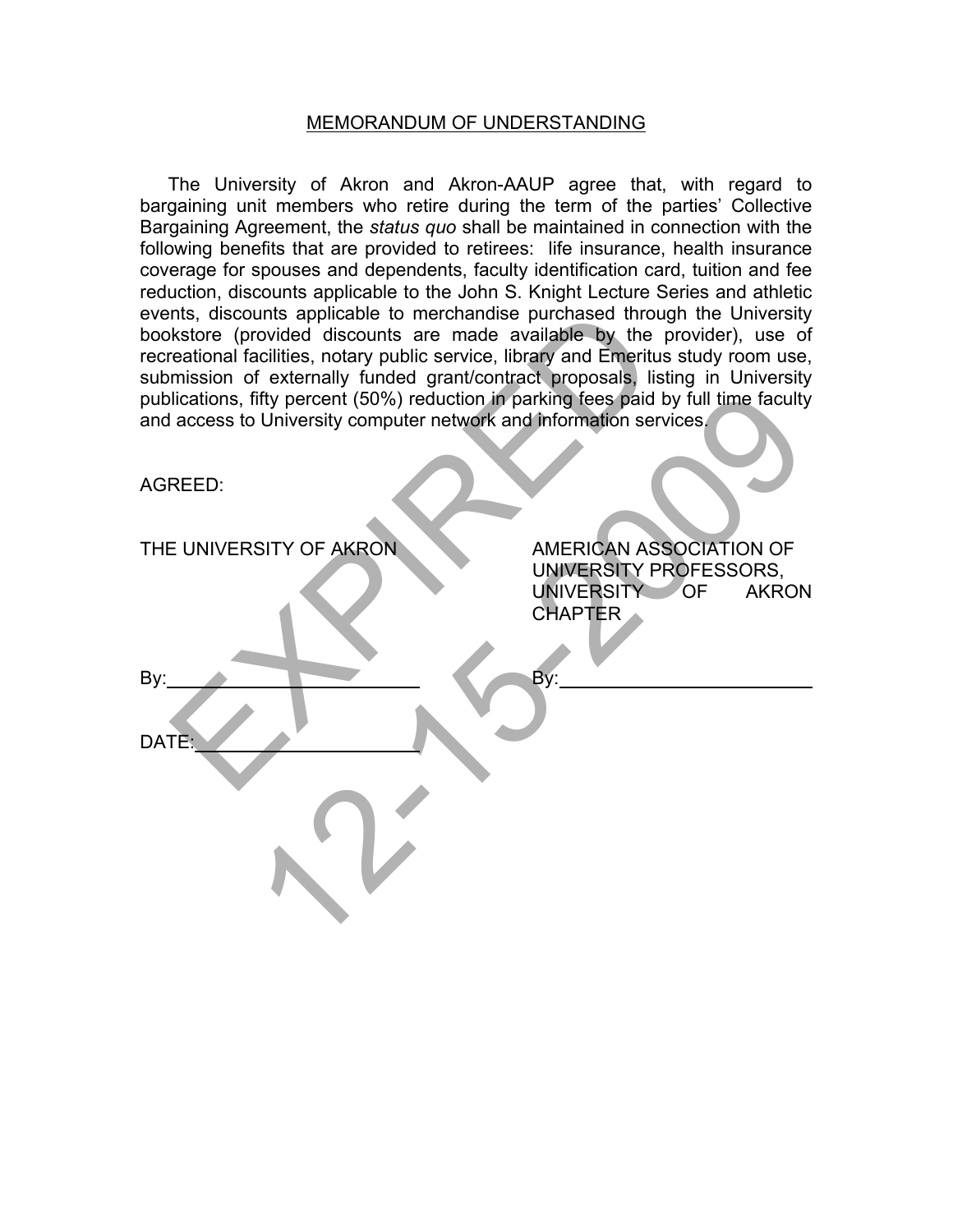<u>MEMORANDUM OF UNDERSTANDING</u>

The University of Akron and Akron-AAUP agree that, with regard to bargaining unit members who retire during the term of the parties' Collective Bargaining Agreement, the *status quo* shall be maintained in connection with the following benefits that are provided to retirees: life insurance, health insurance coverage for spouses and dependents, faculty identification card, tuition and fee reduction, discounts applicable to the John S. Knight Lecture Series and athletic events, discounts applicable to merchandise purchased through the University bookstore (provided discounts are made available by the provider), use of recreational facilities, notary public service, library and Emeritus study room use, submission of externally funded grant/contract proposals, listing in University publications, fifty percent (50%) reduction in parking fees paid by full time faculty and access to University computer network and information services.

AGREED:

| THE UNIVERSITY OF AKRON | AMERICAN ASSOCIATION OF UNIVERSITY PROFESSORS, UNIVERSITY OF AKRON CHAPTER |
|---|---|
| By:\_\_\_\_\_\_\_\_\_\_\_\_\_\_\_\_\_\_\_\_ | By:\_\_\_\_\_\_\_\_\_\_\_\_\_\_\_\_\_\_\_\_ |
| DATE:\_\_\_\_\_\_\_\_\_\_\_\_\_\_\_\_\_\_ | |

EXPIRED 12-15-2009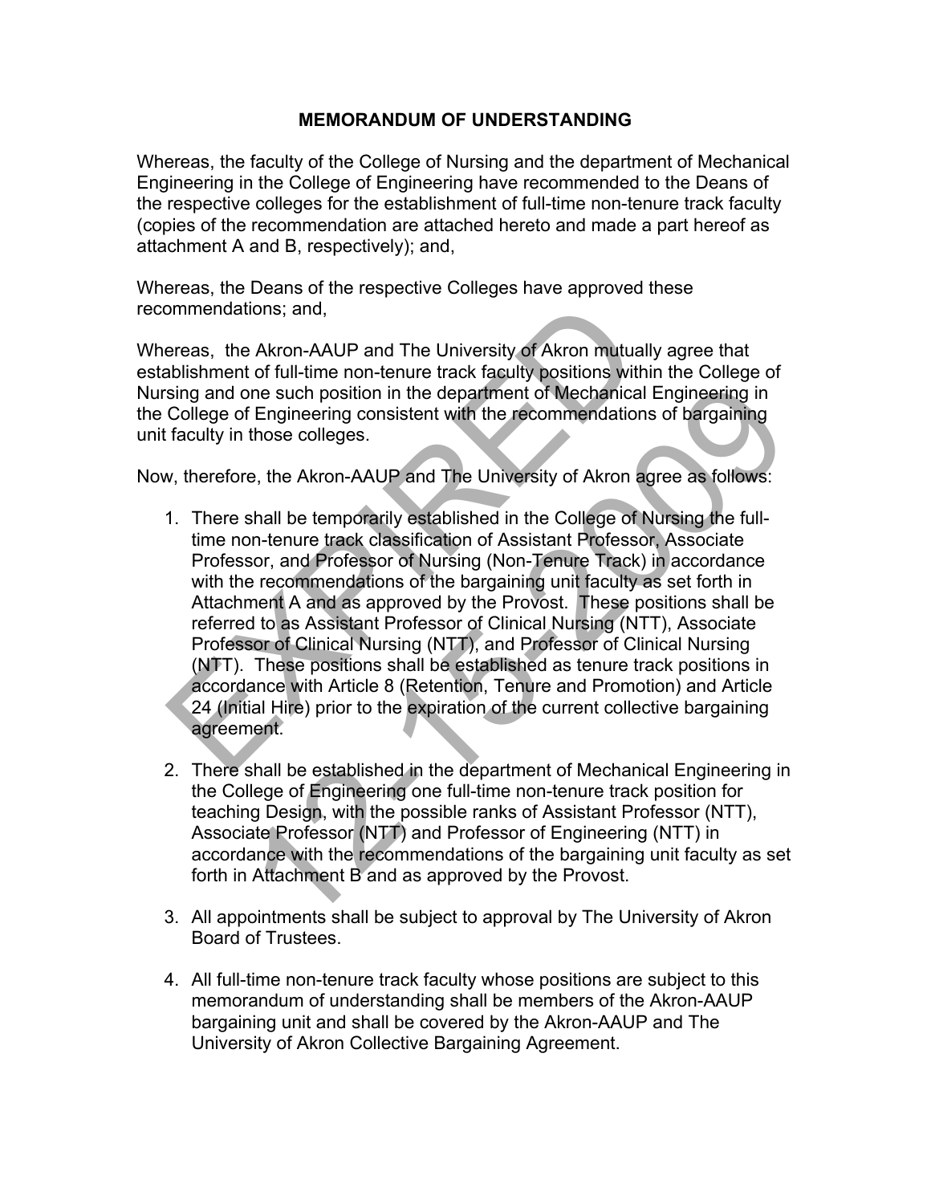# MEMORANDUM OF UNDERSTANDING

Whereas, the faculty of the College of Nursing and the department of Mechanical Engineering in the College of Engineering have recommended to the Deans of the respective colleges for the establishment of full-time non-tenure track faculty (copies of the recommendation are attached hereto and made a part hereof as attachment A and B, respectively); and,

Whereas, the Deans of the respective Colleges have approved these recommendations; and,

Whereas, the Akron-AAUP and The University of Akron mutually agree that establishment of full-time non-tenure track faculty positions within the College of Nursing and one such position in the department of Mechanical Engineering in the College of Engineering consistent with the recommendations of bargaining unit faculty in those colleges.

Now, therefore, the Akron-AAUP and The University of Akron agree as follows:

1. There shall be temporarily established in the College of Nursing the full-time non-tenure track classification of Assistant Professor, Associate Professor, and Professor of Nursing (Non-Tenure Track) in accordance with the recommendations of the bargaining unit faculty as set forth in Attachment A and as approved by the Provost. These positions shall be referred to as Assistant Professor of Clinical Nursing (NTT), Associate Professor of Clinical Nursing (NTT), and Professor of Clinical Nursing (NTT). These positions shall be established as tenure track positions in accordance with Article 8 (Retention, Tenure and Promotion) and Article 24 (Initial Hire) prior to the expiration of the current collective bargaining agreement.

2. There shall be established in the department of Mechanical Engineering in the College of Engineering one full-time non-tenure track position for teaching Design, with the possible ranks of Assistant Professor (NTT), Associate Professor (NTT) and Professor of Engineering (NTT) in accordance with the recommendations of the bargaining unit faculty as set forth in Attachment B and as approved by the Provost.

3. All appointments shall be subject to approval by The University of Akron Board of Trustees.

4. All full-time non-tenure track faculty whose positions are subject to this memorandum of understanding shall be members of the Akron-AAUP bargaining unit and shall be covered by the Akron-AAUP and The University of Akron Collective Bargaining Agreement.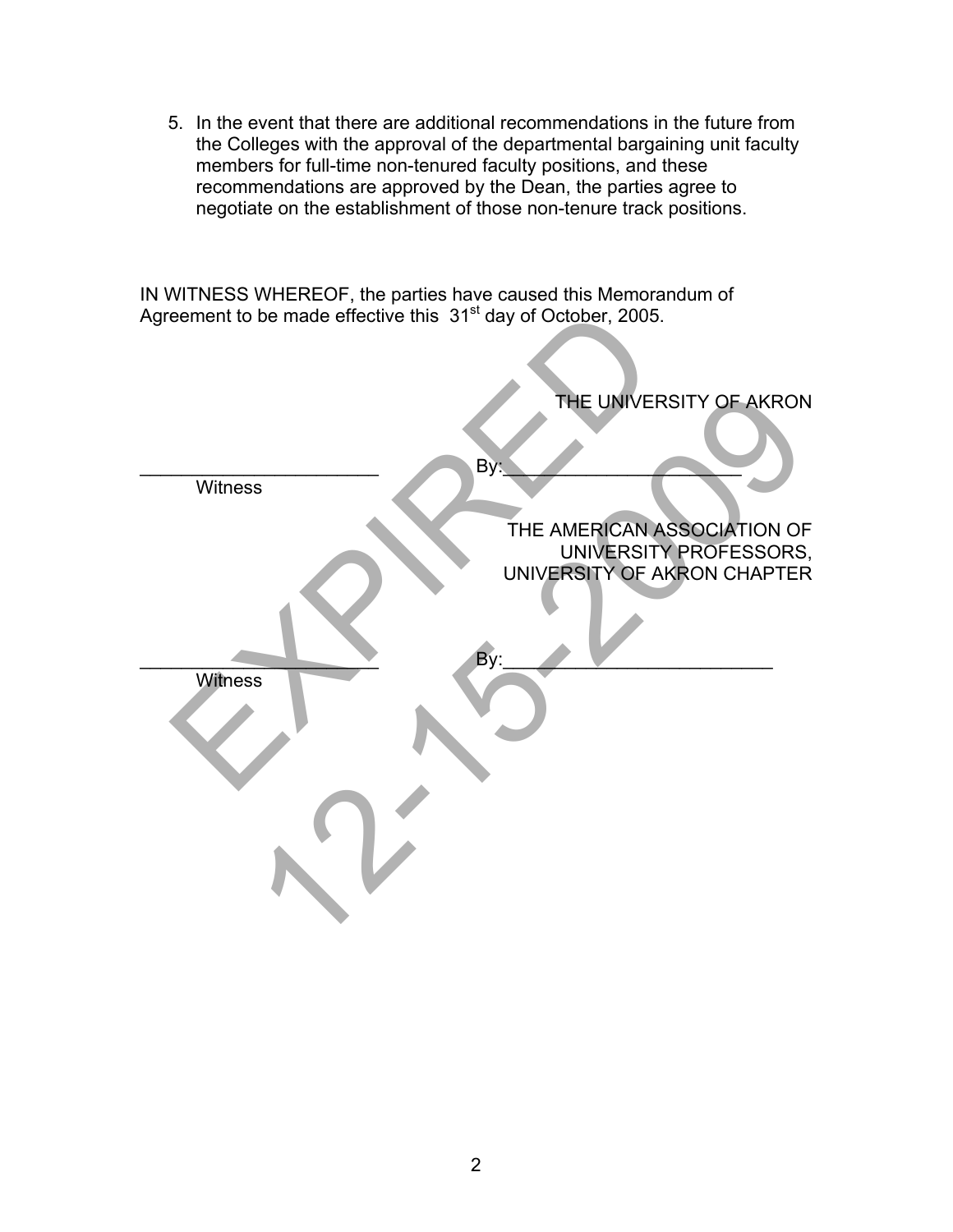5. In the event that there are additional recommendations in the future from the Colleges with the approval of the departmental bargaining unit faculty members for full-time non-tenured faculty positions, and these recommendations are approved by the Dean, the parties agree to negotiate on the establishment of those non-tenure track positions.

IN WITNESS WHEREOF, the parties have caused this Memorandum of Agreement to be made effective this 31st day of October, 2005.

THE UNIVERSITY OF AKRON

______________________ By:______________________
Witness

THE AMERICAN ASSOCIATION OF UNIVERSITY PROFESSORS, UNIVERSITY OF AKRON CHAPTER

______________________ By:__________________________
Witness

EXPIRED 12-15-2009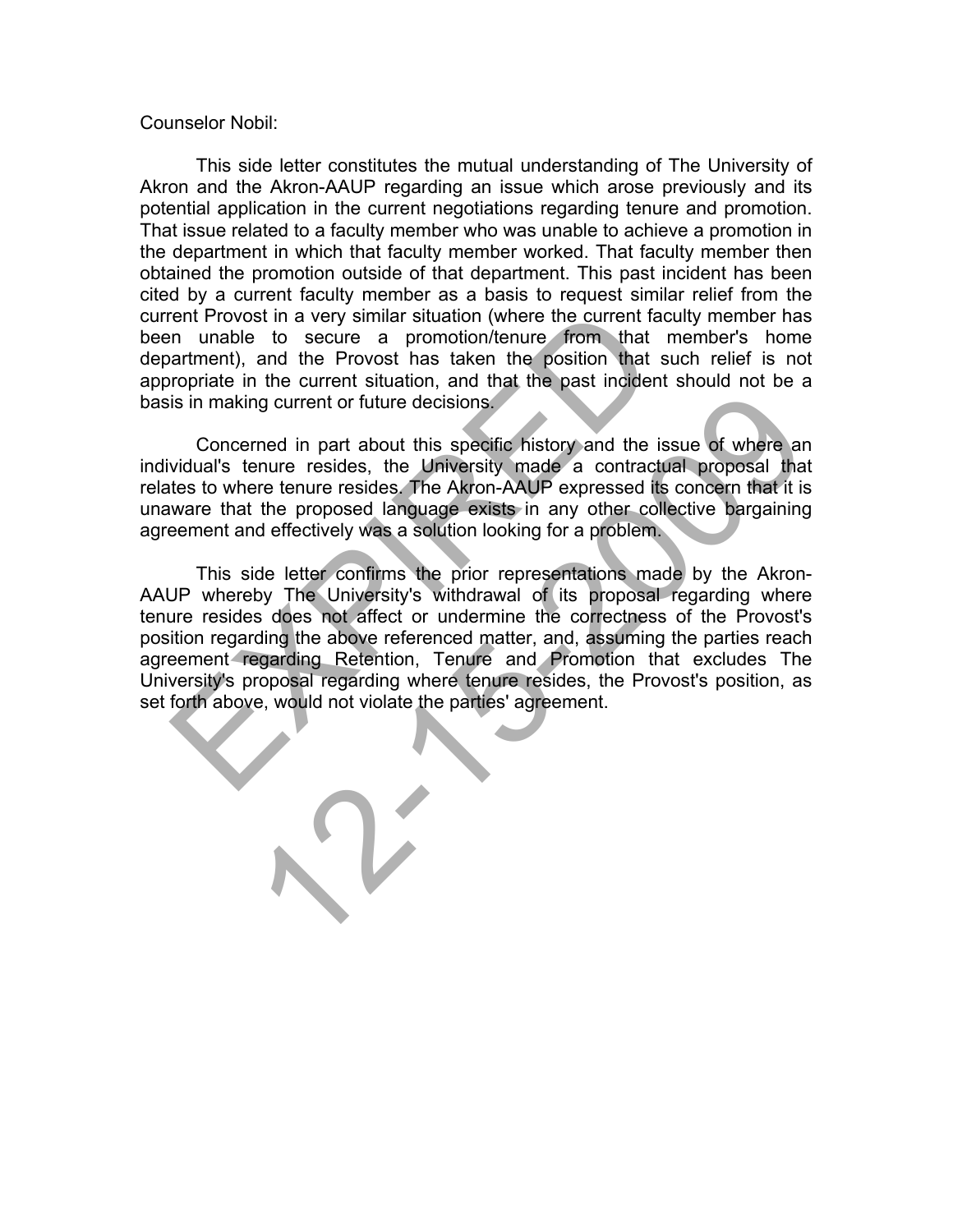Counselor Nobil:

This side letter constitutes the mutual understanding of The University of Akron and the Akron-AAUP regarding an issue which arose previously and its potential application in the current negotiations regarding tenure and promotion. That issue related to a faculty member who was unable to achieve a promotion in the department in which that faculty member worked. That faculty member then obtained the promotion outside of that department. This past incident has been cited by a current faculty member as a basis to request similar relief from the current Provost in a very similar situation (where the current faculty member has been unable to secure a promotion/tenure from that member's home department), and the Provost has taken the position that such relief is not appropriate in the current situation, and that the past incident should not be a basis in making current or future decisions.

Concerned in part about this specific history and the issue of where an individual's tenure resides, the University made a contractual proposal that relates to where tenure resides. The Akron-AAUP expressed its concern that it is unaware that the proposed language exists in any other collective bargaining agreement and effectively was a solution looking for a problem.

This side letter confirms the prior representations made by the Akron-AAUP whereby The University's withdrawal of its proposal regarding where tenure resides does not affect or undermine the correctness of the Provost's position regarding the above referenced matter, and, assuming the parties reach agreement regarding Retention, Tenure and Promotion that excludes The University's proposal regarding where tenure resides, the Provost's position, as set forth above, would not violate the parties' agreement.

EXPIRED 12-15-2009